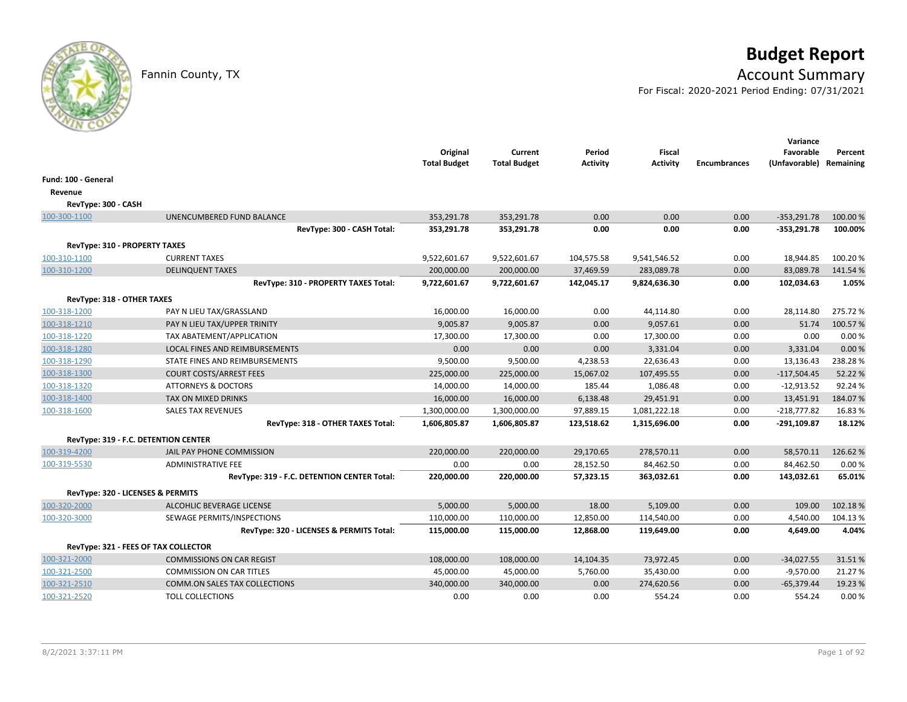# Budget Report

Fannin County, TX

## Account Summary

For Fiscal: 2020-2021 Period Ending: 07/31/2021

| | | Original Total Budget | Current Total Budget | Period Activity | Fiscal Activity | Encumbrances | Variance Favorable (Unfavorable) | Percent Remaining |
|---|---|---|---|---|---|---|---|---|
| **Fund: 100 - General** | | | | | | | | |
| **Revenue** | | | | | | | | |
| **RevType: 300 - CASH** | | | | | | | | |
| 100-300-1100 | UNENCUMBERED FUND BALANCE | 353,291.78 | 353,291.78 | 0.00 | 0.00 | 0.00 | -353,291.78 | 100.00 % |
| | **RevType: 300 - CASH Total:** | **353,291.78** | **353,291.78** | **0.00** | **0.00** | **0.00** | **-353,291.78** | **100.00%** |
| **RevType: 310 - PROPERTY TAXES** | | | | | | | | |
| 100-310-1100 | CURRENT TAXES | 9,522,601.67 | 9,522,601.67 | 104,575.58 | 9,541,546.52 | 0.00 | 18,944.85 | 100.20 % |
| 100-310-1200 | DELINQUENT TAXES | 200,000.00 | 200,000.00 | 37,469.59 | 283,089.78 | 0.00 | 83,089.78 | 141.54 % |
| | **RevType: 310 - PROPERTY TAXES Total:** | **9,722,601.67** | **9,722,601.67** | **142,045.17** | **9,824,636.30** | **0.00** | **102,034.63** | **1.05%** |
| **RevType: 318 - OTHER TAXES** | | | | | | | | |
| 100-318-1200 | PAY N LIEU TAX/GRASSLAND | 16,000.00 | 16,000.00 | 0.00 | 44,114.80 | 0.00 | 28,114.80 | 275.72 % |
| 100-318-1210 | PAY N LIEU TAX/UPPER TRINITY | 9,005.87 | 9,005.87 | 0.00 | 9,057.61 | 0.00 | 51.74 | 100.57 % |
| 100-318-1220 | TAX ABATEMENT/APPLICATION | 17,300.00 | 17,300.00 | 0.00 | 17,300.00 | 0.00 | 0.00 | 0.00 % |
| 100-318-1280 | LOCAL FINES AND REIMBURSEMENTS | 0.00 | 0.00 | 0.00 | 3,331.04 | 0.00 | 3,331.04 | 0.00 % |
| 100-318-1290 | STATE FINES AND REIMBURSEMENTS | 9,500.00 | 9,500.00 | 4,238.53 | 22,636.43 | 0.00 | 13,136.43 | 238.28 % |
| 100-318-1300 | COURT COSTS/ARREST FEES | 225,000.00 | 225,000.00 | 15,067.02 | 107,495.55 | 0.00 | -117,504.45 | 52.22 % |
| 100-318-1320 | ATTORNEYS & DOCTORS | 14,000.00 | 14,000.00 | 185.44 | 1,086.48 | 0.00 | -12,913.52 | 92.24 % |
| 100-318-1400 | TAX ON MIXED DRINKS | 16,000.00 | 16,000.00 | 6,138.48 | 29,451.91 | 0.00 | 13,451.91 | 184.07 % |
| 100-318-1600 | SALES TAX REVENUES | 1,300,000.00 | 1,300,000.00 | 97,889.15 | 1,081,222.18 | 0.00 | -218,777.82 | 16.83 % |
| | **RevType: 318 - OTHER TAXES Total:** | **1,606,805.87** | **1,606,805.87** | **123,518.62** | **1,315,696.00** | **0.00** | **-291,109.87** | **18.12%** |
| **RevType: 319 - F.C. DETENTION CENTER** | | | | | | | | |
| 100-319-4200 | JAIL PAY PHONE COMMISSION | 220,000.00 | 220,000.00 | 29,170.65 | 278,570.11 | 0.00 | 58,570.11 | 126.62 % |
| 100-319-5530 | ADMINISTRATIVE FEE | 0.00 | 0.00 | 28,152.50 | 84,462.50 | 0.00 | 84,462.50 | 0.00 % |
| | **RevType: 319 - F.C. DETENTION CENTER Total:** | **220,000.00** | **220,000.00** | **57,323.15** | **363,032.61** | **0.00** | **143,032.61** | **65.01%** |
| **RevType: 320 - LICENSES & PERMITS** | | | | | | | | |
| 100-320-2000 | ALCOHLIC BEVERAGE LICENSE | 5,000.00 | 5,000.00 | 18.00 | 5,109.00 | 0.00 | 109.00 | 102.18 % |
| 100-320-3000 | SEWAGE PERMITS/INSPECTIONS | 110,000.00 | 110,000.00 | 12,850.00 | 114,540.00 | 0.00 | 4,540.00 | 104.13 % |
| | **RevType: 320 - LICENSES & PERMITS Total:** | **115,000.00** | **115,000.00** | **12,868.00** | **119,649.00** | **0.00** | **4,649.00** | **4.04%** |
| **RevType: 321 - FEES OF TAX COLLECTOR** | | | | | | | | |
| 100-321-2000 | COMMISSIONS ON CAR REGIST | 108,000.00 | 108,000.00 | 14,104.35 | 73,972.45 | 0.00 | -34,027.55 | 31.51 % |
| 100-321-2500 | COMMISSION ON CAR TITLES | 45,000.00 | 45,000.00 | 5,760.00 | 35,430.00 | 0.00 | -9,570.00 | 21.27 % |
| 100-321-2510 | COMM.ON SALES TAX COLLECTIONS | 340,000.00 | 340,000.00 | 0.00 | 274,620.56 | 0.00 | -65,379.44 | 19.23 % |
| 100-321-2520 | TOLL COLLECTIONS | 0.00 | 0.00 | 0.00 | 554.24 | 0.00 | 554.24 | 0.00 % |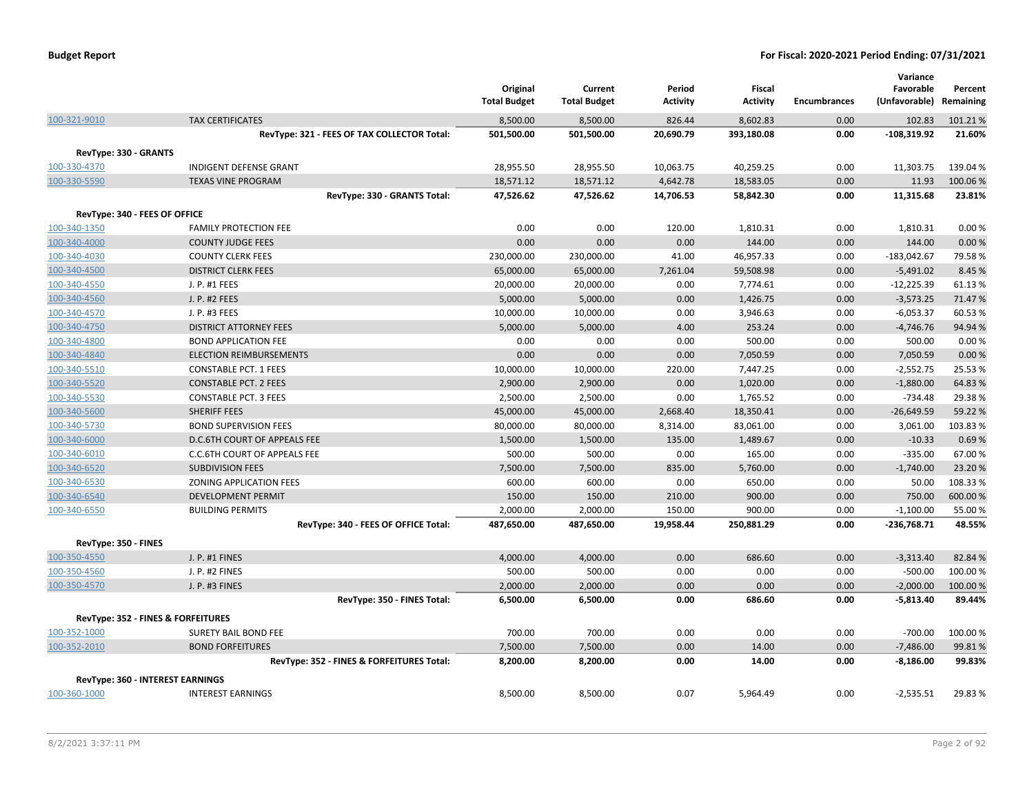**Budget Report** **For Fiscal: 2020-2021 Period Ending: 07/31/2021**

| | | Original Total Budget | Current Total Budget | Period Activity | Fiscal Activity | Encumbrances | Variance Favorable (Unfavorable) | Percent Remaining |
|---|---|---|---|---|---|---|---|---|
| 100-321-9010 | TAX CERTIFICATES | 8,500.00 | 8,500.00 | 826.44 | 8,602.83 | 0.00 | 102.83 | 101.21 % |
| | **RevType: 321 - FEES OF TAX COLLECTOR Total:** | **501,500.00** | **501,500.00** | **20,690.79** | **393,180.08** | **0.00** | **-108,319.92** | **21.60%** |
| **RevType: 330 - GRANTS** | | | | | | | | |
| 100-330-4370 | INDIGENT DEFENSE GRANT | 28,955.50 | 28,955.50 | 10,063.75 | 40,259.25 | 0.00 | 11,303.75 | 139.04 % |
| 100-330-5590 | TEXAS VINE PROGRAM | 18,571.12 | 18,571.12 | 4,642.78 | 18,583.05 | 0.00 | 11.93 | 100.06 % |
| | **RevType: 330 - GRANTS Total:** | **47,526.62** | **47,526.62** | **14,706.53** | **58,842.30** | **0.00** | **11,315.68** | **23.81%** |
| **RevType: 340 - FEES OF OFFICE** | | | | | | | | |
| 100-340-1350 | FAMILY PROTECTION FEE | 0.00 | 0.00 | 120.00 | 1,810.31 | 0.00 | 1,810.31 | 0.00 % |
| 100-340-4000 | COUNTY JUDGE FEES | 0.00 | 0.00 | 0.00 | 144.00 | 0.00 | 144.00 | 0.00 % |
| 100-340-4030 | COUNTY CLERK FEES | 230,000.00 | 230,000.00 | 41.00 | 46,957.33 | 0.00 | -183,042.67 | 79.58 % |
| 100-340-4500 | DISTRICT CLERK FEES | 65,000.00 | 65,000.00 | 7,261.04 | 59,508.98 | 0.00 | -5,491.02 | 8.45 % |
| 100-340-4550 | J. P. #1 FEES | 20,000.00 | 20,000.00 | 0.00 | 7,774.61 | 0.00 | -12,225.39 | 61.13 % |
| 100-340-4560 | J. P. #2 FEES | 5,000.00 | 5,000.00 | 0.00 | 1,426.75 | 0.00 | -3,573.25 | 71.47 % |
| 100-340-4570 | J. P. #3 FEES | 10,000.00 | 10,000.00 | 0.00 | 3,946.63 | 0.00 | -6,053.37 | 60.53 % |
| 100-340-4750 | DISTRICT ATTORNEY FEES | 5,000.00 | 5,000.00 | 4.00 | 253.24 | 0.00 | -4,746.76 | 94.94 % |
| 100-340-4800 | BOND APPLICATION FEE | 0.00 | 0.00 | 0.00 | 500.00 | 0.00 | 500.00 | 0.00 % |
| 100-340-4840 | ELECTION REIMBURSEMENTS | 0.00 | 0.00 | 0.00 | 7,050.59 | 0.00 | 7,050.59 | 0.00 % |
| 100-340-5510 | CONSTABLE PCT. 1 FEES | 10,000.00 | 10,000.00 | 220.00 | 7,447.25 | 0.00 | -2,552.75 | 25.53 % |
| 100-340-5520 | CONSTABLE PCT. 2 FEES | 2,900.00 | 2,900.00 | 0.00 | 1,020.00 | 0.00 | -1,880.00 | 64.83 % |
| 100-340-5530 | CONSTABLE PCT. 3 FEES | 2,500.00 | 2,500.00 | 0.00 | 1,765.52 | 0.00 | -734.48 | 29.38 % |
| 100-340-5600 | SHERIFF FEES | 45,000.00 | 45,000.00 | 2,668.40 | 18,350.41 | 0.00 | -26,649.59 | 59.22 % |
| 100-340-5730 | BOND SUPERVISION FEES | 80,000.00 | 80,000.00 | 8,314.00 | 83,061.00 | 0.00 | 3,061.00 | 103.83 % |
| 100-340-6000 | D.C.6TH COURT OF APPEALS FEE | 1,500.00 | 1,500.00 | 135.00 | 1,489.67 | 0.00 | -10.33 | 0.69 % |
| 100-340-6010 | C.C.6TH COURT OF APPEALS FEE | 500.00 | 500.00 | 0.00 | 165.00 | 0.00 | -335.00 | 67.00 % |
| 100-340-6520 | SUBDIVISION FEES | 7,500.00 | 7,500.00 | 835.00 | 5,760.00 | 0.00 | -1,740.00 | 23.20 % |
| 100-340-6530 | ZONING APPLICATION FEES | 600.00 | 600.00 | 0.00 | 650.00 | 0.00 | 50.00 | 108.33 % |
| 100-340-6540 | DEVELOPMENT PERMIT | 150.00 | 150.00 | 210.00 | 900.00 | 0.00 | 750.00 | 600.00 % |
| 100-340-6550 | BUILDING PERMITS | 2,000.00 | 2,000.00 | 150.00 | 900.00 | 0.00 | -1,100.00 | 55.00 % |
| | **RevType: 340 - FEES OF OFFICE Total:** | **487,650.00** | **487,650.00** | **19,958.44** | **250,881.29** | **0.00** | **-236,768.71** | **48.55%** |
| **RevType: 350 - FINES** | | | | | | | | |
| 100-350-4550 | J. P. #1 FINES | 4,000.00 | 4,000.00 | 0.00 | 686.60 | 0.00 | -3,313.40 | 82.84 % |
| 100-350-4560 | J. P. #2 FINES | 500.00 | 500.00 | 0.00 | 0.00 | 0.00 | -500.00 | 100.00 % |
| 100-350-4570 | J. P. #3 FINES | 2,000.00 | 2,000.00 | 0.00 | 0.00 | 0.00 | -2,000.00 | 100.00 % |
| | **RevType: 350 - FINES Total:** | **6,500.00** | **6,500.00** | **0.00** | **686.60** | **0.00** | **-5,813.40** | **89.44%** |
| **RevType: 352 - FINES & FORFEITURES** | | | | | | | | |
| 100-352-1000 | SURETY BAIL BOND FEE | 700.00 | 700.00 | 0.00 | 0.00 | 0.00 | -700.00 | 100.00 % |
| 100-352-2010 | BOND FORFEITURES | 7,500.00 | 7,500.00 | 0.00 | 14.00 | 0.00 | -7,486.00 | 99.81 % |
| | **RevType: 352 - FINES & FORFEITURES Total:** | **8,200.00** | **8,200.00** | **0.00** | **14.00** | **0.00** | **-8,186.00** | **99.83%** |
| **RevType: 360 - INTEREST EARNINGS** | | | | | | | | |
| 100-360-1000 | INTEREST EARNINGS | 8,500.00 | 8,500.00 | 0.07 | 5,964.49 | 0.00 | -2,535.51 | 29.83 % |

8/2/2021 3:37:11 PM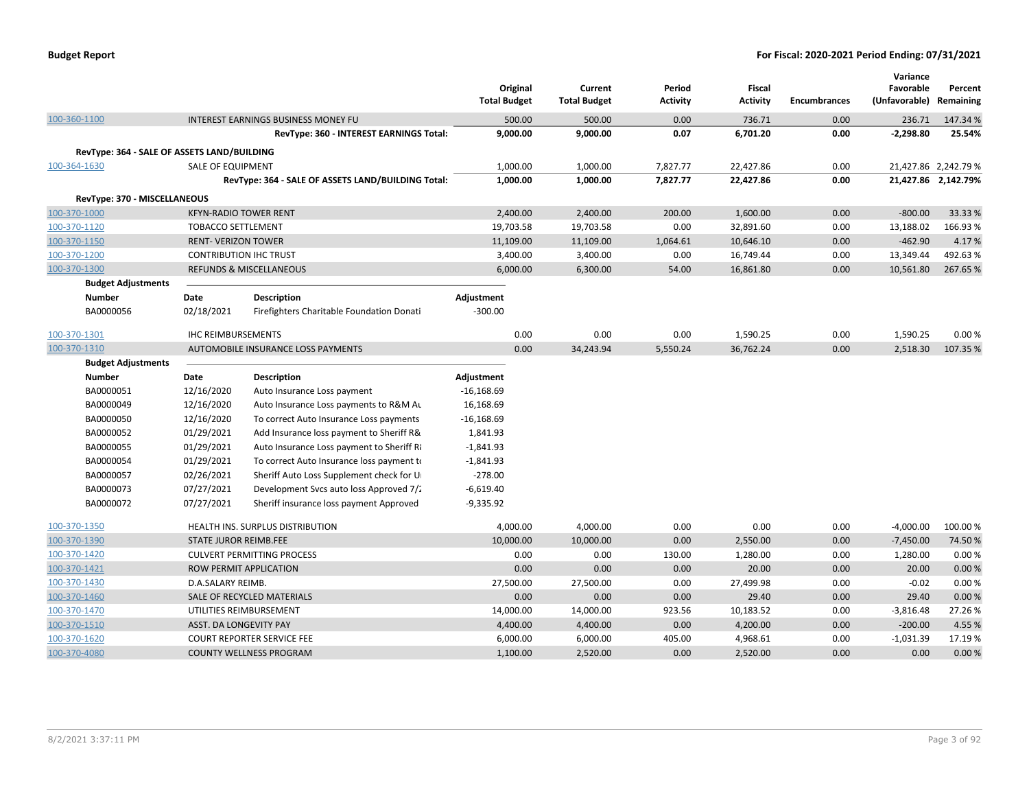**Budget Report** — For Fiscal: 2020-2021 Period Ending: 07/31/2021

| | | Original Total Budget | Current Total Budget | Period Activity | Fiscal Activity | Encumbrances | Variance Favorable (Unfavorable) | Percent Remaining |
|---|---|---|---|---|---|---|---|---|
| 100-360-1100 | INTEREST EARNINGS BUSINESS MONEY FU | 500.00 | 500.00 | 0.00 | 736.71 | 0.00 | 236.71 | 147.34 % |
| | **RevType: 360 - INTEREST EARNINGS Total:** | **9,000.00** | **9,000.00** | **0.07** | **6,701.20** | **0.00** | **-2,298.80** | **25.54%** |
| **RevType: 364 - SALE OF ASSETS LAND/BUILDING** | | | | | | | | |
| 100-364-1630 | SALE OF EQUIPMENT | 1,000.00 | 1,000.00 | 7,827.77 | 22,427.86 | 0.00 | 21,427.86 | 2,242.79 % |
| | **RevType: 364 - SALE OF ASSETS LAND/BUILDING Total:** | **1,000.00** | **1,000.00** | **7,827.77** | **22,427.86** | **0.00** | **21,427.86** | **2,142.79%** |
| **RevType: 370 - MISCELLANEOUS** | | | | | | | | |
| 100-370-1000 | KFYN-RADIO TOWER RENT | 2,400.00 | 2,400.00 | 200.00 | 1,600.00 | 0.00 | -800.00 | 33.33 % |
| 100-370-1120 | TOBACCO SETTLEMENT | 19,703.58 | 19,703.58 | 0.00 | 32,891.60 | 0.00 | 13,188.02 | 166.93 % |
| 100-370-1150 | RENT- VERIZON TOWER | 11,109.00 | 11,109.00 | 1,064.61 | 10,646.10 | 0.00 | -462.90 | 4.17 % |
| 100-370-1200 | CONTRIBUTION IHC TRUST | 3,400.00 | 3,400.00 | 0.00 | 16,749.44 | 0.00 | 13,349.44 | 492.63 % |
| 100-370-1300 | REFUNDS & MISCELLANEOUS | 6,000.00 | 6,300.00 | 54.00 | 16,861.80 | 0.00 | 10,561.80 | 267.65 % |

**Budget Adjustments**

| Number | Date | Description | Adjustment |
|---|---|---|---|
| BA0000056 | 02/18/2021 | Firefighters Charitable Foundation Donati | -300.00 |

| | | Original Total Budget | Current Total Budget | Period Activity | Fiscal Activity | Encumbrances | Variance Favorable (Unfavorable) | Percent Remaining |
|---|---|---|---|---|---|---|---|---|
| 100-370-1301 | IHC REIMBURSEMENTS | 0.00 | 0.00 | 0.00 | 1,590.25 | 0.00 | 1,590.25 | 0.00 % |
| 100-370-1310 | AUTOMOBILE INSURANCE LOSS PAYMENTS | 0.00 | 34,243.94 | 5,550.24 | 36,762.24 | 0.00 | 2,518.30 | 107.35 % |

**Budget Adjustments**

| Number | Date | Description | Adjustment |
|---|---|---|---|
| BA0000051 | 12/16/2020 | Auto Insurance Loss payment | -16,168.69 |
| BA0000049 | 12/16/2020 | Auto Insurance Loss payments to R&M Au | 16,168.69 |
| BA0000050 | 12/16/2020 | To correct Auto Insurance Loss payments | -16,168.69 |
| BA0000052 | 01/29/2021 | Add Insurance loss payment to Sheriff R& | 1,841.93 |
| BA0000055 | 01/29/2021 | Auto Insurance Loss payment to Sheriff R& | -1,841.93 |
| BA0000054 | 01/29/2021 | To correct Auto Insurance loss payment to | -1,841.93 |
| BA0000057 | 02/26/2021 | Sheriff Auto Loss Supplement check for U | -278.00 |
| BA0000073 | 07/27/2021 | Development Svcs auto loss Approved 7/2 | -6,619.40 |
| BA0000072 | 07/27/2021 | Sheriff insurance loss payment Approved | -9,335.92 |

| | | Original Total Budget | Current Total Budget | Period Activity | Fiscal Activity | Encumbrances | Variance Favorable (Unfavorable) | Percent Remaining |
|---|---|---|---|---|---|---|---|---|
| 100-370-1350 | HEALTH INS. SURPLUS DISTRIBUTION | 4,000.00 | 4,000.00 | 0.00 | 0.00 | 0.00 | -4,000.00 | 100.00 % |
| 100-370-1390 | STATE JUROR REIMB.FEE | 10,000.00 | 10,000.00 | 0.00 | 2,550.00 | 0.00 | -7,450.00 | 74.50 % |
| 100-370-1420 | CULVERT PERMITTING PROCESS | 0.00 | 0.00 | 130.00 | 1,280.00 | 0.00 | 1,280.00 | 0.00 % |
| 100-370-1421 | ROW PERMIT APPLICATION | 0.00 | 0.00 | 0.00 | 20.00 | 0.00 | 20.00 | 0.00 % |
| 100-370-1430 | D.A.SALARY REIMB. | 27,500.00 | 27,500.00 | 0.00 | 27,499.98 | 0.00 | -0.02 | 0.00 % |
| 100-370-1460 | SALE OF RECYCLED MATERIALS | 0.00 | 0.00 | 0.00 | 29.40 | 0.00 | 29.40 | 0.00 % |
| 100-370-1470 | UTILITIES REIMBURSEMENT | 14,000.00 | 14,000.00 | 923.56 | 10,183.52 | 0.00 | -3,816.48 | 27.26 % |
| 100-370-1510 | ASST. DA LONGEVITY PAY | 4,400.00 | 4,400.00 | 0.00 | 4,200.00 | 0.00 | -200.00 | 4.55 % |
| 100-370-1620 | COURT REPORTER SERVICE FEE | 6,000.00 | 6,000.00 | 405.00 | 4,968.61 | 0.00 | -1,031.39 | 17.19 % |
| 100-370-4080 | COUNTY WELLNESS PROGRAM | 1,100.00 | 2,520.00 | 0.00 | 2,520.00 | 0.00 | 0.00 | 0.00 % |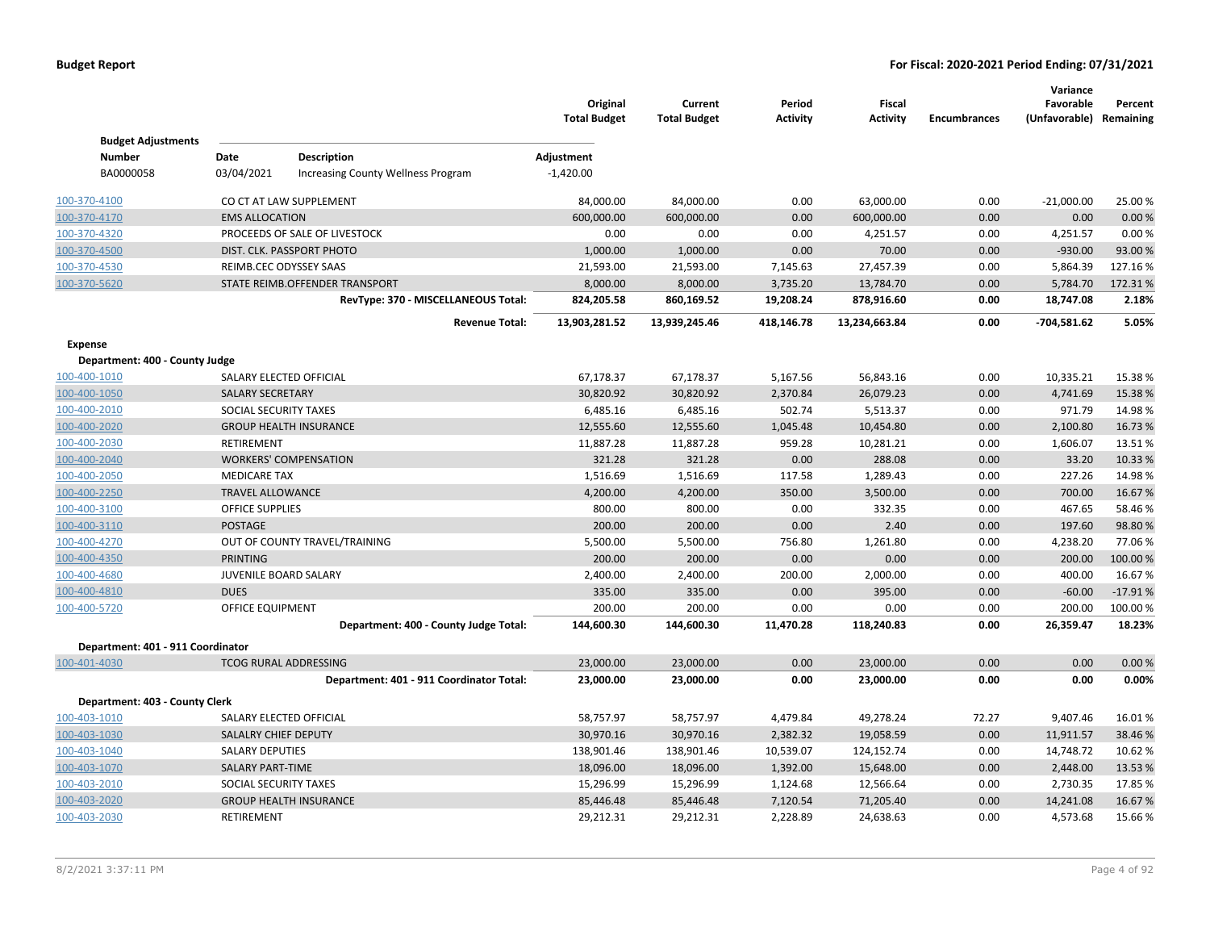| | | Original Total Budget | Current Total Budget | Period Activity | Fiscal Activity | Encumbrances | Variance Favorable (Unfavorable) | Percent Remaining |
|---|---|---|---|---|---|---|---|---|

**Budget Adjustments**

| Number | Date | Description | Adjustment |
|---|---|---|---|
| BA0000058 | 03/04/2021 | Increasing County Wellness Program | -1,420.00 |

| Account | Description | Original Total Budget | Current Total Budget | Period Activity | Fiscal Activity | Encumbrances | Variance Favorable (Unfavorable) | Percent Remaining |
|---|---|---|---|---|---|---|---|---|
| 100-370-4100 | CO CT AT LAW SUPPLEMENT | 84,000.00 | 84,000.00 | 0.00 | 63,000.00 | 0.00 | -21,000.00 | 25.00 % |
| 100-370-4170 | EMS ALLOCATION | 600,000.00 | 600,000.00 | 0.00 | 600,000.00 | 0.00 | 0.00 | 0.00 % |
| 100-370-4320 | PROCEEDS OF SALE OF LIVESTOCK | 0.00 | 0.00 | 0.00 | 4,251.57 | 0.00 | 4,251.57 | 0.00 % |
| 100-370-4500 | DIST. CLK. PASSPORT PHOTO | 1,000.00 | 1,000.00 | 0.00 | 70.00 | 0.00 | -930.00 | 93.00 % |
| 100-370-4530 | REIMB.CEC ODYSSEY SAAS | 21,593.00 | 21,593.00 | 7,145.63 | 27,457.39 | 0.00 | 5,864.39 | 127.16 % |
| 100-370-5620 | STATE REIMB.OFFENDER TRANSPORT | 8,000.00 | 8,000.00 | 3,735.20 | 13,784.70 | 0.00 | 5,784.70 | 172.31 % |
| | **RevType: 370 - MISCELLANEOUS Total:** | **824,205.58** | **860,169.52** | **19,208.24** | **878,916.60** | **0.00** | **18,747.08** | **2.18%** |
| | **Revenue Total:** | **13,903,281.52** | **13,939,245.46** | **418,146.78** | **13,234,663.84** | **0.00** | **-704,581.62** | **5.05%** |

**Expense**

**Department: 400 - County Judge**

| Account | Description | Original Total Budget | Current Total Budget | Period Activity | Fiscal Activity | Encumbrances | Variance Favorable (Unfavorable) | Percent Remaining |
|---|---|---|---|---|---|---|---|---|
| 100-400-1010 | SALARY ELECTED OFFICIAL | 67,178.37 | 67,178.37 | 5,167.56 | 56,843.16 | 0.00 | 10,335.21 | 15.38 % |
| 100-400-1050 | SALARY SECRETARY | 30,820.92 | 30,820.92 | 2,370.84 | 26,079.23 | 0.00 | 4,741.69 | 15.38 % |
| 100-400-2010 | SOCIAL SECURITY TAXES | 6,485.16 | 6,485.16 | 502.74 | 5,513.37 | 0.00 | 971.79 | 14.98 % |
| 100-400-2020 | GROUP HEALTH INSURANCE | 12,555.60 | 12,555.60 | 1,045.48 | 10,454.80 | 0.00 | 2,100.80 | 16.73 % |
| 100-400-2030 | RETIREMENT | 11,887.28 | 11,887.28 | 959.28 | 10,281.21 | 0.00 | 1,606.07 | 13.51 % |
| 100-400-2040 | WORKERS' COMPENSATION | 321.28 | 321.28 | 0.00 | 288.08 | 0.00 | 33.20 | 10.33 % |
| 100-400-2050 | MEDICARE TAX | 1,516.69 | 1,516.69 | 117.58 | 1,289.43 | 0.00 | 227.26 | 14.98 % |
| 100-400-2250 | TRAVEL ALLOWANCE | 4,200.00 | 4,200.00 | 350.00 | 3,500.00 | 0.00 | 700.00 | 16.67 % |
| 100-400-3100 | OFFICE SUPPLIES | 800.00 | 800.00 | 0.00 | 332.35 | 0.00 | 467.65 | 58.46 % |
| 100-400-3110 | POSTAGE | 200.00 | 200.00 | 0.00 | 2.40 | 0.00 | 197.60 | 98.80 % |
| 100-400-4270 | OUT OF COUNTY TRAVEL/TRAINING | 5,500.00 | 5,500.00 | 756.80 | 1,261.80 | 0.00 | 4,238.20 | 77.06 % |
| 100-400-4350 | PRINTING | 200.00 | 200.00 | 0.00 | 0.00 | 0.00 | 200.00 | 100.00 % |
| 100-400-4680 | JUVENILE BOARD SALARY | 2,400.00 | 2,400.00 | 200.00 | 2,000.00 | 0.00 | 400.00 | 16.67 % |
| 100-400-4810 | DUES | 335.00 | 335.00 | 0.00 | 395.00 | 0.00 | -60.00 | -17.91 % |
| 100-400-5720 | OFFICE EQUIPMENT | 200.00 | 200.00 | 0.00 | 0.00 | 0.00 | 200.00 | 100.00 % |
| | **Department: 400 - County Judge Total:** | **144,600.30** | **144,600.30** | **11,470.28** | **118,240.83** | **0.00** | **26,359.47** | **18.23%** |

**Department: 401 - 911 Coordinator**

| Account | Description | Original Total Budget | Current Total Budget | Period Activity | Fiscal Activity | Encumbrances | Variance Favorable (Unfavorable) | Percent Remaining |
|---|---|---|---|---|---|---|---|---|
| 100-401-4030 | TCOG RURAL ADDRESSING | 23,000.00 | 23,000.00 | 0.00 | 23,000.00 | 0.00 | 0.00 | 0.00 % |
| | **Department: 401 - 911 Coordinator Total:** | **23,000.00** | **23,000.00** | **0.00** | **23,000.00** | **0.00** | **0.00** | **0.00%** |

**Department: 403 - County Clerk**

| Account | Description | Original Total Budget | Current Total Budget | Period Activity | Fiscal Activity | Encumbrances | Variance Favorable (Unfavorable) | Percent Remaining |
|---|---|---|---|---|---|---|---|---|
| 100-403-1010 | SALARY ELECTED OFFICIAL | 58,757.97 | 58,757.97 | 4,479.84 | 49,278.24 | 72.27 | 9,407.46 | 16.01 % |
| 100-403-1030 | SALALRY CHIEF DEPUTY | 30,970.16 | 30,970.16 | 2,382.32 | 19,058.59 | 0.00 | 11,911.57 | 38.46 % |
| 100-403-1040 | SALARY DEPUTIES | 138,901.46 | 138,901.46 | 10,539.07 | 124,152.74 | 0.00 | 14,748.72 | 10.62 % |
| 100-403-1070 | SALARY PART-TIME | 18,096.00 | 18,096.00 | 1,392.00 | 15,648.00 | 0.00 | 2,448.00 | 13.53 % |
| 100-403-2010 | SOCIAL SECURITY TAXES | 15,296.99 | 15,296.99 | 1,124.68 | 12,566.64 | 0.00 | 2,730.35 | 17.85 % |
| 100-403-2020 | GROUP HEALTH INSURANCE | 85,446.48 | 85,446.48 | 7,120.54 | 71,205.40 | 0.00 | 14,241.08 | 16.67 % |
| 100-403-2030 | RETIREMENT | 29,212.31 | 29,212.31 | 2,228.89 | 24,638.63 | 0.00 | 4,573.68 | 15.66 % |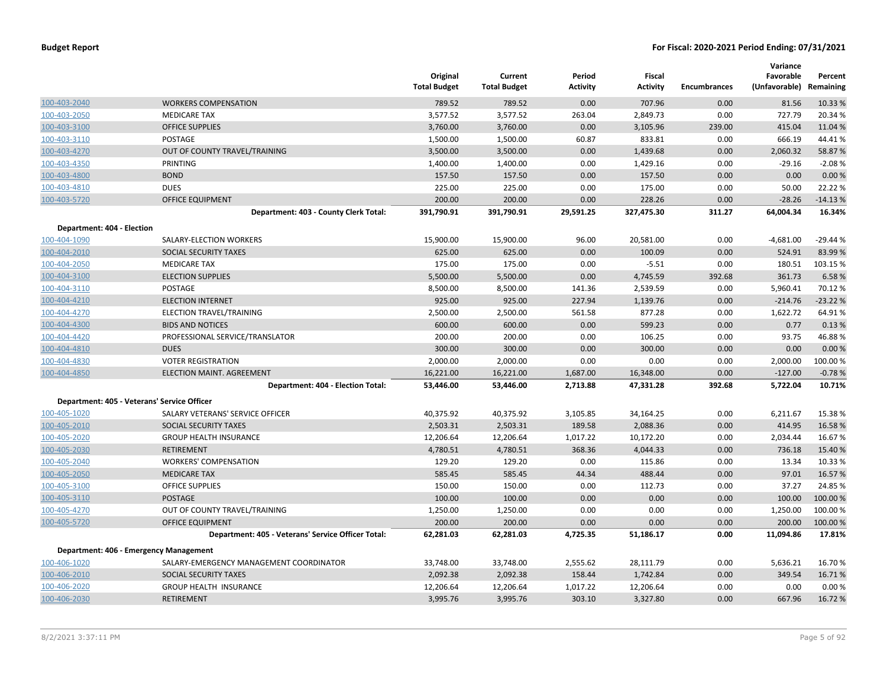| | | Original Total Budget | Current Total Budget | Period Activity | Fiscal Activity | Encumbrances | Variance Favorable (Unfavorable) | Percent Remaining |
|---|---|---|---|---|---|---|---|---|
| 100-403-2040 | WORKERS COMPENSATION | 789.52 | 789.52 | 0.00 | 707.96 | 0.00 | 81.56 | 10.33 % |
| 100-403-2050 | MEDICARE TAX | 3,577.52 | 3,577.52 | 263.04 | 2,849.73 | 0.00 | 727.79 | 20.34 % |
| 100-403-3100 | OFFICE SUPPLIES | 3,760.00 | 3,760.00 | 0.00 | 3,105.96 | 239.00 | 415.04 | 11.04 % |
| 100-403-3110 | POSTAGE | 1,500.00 | 1,500.00 | 60.87 | 833.81 | 0.00 | 666.19 | 44.41 % |
| 100-403-4270 | OUT OF COUNTY TRAVEL/TRAINING | 3,500.00 | 3,500.00 | 0.00 | 1,439.68 | 0.00 | 2,060.32 | 58.87 % |
| 100-403-4350 | PRINTING | 1,400.00 | 1,400.00 | 0.00 | 1,429.16 | 0.00 | -29.16 | -2.08 % |
| 100-403-4800 | BOND | 157.50 | 157.50 | 0.00 | 157.50 | 0.00 | 0.00 | 0.00 % |
| 100-403-4810 | DUES | 225.00 | 225.00 | 0.00 | 175.00 | 0.00 | 50.00 | 22.22 % |
| 100-403-5720 | OFFICE EQUIPMENT | 200.00 | 200.00 | 0.00 | 228.26 | 0.00 | -28.26 | -14.13 % |
| | **Department: 403 - County Clerk Total:** | **391,790.91** | **391,790.91** | **29,591.25** | **327,475.30** | **311.27** | **64,004.34** | **16.34%** |
| **Department: 404 - Election** | | | | | | | | |
| 100-404-1090 | SALARY-ELECTION WORKERS | 15,900.00 | 15,900.00 | 96.00 | 20,581.00 | 0.00 | -4,681.00 | -29.44 % |
| 100-404-2010 | SOCIAL SECURITY TAXES | 625.00 | 625.00 | 0.00 | 100.09 | 0.00 | 524.91 | 83.99 % |
| 100-404-2050 | MEDICARE TAX | 175.00 | 175.00 | 0.00 | -5.51 | 0.00 | 180.51 | 103.15 % |
| 100-404-3100 | ELECTION SUPPLIES | 5,500.00 | 5,500.00 | 0.00 | 4,745.59 | 392.68 | 361.73 | 6.58 % |
| 100-404-3110 | POSTAGE | 8,500.00 | 8,500.00 | 141.36 | 2,539.59 | 0.00 | 5,960.41 | 70.12 % |
| 100-404-4210 | ELECTION INTERNET | 925.00 | 925.00 | 227.94 | 1,139.76 | 0.00 | -214.76 | -23.22 % |
| 100-404-4270 | ELECTION TRAVEL/TRAINING | 2,500.00 | 2,500.00 | 561.58 | 877.28 | 0.00 | 1,622.72 | 64.91 % |
| 100-404-4300 | BIDS AND NOTICES | 600.00 | 600.00 | 0.00 | 599.23 | 0.00 | 0.77 | 0.13 % |
| 100-404-4420 | PROFESSIONAL SERVICE/TRANSLATOR | 200.00 | 200.00 | 0.00 | 106.25 | 0.00 | 93.75 | 46.88 % |
| 100-404-4810 | DUES | 300.00 | 300.00 | 0.00 | 300.00 | 0.00 | 0.00 | 0.00 % |
| 100-404-4830 | VOTER REGISTRATION | 2,000.00 | 2,000.00 | 0.00 | 0.00 | 0.00 | 2,000.00 | 100.00 % |
| 100-404-4850 | ELECTION MAINT. AGREEMENT | 16,221.00 | 16,221.00 | 1,687.00 | 16,348.00 | 0.00 | -127.00 | -0.78 % |
| | **Department: 404 - Election Total:** | **53,446.00** | **53,446.00** | **2,713.88** | **47,331.28** | **392.68** | **5,722.04** | **10.71%** |
| **Department: 405 - Veterans' Service Officer** | | | | | | | | |
| 100-405-1020 | SALARY VETERANS' SERVICE OFFICER | 40,375.92 | 40,375.92 | 3,105.85 | 34,164.25 | 0.00 | 6,211.67 | 15.38 % |
| 100-405-2010 | SOCIAL SECURITY TAXES | 2,503.31 | 2,503.31 | 189.58 | 2,088.36 | 0.00 | 414.95 | 16.58 % |
| 100-405-2020 | GROUP HEALTH INSURANCE | 12,206.64 | 12,206.64 | 1,017.22 | 10,172.20 | 0.00 | 2,034.44 | 16.67 % |
| 100-405-2030 | RETIREMENT | 4,780.51 | 4,780.51 | 368.36 | 4,044.33 | 0.00 | 736.18 | 15.40 % |
| 100-405-2040 | WORKERS' COMPENSATION | 129.20 | 129.20 | 0.00 | 115.86 | 0.00 | 13.34 | 10.33 % |
| 100-405-2050 | MEDICARE TAX | 585.45 | 585.45 | 44.34 | 488.44 | 0.00 | 97.01 | 16.57 % |
| 100-405-3100 | OFFICE SUPPLIES | 150.00 | 150.00 | 0.00 | 112.73 | 0.00 | 37.27 | 24.85 % |
| 100-405-3110 | POSTAGE | 100.00 | 100.00 | 0.00 | 0.00 | 0.00 | 100.00 | 100.00 % |
| 100-405-4270 | OUT OF COUNTY TRAVEL/TRAINING | 1,250.00 | 1,250.00 | 0.00 | 0.00 | 0.00 | 1,250.00 | 100.00 % |
| 100-405-5720 | OFFICE EQUIPMENT | 200.00 | 200.00 | 0.00 | 0.00 | 0.00 | 200.00 | 100.00 % |
| | **Department: 405 - Veterans' Service Officer Total:** | **62,281.03** | **62,281.03** | **4,725.35** | **51,186.17** | **0.00** | **11,094.86** | **17.81%** |
| **Department: 406 - Emergency Management** | | | | | | | | |
| 100-406-1020 | SALARY-EMERGENCY MANAGEMENT COORDINATOR | 33,748.00 | 33,748.00 | 2,555.62 | 28,111.79 | 0.00 | 5,636.21 | 16.70 % |
| 100-406-2010 | SOCIAL SECURITY TAXES | 2,092.38 | 2,092.38 | 158.44 | 1,742.84 | 0.00 | 349.54 | 16.71 % |
| 100-406-2020 | GROUP HEALTH INSURANCE | 12,206.64 | 12,206.64 | 1,017.22 | 12,206.64 | 0.00 | 0.00 | 0.00 % |
| 100-406-2030 | RETIREMENT | 3,995.76 | 3,995.76 | 303.10 | 3,327.80 | 0.00 | 667.96 | 16.72 % |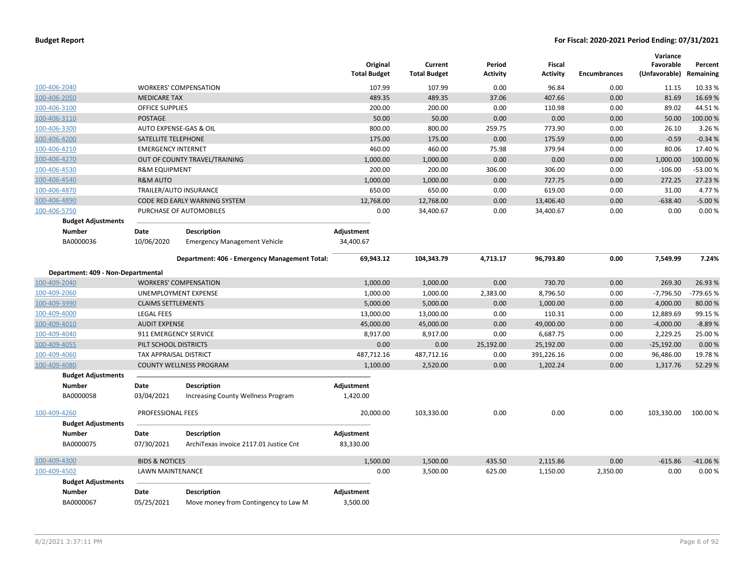| Account | Description | Original Total Budget | Current Total Budget | Period Activity | Fiscal Activity | Encumbrances | Variance Favorable (Unfavorable) | Percent Remaining |
|---|---|---|---|---|---|---|---|---|
| 100-406-2040 | WORKERS' COMPENSATION | 107.99 | 107.99 | 0.00 | 96.84 | 0.00 | 11.15 | 10.33 % |
| 100-406-2050 | MEDICARE TAX | 489.35 | 489.35 | 37.06 | 407.66 | 0.00 | 81.69 | 16.69 % |
| 100-406-3100 | OFFICE SUPPLIES | 200.00 | 200.00 | 0.00 | 110.98 | 0.00 | 89.02 | 44.51 % |
| 100-406-3110 | POSTAGE | 50.00 | 50.00 | 0.00 | 0.00 | 0.00 | 50.00 | 100.00 % |
| 100-406-3300 | AUTO EXPENSE-GAS & OIL | 800.00 | 800.00 | 259.75 | 773.90 | 0.00 | 26.10 | 3.26 % |
| 100-406-4200 | SATELLITE TELEPHONE | 175.00 | 175.00 | 0.00 | 175.59 | 0.00 | -0.59 | -0.34 % |
| 100-406-4210 | EMERGENCY INTERNET | 460.00 | 460.00 | 75.98 | 379.94 | 0.00 | 80.06 | 17.40 % |
| 100-406-4270 | OUT OF COUNTY TRAVEL/TRAINING | 1,000.00 | 1,000.00 | 0.00 | 0.00 | 0.00 | 1,000.00 | 100.00 % |
| 100-406-4530 | R&M EQUIPMENT | 200.00 | 200.00 | 306.00 | 306.00 | 0.00 | -106.00 | -53.00 % |
| 100-406-4540 | R&M AUTO | 1,000.00 | 1,000.00 | 0.00 | 727.75 | 0.00 | 272.25 | 27.23 % |
| 100-406-4870 | TRAILER/AUTO INSURANCE | 650.00 | 650.00 | 0.00 | 619.00 | 0.00 | 31.00 | 4.77 % |
| 100-406-4890 | CODE RED EARLY WARNING SYSTEM | 12,768.00 | 12,768.00 | 0.00 | 13,406.40 | 0.00 | -638.40 | -5.00 % |
| 100-406-5750 | PURCHASE OF AUTOMOBILES | 0.00 | 34,400.67 | 0.00 | 34,400.67 | 0.00 | 0.00 | 0.00 % |

**Budget Adjustments**

| Number | Date | Description | Adjustment |
|---|---|---|---|
| BA0000036 | 10/06/2020 | Emergency Management Vehicle | 34,400.67 |

| | Original Total Budget | Current Total Budget | Period Activity | Fiscal Activity | Encumbrances | Variance Favorable (Unfavorable) | Percent Remaining |
|---|---|---|---|---|---|---|---|
| **Department: 406 - Emergency Management Total:** | **69,943.12** | **104,343.79** | **4,713.17** | **96,793.80** | **0.00** | **7,549.99** | **7.24%** |

**Department: 409 - Non-Departmental**

| Account | Description | Original Total Budget | Current Total Budget | Period Activity | Fiscal Activity | Encumbrances | Variance Favorable (Unfavorable) | Percent Remaining |
|---|---|---|---|---|---|---|---|---|
| 100-409-2040 | WORKERS' COMPENSATION | 1,000.00 | 1,000.00 | 0.00 | 730.70 | 0.00 | 269.30 | 26.93 % |
| 100-409-2060 | UNEMPLOYMENT EXPENSE | 1,000.00 | 1,000.00 | 2,383.00 | 8,796.50 | 0.00 | -7,796.50 | -779.65 % |
| 100-409-3990 | CLAIMS SETTLEMENTS | 5,000.00 | 5,000.00 | 0.00 | 1,000.00 | 0.00 | 4,000.00 | 80.00 % |
| 100-409-4000 | LEGAL FEES | 13,000.00 | 13,000.00 | 0.00 | 110.31 | 0.00 | 12,889.69 | 99.15 % |
| 100-409-4010 | AUDIT EXPENSE | 45,000.00 | 45,000.00 | 0.00 | 49,000.00 | 0.00 | -4,000.00 | -8.89 % |
| 100-409-4040 | 911 EMERGENCY SERVICE | 8,917.00 | 8,917.00 | 0.00 | 6,687.75 | 0.00 | 2,229.25 | 25.00 % |
| 100-409-4055 | PILT SCHOOL DISTRICTS | 0.00 | 0.00 | 25,192.00 | 25,192.00 | 0.00 | -25,192.00 | 0.00 % |
| 100-409-4060 | TAX APPRAISAL DISTRICT | 487,712.16 | 487,712.16 | 0.00 | 391,226.16 | 0.00 | 96,486.00 | 19.78 % |
| 100-409-4080 | COUNTY WELLNESS PROGRAM | 1,100.00 | 2,520.00 | 0.00 | 1,202.24 | 0.00 | 1,317.76 | 52.29 % |

**Budget Adjustments**

| Number | Date | Description | Adjustment |
|---|---|---|---|
| BA0000058 | 03/04/2021 | Increasing County Wellness Program | 1,420.00 |

| Account | Description | Original Total Budget | Current Total Budget | Period Activity | Fiscal Activity | Encumbrances | Variance Favorable (Unfavorable) | Percent Remaining |
|---|---|---|---|---|---|---|---|---|
| 100-409-4260 | PROFESSIONAL FEES | 20,000.00 | 103,330.00 | 0.00 | 0.00 | 0.00 | 103,330.00 | 100.00 % |

**Budget Adjustments**

| Number | Date | Description | Adjustment |
|---|---|---|---|
| BA0000075 | 07/30/2021 | ArchiTexas invoice 2117.01 Justice Cnt | 83,330.00 |

| Account | Description | Original Total Budget | Current Total Budget | Period Activity | Fiscal Activity | Encumbrances | Variance Favorable (Unfavorable) | Percent Remaining |
|---|---|---|---|---|---|---|---|---|
| 100-409-4300 | BIDS & NOTICES | 1,500.00 | 1,500.00 | 435.50 | 2,115.86 | 0.00 | -615.86 | -41.06 % |
| 100-409-4502 | LAWN MAINTENANCE | 0.00 | 3,500.00 | 625.00 | 1,150.00 | 2,350.00 | 0.00 | 0.00 % |

**Budget Adjustments**

| Number | Date | Description | Adjustment |
|---|---|---|---|
| BA0000067 | 05/25/2021 | Move money from Contingency to Law M | 3,500.00 |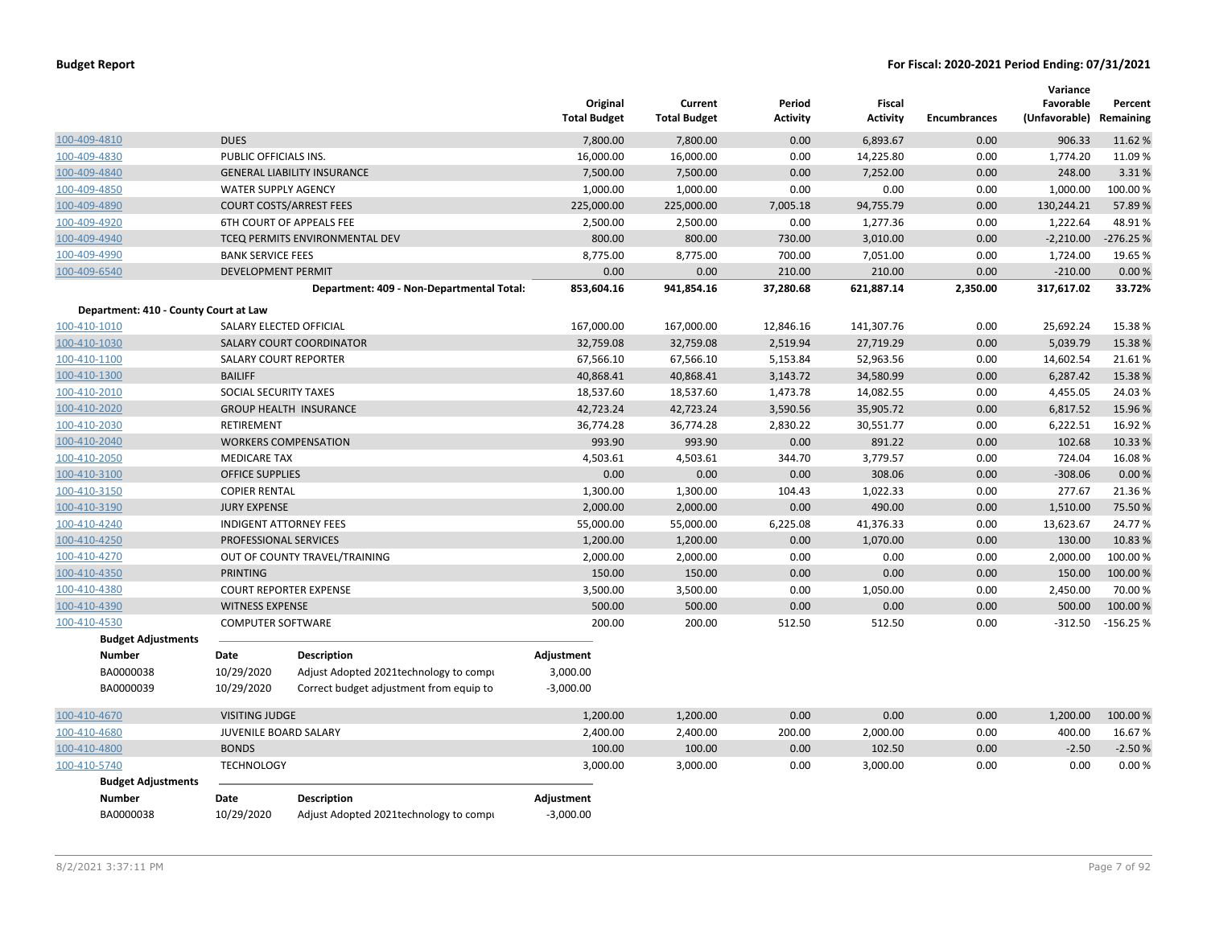| | | Original Total Budget | Current Total Budget | Period Activity | Fiscal Activity | Encumbrances | Variance Favorable (Unfavorable) | Percent Remaining |
|---|---|---|---|---|---|---|---|---|
| 100-409-4810 | DUES | 7,800.00 | 7,800.00 | 0.00 | 6,893.67 | 0.00 | 906.33 | 11.62 % |
| 100-409-4830 | PUBLIC OFFICIALS INS. | 16,000.00 | 16,000.00 | 0.00 | 14,225.80 | 0.00 | 1,774.20 | 11.09 % |
| 100-409-4840 | GENERAL LIABILITY INSURANCE | 7,500.00 | 7,500.00 | 0.00 | 7,252.00 | 0.00 | 248.00 | 3.31 % |
| 100-409-4850 | WATER SUPPLY AGENCY | 1,000.00 | 1,000.00 | 0.00 | 0.00 | 0.00 | 1,000.00 | 100.00 % |
| 100-409-4890 | COURT COSTS/ARREST FEES | 225,000.00 | 225,000.00 | 7,005.18 | 94,755.79 | 0.00 | 130,244.21 | 57.89 % |
| 100-409-4920 | 6TH COURT OF APPEALS FEE | 2,500.00 | 2,500.00 | 0.00 | 1,277.36 | 0.00 | 1,222.64 | 48.91 % |
| 100-409-4940 | TCEQ PERMITS ENVIRONMENTAL DEV | 800.00 | 800.00 | 730.00 | 3,010.00 | 0.00 | -2,210.00 | -276.25 % |
| 100-409-4990 | BANK SERVICE FEES | 8,775.00 | 8,775.00 | 700.00 | 7,051.00 | 0.00 | 1,724.00 | 19.65 % |
| 100-409-6540 | DEVELOPMENT PERMIT | 0.00 | 0.00 | 210.00 | 210.00 | 0.00 | -210.00 | 0.00 % |
| | **Department: 409 - Non-Departmental Total:** | **853,604.16** | **941,854.16** | **37,280.68** | **621,887.14** | **2,350.00** | **317,617.02** | **33.72%** |

**Department: 410 - County Court at Law**

| | | Original Total Budget | Current Total Budget | Period Activity | Fiscal Activity | Encumbrances | Variance Favorable (Unfavorable) | Percent Remaining |
|---|---|---|---|---|---|---|---|---|
| 100-410-1010 | SALARY ELECTED OFFICIAL | 167,000.00 | 167,000.00 | 12,846.16 | 141,307.76 | 0.00 | 25,692.24 | 15.38 % |
| 100-410-1030 | SALARY COURT COORDINATOR | 32,759.08 | 32,759.08 | 2,519.94 | 27,719.29 | 0.00 | 5,039.79 | 15.38 % |
| 100-410-1100 | SALARY COURT REPORTER | 67,566.10 | 67,566.10 | 5,153.84 | 52,963.56 | 0.00 | 14,602.54 | 21.61 % |
| 100-410-1300 | BAILIFF | 40,868.41 | 40,868.41 | 3,143.72 | 34,580.99 | 0.00 | 6,287.42 | 15.38 % |
| 100-410-2010 | SOCIAL SECURITY TAXES | 18,537.60 | 18,537.60 | 1,473.78 | 14,082.55 | 0.00 | 4,455.05 | 24.03 % |
| 100-410-2020 | GROUP HEALTH INSURANCE | 42,723.24 | 42,723.24 | 3,590.56 | 35,905.72 | 0.00 | 6,817.52 | 15.96 % |
| 100-410-2030 | RETIREMENT | 36,774.28 | 36,774.28 | 2,830.22 | 30,551.77 | 0.00 | 6,222.51 | 16.92 % |
| 100-410-2040 | WORKERS COMPENSATION | 993.90 | 993.90 | 0.00 | 891.22 | 0.00 | 102.68 | 10.33 % |
| 100-410-2050 | MEDICARE TAX | 4,503.61 | 4,503.61 | 344.70 | 3,779.57 | 0.00 | 724.04 | 16.08 % |
| 100-410-3100 | OFFICE SUPPLIES | 0.00 | 0.00 | 0.00 | 308.06 | 0.00 | -308.06 | 0.00 % |
| 100-410-3150 | COPIER RENTAL | 1,300.00 | 1,300.00 | 104.43 | 1,022.33 | 0.00 | 277.67 | 21.36 % |
| 100-410-3190 | JURY EXPENSE | 2,000.00 | 2,000.00 | 0.00 | 490.00 | 0.00 | 1,510.00 | 75.50 % |
| 100-410-4240 | INDIGENT ATTORNEY FEES | 55,000.00 | 55,000.00 | 6,225.08 | 41,376.33 | 0.00 | 13,623.67 | 24.77 % |
| 100-410-4250 | PROFESSIONAL SERVICES | 1,200.00 | 1,200.00 | 0.00 | 1,070.00 | 0.00 | 130.00 | 10.83 % |
| 100-410-4270 | OUT OF COUNTY TRAVEL/TRAINING | 2,000.00 | 2,000.00 | 0.00 | 0.00 | 0.00 | 2,000.00 | 100.00 % |
| 100-410-4350 | PRINTING | 150.00 | 150.00 | 0.00 | 0.00 | 0.00 | 150.00 | 100.00 % |
| 100-410-4380 | COURT REPORTER EXPENSE | 3,500.00 | 3,500.00 | 0.00 | 1,050.00 | 0.00 | 2,450.00 | 70.00 % |
| 100-410-4390 | WITNESS EXPENSE | 500.00 | 500.00 | 0.00 | 0.00 | 0.00 | 500.00 | 100.00 % |
| 100-410-4530 | COMPUTER SOFTWARE | 200.00 | 200.00 | 512.50 | 512.50 | 0.00 | -312.50 | -156.25 % |

**Budget Adjustments**

| Number | Date | Description | Adjustment |
|---|---|---|---|
| BA0000038 | 10/29/2020 | Adjust Adopted 2021technology to compu | 3,000.00 |
| BA0000039 | 10/29/2020 | Correct budget adjustment from equip to | -3,000.00 |

| | | Original Total Budget | Current Total Budget | Period Activity | Fiscal Activity | Encumbrances | Variance Favorable (Unfavorable) | Percent Remaining |
|---|---|---|---|---|---|---|---|---|
| 100-410-4670 | VISITING JUDGE | 1,200.00 | 1,200.00 | 0.00 | 0.00 | 0.00 | 1,200.00 | 100.00 % |
| 100-410-4680 | JUVENILE BOARD SALARY | 2,400.00 | 2,400.00 | 200.00 | 2,000.00 | 0.00 | 400.00 | 16.67 % |
| 100-410-4800 | BONDS | 100.00 | 100.00 | 0.00 | 102.50 | 0.00 | -2.50 | -2.50 % |
| 100-410-5740 | TECHNOLOGY | 3,000.00 | 3,000.00 | 0.00 | 3,000.00 | 0.00 | 0.00 | 0.00 % |

**Budget Adjustments**

| Number | Date | Description | Adjustment |
|---|---|---|---|
| BA0000038 | 10/29/2020 | Adjust Adopted 2021technology to compu | -3,000.00 |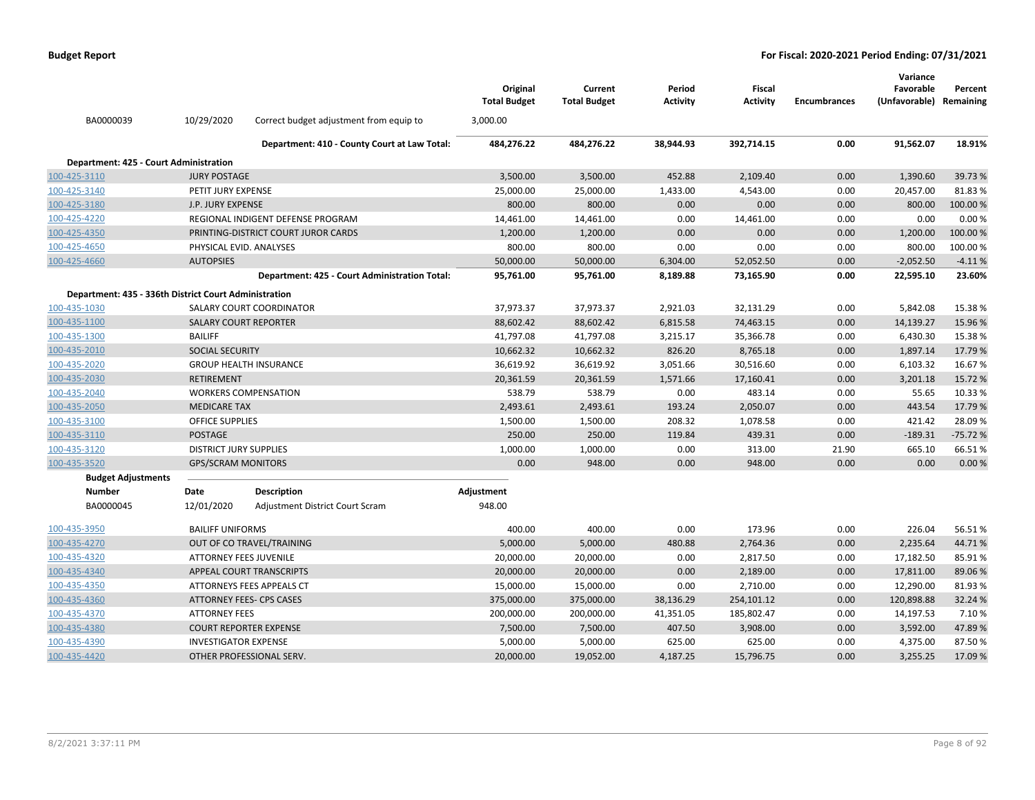| | | Original Total Budget | Current Total Budget | Period Activity | Fiscal Activity | Encumbrances | Variance Favorable (Unfavorable) | Percent Remaining |
|---|---|---|---|---|---|---|---|---|
| BA0000039 | 10/29/2020 Correct budget adjustment from equip to | 3,000.00 | | | | | | |
| | **Department: 410 - County Court at Law Total:** | **484,276.22** | **484,276.22** | **38,944.93** | **392,714.15** | **0.00** | **91,562.07** | **18.91%** |
| **Department: 425 - Court Administration** | | | | | | | | |
| 100-425-3110 | JURY POSTAGE | 3,500.00 | 3,500.00 | 452.88 | 2,109.40 | 0.00 | 1,390.60 | 39.73 % |
| 100-425-3140 | PETIT JURY EXPENSE | 25,000.00 | 25,000.00 | 1,433.00 | 4,543.00 | 0.00 | 20,457.00 | 81.83 % |
| 100-425-3180 | J.P. JURY EXPENSE | 800.00 | 800.00 | 0.00 | 0.00 | 0.00 | 800.00 | 100.00 % |
| 100-425-4220 | REGIONAL INDIGENT DEFENSE PROGRAM | 14,461.00 | 14,461.00 | 0.00 | 14,461.00 | 0.00 | 0.00 | 0.00 % |
| 100-425-4350 | PRINTING-DISTRICT COURT JUROR CARDS | 1,200.00 | 1,200.00 | 0.00 | 0.00 | 0.00 | 1,200.00 | 100.00 % |
| 100-425-4650 | PHYSICAL EVID. ANALYSES | 800.00 | 800.00 | 0.00 | 0.00 | 0.00 | 800.00 | 100.00 % |
| 100-425-4660 | AUTOPSIES | 50,000.00 | 50,000.00 | 6,304.00 | 52,052.50 | 0.00 | -2,052.50 | -4.11 % |
| | **Department: 425 - Court Administration Total:** | **95,761.00** | **95,761.00** | **8,189.88** | **73,165.90** | **0.00** | **22,595.10** | **23.60%** |
| **Department: 435 - 336th District Court Administration** | | | | | | | | |
| 100-435-1030 | SALARY COURT COORDINATOR | 37,973.37 | 37,973.37 | 2,921.03 | 32,131.29 | 0.00 | 5,842.08 | 15.38 % |
| 100-435-1100 | SALARY COURT REPORTER | 88,602.42 | 88,602.42 | 6,815.58 | 74,463.15 | 0.00 | 14,139.27 | 15.96 % |
| 100-435-1300 | BAILIFF | 41,797.08 | 41,797.08 | 3,215.17 | 35,366.78 | 0.00 | 6,430.30 | 15.38 % |
| 100-435-2010 | SOCIAL SECURITY | 10,662.32 | 10,662.32 | 826.20 | 8,765.18 | 0.00 | 1,897.14 | 17.79 % |
| 100-435-2020 | GROUP HEALTH INSURANCE | 36,619.92 | 36,619.92 | 3,051.66 | 30,516.60 | 0.00 | 6,103.32 | 16.67 % |
| 100-435-2030 | RETIREMENT | 20,361.59 | 20,361.59 | 1,571.66 | 17,160.41 | 0.00 | 3,201.18 | 15.72 % |
| 100-435-2040 | WORKERS COMPENSATION | 538.79 | 538.79 | 0.00 | 483.14 | 0.00 | 55.65 | 10.33 % |
| 100-435-2050 | MEDICARE TAX | 2,493.61 | 2,493.61 | 193.24 | 2,050.07 | 0.00 | 443.54 | 17.79 % |
| 100-435-3100 | OFFICE SUPPLIES | 1,500.00 | 1,500.00 | 208.32 | 1,078.58 | 0.00 | 421.42 | 28.09 % |
| 100-435-3110 | POSTAGE | 250.00 | 250.00 | 119.84 | 439.31 | 0.00 | -189.31 | -75.72 % |
| 100-435-3120 | DISTRICT JURY SUPPLIES | 1,000.00 | 1,000.00 | 0.00 | 313.00 | 21.90 | 665.10 | 66.51 % |
| 100-435-3520 | GPS/SCRAM MONITORS | 0.00 | 948.00 | 0.00 | 948.00 | 0.00 | 0.00 | 0.00 % |
| **Budget Adjustments** | | | | | | | | |
| **Number** | **Date Description** | **Adjustment** | | | | | | |
| BA0000045 | 12/01/2020 Adjustment District Court Scram | 948.00 | | | | | | |
| 100-435-3950 | BAILIFF UNIFORMS | 400.00 | 400.00 | 0.00 | 173.96 | 0.00 | 226.04 | 56.51 % |
| 100-435-4270 | OUT OF CO TRAVEL/TRAINING | 5,000.00 | 5,000.00 | 480.88 | 2,764.36 | 0.00 | 2,235.64 | 44.71 % |
| 100-435-4320 | ATTORNEY FEES JUVENILE | 20,000.00 | 20,000.00 | 0.00 | 2,817.50 | 0.00 | 17,182.50 | 85.91 % |
| 100-435-4340 | APPEAL COURT TRANSCRIPTS | 20,000.00 | 20,000.00 | 0.00 | 2,189.00 | 0.00 | 17,811.00 | 89.06 % |
| 100-435-4350 | ATTORNEYS FEES APPEALS CT | 15,000.00 | 15,000.00 | 0.00 | 2,710.00 | 0.00 | 12,290.00 | 81.93 % |
| 100-435-4360 | ATTORNEY FEES- CPS CASES | 375,000.00 | 375,000.00 | 38,136.29 | 254,101.12 | 0.00 | 120,898.88 | 32.24 % |
| 100-435-4370 | ATTORNEY FEES | 200,000.00 | 200,000.00 | 41,351.05 | 185,802.47 | 0.00 | 14,197.53 | 7.10 % |
| 100-435-4380 | COURT REPORTER EXPENSE | 7,500.00 | 7,500.00 | 407.50 | 3,908.00 | 0.00 | 3,592.00 | 47.89 % |
| 100-435-4390 | INVESTIGATOR EXPENSE | 5,000.00 | 5,000.00 | 625.00 | 625.00 | 0.00 | 4,375.00 | 87.50 % |
| 100-435-4420 | OTHER PROFESSIONAL SERV. | 20,000.00 | 19,052.00 | 4,187.25 | 15,796.75 | 0.00 | 3,255.25 | 17.09 % |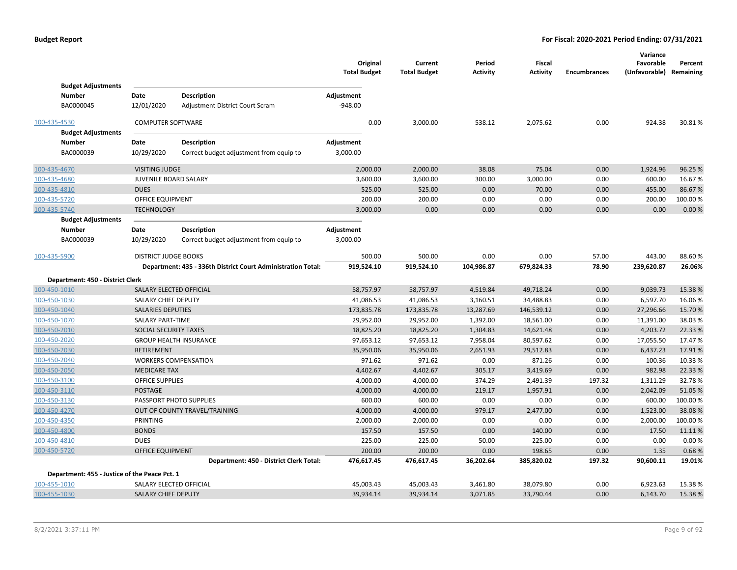| Account | Description | Original Total Budget | Current Total Budget | Period Activity | Fiscal Activity | Encumbrances | Variance Favorable (Unfavorable) | Percent Remaining |
|---|---|---|---|---|---|---|---|---|
| **Budget Adjustments** | | | | | | | | |
| **Number** | **Date** / **Description** | **Adjustment** | | | | | | |
| BA0000045 | 12/01/2020 Adjustment District Court Scram | -948.00 | | | | | | |
| 100-435-4530 | COMPUTER SOFTWARE | 0.00 | 3,000.00 | 538.12 | 2,075.62 | 0.00 | 924.38 | 30.81 % |
| **Budget Adjustments** | | | | | | | | |
| **Number** | **Date** / **Description** | **Adjustment** | | | | | | |
| BA0000039 | 10/29/2020 Correct budget adjustment from equip to | 3,000.00 | | | | | | |
| 100-435-4670 | VISITING JUDGE | 2,000.00 | 2,000.00 | 38.08 | 75.04 | 0.00 | 1,924.96 | 96.25 % |
| 100-435-4680 | JUVENILE BOARD SALARY | 3,600.00 | 3,600.00 | 300.00 | 3,000.00 | 0.00 | 600.00 | 16.67 % |
| 100-435-4810 | DUES | 525.00 | 525.00 | 0.00 | 70.00 | 0.00 | 455.00 | 86.67 % |
| 100-435-5720 | OFFICE EQUIPMENT | 200.00 | 200.00 | 0.00 | 0.00 | 0.00 | 200.00 | 100.00 % |
| 100-435-5740 | TECHNOLOGY | 3,000.00 | 0.00 | 0.00 | 0.00 | 0.00 | 0.00 | 0.00 % |
| **Budget Adjustments** | | | | | | | | |
| **Number** | **Date** / **Description** | **Adjustment** | | | | | | |
| BA0000039 | 10/29/2020 Correct budget adjustment from equip to | -3,000.00 | | | | | | |
| 100-435-5900 | DISTRICT JUDGE BOOKS | 500.00 | 500.00 | 0.00 | 0.00 | 57.00 | 443.00 | 88.60 % |
| | **Department: 435 - 336th District Court Administration Total:** | **919,524.10** | **919,524.10** | **104,986.87** | **679,824.33** | **78.90** | **239,620.87** | **26.06%** |
| **Department: 450 - District Clerk** | | | | | | | | |
| 100-450-1010 | SALARY ELECTED OFFICIAL | 58,757.97 | 58,757.97 | 4,519.84 | 49,718.24 | 0.00 | 9,039.73 | 15.38 % |
| 100-450-1030 | SALARY CHIEF DEPUTY | 41,086.53 | 41,086.53 | 3,160.51 | 34,488.83 | 0.00 | 6,597.70 | 16.06 % |
| 100-450-1040 | SALARIES DEPUTIES | 173,835.78 | 173,835.78 | 13,287.69 | 146,539.12 | 0.00 | 27,296.66 | 15.70 % |
| 100-450-1070 | SALARY PART-TIME | 29,952.00 | 29,952.00 | 1,392.00 | 18,561.00 | 0.00 | 11,391.00 | 38.03 % |
| 100-450-2010 | SOCIAL SECURITY TAXES | 18,825.20 | 18,825.20 | 1,304.83 | 14,621.48 | 0.00 | 4,203.72 | 22.33 % |
| 100-450-2020 | GROUP HEALTH INSURANCE | 97,653.12 | 97,653.12 | 7,958.04 | 80,597.62 | 0.00 | 17,055.50 | 17.47 % |
| 100-450-2030 | RETIREMENT | 35,950.06 | 35,950.06 | 2,651.93 | 29,512.83 | 0.00 | 6,437.23 | 17.91 % |
| 100-450-2040 | WORKERS COMPENSATION | 971.62 | 971.62 | 0.00 | 871.26 | 0.00 | 100.36 | 10.33 % |
| 100-450-2050 | MEDICARE TAX | 4,402.67 | 4,402.67 | 305.17 | 3,419.69 | 0.00 | 982.98 | 22.33 % |
| 100-450-3100 | OFFICE SUPPLIES | 4,000.00 | 4,000.00 | 374.29 | 2,491.39 | 197.32 | 1,311.29 | 32.78 % |
| 100-450-3110 | POSTAGE | 4,000.00 | 4,000.00 | 219.17 | 1,957.91 | 0.00 | 2,042.09 | 51.05 % |
| 100-450-3130 | PASSPORT PHOTO SUPPLIES | 600.00 | 600.00 | 0.00 | 0.00 | 0.00 | 600.00 | 100.00 % |
| 100-450-4270 | OUT OF COUNTY TRAVEL/TRAINING | 4,000.00 | 4,000.00 | 979.17 | 2,477.00 | 0.00 | 1,523.00 | 38.08 % |
| 100-450-4350 | PRINTING | 2,000.00 | 2,000.00 | 0.00 | 0.00 | 0.00 | 2,000.00 | 100.00 % |
| 100-450-4800 | BONDS | 157.50 | 157.50 | 0.00 | 140.00 | 0.00 | 17.50 | 11.11 % |
| 100-450-4810 | DUES | 225.00 | 225.00 | 50.00 | 225.00 | 0.00 | 0.00 | 0.00 % |
| 100-450-5720 | OFFICE EQUIPMENT | 200.00 | 200.00 | 0.00 | 198.65 | 0.00 | 1.35 | 0.68 % |
| | **Department: 450 - District Clerk Total:** | **476,617.45** | **476,617.45** | **36,202.64** | **385,820.02** | **197.32** | **90,600.11** | **19.01%** |
| **Department: 455 - Justice of the Peace Pct. 1** | | | | | | | | |
| 100-455-1010 | SALARY ELECTED OFFICIAL | 45,003.43 | 45,003.43 | 3,461.80 | 38,079.80 | 0.00 | 6,923.63 | 15.38 % |
| 100-455-1030 | SALARY CHIEF DEPUTY | 39,934.14 | 39,934.14 | 3,071.85 | 33,790.44 | 0.00 | 6,143.70 | 15.38 % |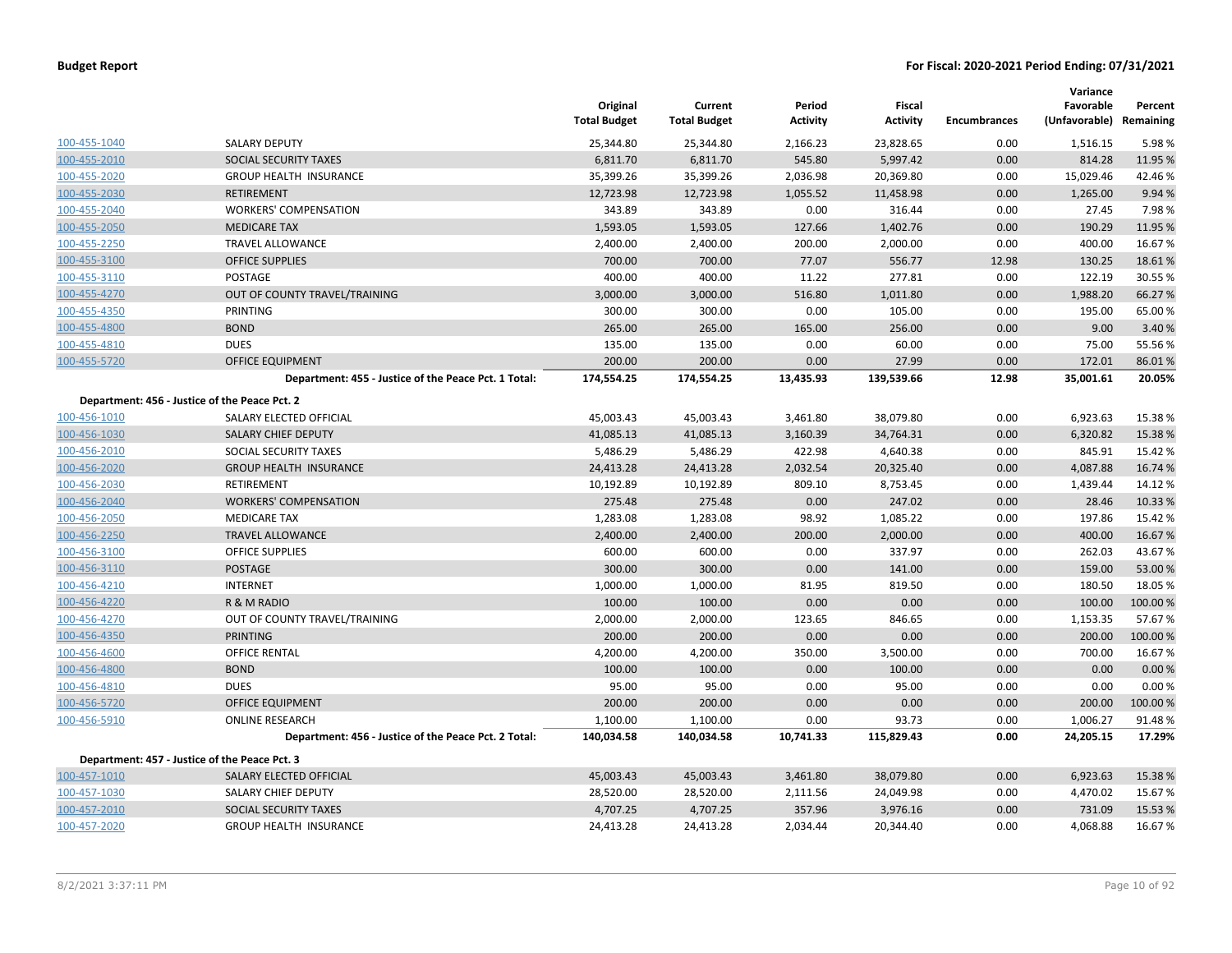| | | Original Total Budget | Current Total Budget | Period Activity | Fiscal Activity | Encumbrances | Variance Favorable (Unfavorable) | Percent Remaining |
|---|---|---|---|---|---|---|---|---|
| 100-455-1040 | SALARY DEPUTY | 25,344.80 | 25,344.80 | 2,166.23 | 23,828.65 | 0.00 | 1,516.15 | 5.98 % |
| 100-455-2010 | SOCIAL SECURITY TAXES | 6,811.70 | 6,811.70 | 545.80 | 5,997.42 | 0.00 | 814.28 | 11.95 % |
| 100-455-2020 | GROUP HEALTH INSURANCE | 35,399.26 | 35,399.26 | 2,036.98 | 20,369.80 | 0.00 | 15,029.46 | 42.46 % |
| 100-455-2030 | RETIREMENT | 12,723.98 | 12,723.98 | 1,055.52 | 11,458.98 | 0.00 | 1,265.00 | 9.94 % |
| 100-455-2040 | WORKERS' COMPENSATION | 343.89 | 343.89 | 0.00 | 316.44 | 0.00 | 27.45 | 7.98 % |
| 100-455-2050 | MEDICARE TAX | 1,593.05 | 1,593.05 | 127.66 | 1,402.76 | 0.00 | 190.29 | 11.95 % |
| 100-455-2250 | TRAVEL ALLOWANCE | 2,400.00 | 2,400.00 | 200.00 | 2,000.00 | 0.00 | 400.00 | 16.67 % |
| 100-455-3100 | OFFICE SUPPLIES | 700.00 | 700.00 | 77.07 | 556.77 | 12.98 | 130.25 | 18.61 % |
| 100-455-3110 | POSTAGE | 400.00 | 400.00 | 11.22 | 277.81 | 0.00 | 122.19 | 30.55 % |
| 100-455-4270 | OUT OF COUNTY TRAVEL/TRAINING | 3,000.00 | 3,000.00 | 516.80 | 1,011.80 | 0.00 | 1,988.20 | 66.27 % |
| 100-455-4350 | PRINTING | 300.00 | 300.00 | 0.00 | 105.00 | 0.00 | 195.00 | 65.00 % |
| 100-455-4800 | BOND | 265.00 | 265.00 | 165.00 | 256.00 | 0.00 | 9.00 | 3.40 % |
| 100-455-4810 | DUES | 135.00 | 135.00 | 0.00 | 60.00 | 0.00 | 75.00 | 55.56 % |
| 100-455-5720 | OFFICE EQUIPMENT | 200.00 | 200.00 | 0.00 | 27.99 | 0.00 | 172.01 | 86.01 % |
| | **Department: 455 - Justice of the Peace Pct. 1 Total:** | **174,554.25** | **174,554.25** | **13,435.93** | **139,539.66** | **12.98** | **35,001.61** | **20.05%** |
| **Department: 456 - Justice of the Peace Pct. 2** | | | | | | | | |
| 100-456-1010 | SALARY ELECTED OFFICIAL | 45,003.43 | 45,003.43 | 3,461.80 | 38,079.80 | 0.00 | 6,923.63 | 15.38 % |
| 100-456-1030 | SALARY CHIEF DEPUTY | 41,085.13 | 41,085.13 | 3,160.39 | 34,764.31 | 0.00 | 6,320.82 | 15.38 % |
| 100-456-2010 | SOCIAL SECURITY TAXES | 5,486.29 | 5,486.29 | 422.98 | 4,640.38 | 0.00 | 845.91 | 15.42 % |
| 100-456-2020 | GROUP HEALTH INSURANCE | 24,413.28 | 24,413.28 | 2,032.54 | 20,325.40 | 0.00 | 4,087.88 | 16.74 % |
| 100-456-2030 | RETIREMENT | 10,192.89 | 10,192.89 | 809.10 | 8,753.45 | 0.00 | 1,439.44 | 14.12 % |
| 100-456-2040 | WORKERS' COMPENSATION | 275.48 | 275.48 | 0.00 | 247.02 | 0.00 | 28.46 | 10.33 % |
| 100-456-2050 | MEDICARE TAX | 1,283.08 | 1,283.08 | 98.92 | 1,085.22 | 0.00 | 197.86 | 15.42 % |
| 100-456-2250 | TRAVEL ALLOWANCE | 2,400.00 | 2,400.00 | 200.00 | 2,000.00 | 0.00 | 400.00 | 16.67 % |
| 100-456-3100 | OFFICE SUPPLIES | 600.00 | 600.00 | 0.00 | 337.97 | 0.00 | 262.03 | 43.67 % |
| 100-456-3110 | POSTAGE | 300.00 | 300.00 | 0.00 | 141.00 | 0.00 | 159.00 | 53.00 % |
| 100-456-4210 | INTERNET | 1,000.00 | 1,000.00 | 81.95 | 819.50 | 0.00 | 180.50 | 18.05 % |
| 100-456-4220 | R & M RADIO | 100.00 | 100.00 | 0.00 | 0.00 | 0.00 | 100.00 | 100.00 % |
| 100-456-4270 | OUT OF COUNTY TRAVEL/TRAINING | 2,000.00 | 2,000.00 | 123.65 | 846.65 | 0.00 | 1,153.35 | 57.67 % |
| 100-456-4350 | PRINTING | 200.00 | 200.00 | 0.00 | 0.00 | 0.00 | 200.00 | 100.00 % |
| 100-456-4600 | OFFICE RENTAL | 4,200.00 | 4,200.00 | 350.00 | 3,500.00 | 0.00 | 700.00 | 16.67 % |
| 100-456-4800 | BOND | 100.00 | 100.00 | 0.00 | 100.00 | 0.00 | 0.00 | 0.00 % |
| 100-456-4810 | DUES | 95.00 | 95.00 | 0.00 | 95.00 | 0.00 | 0.00 | 0.00 % |
| 100-456-5720 | OFFICE EQUIPMENT | 200.00 | 200.00 | 0.00 | 0.00 | 0.00 | 200.00 | 100.00 % |
| 100-456-5910 | ONLINE RESEARCH | 1,100.00 | 1,100.00 | 0.00 | 93.73 | 0.00 | 1,006.27 | 91.48 % |
| | **Department: 456 - Justice of the Peace Pct. 2 Total:** | **140,034.58** | **140,034.58** | **10,741.33** | **115,829.43** | **0.00** | **24,205.15** | **17.29%** |
| **Department: 457 - Justice of the Peace Pct. 3** | | | | | | | | |
| 100-457-1010 | SALARY ELECTED OFFICIAL | 45,003.43 | 45,003.43 | 3,461.80 | 38,079.80 | 0.00 | 6,923.63 | 15.38 % |
| 100-457-1030 | SALARY CHIEF DEPUTY | 28,520.00 | 28,520.00 | 2,111.56 | 24,049.98 | 0.00 | 4,470.02 | 15.67 % |
| 100-457-2010 | SOCIAL SECURITY TAXES | 4,707.25 | 4,707.25 | 357.96 | 3,976.16 | 0.00 | 731.09 | 15.53 % |
| 100-457-2020 | GROUP HEALTH INSURANCE | 24,413.28 | 24,413.28 | 2,034.44 | 20,344.40 | 0.00 | 4,068.88 | 16.67 % |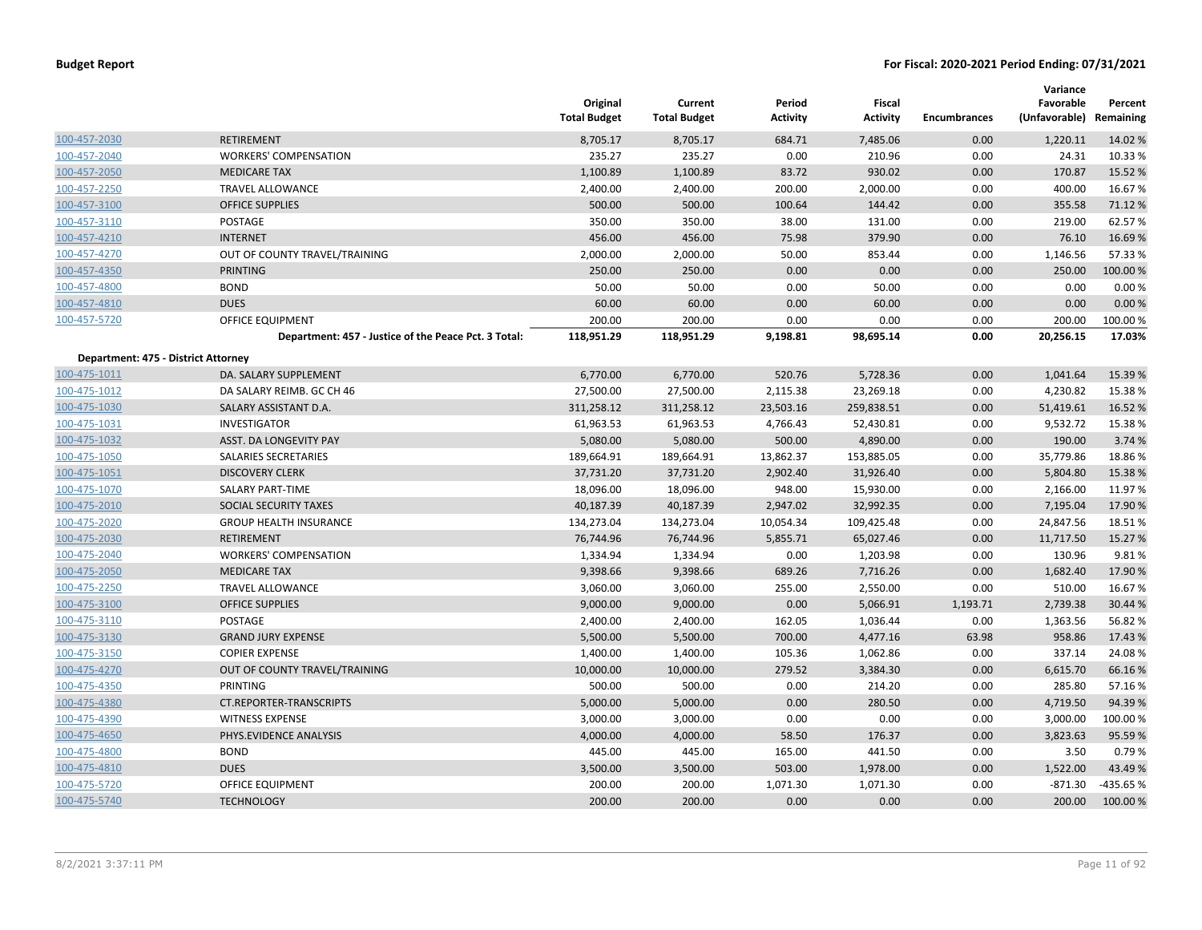| | | Original Total Budget | Current Total Budget | Period Activity | Fiscal Activity | Encumbrances | Variance Favorable (Unfavorable) | Percent Remaining |
|---|---|---|---|---|---|---|---|---|
| 100-457-2030 | RETIREMENT | 8,705.17 | 8,705.17 | 684.71 | 7,485.06 | 0.00 | 1,220.11 | 14.02 % |
| 100-457-2040 | WORKERS' COMPENSATION | 235.27 | 235.27 | 0.00 | 210.96 | 0.00 | 24.31 | 10.33 % |
| 100-457-2050 | MEDICARE TAX | 1,100.89 | 1,100.89 | 83.72 | 930.02 | 0.00 | 170.87 | 15.52 % |
| 100-457-2250 | TRAVEL ALLOWANCE | 2,400.00 | 2,400.00 | 200.00 | 2,000.00 | 0.00 | 400.00 | 16.67 % |
| 100-457-3100 | OFFICE SUPPLIES | 500.00 | 500.00 | 100.64 | 144.42 | 0.00 | 355.58 | 71.12 % |
| 100-457-3110 | POSTAGE | 350.00 | 350.00 | 38.00 | 131.00 | 0.00 | 219.00 | 62.57 % |
| 100-457-4210 | INTERNET | 456.00 | 456.00 | 75.98 | 379.90 | 0.00 | 76.10 | 16.69 % |
| 100-457-4270 | OUT OF COUNTY TRAVEL/TRAINING | 2,000.00 | 2,000.00 | 50.00 | 853.44 | 0.00 | 1,146.56 | 57.33 % |
| 100-457-4350 | PRINTING | 250.00 | 250.00 | 0.00 | 0.00 | 0.00 | 250.00 | 100.00 % |
| 100-457-4800 | BOND | 50.00 | 50.00 | 0.00 | 50.00 | 0.00 | 0.00 | 0.00 % |
| 100-457-4810 | DUES | 60.00 | 60.00 | 0.00 | 60.00 | 0.00 | 0.00 | 0.00 % |
| 100-457-5720 | OFFICE EQUIPMENT | 200.00 | 200.00 | 0.00 | 0.00 | 0.00 | 200.00 | 100.00 % |
| | **Department: 457 - Justice of the Peace Pct. 3 Total:** | **118,951.29** | **118,951.29** | **9,198.81** | **98,695.14** | **0.00** | **20,256.15** | **17.03%** |
| **Department: 475 - District Attorney** | | | | | | | | |
| 100-475-1011 | DA. SALARY SUPPLEMENT | 6,770.00 | 6,770.00 | 520.76 | 5,728.36 | 0.00 | 1,041.64 | 15.39 % |
| 100-475-1012 | DA SALARY REIMB. GC CH 46 | 27,500.00 | 27,500.00 | 2,115.38 | 23,269.18 | 0.00 | 4,230.82 | 15.38 % |
| 100-475-1030 | SALARY ASSISTANT D.A. | 311,258.12 | 311,258.12 | 23,503.16 | 259,838.51 | 0.00 | 51,419.61 | 16.52 % |
| 100-475-1031 | INVESTIGATOR | 61,963.53 | 61,963.53 | 4,766.43 | 52,430.81 | 0.00 | 9,532.72 | 15.38 % |
| 100-475-1032 | ASST. DA LONGEVITY PAY | 5,080.00 | 5,080.00 | 500.00 | 4,890.00 | 0.00 | 190.00 | 3.74 % |
| 100-475-1050 | SALARIES SECRETARIES | 189,664.91 | 189,664.91 | 13,862.37 | 153,885.05 | 0.00 | 35,779.86 | 18.86 % |
| 100-475-1051 | DISCOVERY CLERK | 37,731.20 | 37,731.20 | 2,902.40 | 31,926.40 | 0.00 | 5,804.80 | 15.38 % |
| 100-475-1070 | SALARY PART-TIME | 18,096.00 | 18,096.00 | 948.00 | 15,930.00 | 0.00 | 2,166.00 | 11.97 % |
| 100-475-2010 | SOCIAL SECURITY TAXES | 40,187.39 | 40,187.39 | 2,947.02 | 32,992.35 | 0.00 | 7,195.04 | 17.90 % |
| 100-475-2020 | GROUP HEALTH INSURANCE | 134,273.04 | 134,273.04 | 10,054.34 | 109,425.48 | 0.00 | 24,847.56 | 18.51 % |
| 100-475-2030 | RETIREMENT | 76,744.96 | 76,744.96 | 5,855.71 | 65,027.46 | 0.00 | 11,717.50 | 15.27 % |
| 100-475-2040 | WORKERS' COMPENSATION | 1,334.94 | 1,334.94 | 0.00 | 1,203.98 | 0.00 | 130.96 | 9.81 % |
| 100-475-2050 | MEDICARE TAX | 9,398.66 | 9,398.66 | 689.26 | 7,716.26 | 0.00 | 1,682.40 | 17.90 % |
| 100-475-2250 | TRAVEL ALLOWANCE | 3,060.00 | 3,060.00 | 255.00 | 2,550.00 | 0.00 | 510.00 | 16.67 % |
| 100-475-3100 | OFFICE SUPPLIES | 9,000.00 | 9,000.00 | 0.00 | 5,066.91 | 1,193.71 | 2,739.38 | 30.44 % |
| 100-475-3110 | POSTAGE | 2,400.00 | 2,400.00 | 162.05 | 1,036.44 | 0.00 | 1,363.56 | 56.82 % |
| 100-475-3130 | GRAND JURY EXPENSE | 5,500.00 | 5,500.00 | 700.00 | 4,477.16 | 63.98 | 958.86 | 17.43 % |
| 100-475-3150 | COPIER EXPENSE | 1,400.00 | 1,400.00 | 105.36 | 1,062.86 | 0.00 | 337.14 | 24.08 % |
| 100-475-4270 | OUT OF COUNTY TRAVEL/TRAINING | 10,000.00 | 10,000.00 | 279.52 | 3,384.30 | 0.00 | 6,615.70 | 66.16 % |
| 100-475-4350 | PRINTING | 500.00 | 500.00 | 0.00 | 214.20 | 0.00 | 285.80 | 57.16 % |
| 100-475-4380 | CT.REPORTER-TRANSCRIPTS | 5,000.00 | 5,000.00 | 0.00 | 280.50 | 0.00 | 4,719.50 | 94.39 % |
| 100-475-4390 | WITNESS EXPENSE | 3,000.00 | 3,000.00 | 0.00 | 0.00 | 0.00 | 3,000.00 | 100.00 % |
| 100-475-4650 | PHYS.EVIDENCE ANALYSIS | 4,000.00 | 4,000.00 | 58.50 | 176.37 | 0.00 | 3,823.63 | 95.59 % |
| 100-475-4800 | BOND | 445.00 | 445.00 | 165.00 | 441.50 | 0.00 | 3.50 | 0.79 % |
| 100-475-4810 | DUES | 3,500.00 | 3,500.00 | 503.00 | 1,978.00 | 0.00 | 1,522.00 | 43.49 % |
| 100-475-5720 | OFFICE EQUIPMENT | 200.00 | 200.00 | 1,071.30 | 1,071.30 | 0.00 | -871.30 | -435.65 % |
| 100-475-5740 | TECHNOLOGY | 200.00 | 200.00 | 0.00 | 0.00 | 0.00 | 200.00 | 100.00 % |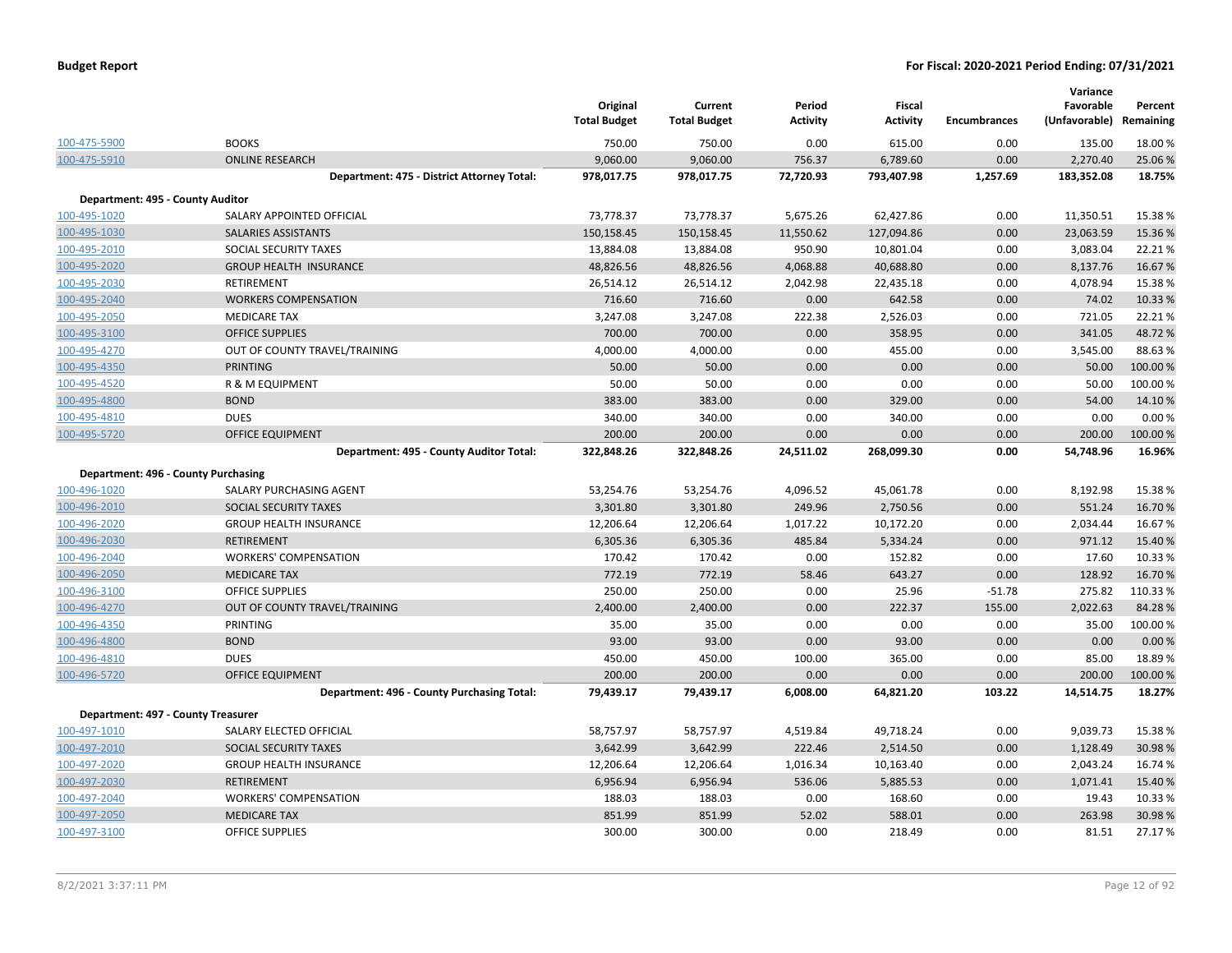**Budget Report** **For Fiscal: 2020-2021 Period Ending: 07/31/2021**

| | | Original Total Budget | Current Total Budget | Period Activity | Fiscal Activity | Encumbrances | Variance Favorable (Unfavorable) | Percent Remaining |
|---|---|---|---|---|---|---|---|---|
| 100-475-5900 | BOOKS | 750.00 | 750.00 | 0.00 | 615.00 | 0.00 | 135.00 | 18.00 % |
| 100-475-5910 | ONLINE RESEARCH | 9,060.00 | 9,060.00 | 756.37 | 6,789.60 | 0.00 | 2,270.40 | 25.06 % |
| | **Department: 475 - District Attorney Total:** | **978,017.75** | **978,017.75** | **72,720.93** | **793,407.98** | **1,257.69** | **183,352.08** | **18.75%** |
| **Department: 495 - County Auditor** | | | | | | | | |
| 100-495-1020 | SALARY APPOINTED OFFICIAL | 73,778.37 | 73,778.37 | 5,675.26 | 62,427.86 | 0.00 | 11,350.51 | 15.38 % |
| 100-495-1030 | SALARIES ASSISTANTS | 150,158.45 | 150,158.45 | 11,550.62 | 127,094.86 | 0.00 | 23,063.59 | 15.36 % |
| 100-495-2010 | SOCIAL SECURITY TAXES | 13,884.08 | 13,884.08 | 950.90 | 10,801.04 | 0.00 | 3,083.04 | 22.21 % |
| 100-495-2020 | GROUP HEALTH INSURANCE | 48,826.56 | 48,826.56 | 4,068.88 | 40,688.80 | 0.00 | 8,137.76 | 16.67 % |
| 100-495-2030 | RETIREMENT | 26,514.12 | 26,514.12 | 2,042.98 | 22,435.18 | 0.00 | 4,078.94 | 15.38 % |
| 100-495-2040 | WORKERS COMPENSATION | 716.60 | 716.60 | 0.00 | 642.58 | 0.00 | 74.02 | 10.33 % |
| 100-495-2050 | MEDICARE TAX | 3,247.08 | 3,247.08 | 222.38 | 2,526.03 | 0.00 | 721.05 | 22.21 % |
| 100-495-3100 | OFFICE SUPPLIES | 700.00 | 700.00 | 0.00 | 358.95 | 0.00 | 341.05 | 48.72 % |
| 100-495-4270 | OUT OF COUNTY TRAVEL/TRAINING | 4,000.00 | 4,000.00 | 0.00 | 455.00 | 0.00 | 3,545.00 | 88.63 % |
| 100-495-4350 | PRINTING | 50.00 | 50.00 | 0.00 | 0.00 | 0.00 | 50.00 | 100.00 % |
| 100-495-4520 | R & M EQUIPMENT | 50.00 | 50.00 | 0.00 | 0.00 | 0.00 | 50.00 | 100.00 % |
| 100-495-4800 | BOND | 383.00 | 383.00 | 0.00 | 329.00 | 0.00 | 54.00 | 14.10 % |
| 100-495-4810 | DUES | 340.00 | 340.00 | 0.00 | 340.00 | 0.00 | 0.00 | 0.00 % |
| 100-495-5720 | OFFICE EQUIPMENT | 200.00 | 200.00 | 0.00 | 0.00 | 0.00 | 200.00 | 100.00 % |
| | **Department: 495 - County Auditor Total:** | **322,848.26** | **322,848.26** | **24,511.02** | **268,099.30** | **0.00** | **54,748.96** | **16.96%** |
| **Department: 496 - County Purchasing** | | | | | | | | |
| 100-496-1020 | SALARY PURCHASING AGENT | 53,254.76 | 53,254.76 | 4,096.52 | 45,061.78 | 0.00 | 8,192.98 | 15.38 % |
| 100-496-2010 | SOCIAL SECURITY TAXES | 3,301.80 | 3,301.80 | 249.96 | 2,750.56 | 0.00 | 551.24 | 16.70 % |
| 100-496-2020 | GROUP HEALTH INSURANCE | 12,206.64 | 12,206.64 | 1,017.22 | 10,172.20 | 0.00 | 2,034.44 | 16.67 % |
| 100-496-2030 | RETIREMENT | 6,305.36 | 6,305.36 | 485.84 | 5,334.24 | 0.00 | 971.12 | 15.40 % |
| 100-496-2040 | WORKERS' COMPENSATION | 170.42 | 170.42 | 0.00 | 152.82 | 0.00 | 17.60 | 10.33 % |
| 100-496-2050 | MEDICARE TAX | 772.19 | 772.19 | 58.46 | 643.27 | 0.00 | 128.92 | 16.70 % |
| 100-496-3100 | OFFICE SUPPLIES | 250.00 | 250.00 | 0.00 | 25.96 | -51.78 | 275.82 | 110.33 % |
| 100-496-4270 | OUT OF COUNTY TRAVEL/TRAINING | 2,400.00 | 2,400.00 | 0.00 | 222.37 | 155.00 | 2,022.63 | 84.28 % |
| 100-496-4350 | PRINTING | 35.00 | 35.00 | 0.00 | 0.00 | 0.00 | 35.00 | 100.00 % |
| 100-496-4800 | BOND | 93.00 | 93.00 | 0.00 | 93.00 | 0.00 | 0.00 | 0.00 % |
| 100-496-4810 | DUES | 450.00 | 450.00 | 100.00 | 365.00 | 0.00 | 85.00 | 18.89 % |
| 100-496-5720 | OFFICE EQUIPMENT | 200.00 | 200.00 | 0.00 | 0.00 | 0.00 | 200.00 | 100.00 % |
| | **Department: 496 - County Purchasing Total:** | **79,439.17** | **79,439.17** | **6,008.00** | **64,821.20** | **103.22** | **14,514.75** | **18.27%** |
| **Department: 497 - County Treasurer** | | | | | | | | |
| 100-497-1010 | SALARY ELECTED OFFICIAL | 58,757.97 | 58,757.97 | 4,519.84 | 49,718.24 | 0.00 | 9,039.73 | 15.38 % |
| 100-497-2010 | SOCIAL SECURITY TAXES | 3,642.99 | 3,642.99 | 222.46 | 2,514.50 | 0.00 | 1,128.49 | 30.98 % |
| 100-497-2020 | GROUP HEALTH INSURANCE | 12,206.64 | 12,206.64 | 1,016.34 | 10,163.40 | 0.00 | 2,043.24 | 16.74 % |
| 100-497-2030 | RETIREMENT | 6,956.94 | 6,956.94 | 536.06 | 5,885.53 | 0.00 | 1,071.41 | 15.40 % |
| 100-497-2040 | WORKERS' COMPENSATION | 188.03 | 188.03 | 0.00 | 168.60 | 0.00 | 19.43 | 10.33 % |
| 100-497-2050 | MEDICARE TAX | 851.99 | 851.99 | 52.02 | 588.01 | 0.00 | 263.98 | 30.98 % |
| 100-497-3100 | OFFICE SUPPLIES | 300.00 | 300.00 | 0.00 | 218.49 | 0.00 | 81.51 | 27.17 % |

8/2/2021 3:37:11 PM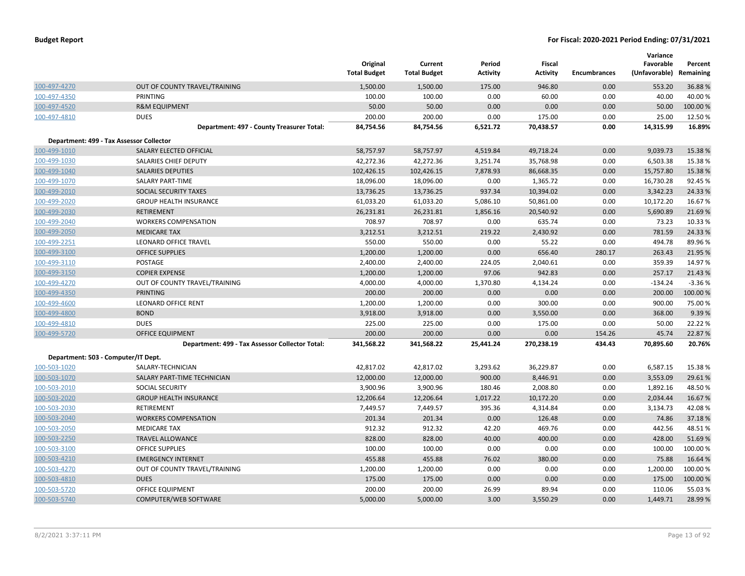**Budget Report** — **For Fiscal: 2020-2021 Period Ending: 07/31/2021**

| | | Original Total Budget | Current Total Budget | Period Activity | Fiscal Activity | Encumbrances | Variance Favorable (Unfavorable) | Percent Remaining |
|---|---|---|---|---|---|---|---|---|
| 100-497-4270 | OUT OF COUNTY TRAVEL/TRAINING | 1,500.00 | 1,500.00 | 175.00 | 946.80 | 0.00 | 553.20 | 36.88 % |
| 100-497-4350 | PRINTING | 100.00 | 100.00 | 0.00 | 60.00 | 0.00 | 40.00 | 40.00 % |
| 100-497-4520 | R&M EQUIPMENT | 50.00 | 50.00 | 0.00 | 0.00 | 0.00 | 50.00 | 100.00 % |
| 100-497-4810 | DUES | 200.00 | 200.00 | 0.00 | 175.00 | 0.00 | 25.00 | 12.50 % |
| | **Department: 497 - County Treasurer Total:** | **84,754.56** | **84,754.56** | **6,521.72** | **70,438.57** | **0.00** | **14,315.99** | **16.89%** |
| **Department: 499 - Tax Assessor Collector** | | | | | | | | |
| 100-499-1010 | SALARY ELECTED OFFICIAL | 58,757.97 | 58,757.97 | 4,519.84 | 49,718.24 | 0.00 | 9,039.73 | 15.38 % |
| 100-499-1030 | SALARIES CHIEF DEPUTY | 42,272.36 | 42,272.36 | 3,251.74 | 35,768.98 | 0.00 | 6,503.38 | 15.38 % |
| 100-499-1040 | SALARIES DEPUTIES | 102,426.15 | 102,426.15 | 7,878.93 | 86,668.35 | 0.00 | 15,757.80 | 15.38 % |
| 100-499-1070 | SALARY PART-TIME | 18,096.00 | 18,096.00 | 0.00 | 1,365.72 | 0.00 | 16,730.28 | 92.45 % |
| 100-499-2010 | SOCIAL SECURITY TAXES | 13,736.25 | 13,736.25 | 937.34 | 10,394.02 | 0.00 | 3,342.23 | 24.33 % |
| 100-499-2020 | GROUP HEALTH INSURANCE | 61,033.20 | 61,033.20 | 5,086.10 | 50,861.00 | 0.00 | 10,172.20 | 16.67 % |
| 100-499-2030 | RETIREMENT | 26,231.81 | 26,231.81 | 1,856.16 | 20,540.92 | 0.00 | 5,690.89 | 21.69 % |
| 100-499-2040 | WORKERS COMPENSATION | 708.97 | 708.97 | 0.00 | 635.74 | 0.00 | 73.23 | 10.33 % |
| 100-499-2050 | MEDICARE TAX | 3,212.51 | 3,212.51 | 219.22 | 2,430.92 | 0.00 | 781.59 | 24.33 % |
| 100-499-2251 | LEONARD OFFICE TRAVEL | 550.00 | 550.00 | 0.00 | 55.22 | 0.00 | 494.78 | 89.96 % |
| 100-499-3100 | OFFICE SUPPLIES | 1,200.00 | 1,200.00 | 0.00 | 656.40 | 280.17 | 263.43 | 21.95 % |
| 100-499-3110 | POSTAGE | 2,400.00 | 2,400.00 | 224.05 | 2,040.61 | 0.00 | 359.39 | 14.97 % |
| 100-499-3150 | COPIER EXPENSE | 1,200.00 | 1,200.00 | 97.06 | 942.83 | 0.00 | 257.17 | 21.43 % |
| 100-499-4270 | OUT OF COUNTY TRAVEL/TRAINING | 4,000.00 | 4,000.00 | 1,370.80 | 4,134.24 | 0.00 | -134.24 | -3.36 % |
| 100-499-4350 | PRINTING | 200.00 | 200.00 | 0.00 | 0.00 | 0.00 | 200.00 | 100.00 % |
| 100-499-4600 | LEONARD OFFICE RENT | 1,200.00 | 1,200.00 | 0.00 | 300.00 | 0.00 | 900.00 | 75.00 % |
| 100-499-4800 | BOND | 3,918.00 | 3,918.00 | 0.00 | 3,550.00 | 0.00 | 368.00 | 9.39 % |
| 100-499-4810 | DUES | 225.00 | 225.00 | 0.00 | 175.00 | 0.00 | 50.00 | 22.22 % |
| 100-499-5720 | OFFICE EQUIPMENT | 200.00 | 200.00 | 0.00 | 0.00 | 154.26 | 45.74 | 22.87 % |
| | **Department: 499 - Tax Assessor Collector Total:** | **341,568.22** | **341,568.22** | **25,441.24** | **270,238.19** | **434.43** | **70,895.60** | **20.76%** |
| **Department: 503 - Computer/IT Dept.** | | | | | | | | |
| 100-503-1020 | SALARY-TECHNICIAN | 42,817.02 | 42,817.02 | 3,293.62 | 36,229.87 | 0.00 | 6,587.15 | 15.38 % |
| 100-503-1070 | SALARY PART-TIME TECHNICIAN | 12,000.00 | 12,000.00 | 900.00 | 8,446.91 | 0.00 | 3,553.09 | 29.61 % |
| 100-503-2010 | SOCIAL SECURITY | 3,900.96 | 3,900.96 | 180.46 | 2,008.80 | 0.00 | 1,892.16 | 48.50 % |
| 100-503-2020 | GROUP HEALTH INSURANCE | 12,206.64 | 12,206.64 | 1,017.22 | 10,172.20 | 0.00 | 2,034.44 | 16.67 % |
| 100-503-2030 | RETIREMENT | 7,449.57 | 7,449.57 | 395.36 | 4,314.84 | 0.00 | 3,134.73 | 42.08 % |
| 100-503-2040 | WORKERS COMPENSATION | 201.34 | 201.34 | 0.00 | 126.48 | 0.00 | 74.86 | 37.18 % |
| 100-503-2050 | MEDICARE TAX | 912.32 | 912.32 | 42.20 | 469.76 | 0.00 | 442.56 | 48.51 % |
| 100-503-2250 | TRAVEL ALLOWANCE | 828.00 | 828.00 | 40.00 | 400.00 | 0.00 | 428.00 | 51.69 % |
| 100-503-3100 | OFFICE SUPPLIES | 100.00 | 100.00 | 0.00 | 0.00 | 0.00 | 100.00 | 100.00 % |
| 100-503-4210 | EMERGENCY INTERNET | 455.88 | 455.88 | 76.02 | 380.00 | 0.00 | 75.88 | 16.64 % |
| 100-503-4270 | OUT OF COUNTY TRAVEL/TRAINING | 1,200.00 | 1,200.00 | 0.00 | 0.00 | 0.00 | 1,200.00 | 100.00 % |
| 100-503-4810 | DUES | 175.00 | 175.00 | 0.00 | 0.00 | 0.00 | 175.00 | 100.00 % |
| 100-503-5720 | OFFICE EQUIPMENT | 200.00 | 200.00 | 26.99 | 89.94 | 0.00 | 110.06 | 55.03 % |
| 100-503-5740 | COMPUTER/WEB SOFTWARE | 5,000.00 | 5,000.00 | 3.00 | 3,550.29 | 0.00 | 1,449.71 | 28.99 % |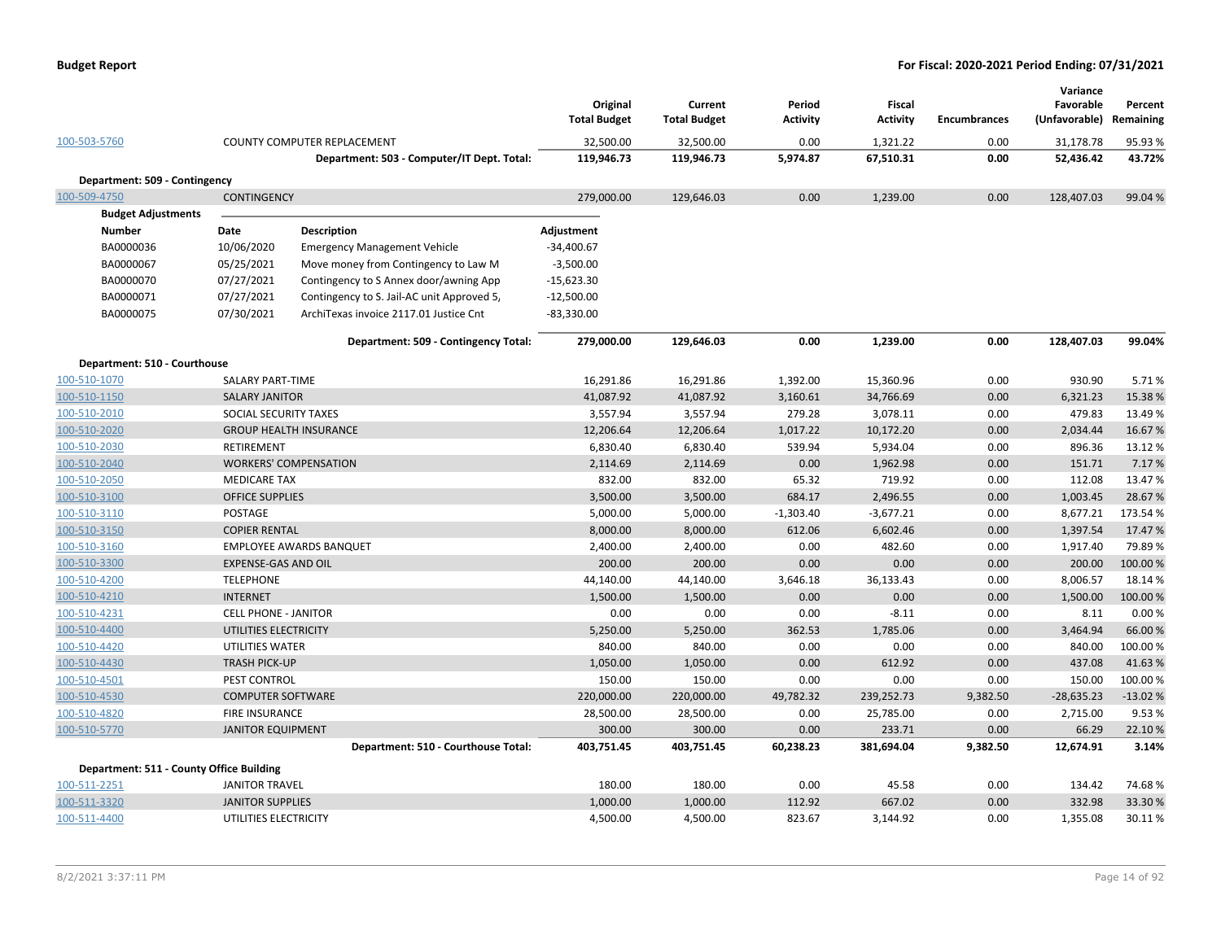**Budget Report** | **For Fiscal: 2020-2021 Period Ending: 07/31/2021**

| | | Original Total Budget | Current Total Budget | Period Activity | Fiscal Activity | Encumbrances | Variance Favorable (Unfavorable) | Percent Remaining |
|---|---|---|---|---|---|---|---|---|
| 100-503-5760 | COUNTY COMPUTER REPLACEMENT | 32,500.00 | 32,500.00 | 0.00 | 1,321.22 | 0.00 | 31,178.78 | 95.93 % |
| | **Department: 503 - Computer/IT Dept. Total:** | **119,946.73** | **119,946.73** | **5,974.87** | **67,510.31** | **0.00** | **52,436.42** | **43.72%** |
| **Department: 509 - Contingency** | | | | | | | | |
| 100-509-4750 | CONTINGENCY | 279,000.00 | 129,646.03 | 0.00 | 1,239.00 | 0.00 | 128,407.03 | 99.04 % |

**Budget Adjustments**

| Number | Date | Description | Adjustment |
|---|---|---|---|
| BA0000036 | 10/06/2020 | Emergency Management Vehicle | -34,400.67 |
| BA0000067 | 05/25/2021 | Move money from Contingency to Law M | -3,500.00 |
| BA0000070 | 07/27/2021 | Contingency to S Annex door/awning App | -15,623.30 |
| BA0000071 | 07/27/2021 | Contingency to S. Jail-AC unit Approved 5, | -12,500.00 |
| BA0000075 | 07/30/2021 | ArchiTexas invoice 2117.01 Justice Cnt | -83,330.00 |

| | | Original Total Budget | Current Total Budget | Period Activity | Fiscal Activity | Encumbrances | Variance Favorable (Unfavorable) | Percent Remaining |
|---|---|---|---|---|---|---|---|---|
| | **Department: 509 - Contingency Total:** | **279,000.00** | **129,646.03** | **0.00** | **1,239.00** | **0.00** | **128,407.03** | **99.04%** |
| **Department: 510 - Courthouse** | | | | | | | | |
| 100-510-1070 | SALARY PART-TIME | 16,291.86 | 16,291.86 | 1,392.00 | 15,360.96 | 0.00 | 930.90 | 5.71 % |
| 100-510-1150 | SALARY JANITOR | 41,087.92 | 41,087.92 | 3,160.61 | 34,766.69 | 0.00 | 6,321.23 | 15.38 % |
| 100-510-2010 | SOCIAL SECURITY TAXES | 3,557.94 | 3,557.94 | 279.28 | 3,078.11 | 0.00 | 479.83 | 13.49 % |
| 100-510-2020 | GROUP HEALTH INSURANCE | 12,206.64 | 12,206.64 | 1,017.22 | 10,172.20 | 0.00 | 2,034.44 | 16.67 % |
| 100-510-2030 | RETIREMENT | 6,830.40 | 6,830.40 | 539.94 | 5,934.04 | 0.00 | 896.36 | 13.12 % |
| 100-510-2040 | WORKERS' COMPENSATION | 2,114.69 | 2,114.69 | 0.00 | 1,962.98 | 0.00 | 151.71 | 7.17 % |
| 100-510-2050 | MEDICARE TAX | 832.00 | 832.00 | 65.32 | 719.92 | 0.00 | 112.08 | 13.47 % |
| 100-510-3100 | OFFICE SUPPLIES | 3,500.00 | 3,500.00 | 684.17 | 2,496.55 | 0.00 | 1,003.45 | 28.67 % |
| 100-510-3110 | POSTAGE | 5,000.00 | 5,000.00 | -1,303.40 | -3,677.21 | 0.00 | 8,677.21 | 173.54 % |
| 100-510-3150 | COPIER RENTAL | 8,000.00 | 8,000.00 | 612.06 | 6,602.46 | 0.00 | 1,397.54 | 17.47 % |
| 100-510-3160 | EMPLOYEE AWARDS BANQUET | 2,400.00 | 2,400.00 | 0.00 | 482.60 | 0.00 | 1,917.40 | 79.89 % |
| 100-510-3300 | EXPENSE-GAS AND OIL | 200.00 | 200.00 | 0.00 | 0.00 | 0.00 | 200.00 | 100.00 % |
| 100-510-4200 | TELEPHONE | 44,140.00 | 44,140.00 | 3,646.18 | 36,133.43 | 0.00 | 8,006.57 | 18.14 % |
| 100-510-4210 | INTERNET | 1,500.00 | 1,500.00 | 0.00 | 0.00 | 0.00 | 1,500.00 | 100.00 % |
| 100-510-4231 | CELL PHONE - JANITOR | 0.00 | 0.00 | 0.00 | -8.11 | 0.00 | 8.11 | 0.00 % |
| 100-510-4400 | UTILITIES ELECTRICITY | 5,250.00 | 5,250.00 | 362.53 | 1,785.06 | 0.00 | 3,464.94 | 66.00 % |
| 100-510-4420 | UTILITIES WATER | 840.00 | 840.00 | 0.00 | 0.00 | 0.00 | 840.00 | 100.00 % |
| 100-510-4430 | TRASH PICK-UP | 1,050.00 | 1,050.00 | 0.00 | 612.92 | 0.00 | 437.08 | 41.63 % |
| 100-510-4501 | PEST CONTROL | 150.00 | 150.00 | 0.00 | 0.00 | 0.00 | 150.00 | 100.00 % |
| 100-510-4530 | COMPUTER SOFTWARE | 220,000.00 | 220,000.00 | 49,782.32 | 239,252.73 | 9,382.50 | -28,635.23 | -13.02 % |
| 100-510-4820 | FIRE INSURANCE | 28,500.00 | 28,500.00 | 0.00 | 25,785.00 | 0.00 | 2,715.00 | 9.53 % |
| 100-510-5770 | JANITOR EQUIPMENT | 300.00 | 300.00 | 0.00 | 233.71 | 0.00 | 66.29 | 22.10 % |
| | **Department: 510 - Courthouse Total:** | **403,751.45** | **403,751.45** | **60,238.23** | **381,694.04** | **9,382.50** | **12,674.91** | **3.14%** |
| **Department: 511 - County Office Building** | | | | | | | | |
| 100-511-2251 | JANITOR TRAVEL | 180.00 | 180.00 | 0.00 | 45.58 | 0.00 | 134.42 | 74.68 % |
| 100-511-3320 | JANITOR SUPPLIES | 1,000.00 | 1,000.00 | 112.92 | 667.02 | 0.00 | 332.98 | 33.30 % |
| 100-511-4400 | UTILITIES ELECTRICITY | 4,500.00 | 4,500.00 | 823.67 | 3,144.92 | 0.00 | 1,355.08 | 30.11 % |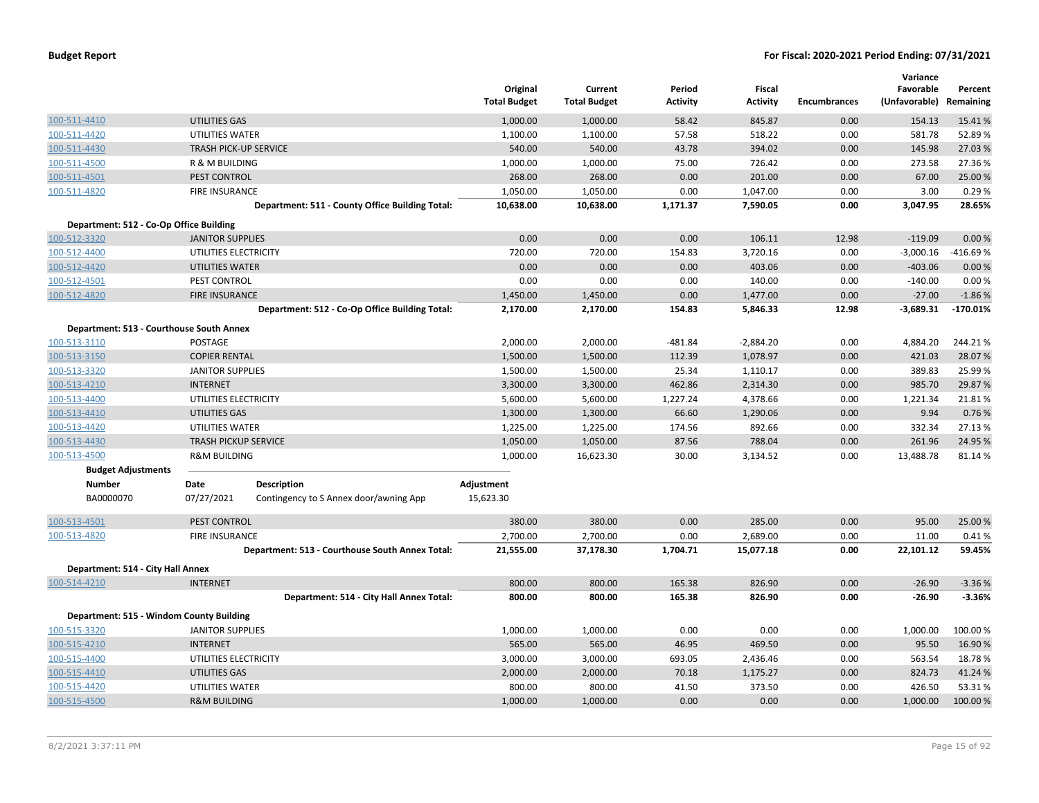| | | Original Total Budget | Current Total Budget | Period Activity | Fiscal Activity | Encumbrances | Variance Favorable (Unfavorable) | Percent Remaining |
|---|---|---|---|---|---|---|---|---|
| 100-511-4410 | UTILITIES GAS | 1,000.00 | 1,000.00 | 58.42 | 845.87 | 0.00 | 154.13 | 15.41 % |
| 100-511-4420 | UTILITIES WATER | 1,100.00 | 1,100.00 | 57.58 | 518.22 | 0.00 | 581.78 | 52.89 % |
| 100-511-4430 | TRASH PICK-UP SERVICE | 540.00 | 540.00 | 43.78 | 394.02 | 0.00 | 145.98 | 27.03 % |
| 100-511-4500 | R & M BUILDING | 1,000.00 | 1,000.00 | 75.00 | 726.42 | 0.00 | 273.58 | 27.36 % |
| 100-511-4501 | PEST CONTROL | 268.00 | 268.00 | 0.00 | 201.00 | 0.00 | 67.00 | 25.00 % |
| 100-511-4820 | FIRE INSURANCE | 1,050.00 | 1,050.00 | 0.00 | 1,047.00 | 0.00 | 3.00 | 0.29 % |
| | **Department: 511 - County Office Building Total:** | **10,638.00** | **10,638.00** | **1,171.37** | **7,590.05** | **0.00** | **3,047.95** | **28.65%** |
| **Department: 512 - Co-Op Office Building** | | | | | | | | |
| 100-512-3320 | JANITOR SUPPLIES | 0.00 | 0.00 | 0.00 | 106.11 | 12.98 | -119.09 | 0.00 % |
| 100-512-4400 | UTILITIES ELECTRICITY | 720.00 | 720.00 | 154.83 | 3,720.16 | 0.00 | -3,000.16 | -416.69 % |
| 100-512-4420 | UTILITIES WATER | 0.00 | 0.00 | 0.00 | 403.06 | 0.00 | -403.06 | 0.00 % |
| 100-512-4501 | PEST CONTROL | 0.00 | 0.00 | 0.00 | 140.00 | 0.00 | -140.00 | 0.00 % |
| 100-512-4820 | FIRE INSURANCE | 1,450.00 | 1,450.00 | 0.00 | 1,477.00 | 0.00 | -27.00 | -1.86 % |
| | **Department: 512 - Co-Op Office Building Total:** | **2,170.00** | **2,170.00** | **154.83** | **5,846.33** | **12.98** | **-3,689.31** | **-170.01%** |
| **Department: 513 - Courthouse South Annex** | | | | | | | | |
| 100-513-3110 | POSTAGE | 2,000.00 | 2,000.00 | -481.84 | -2,884.20 | 0.00 | 4,884.20 | 244.21 % |
| 100-513-3150 | COPIER RENTAL | 1,500.00 | 1,500.00 | 112.39 | 1,078.97 | 0.00 | 421.03 | 28.07 % |
| 100-513-3320 | JANITOR SUPPLIES | 1,500.00 | 1,500.00 | 25.34 | 1,110.17 | 0.00 | 389.83 | 25.99 % |
| 100-513-4210 | INTERNET | 3,300.00 | 3,300.00 | 462.86 | 2,314.30 | 0.00 | 985.70 | 29.87 % |
| 100-513-4400 | UTILITIES ELECTRICITY | 5,600.00 | 5,600.00 | 1,227.24 | 4,378.66 | 0.00 | 1,221.34 | 21.81 % |
| 100-513-4410 | UTILITIES GAS | 1,300.00 | 1,300.00 | 66.60 | 1,290.06 | 0.00 | 9.94 | 0.76 % |
| 100-513-4420 | UTILITIES WATER | 1,225.00 | 1,225.00 | 174.56 | 892.66 | 0.00 | 332.34 | 27.13 % |
| 100-513-4430 | TRASH PICKUP SERVICE | 1,050.00 | 1,050.00 | 87.56 | 788.04 | 0.00 | 261.96 | 24.95 % |
| 100-513-4500 | R&M BUILDING | 1,000.00 | 16,623.30 | 30.00 | 3,134.52 | 0.00 | 13,488.78 | 81.14 % |

**Budget Adjustments**

| Number | Date | Description | Adjustment |
|---|---|---|---|
| BA0000070 | 07/27/2021 | Contingency to S Annex door/awning App | 15,623.30 |

| | | Original Total Budget | Current Total Budget | Period Activity | Fiscal Activity | Encumbrances | Variance Favorable (Unfavorable) | Percent Remaining |
|---|---|---|---|---|---|---|---|---|
| 100-513-4501 | PEST CONTROL | 380.00 | 380.00 | 0.00 | 285.00 | 0.00 | 95.00 | 25.00 % |
| 100-513-4820 | FIRE INSURANCE | 2,700.00 | 2,700.00 | 0.00 | 2,689.00 | 0.00 | 11.00 | 0.41 % |
| | **Department: 513 - Courthouse South Annex Total:** | **21,555.00** | **37,178.30** | **1,704.71** | **15,077.18** | **0.00** | **22,101.12** | **59.45%** |
| **Department: 514 - City Hall Annex** | | | | | | | | |
| 100-514-4210 | INTERNET | 800.00 | 800.00 | 165.38 | 826.90 | 0.00 | -26.90 | -3.36 % |
| | **Department: 514 - City Hall Annex Total:** | **800.00** | **800.00** | **165.38** | **826.90** | **0.00** | **-26.90** | **-3.36%** |
| **Department: 515 - Windom County Building** | | | | | | | | |
| 100-515-3320 | JANITOR SUPPLIES | 1,000.00 | 1,000.00 | 0.00 | 0.00 | 0.00 | 1,000.00 | 100.00 % |
| 100-515-4210 | INTERNET | 565.00 | 565.00 | 46.95 | 469.50 | 0.00 | 95.50 | 16.90 % |
| 100-515-4400 | UTILITIES ELECTRICITY | 3,000.00 | 3,000.00 | 693.05 | 2,436.46 | 0.00 | 563.54 | 18.78 % |
| 100-515-4410 | UTILITIES GAS | 2,000.00 | 2,000.00 | 70.18 | 1,175.27 | 0.00 | 824.73 | 41.24 % |
| 100-515-4420 | UTILITIES WATER | 800.00 | 800.00 | 41.50 | 373.50 | 0.00 | 426.50 | 53.31 % |
| 100-515-4500 | R&M BUILDING | 1,000.00 | 1,000.00 | 0.00 | 0.00 | 0.00 | 1,000.00 | 100.00 % |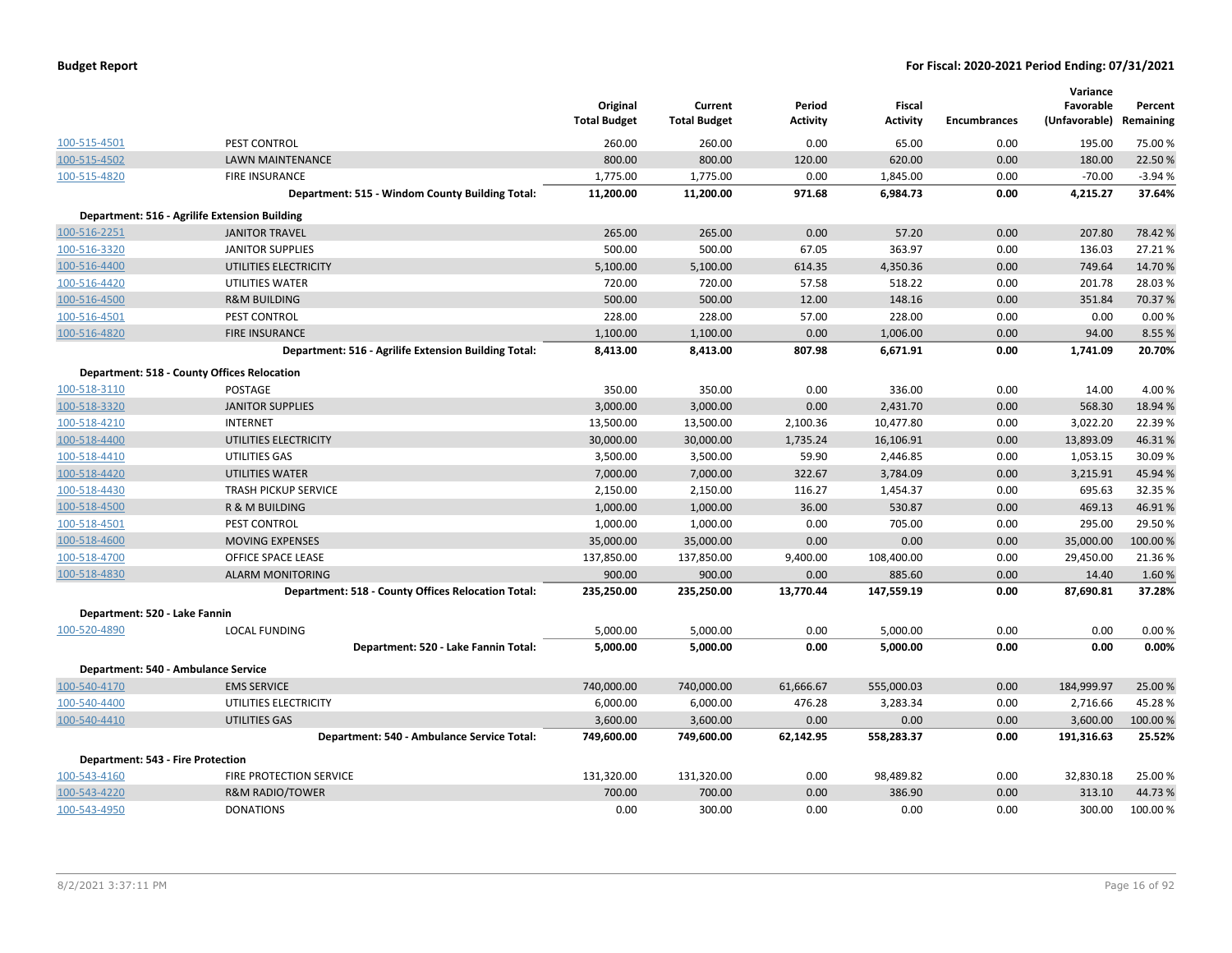| | | Original Total Budget | Current Total Budget | Period Activity | Fiscal Activity | Encumbrances | Variance Favorable (Unfavorable) | Percent Remaining |
|---|---|---|---|---|---|---|---|---|
| 100-515-4501 | PEST CONTROL | 260.00 | 260.00 | 0.00 | 65.00 | 0.00 | 195.00 | 75.00 % |
| 100-515-4502 | LAWN MAINTENANCE | 800.00 | 800.00 | 120.00 | 620.00 | 0.00 | 180.00 | 22.50 % |
| 100-515-4820 | FIRE INSURANCE | 1,775.00 | 1,775.00 | 0.00 | 1,845.00 | 0.00 | -70.00 | -3.94 % |
| | **Department: 515 - Windom County Building Total:** | **11,200.00** | **11,200.00** | **971.68** | **6,984.73** | **0.00** | **4,215.27** | **37.64%** |
| **Department: 516 - Agrilife Extension Building** | | | | | | | | |
| 100-516-2251 | JANITOR TRAVEL | 265.00 | 265.00 | 0.00 | 57.20 | 0.00 | 207.80 | 78.42 % |
| 100-516-3320 | JANITOR SUPPLIES | 500.00 | 500.00 | 67.05 | 363.97 | 0.00 | 136.03 | 27.21 % |
| 100-516-4400 | UTILITIES ELECTRICITY | 5,100.00 | 5,100.00 | 614.35 | 4,350.36 | 0.00 | 749.64 | 14.70 % |
| 100-516-4420 | UTILITIES WATER | 720.00 | 720.00 | 57.58 | 518.22 | 0.00 | 201.78 | 28.03 % |
| 100-516-4500 | R&M BUILDING | 500.00 | 500.00 | 12.00 | 148.16 | 0.00 | 351.84 | 70.37 % |
| 100-516-4501 | PEST CONTROL | 228.00 | 228.00 | 57.00 | 228.00 | 0.00 | 0.00 | 0.00 % |
| 100-516-4820 | FIRE INSURANCE | 1,100.00 | 1,100.00 | 0.00 | 1,006.00 | 0.00 | 94.00 | 8.55 % |
| | **Department: 516 - Agrilife Extension Building Total:** | **8,413.00** | **8,413.00** | **807.98** | **6,671.91** | **0.00** | **1,741.09** | **20.70%** |
| **Department: 518 - County Offices Relocation** | | | | | | | | |
| 100-518-3110 | POSTAGE | 350.00 | 350.00 | 0.00 | 336.00 | 0.00 | 14.00 | 4.00 % |
| 100-518-3320 | JANITOR SUPPLIES | 3,000.00 | 3,000.00 | 0.00 | 2,431.70 | 0.00 | 568.30 | 18.94 % |
| 100-518-4210 | INTERNET | 13,500.00 | 13,500.00 | 2,100.36 | 10,477.80 | 0.00 | 3,022.20 | 22.39 % |
| 100-518-4400 | UTILITIES ELECTRICITY | 30,000.00 | 30,000.00 | 1,735.24 | 16,106.91 | 0.00 | 13,893.09 | 46.31 % |
| 100-518-4410 | UTILITIES GAS | 3,500.00 | 3,500.00 | 59.90 | 2,446.85 | 0.00 | 1,053.15 | 30.09 % |
| 100-518-4420 | UTILITIES WATER | 7,000.00 | 7,000.00 | 322.67 | 3,784.09 | 0.00 | 3,215.91 | 45.94 % |
| 100-518-4430 | TRASH PICKUP SERVICE | 2,150.00 | 2,150.00 | 116.27 | 1,454.37 | 0.00 | 695.63 | 32.35 % |
| 100-518-4500 | R & M BUILDING | 1,000.00 | 1,000.00 | 36.00 | 530.87 | 0.00 | 469.13 | 46.91 % |
| 100-518-4501 | PEST CONTROL | 1,000.00 | 1,000.00 | 0.00 | 705.00 | 0.00 | 295.00 | 29.50 % |
| 100-518-4600 | MOVING EXPENSES | 35,000.00 | 35,000.00 | 0.00 | 0.00 | 0.00 | 35,000.00 | 100.00 % |
| 100-518-4700 | OFFICE SPACE LEASE | 137,850.00 | 137,850.00 | 9,400.00 | 108,400.00 | 0.00 | 29,450.00 | 21.36 % |
| 100-518-4830 | ALARM MONITORING | 900.00 | 900.00 | 0.00 | 885.60 | 0.00 | 14.40 | 1.60 % |
| | **Department: 518 - County Offices Relocation Total:** | **235,250.00** | **235,250.00** | **13,770.44** | **147,559.19** | **0.00** | **87,690.81** | **37.28%** |
| **Department: 520 - Lake Fannin** | | | | | | | | |
| 100-520-4890 | LOCAL FUNDING | 5,000.00 | 5,000.00 | 0.00 | 5,000.00 | 0.00 | 0.00 | 0.00 % |
| | **Department: 520 - Lake Fannin Total:** | **5,000.00** | **5,000.00** | **0.00** | **5,000.00** | **0.00** | **0.00** | **0.00%** |
| **Department: 540 - Ambulance Service** | | | | | | | | |
| 100-540-4170 | EMS SERVICE | 740,000.00 | 740,000.00 | 61,666.67 | 555,000.03 | 0.00 | 184,999.97 | 25.00 % |
| 100-540-4400 | UTILITIES ELECTRICITY | 6,000.00 | 6,000.00 | 476.28 | 3,283.34 | 0.00 | 2,716.66 | 45.28 % |
| 100-540-4410 | UTILITIES GAS | 3,600.00 | 3,600.00 | 0.00 | 0.00 | 0.00 | 3,600.00 | 100.00 % |
| | **Department: 540 - Ambulance Service Total:** | **749,600.00** | **749,600.00** | **62,142.95** | **558,283.37** | **0.00** | **191,316.63** | **25.52%** |
| **Department: 543 - Fire Protection** | | | | | | | | |
| 100-543-4160 | FIRE PROTECTION SERVICE | 131,320.00 | 131,320.00 | 0.00 | 98,489.82 | 0.00 | 32,830.18 | 25.00 % |
| 100-543-4220 | R&M RADIO/TOWER | 700.00 | 700.00 | 0.00 | 386.90 | 0.00 | 313.10 | 44.73 % |
| 100-543-4950 | DONATIONS | 0.00 | 300.00 | 0.00 | 0.00 | 0.00 | 300.00 | 100.00 % |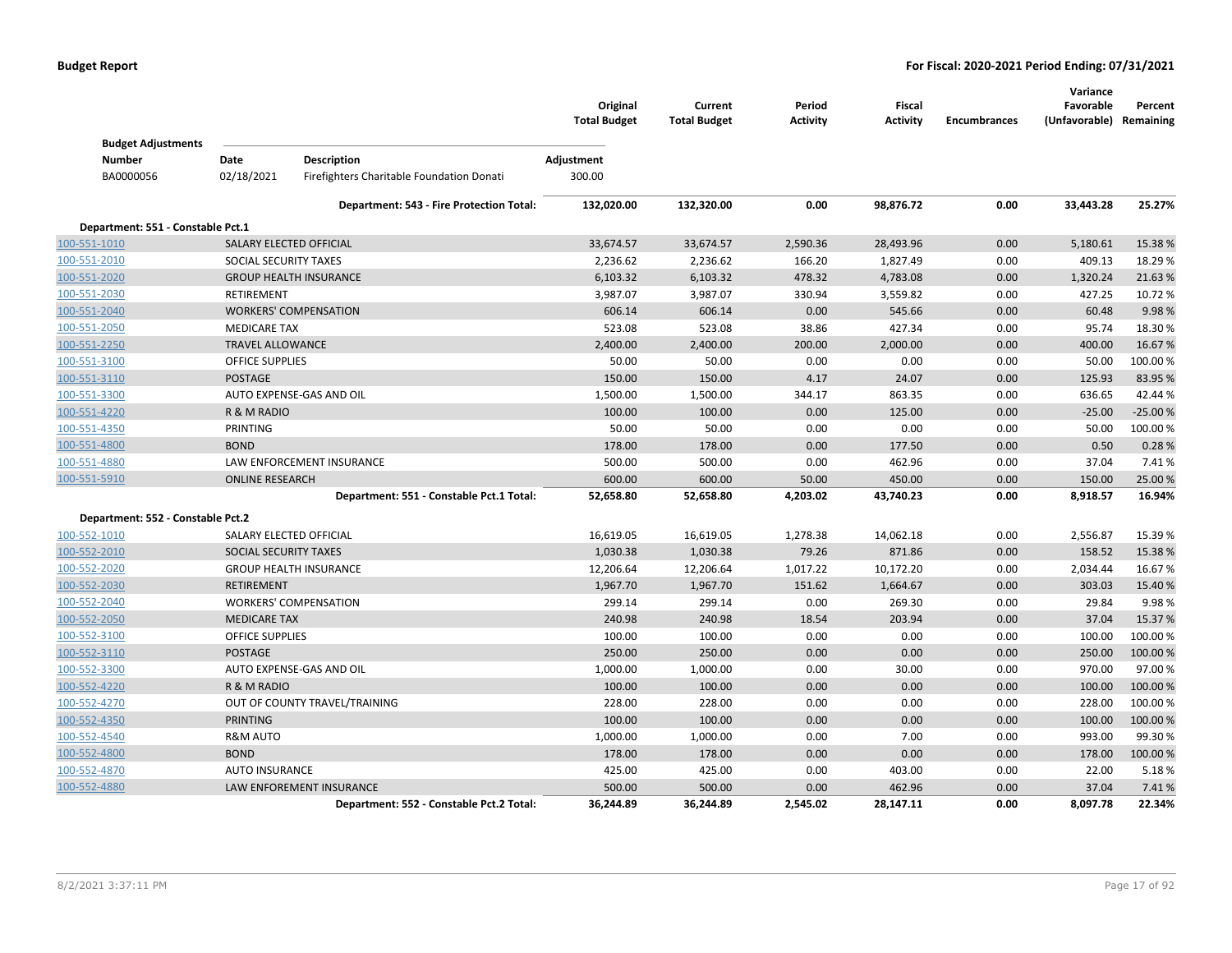| | | Original Total Budget | Current Total Budget | Period Activity | Fiscal Activity | Encumbrances | Variance Favorable (Unfavorable) | Percent Remaining |
|---|---|---|---|---|---|---|---|---|

**Budget Adjustments**

| Number | Date | Description | Adjustment |
|---|---|---|---|
| BA0000056 | 02/18/2021 | Firefighters Charitable Foundation Donati | 300.00 |

| | | Original Total Budget | Current Total Budget | Period Activity | Fiscal Activity | Encumbrances | Variance Favorable (Unfavorable) | Percent Remaining |
|---|---|---|---|---|---|---|---|---|
| | **Department: 543 - Fire Protection Total:** | **132,020.00** | **132,320.00** | **0.00** | **98,876.72** | **0.00** | **33,443.28** | **25.27%** |
| **Department: 551 - Constable Pct.1** | | | | | | | | |
| 100-551-1010 | SALARY ELECTED OFFICIAL | 33,674.57 | 33,674.57 | 2,590.36 | 28,493.96 | 0.00 | 5,180.61 | 15.38 % |
| 100-551-2010 | SOCIAL SECURITY TAXES | 2,236.62 | 2,236.62 | 166.20 | 1,827.49 | 0.00 | 409.13 | 18.29 % |
| 100-551-2020 | GROUP HEALTH INSURANCE | 6,103.32 | 6,103.32 | 478.32 | 4,783.08 | 0.00 | 1,320.24 | 21.63 % |
| 100-551-2030 | RETIREMENT | 3,987.07 | 3,987.07 | 330.94 | 3,559.82 | 0.00 | 427.25 | 10.72 % |
| 100-551-2040 | WORKERS' COMPENSATION | 606.14 | 606.14 | 0.00 | 545.66 | 0.00 | 60.48 | 9.98 % |
| 100-551-2050 | MEDICARE TAX | 523.08 | 523.08 | 38.86 | 427.34 | 0.00 | 95.74 | 18.30 % |
| 100-551-2250 | TRAVEL ALLOWANCE | 2,400.00 | 2,400.00 | 200.00 | 2,000.00 | 0.00 | 400.00 | 16.67 % |
| 100-551-3100 | OFFICE SUPPLIES | 50.00 | 50.00 | 0.00 | 0.00 | 0.00 | 50.00 | 100.00 % |
| 100-551-3110 | POSTAGE | 150.00 | 150.00 | 4.17 | 24.07 | 0.00 | 125.93 | 83.95 % |
| 100-551-3300 | AUTO EXPENSE-GAS AND OIL | 1,500.00 | 1,500.00 | 344.17 | 863.35 | 0.00 | 636.65 | 42.44 % |
| 100-551-4220 | R & M RADIO | 100.00 | 100.00 | 0.00 | 125.00 | 0.00 | -25.00 | -25.00 % |
| 100-551-4350 | PRINTING | 50.00 | 50.00 | 0.00 | 0.00 | 0.00 | 50.00 | 100.00 % |
| 100-551-4800 | BOND | 178.00 | 178.00 | 0.00 | 177.50 | 0.00 | 0.50 | 0.28 % |
| 100-551-4880 | LAW ENFORCEMENT INSURANCE | 500.00 | 500.00 | 0.00 | 462.96 | 0.00 | 37.04 | 7.41 % |
| 100-551-5910 | ONLINE RESEARCH | 600.00 | 600.00 | 50.00 | 450.00 | 0.00 | 150.00 | 25.00 % |
| | **Department: 551 - Constable Pct.1 Total:** | **52,658.80** | **52,658.80** | **4,203.02** | **43,740.23** | **0.00** | **8,918.57** | **16.94%** |
| **Department: 552 - Constable Pct.2** | | | | | | | | |
| 100-552-1010 | SALARY ELECTED OFFICIAL | 16,619.05 | 16,619.05 | 1,278.38 | 14,062.18 | 0.00 | 2,556.87 | 15.39 % |
| 100-552-2010 | SOCIAL SECURITY TAXES | 1,030.38 | 1,030.38 | 79.26 | 871.86 | 0.00 | 158.52 | 15.38 % |
| 100-552-2020 | GROUP HEALTH INSURANCE | 12,206.64 | 12,206.64 | 1,017.22 | 10,172.20 | 0.00 | 2,034.44 | 16.67 % |
| 100-552-2030 | RETIREMENT | 1,967.70 | 1,967.70 | 151.62 | 1,664.67 | 0.00 | 303.03 | 15.40 % |
| 100-552-2040 | WORKERS' COMPENSATION | 299.14 | 299.14 | 0.00 | 269.30 | 0.00 | 29.84 | 9.98 % |
| 100-552-2050 | MEDICARE TAX | 240.98 | 240.98 | 18.54 | 203.94 | 0.00 | 37.04 | 15.37 % |
| 100-552-3100 | OFFICE SUPPLIES | 100.00 | 100.00 | 0.00 | 0.00 | 0.00 | 100.00 | 100.00 % |
| 100-552-3110 | POSTAGE | 250.00 | 250.00 | 0.00 | 0.00 | 0.00 | 250.00 | 100.00 % |
| 100-552-3300 | AUTO EXPENSE-GAS AND OIL | 1,000.00 | 1,000.00 | 0.00 | 30.00 | 0.00 | 970.00 | 97.00 % |
| 100-552-4220 | R & M RADIO | 100.00 | 100.00 | 0.00 | 0.00 | 0.00 | 100.00 | 100.00 % |
| 100-552-4270 | OUT OF COUNTY TRAVEL/TRAINING | 228.00 | 228.00 | 0.00 | 0.00 | 0.00 | 228.00 | 100.00 % |
| 100-552-4350 | PRINTING | 100.00 | 100.00 | 0.00 | 0.00 | 0.00 | 100.00 | 100.00 % |
| 100-552-4540 | R&M AUTO | 1,000.00 | 1,000.00 | 0.00 | 7.00 | 0.00 | 993.00 | 99.30 % |
| 100-552-4800 | BOND | 178.00 | 178.00 | 0.00 | 0.00 | 0.00 | 178.00 | 100.00 % |
| 100-552-4870 | AUTO INSURANCE | 425.00 | 425.00 | 0.00 | 403.00 | 0.00 | 22.00 | 5.18 % |
| 100-552-4880 | LAW ENFOREMENT INSURANCE | 500.00 | 500.00 | 0.00 | 462.96 | 0.00 | 37.04 | 7.41 % |
| | **Department: 552 - Constable Pct.2 Total:** | **36,244.89** | **36,244.89** | **2,545.02** | **28,147.11** | **0.00** | **8,097.78** | **22.34%** |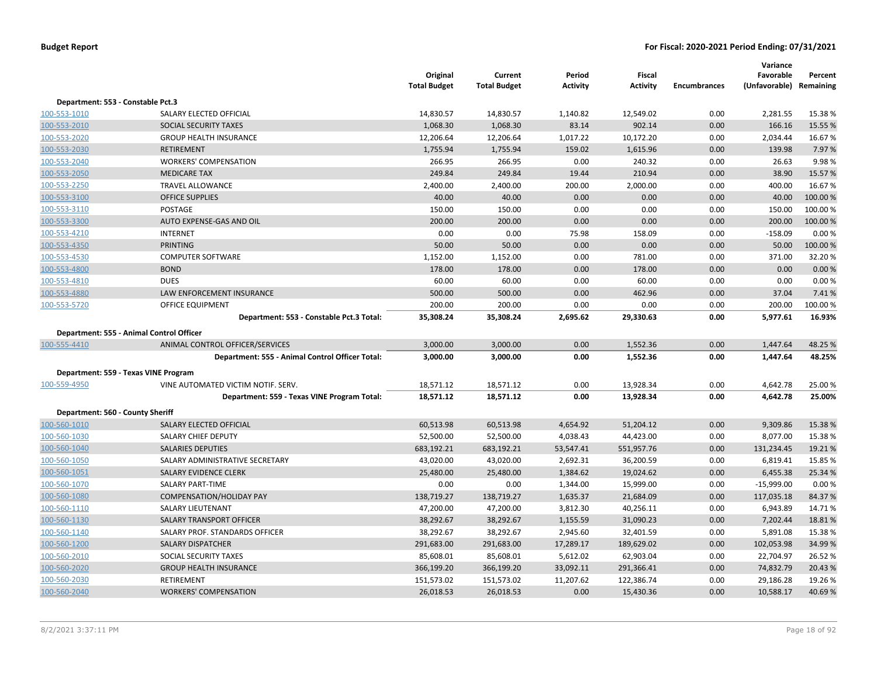**Budget Report** | **For Fiscal: 2020-2021 Period Ending: 07/31/2021**

| | | Original Total Budget | Current Total Budget | Period Activity | Fiscal Activity | Encumbrances | Variance Favorable (Unfavorable) | Percent Remaining |
|---|---|---|---|---|---|---|---|---|
| **Department: 553 - Constable Pct.3** | | | | | | | | |
| 100-553-1010 | SALARY ELECTED OFFICIAL | 14,830.57 | 14,830.57 | 1,140.82 | 12,549.02 | 0.00 | 2,281.55 | 15.38 % |
| 100-553-2010 | SOCIAL SECURITY TAXES | 1,068.30 | 1,068.30 | 83.14 | 902.14 | 0.00 | 166.16 | 15.55 % |
| 100-553-2020 | GROUP HEALTH INSURANCE | 12,206.64 | 12,206.64 | 1,017.22 | 10,172.20 | 0.00 | 2,034.44 | 16.67 % |
| 100-553-2030 | RETIREMENT | 1,755.94 | 1,755.94 | 159.02 | 1,615.96 | 0.00 | 139.98 | 7.97 % |
| 100-553-2040 | WORKERS' COMPENSATION | 266.95 | 266.95 | 0.00 | 240.32 | 0.00 | 26.63 | 9.98 % |
| 100-553-2050 | MEDICARE TAX | 249.84 | 249.84 | 19.44 | 210.94 | 0.00 | 38.90 | 15.57 % |
| 100-553-2250 | TRAVEL ALLOWANCE | 2,400.00 | 2,400.00 | 200.00 | 2,000.00 | 0.00 | 400.00 | 16.67 % |
| 100-553-3100 | OFFICE SUPPLIES | 40.00 | 40.00 | 0.00 | 0.00 | 0.00 | 40.00 | 100.00 % |
| 100-553-3110 | POSTAGE | 150.00 | 150.00 | 0.00 | 0.00 | 0.00 | 150.00 | 100.00 % |
| 100-553-3300 | AUTO EXPENSE-GAS AND OIL | 200.00 | 200.00 | 0.00 | 0.00 | 0.00 | 200.00 | 100.00 % |
| 100-553-4210 | INTERNET | 0.00 | 0.00 | 75.98 | 158.09 | 0.00 | -158.09 | 0.00 % |
| 100-553-4350 | PRINTING | 50.00 | 50.00 | 0.00 | 0.00 | 0.00 | 50.00 | 100.00 % |
| 100-553-4530 | COMPUTER SOFTWARE | 1,152.00 | 1,152.00 | 0.00 | 781.00 | 0.00 | 371.00 | 32.20 % |
| 100-553-4800 | BOND | 178.00 | 178.00 | 0.00 | 178.00 | 0.00 | 0.00 | 0.00 % |
| 100-553-4810 | DUES | 60.00 | 60.00 | 0.00 | 60.00 | 0.00 | 0.00 | 0.00 % |
| 100-553-4880 | LAW ENFORCEMENT INSURANCE | 500.00 | 500.00 | 0.00 | 462.96 | 0.00 | 37.04 | 7.41 % |
| 100-553-5720 | OFFICE EQUIPMENT | 200.00 | 200.00 | 0.00 | 0.00 | 0.00 | 200.00 | 100.00 % |
| | **Department: 553 - Constable Pct.3 Total:** | **35,308.24** | **35,308.24** | **2,695.62** | **29,330.63** | **0.00** | **5,977.61** | **16.93%** |
| **Department: 555 - Animal Control Officer** | | | | | | | | |
| 100-555-4410 | ANIMAL CONTROL OFFICER/SERVICES | 3,000.00 | 3,000.00 | 0.00 | 1,552.36 | 0.00 | 1,447.64 | 48.25 % |
| | **Department: 555 - Animal Control Officer Total:** | **3,000.00** | **3,000.00** | **0.00** | **1,552.36** | **0.00** | **1,447.64** | **48.25%** |
| **Department: 559 - Texas VINE Program** | | | | | | | | |
| 100-559-4950 | VINE AUTOMATED VICTIM NOTIF. SERV. | 18,571.12 | 18,571.12 | 0.00 | 13,928.34 | 0.00 | 4,642.78 | 25.00 % |
| | **Department: 559 - Texas VINE Program Total:** | **18,571.12** | **18,571.12** | **0.00** | **13,928.34** | **0.00** | **4,642.78** | **25.00%** |
| **Department: 560 - County Sheriff** | | | | | | | | |
| 100-560-1010 | SALARY ELECTED OFFICIAL | 60,513.98 | 60,513.98 | 4,654.92 | 51,204.12 | 0.00 | 9,309.86 | 15.38 % |
| 100-560-1030 | SALARY CHIEF DEPUTY | 52,500.00 | 52,500.00 | 4,038.43 | 44,423.00 | 0.00 | 8,077.00 | 15.38 % |
| 100-560-1040 | SALARIES DEPUTIES | 683,192.21 | 683,192.21 | 53,547.41 | 551,957.76 | 0.00 | 131,234.45 | 19.21 % |
| 100-560-1050 | SALARY ADMINISTRATIVE SECRETARY | 43,020.00 | 43,020.00 | 2,692.31 | 36,200.59 | 0.00 | 6,819.41 | 15.85 % |
| 100-560-1051 | SALARY EVIDENCE CLERK | 25,480.00 | 25,480.00 | 1,384.62 | 19,024.62 | 0.00 | 6,455.38 | 25.34 % |
| 100-560-1070 | SALARY PART-TIME | 0.00 | 0.00 | 1,344.00 | 15,999.00 | 0.00 | -15,999.00 | 0.00 % |
| 100-560-1080 | COMPENSATION/HOLIDAY PAY | 138,719.27 | 138,719.27 | 1,635.37 | 21,684.09 | 0.00 | 117,035.18 | 84.37 % |
| 100-560-1110 | SALARY LIEUTENANT | 47,200.00 | 47,200.00 | 3,812.30 | 40,256.11 | 0.00 | 6,943.89 | 14.71 % |
| 100-560-1130 | SALARY TRANSPORT OFFICER | 38,292.67 | 38,292.67 | 1,155.59 | 31,090.23 | 0.00 | 7,202.44 | 18.81 % |
| 100-560-1140 | SALARY PROF. STANDARDS OFFICER | 38,292.67 | 38,292.67 | 2,945.60 | 32,401.59 | 0.00 | 5,891.08 | 15.38 % |
| 100-560-1200 | SALARY DISPATCHER | 291,683.00 | 291,683.00 | 17,289.17 | 189,629.02 | 0.00 | 102,053.98 | 34.99 % |
| 100-560-2010 | SOCIAL SECURITY TAXES | 85,608.01 | 85,608.01 | 5,612.02 | 62,903.04 | 0.00 | 22,704.97 | 26.52 % |
| 100-560-2020 | GROUP HEALTH INSURANCE | 366,199.20 | 366,199.20 | 33,092.11 | 291,366.41 | 0.00 | 74,832.79 | 20.43 % |
| 100-560-2030 | RETIREMENT | 151,573.02 | 151,573.02 | 11,207.62 | 122,386.74 | 0.00 | 29,186.28 | 19.26 % |
| 100-560-2040 | WORKERS' COMPENSATION | 26,018.53 | 26,018.53 | 0.00 | 15,430.36 | 0.00 | 10,588.17 | 40.69 % |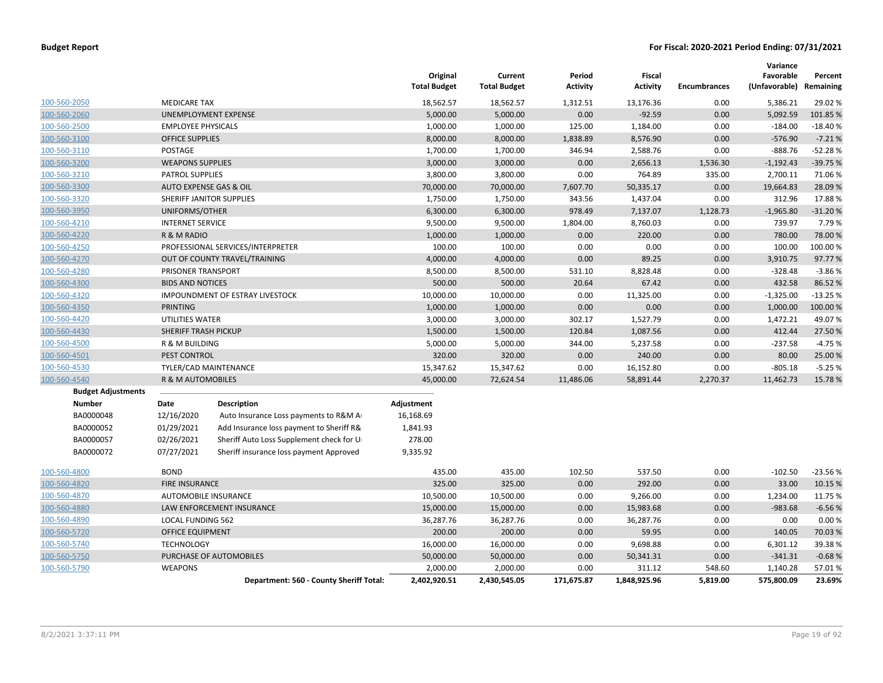**Budget Report** **For Fiscal: 2020-2021 Period Ending: 07/31/2021**

| | | Original Total Budget | Current Total Budget | Period Activity | Fiscal Activity | Encumbrances | Variance Favorable (Unfavorable) | Percent Remaining |
|---|---|---|---|---|---|---|---|---|
| 100-560-2050 | MEDICARE TAX | 18,562.57 | 18,562.57 | 1,312.51 | 13,176.36 | 0.00 | 5,386.21 | 29.02 % |
| 100-560-2060 | UNEMPLOYMENT EXPENSE | 5,000.00 | 5,000.00 | 0.00 | -92.59 | 0.00 | 5,092.59 | 101.85 % |
| 100-560-2500 | EMPLOYEE PHYSICALS | 1,000.00 | 1,000.00 | 125.00 | 1,184.00 | 0.00 | -184.00 | -18.40 % |
| 100-560-3100 | OFFICE SUPPLIES | 8,000.00 | 8,000.00 | 1,838.89 | 8,576.90 | 0.00 | -576.90 | -7.21 % |
| 100-560-3110 | POSTAGE | 1,700.00 | 1,700.00 | 346.94 | 2,588.76 | 0.00 | -888.76 | -52.28 % |
| 100-560-3200 | WEAPONS SUPPLIES | 3,000.00 | 3,000.00 | 0.00 | 2,656.13 | 1,536.30 | -1,192.43 | -39.75 % |
| 100-560-3210 | PATROL SUPPLIES | 3,800.00 | 3,800.00 | 0.00 | 764.89 | 335.00 | 2,700.11 | 71.06 % |
| 100-560-3300 | AUTO EXPENSE GAS & OIL | 70,000.00 | 70,000.00 | 7,607.70 | 50,335.17 | 0.00 | 19,664.83 | 28.09 % |
| 100-560-3320 | SHERIFF JANITOR SUPPLIES | 1,750.00 | 1,750.00 | 343.56 | 1,437.04 | 0.00 | 312.96 | 17.88 % |
| 100-560-3950 | UNIFORMS/OTHER | 6,300.00 | 6,300.00 | 978.49 | 7,137.07 | 1,128.73 | -1,965.80 | -31.20 % |
| 100-560-4210 | INTERNET SERVICE | 9,500.00 | 9,500.00 | 1,804.00 | 8,760.03 | 0.00 | 739.97 | 7.79 % |
| 100-560-4220 | R & M RADIO | 1,000.00 | 1,000.00 | 0.00 | 220.00 | 0.00 | 780.00 | 78.00 % |
| 100-560-4250 | PROFESSIONAL SERVICES/INTERPRETER | 100.00 | 100.00 | 0.00 | 0.00 | 0.00 | 100.00 | 100.00 % |
| 100-560-4270 | OUT OF COUNTY TRAVEL/TRAINING | 4,000.00 | 4,000.00 | 0.00 | 89.25 | 0.00 | 3,910.75 | 97.77 % |
| 100-560-4280 | PRISONER TRANSPORT | 8,500.00 | 8,500.00 | 531.10 | 8,828.48 | 0.00 | -328.48 | -3.86 % |
| 100-560-4300 | BIDS AND NOTICES | 500.00 | 500.00 | 20.64 | 67.42 | 0.00 | 432.58 | 86.52 % |
| 100-560-4320 | IMPOUNDMENT OF ESTRAY LIVESTOCK | 10,000.00 | 10,000.00 | 0.00 | 11,325.00 | 0.00 | -1,325.00 | -13.25 % |
| 100-560-4350 | PRINTING | 1,000.00 | 1,000.00 | 0.00 | 0.00 | 0.00 | 1,000.00 | 100.00 % |
| 100-560-4420 | UTILITIES WATER | 3,000.00 | 3,000.00 | 302.17 | 1,527.79 | 0.00 | 1,472.21 | 49.07 % |
| 100-560-4430 | SHERIFF TRASH PICKUP | 1,500.00 | 1,500.00 | 120.84 | 1,087.56 | 0.00 | 412.44 | 27.50 % |
| 100-560-4500 | R & M BUILDING | 5,000.00 | 5,000.00 | 344.00 | 5,237.58 | 0.00 | -237.58 | -4.75 % |
| 100-560-4501 | PEST CONTROL | 320.00 | 320.00 | 0.00 | 240.00 | 0.00 | 80.00 | 25.00 % |
| 100-560-4530 | TYLER/CAD MAINTENANCE | 15,347.62 | 15,347.62 | 0.00 | 16,152.80 | 0.00 | -805.18 | -5.25 % |
| 100-560-4540 | R & M AUTOMOBILES | 45,000.00 | 72,624.54 | 11,486.06 | 58,891.44 | 2,270.37 | 11,462.73 | 15.78 % |

**Budget Adjustments**

| Number | Date | Description | Adjustment |
|---|---|---|---|
| BA0000048 | 12/16/2020 | Auto Insurance Loss payments to R&M A | 16,168.69 |
| BA0000052 | 01/29/2021 | Add Insurance loss payment to Sheriff R& | 1,841.93 |
| BA0000057 | 02/26/2021 | Sheriff Auto Loss Supplement check for U | 278.00 |
| BA0000072 | 07/27/2021 | Sheriff insurance loss payment Approved | 9,335.92 |

| | | Original Total Budget | Current Total Budget | Period Activity | Fiscal Activity | Encumbrances | Variance Favorable (Unfavorable) | Percent Remaining |
|---|---|---|---|---|---|---|---|---|
| 100-560-4800 | BOND | 435.00 | 435.00 | 102.50 | 537.50 | 0.00 | -102.50 | -23.56 % |
| 100-560-4820 | FIRE INSURANCE | 325.00 | 325.00 | 0.00 | 292.00 | 0.00 | 33.00 | 10.15 % |
| 100-560-4870 | AUTOMOBILE INSURANCE | 10,500.00 | 10,500.00 | 0.00 | 9,266.00 | 0.00 | 1,234.00 | 11.75 % |
| 100-560-4880 | LAW ENFORCEMENT INSURANCE | 15,000.00 | 15,000.00 | 0.00 | 15,983.68 | 0.00 | -983.68 | -6.56 % |
| 100-560-4890 | LOCAL FUNDING 562 | 36,287.76 | 36,287.76 | 0.00 | 36,287.76 | 0.00 | 0.00 | 0.00 % |
| 100-560-5720 | OFFICE EQUIPMENT | 200.00 | 200.00 | 0.00 | 59.95 | 0.00 | 140.05 | 70.03 % |
| 100-560-5740 | TECHNOLOGY | 16,000.00 | 16,000.00 | 0.00 | 9,698.88 | 0.00 | 6,301.12 | 39.38 % |
| 100-560-5750 | PURCHASE OF AUTOMOBILES | 50,000.00 | 50,000.00 | 0.00 | 50,341.31 | 0.00 | -341.31 | -0.68 % |
| 100-560-5790 | WEAPONS | 2,000.00 | 2,000.00 | 0.00 | 311.12 | 548.60 | 1,140.28 | 57.01 % |
| | **Department: 560 - County Sheriff Total:** | **2,402,920.51** | **2,430,545.05** | **171,675.87** | **1,848,925.96** | **5,819.00** | **575,800.09** | **23.69%** |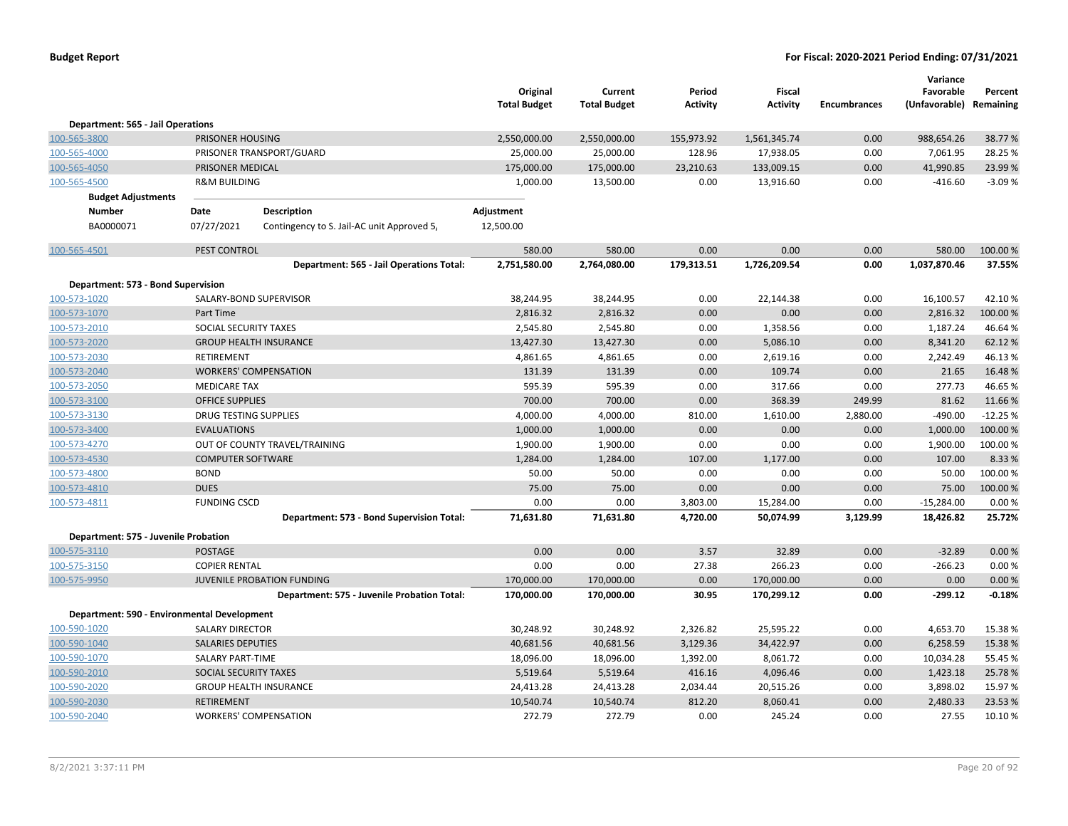**Budget Report** **For Fiscal: 2020-2021 Period Ending: 07/31/2021**

| | | Original Total Budget | Current Total Budget | Period Activity | Fiscal Activity | Encumbrances | Variance Favorable (Unfavorable) | Percent Remaining |
|---|---|---|---|---|---|---|---|---|
| **Department: 565 - Jail Operations** | | | | | | | | |
| 100-565-3800 | PRISONER HOUSING | 2,550,000.00 | 2,550,000.00 | 155,973.92 | 1,561,345.74 | 0.00 | 988,654.26 | 38.77 % |
| 100-565-4000 | PRISONER TRANSPORT/GUARD | 25,000.00 | 25,000.00 | 128.96 | 17,938.05 | 0.00 | 7,061.95 | 28.25 % |
| 100-565-4050 | PRISONER MEDICAL | 175,000.00 | 175,000.00 | 23,210.63 | 133,009.15 | 0.00 | 41,990.85 | 23.99 % |
| 100-565-4500 | R&M BUILDING | 1,000.00 | 13,500.00 | 0.00 | 13,916.60 | 0.00 | -416.60 | -3.09 % |
| 100-565-4501 | PEST CONTROL | 580.00 | 580.00 | 0.00 | 0.00 | 0.00 | 580.00 | 100.00 % |
| | **Department: 565 - Jail Operations Total:** | **2,751,580.00** | **2,764,080.00** | **179,313.51** | **1,726,209.54** | **0.00** | **1,037,870.46** | **37.55%** |
| **Department: 573 - Bond Supervision** | | | | | | | | |
| 100-573-1020 | SALARY-BOND SUPERVISOR | 38,244.95 | 38,244.95 | 0.00 | 22,144.38 | 0.00 | 16,100.57 | 42.10 % |
| 100-573-1070 | Part Time | 2,816.32 | 2,816.32 | 0.00 | 0.00 | 0.00 | 2,816.32 | 100.00 % |
| 100-573-2010 | SOCIAL SECURITY TAXES | 2,545.80 | 2,545.80 | 0.00 | 1,358.56 | 0.00 | 1,187.24 | 46.64 % |
| 100-573-2020 | GROUP HEALTH INSURANCE | 13,427.30 | 13,427.30 | 0.00 | 5,086.10 | 0.00 | 8,341.20 | 62.12 % |
| 100-573-2030 | RETIREMENT | 4,861.65 | 4,861.65 | 0.00 | 2,619.16 | 0.00 | 2,242.49 | 46.13 % |
| 100-573-2040 | WORKERS' COMPENSATION | 131.39 | 131.39 | 0.00 | 109.74 | 0.00 | 21.65 | 16.48 % |
| 100-573-2050 | MEDICARE TAX | 595.39 | 595.39 | 0.00 | 317.66 | 0.00 | 277.73 | 46.65 % |
| 100-573-3100 | OFFICE SUPPLIES | 700.00 | 700.00 | 0.00 | 368.39 | 249.99 | 81.62 | 11.66 % |
| 100-573-3130 | DRUG TESTING SUPPLIES | 4,000.00 | 4,000.00 | 810.00 | 1,610.00 | 2,880.00 | -490.00 | -12.25 % |
| 100-573-3400 | EVALUATIONS | 1,000.00 | 1,000.00 | 0.00 | 0.00 | 0.00 | 1,000.00 | 100.00 % |
| 100-573-4270 | OUT OF COUNTY TRAVEL/TRAINING | 1,900.00 | 1,900.00 | 0.00 | 0.00 | 0.00 | 1,900.00 | 100.00 % |
| 100-573-4530 | COMPUTER SOFTWARE | 1,284.00 | 1,284.00 | 107.00 | 1,177.00 | 0.00 | 107.00 | 8.33 % |
| 100-573-4800 | BOND | 50.00 | 50.00 | 0.00 | 0.00 | 0.00 | 50.00 | 100.00 % |
| 100-573-4810 | DUES | 75.00 | 75.00 | 0.00 | 0.00 | 0.00 | 75.00 | 100.00 % |
| 100-573-4811 | FUNDING CSCD | 0.00 | 0.00 | 3,803.00 | 15,284.00 | 0.00 | -15,284.00 | 0.00 % |
| | **Department: 573 - Bond Supervision Total:** | **71,631.80** | **71,631.80** | **4,720.00** | **50,074.99** | **3,129.99** | **18,426.82** | **25.72%** |
| **Department: 575 - Juvenile Probation** | | | | | | | | |
| 100-575-3110 | POSTAGE | 0.00 | 0.00 | 3.57 | 32.89 | 0.00 | -32.89 | 0.00 % |
| 100-575-3150 | COPIER RENTAL | 0.00 | 0.00 | 27.38 | 266.23 | 0.00 | -266.23 | 0.00 % |
| 100-575-9950 | JUVENILE PROBATION FUNDING | 170,000.00 | 170,000.00 | 0.00 | 170,000.00 | 0.00 | 0.00 | 0.00 % |
| | **Department: 575 - Juvenile Probation Total:** | **170,000.00** | **170,000.00** | **30.95** | **170,299.12** | **0.00** | **-299.12** | **-0.18%** |
| **Department: 590 - Environmental Development** | | | | | | | | |
| 100-590-1020 | SALARY DIRECTOR | 30,248.92 | 30,248.92 | 2,326.82 | 25,595.22 | 0.00 | 4,653.70 | 15.38 % |
| 100-590-1040 | SALARIES DEPUTIES | 40,681.56 | 40,681.56 | 3,129.36 | 34,422.97 | 0.00 | 6,258.59 | 15.38 % |
| 100-590-1070 | SALARY PART-TIME | 18,096.00 | 18,096.00 | 1,392.00 | 8,061.72 | 0.00 | 10,034.28 | 55.45 % |
| 100-590-2010 | SOCIAL SECURITY TAXES | 5,519.64 | 5,519.64 | 416.16 | 4,096.46 | 0.00 | 1,423.18 | 25.78 % |
| 100-590-2020 | GROUP HEALTH INSURANCE | 24,413.28 | 24,413.28 | 2,034.44 | 20,515.26 | 0.00 | 3,898.02 | 15.97 % |
| 100-590-2030 | RETIREMENT | 10,540.74 | 10,540.74 | 812.20 | 8,060.41 | 0.00 | 2,480.33 | 23.53 % |
| 100-590-2040 | WORKERS' COMPENSATION | 272.79 | 272.79 | 0.00 | 245.24 | 0.00 | 27.55 | 10.10 % |

**Budget Adjustments** (100-565-4500 R&M BUILDING)

| Number | Date | Description | Adjustment |
|---|---|---|---|
| BA0000071 | 07/27/2021 | Contingency to S. Jail-AC unit Approved 5, | 12,500.00 |

8/2/2021 3:37:11 PM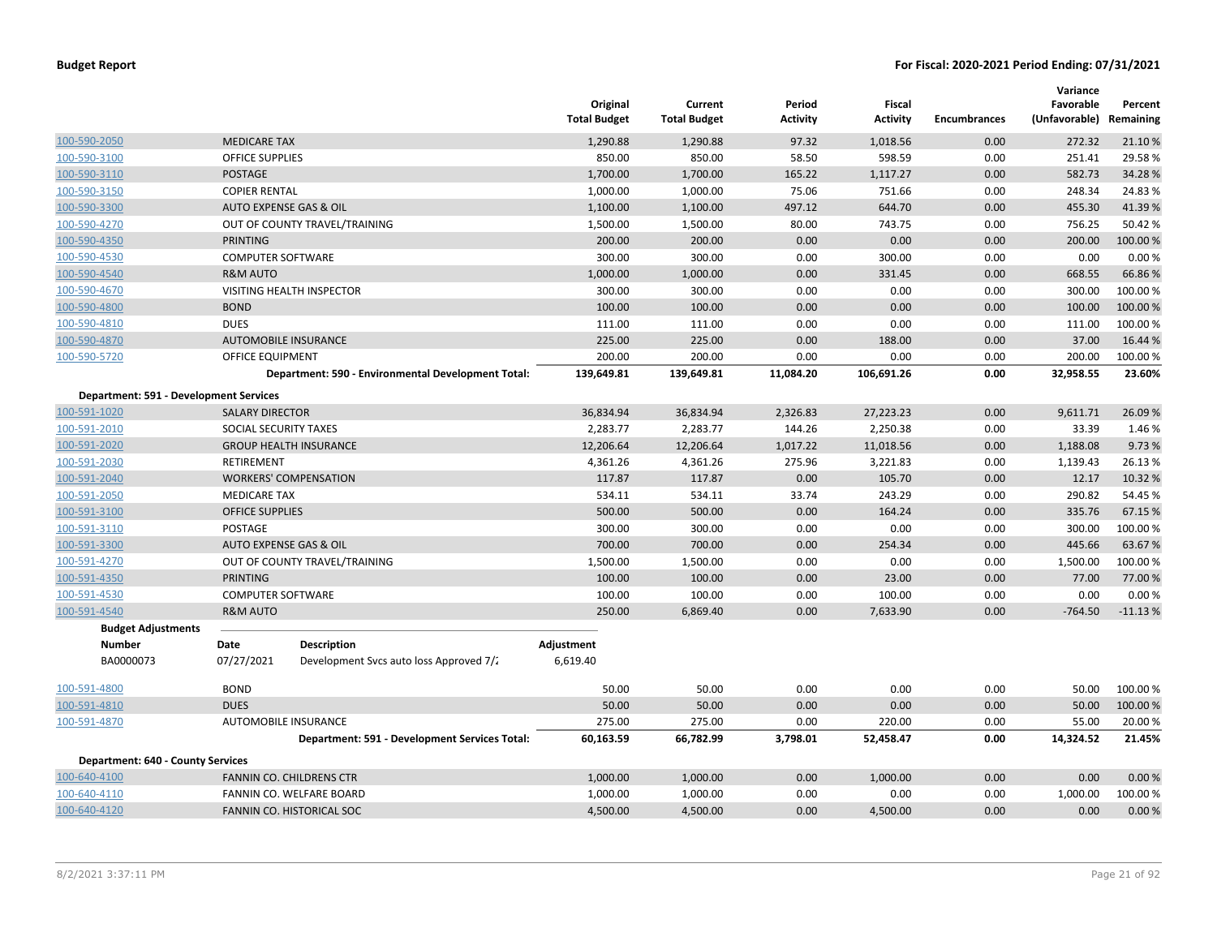| | | Original Total Budget | Current Total Budget | Period Activity | Fiscal Activity | Encumbrances | Variance Favorable (Unfavorable) | Percent Remaining |
|---|---|---|---|---|---|---|---|---|
| 100-590-2050 | MEDICARE TAX | 1,290.88 | 1,290.88 | 97.32 | 1,018.56 | 0.00 | 272.32 | 21.10 % |
| 100-590-3100 | OFFICE SUPPLIES | 850.00 | 850.00 | 58.50 | 598.59 | 0.00 | 251.41 | 29.58 % |
| 100-590-3110 | POSTAGE | 1,700.00 | 1,700.00 | 165.22 | 1,117.27 | 0.00 | 582.73 | 34.28 % |
| 100-590-3150 | COPIER RENTAL | 1,000.00 | 1,000.00 | 75.06 | 751.66 | 0.00 | 248.34 | 24.83 % |
| 100-590-3300 | AUTO EXPENSE GAS & OIL | 1,100.00 | 1,100.00 | 497.12 | 644.70 | 0.00 | 455.30 | 41.39 % |
| 100-590-4270 | OUT OF COUNTY TRAVEL/TRAINING | 1,500.00 | 1,500.00 | 80.00 | 743.75 | 0.00 | 756.25 | 50.42 % |
| 100-590-4350 | PRINTING | 200.00 | 200.00 | 0.00 | 0.00 | 0.00 | 200.00 | 100.00 % |
| 100-590-4530 | COMPUTER SOFTWARE | 300.00 | 300.00 | 0.00 | 300.00 | 0.00 | 0.00 | 0.00 % |
| 100-590-4540 | R&M AUTO | 1,000.00 | 1,000.00 | 0.00 | 331.45 | 0.00 | 668.55 | 66.86 % |
| 100-590-4670 | VISITING HEALTH INSPECTOR | 300.00 | 300.00 | 0.00 | 0.00 | 0.00 | 300.00 | 100.00 % |
| 100-590-4800 | BOND | 100.00 | 100.00 | 0.00 | 0.00 | 0.00 | 100.00 | 100.00 % |
| 100-590-4810 | DUES | 111.00 | 111.00 | 0.00 | 0.00 | 0.00 | 111.00 | 100.00 % |
| 100-590-4870 | AUTOMOBILE INSURANCE | 225.00 | 225.00 | 0.00 | 188.00 | 0.00 | 37.00 | 16.44 % |
| 100-590-5720 | OFFICE EQUIPMENT | 200.00 | 200.00 | 0.00 | 0.00 | 0.00 | 200.00 | 100.00 % |
| | **Department: 590 - Environmental Development Total:** | **139,649.81** | **139,649.81** | **11,084.20** | **106,691.26** | **0.00** | **32,958.55** | **23.60%** |

**Department: 591 - Development Services**

| | | Original Total Budget | Current Total Budget | Period Activity | Fiscal Activity | Encumbrances | Variance Favorable (Unfavorable) | Percent Remaining |
|---|---|---|---|---|---|---|---|---|
| 100-591-1020 | SALARY DIRECTOR | 36,834.94 | 36,834.94 | 2,326.83 | 27,223.23 | 0.00 | 9,611.71 | 26.09 % |
| 100-591-2010 | SOCIAL SECURITY TAXES | 2,283.77 | 2,283.77 | 144.26 | 2,250.38 | 0.00 | 33.39 | 1.46 % |
| 100-591-2020 | GROUP HEALTH INSURANCE | 12,206.64 | 12,206.64 | 1,017.22 | 11,018.56 | 0.00 | 1,188.08 | 9.73 % |
| 100-591-2030 | RETIREMENT | 4,361.26 | 4,361.26 | 275.96 | 3,221.83 | 0.00 | 1,139.43 | 26.13 % |
| 100-591-2040 | WORKERS' COMPENSATION | 117.87 | 117.87 | 0.00 | 105.70 | 0.00 | 12.17 | 10.32 % |
| 100-591-2050 | MEDICARE TAX | 534.11 | 534.11 | 33.74 | 243.29 | 0.00 | 290.82 | 54.45 % |
| 100-591-3100 | OFFICE SUPPLIES | 500.00 | 500.00 | 0.00 | 164.24 | 0.00 | 335.76 | 67.15 % |
| 100-591-3110 | POSTAGE | 300.00 | 300.00 | 0.00 | 0.00 | 0.00 | 300.00 | 100.00 % |
| 100-591-3300 | AUTO EXPENSE GAS & OIL | 700.00 | 700.00 | 0.00 | 254.34 | 0.00 | 445.66 | 63.67 % |
| 100-591-4270 | OUT OF COUNTY TRAVEL/TRAINING | 1,500.00 | 1,500.00 | 0.00 | 0.00 | 0.00 | 1,500.00 | 100.00 % |
| 100-591-4350 | PRINTING | 100.00 | 100.00 | 0.00 | 23.00 | 0.00 | 77.00 | 77.00 % |
| 100-591-4530 | COMPUTER SOFTWARE | 100.00 | 100.00 | 0.00 | 100.00 | 0.00 | 0.00 | 0.00 % |
| 100-591-4540 | R&M AUTO | 250.00 | 6,869.40 | 0.00 | 7,633.90 | 0.00 | -764.50 | -11.13 % |

**Budget Adjustments**

| Number | Date | Description | Adjustment |
|---|---|---|---|
| BA0000073 | 07/27/2021 | Development Svcs auto loss Approved 7/2 | 6,619.40 |

| | | Original Total Budget | Current Total Budget | Period Activity | Fiscal Activity | Encumbrances | Variance Favorable (Unfavorable) | Percent Remaining |
|---|---|---|---|---|---|---|---|---|
| 100-591-4800 | BOND | 50.00 | 50.00 | 0.00 | 0.00 | 0.00 | 50.00 | 100.00 % |
| 100-591-4810 | DUES | 50.00 | 50.00 | 0.00 | 0.00 | 0.00 | 50.00 | 100.00 % |
| 100-591-4870 | AUTOMOBILE INSURANCE | 275.00 | 275.00 | 0.00 | 220.00 | 0.00 | 55.00 | 20.00 % |
| | **Department: 591 - Development Services Total:** | **60,163.59** | **66,782.99** | **3,798.01** | **52,458.47** | **0.00** | **14,324.52** | **21.45%** |

**Department: 640 - County Services**

| | | Original Total Budget | Current Total Budget | Period Activity | Fiscal Activity | Encumbrances | Variance Favorable (Unfavorable) | Percent Remaining |
|---|---|---|---|---|---|---|---|---|
| 100-640-4100 | FANNIN CO. CHILDRENS CTR | 1,000.00 | 1,000.00 | 0.00 | 1,000.00 | 0.00 | 0.00 | 0.00 % |
| 100-640-4110 | FANNIN CO. WELFARE BOARD | 1,000.00 | 1,000.00 | 0.00 | 0.00 | 0.00 | 1,000.00 | 100.00 % |
| 100-640-4120 | FANNIN CO. HISTORICAL SOC | 4,500.00 | 4,500.00 | 0.00 | 4,500.00 | 0.00 | 0.00 | 0.00 % |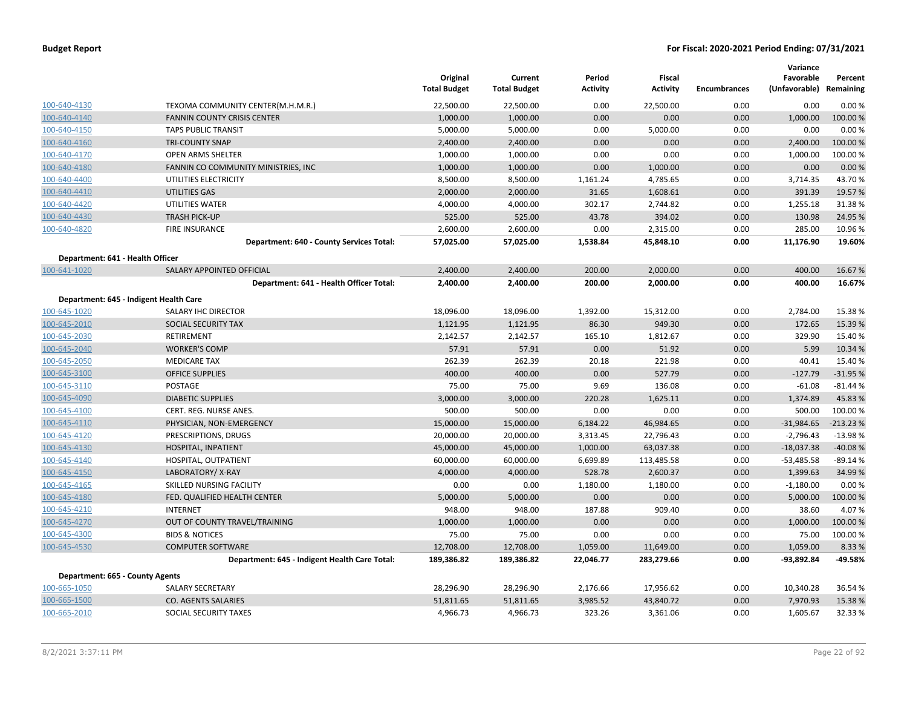**Budget Report** | **For Fiscal: 2020-2021 Period Ending: 07/31/2021**

| | | Original Total Budget | Current Total Budget | Period Activity | Fiscal Activity | Encumbrances | Variance Favorable (Unfavorable) | Percent Remaining |
|---|---|---|---|---|---|---|---|---|
| 100-640-4130 | TEXOMA COMMUNITY CENTER(M.H.M.R.) | 22,500.00 | 22,500.00 | 0.00 | 22,500.00 | 0.00 | 0.00 | 0.00 % |
| 100-640-4140 | FANNIN COUNTY CRISIS CENTER | 1,000.00 | 1,000.00 | 0.00 | 0.00 | 0.00 | 1,000.00 | 100.00 % |
| 100-640-4150 | TAPS PUBLIC TRANSIT | 5,000.00 | 5,000.00 | 0.00 | 5,000.00 | 0.00 | 0.00 | 0.00 % |
| 100-640-4160 | TRI-COUNTY SNAP | 2,400.00 | 2,400.00 | 0.00 | 0.00 | 0.00 | 2,400.00 | 100.00 % |
| 100-640-4170 | OPEN ARMS SHELTER | 1,000.00 | 1,000.00 | 0.00 | 0.00 | 0.00 | 1,000.00 | 100.00 % |
| 100-640-4180 | FANNIN CO COMMUNITY MINISTRIES, INC | 1,000.00 | 1,000.00 | 0.00 | 1,000.00 | 0.00 | 0.00 | 0.00 % |
| 100-640-4400 | UTILITIES ELECTRICITY | 8,500.00 | 8,500.00 | 1,161.24 | 4,785.65 | 0.00 | 3,714.35 | 43.70 % |
| 100-640-4410 | UTILITIES GAS | 2,000.00 | 2,000.00 | 31.65 | 1,608.61 | 0.00 | 391.39 | 19.57 % |
| 100-640-4420 | UTILITIES WATER | 4,000.00 | 4,000.00 | 302.17 | 2,744.82 | 0.00 | 1,255.18 | 31.38 % |
| 100-640-4430 | TRASH PICK-UP | 525.00 | 525.00 | 43.78 | 394.02 | 0.00 | 130.98 | 24.95 % |
| 100-640-4820 | FIRE INSURANCE | 2,600.00 | 2,600.00 | 0.00 | 2,315.00 | 0.00 | 285.00 | 10.96 % |
| | **Department: 640 - County Services Total:** | **57,025.00** | **57,025.00** | **1,538.84** | **45,848.10** | **0.00** | **11,176.90** | **19.60%** |
| **Department: 641 - Health Officer** | | | | | | | | |
| 100-641-1020 | SALARY APPOINTED OFFICIAL | 2,400.00 | 2,400.00 | 200.00 | 2,000.00 | 0.00 | 400.00 | 16.67 % |
| | **Department: 641 - Health Officer Total:** | **2,400.00** | **2,400.00** | **200.00** | **2,000.00** | **0.00** | **400.00** | **16.67%** |
| **Department: 645 - Indigent Health Care** | | | | | | | | |
| 100-645-1020 | SALARY IHC DIRECTOR | 18,096.00 | 18,096.00 | 1,392.00 | 15,312.00 | 0.00 | 2,784.00 | 15.38 % |
| 100-645-2010 | SOCIAL SECURITY TAX | 1,121.95 | 1,121.95 | 86.30 | 949.30 | 0.00 | 172.65 | 15.39 % |
| 100-645-2030 | RETIREMENT | 2,142.57 | 2,142.57 | 165.10 | 1,812.67 | 0.00 | 329.90 | 15.40 % |
| 100-645-2040 | WORKER'S COMP | 57.91 | 57.91 | 0.00 | 51.92 | 0.00 | 5.99 | 10.34 % |
| 100-645-2050 | MEDICARE TAX | 262.39 | 262.39 | 20.18 | 221.98 | 0.00 | 40.41 | 15.40 % |
| 100-645-3100 | OFFICE SUPPLIES | 400.00 | 400.00 | 0.00 | 527.79 | 0.00 | -127.79 | -31.95 % |
| 100-645-3110 | POSTAGE | 75.00 | 75.00 | 9.69 | 136.08 | 0.00 | -61.08 | -81.44 % |
| 100-645-4090 | DIABETIC SUPPLIES | 3,000.00 | 3,000.00 | 220.28 | 1,625.11 | 0.00 | 1,374.89 | 45.83 % |
| 100-645-4100 | CERT. REG. NURSE ANES. | 500.00 | 500.00 | 0.00 | 0.00 | 0.00 | 500.00 | 100.00 % |
| 100-645-4110 | PHYSICIAN, NON-EMERGENCY | 15,000.00 | 15,000.00 | 6,184.22 | 46,984.65 | 0.00 | -31,984.65 | -213.23 % |
| 100-645-4120 | PRESCRIPTIONS, DRUGS | 20,000.00 | 20,000.00 | 3,313.45 | 22,796.43 | 0.00 | -2,796.43 | -13.98 % |
| 100-645-4130 | HOSPITAL, INPATIENT | 45,000.00 | 45,000.00 | 1,000.00 | 63,037.38 | 0.00 | -18,037.38 | -40.08 % |
| 100-645-4140 | HOSPITAL, OUTPATIENT | 60,000.00 | 60,000.00 | 6,699.89 | 113,485.58 | 0.00 | -53,485.58 | -89.14 % |
| 100-645-4150 | LABORATORY/ X-RAY | 4,000.00 | 4,000.00 | 528.78 | 2,600.37 | 0.00 | 1,399.63 | 34.99 % |
| 100-645-4165 | SKILLED NURSING FACILITY | 0.00 | 0.00 | 1,180.00 | 1,180.00 | 0.00 | -1,180.00 | 0.00 % |
| 100-645-4180 | FED. QUALIFIED HEALTH CENTER | 5,000.00 | 5,000.00 | 0.00 | 0.00 | 0.00 | 5,000.00 | 100.00 % |
| 100-645-4210 | INTERNET | 948.00 | 948.00 | 187.88 | 909.40 | 0.00 | 38.60 | 4.07 % |
| 100-645-4270 | OUT OF COUNTY TRAVEL/TRAINING | 1,000.00 | 1,000.00 | 0.00 | 0.00 | 0.00 | 1,000.00 | 100.00 % |
| 100-645-4300 | BIDS & NOTICES | 75.00 | 75.00 | 0.00 | 0.00 | 0.00 | 75.00 | 100.00 % |
| 100-645-4530 | COMPUTER SOFTWARE | 12,708.00 | 12,708.00 | 1,059.00 | 11,649.00 | 0.00 | 1,059.00 | 8.33 % |
| | **Department: 645 - Indigent Health Care Total:** | **189,386.82** | **189,386.82** | **22,046.77** | **283,279.66** | **0.00** | **-93,892.84** | **-49.58%** |
| **Department: 665 - County Agents** | | | | | | | | |
| 100-665-1050 | SALARY SECRETARY | 28,296.90 | 28,296.90 | 2,176.66 | 17,956.62 | 0.00 | 10,340.28 | 36.54 % |
| 100-665-1500 | CO. AGENTS SALARIES | 51,811.65 | 51,811.65 | 3,985.52 | 43,840.72 | 0.00 | 7,970.93 | 15.38 % |
| 100-665-2010 | SOCIAL SECURITY TAXES | 4,966.73 | 4,966.73 | 323.26 | 3,361.06 | 0.00 | 1,605.67 | 32.33 % |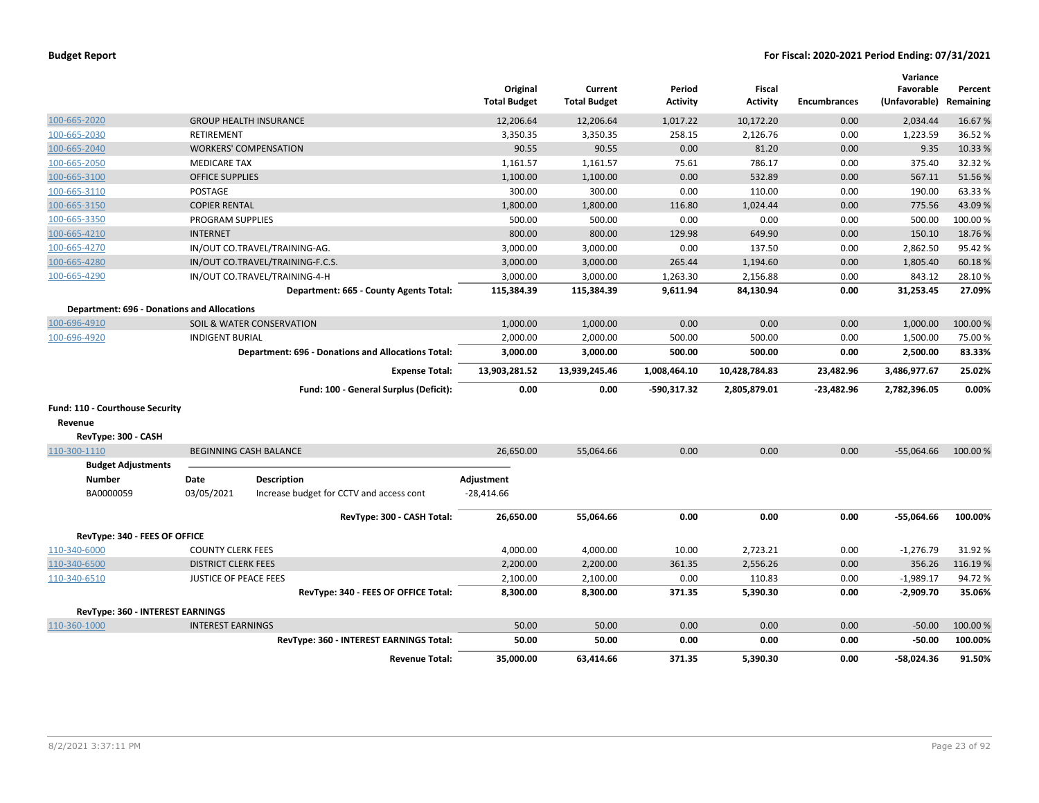| | | Original Total Budget | Current Total Budget | Period Activity | Fiscal Activity | Encumbrances | Variance Favorable (Unfavorable) | Percent Remaining |
|---|---|---|---|---|---|---|---|---|
| 100-665-2020 | GROUP HEALTH INSURANCE | 12,206.64 | 12,206.64 | 1,017.22 | 10,172.20 | 0.00 | 2,034.44 | 16.67 % |
| 100-665-2030 | RETIREMENT | 3,350.35 | 3,350.35 | 258.15 | 2,126.76 | 0.00 | 1,223.59 | 36.52 % |
| 100-665-2040 | WORKERS' COMPENSATION | 90.55 | 90.55 | 0.00 | 81.20 | 0.00 | 9.35 | 10.33 % |
| 100-665-2050 | MEDICARE TAX | 1,161.57 | 1,161.57 | 75.61 | 786.17 | 0.00 | 375.40 | 32.32 % |
| 100-665-3100 | OFFICE SUPPLIES | 1,100.00 | 1,100.00 | 0.00 | 532.89 | 0.00 | 567.11 | 51.56 % |
| 100-665-3110 | POSTAGE | 300.00 | 300.00 | 0.00 | 110.00 | 0.00 | 190.00 | 63.33 % |
| 100-665-3150 | COPIER RENTAL | 1,800.00 | 1,800.00 | 116.80 | 1,024.44 | 0.00 | 775.56 | 43.09 % |
| 100-665-3350 | PROGRAM SUPPLIES | 500.00 | 500.00 | 0.00 | 0.00 | 0.00 | 500.00 | 100.00 % |
| 100-665-4210 | INTERNET | 800.00 | 800.00 | 129.98 | 649.90 | 0.00 | 150.10 | 18.76 % |
| 100-665-4270 | IN/OUT CO.TRAVEL/TRAINING-AG. | 3,000.00 | 3,000.00 | 0.00 | 137.50 | 0.00 | 2,862.50 | 95.42 % |
| 100-665-4280 | IN/OUT CO.TRAVEL/TRAINING-F.C.S. | 3,000.00 | 3,000.00 | 265.44 | 1,194.60 | 0.00 | 1,805.40 | 60.18 % |
| 100-665-4290 | IN/OUT CO.TRAVEL/TRAINING-4-H | 3,000.00 | 3,000.00 | 1,263.30 | 2,156.88 | 0.00 | 843.12 | 28.10 % |
| | **Department: 665 - County Agents Total:** | **115,384.39** | **115,384.39** | **9,611.94** | **84,130.94** | **0.00** | **31,253.45** | **27.09%** |
| **Department: 696 - Donations and Allocations** | | | | | | | | |
| 100-696-4910 | SOIL & WATER CONSERVATION | 1,000.00 | 1,000.00 | 0.00 | 0.00 | 0.00 | 1,000.00 | 100.00 % |
| 100-696-4920 | INDIGENT BURIAL | 2,000.00 | 2,000.00 | 500.00 | 500.00 | 0.00 | 1,500.00 | 75.00 % |
| | **Department: 696 - Donations and Allocations Total:** | **3,000.00** | **3,000.00** | **500.00** | **500.00** | **0.00** | **2,500.00** | **83.33%** |
| | **Expense Total:** | **13,903,281.52** | **13,939,245.46** | **1,008,464.10** | **10,428,784.83** | **23,482.96** | **3,486,977.67** | **25.02%** |
| | **Fund: 100 - General Surplus (Deficit):** | **0.00** | **0.00** | **-590,317.32** | **2,805,879.01** | **-23,482.96** | **2,782,396.05** | **0.00%** |

**Fund: 110 - Courthouse Security**

**Revenue**

**RevType: 300 - CASH**

| | | Original Total Budget | Current Total Budget | Period Activity | Fiscal Activity | Encumbrances | Variance Favorable (Unfavorable) | Percent Remaining |
|---|---|---|---|---|---|---|---|---|
| 110-300-1110 | BEGINNING CASH BALANCE | 26,650.00 | 55,064.66 | 0.00 | 0.00 | 0.00 | -55,064.66 | 100.00 % |

**Budget Adjustments**

| Number | Date | Description | Adjustment |
|---|---|---|---|
| BA0000059 | 03/05/2021 | Increase budget for CCTV and access cont | -28,414.66 |

| | | Original Total Budget | Current Total Budget | Period Activity | Fiscal Activity | Encumbrances | Variance Favorable (Unfavorable) | Percent Remaining |
|---|---|---|---|---|---|---|---|---|
| | **RevType: 300 - CASH Total:** | **26,650.00** | **55,064.66** | **0.00** | **0.00** | **0.00** | **-55,064.66** | **100.00%** |
| **RevType: 340 - FEES OF OFFICE** | | | | | | | | |
| 110-340-6000 | COUNTY CLERK FEES | 4,000.00 | 4,000.00 | 10.00 | 2,723.21 | 0.00 | -1,276.79 | 31.92 % |
| 110-340-6500 | DISTRICT CLERK FEES | 2,200.00 | 2,200.00 | 361.35 | 2,556.26 | 0.00 | 356.26 | 116.19 % |
| 110-340-6510 | JUSTICE OF PEACE FEES | 2,100.00 | 2,100.00 | 0.00 | 110.83 | 0.00 | -1,989.17 | 94.72 % |
| | **RevType: 340 - FEES OF OFFICE Total:** | **8,300.00** | **8,300.00** | **371.35** | **5,390.30** | **0.00** | **-2,909.70** | **35.06%** |
| **RevType: 360 - INTEREST EARNINGS** | | | | | | | | |
| 110-360-1000 | INTEREST EARNINGS | 50.00 | 50.00 | 0.00 | 0.00 | 0.00 | -50.00 | 100.00 % |
| | **RevType: 360 - INTEREST EARNINGS Total:** | **50.00** | **50.00** | **0.00** | **0.00** | **0.00** | **-50.00** | **100.00%** |
| | **Revenue Total:** | **35,000.00** | **63,414.66** | **371.35** | **5,390.30** | **0.00** | **-58,024.36** | **91.50%** |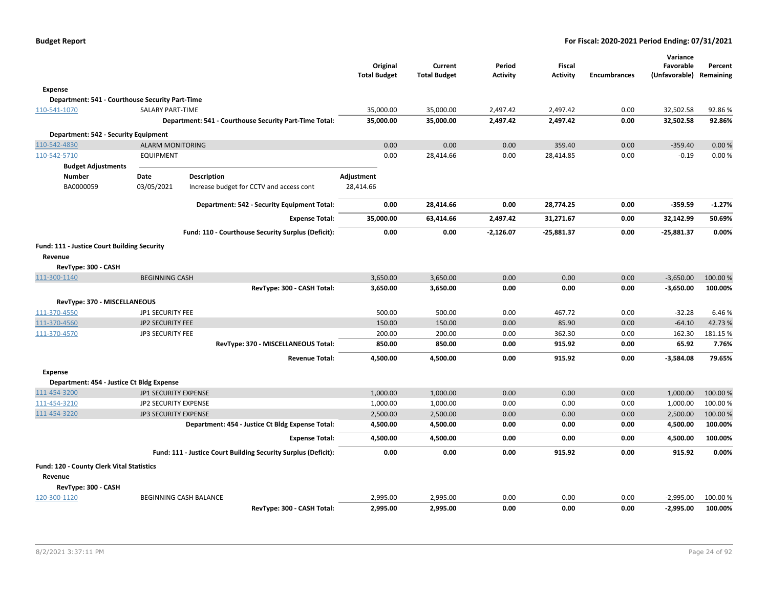**Budget Report** | **For Fiscal: 2020-2021 Period Ending: 07/31/2021**

| | | Original Total Budget | Current Total Budget | Period Activity | Fiscal Activity | Encumbrances | Variance Favorable (Unfavorable) | Percent Remaining |
|---|---|---|---|---|---|---|---|---|
| **Expense** | | | | | | | | |
| **Department: 541 - Courthouse Security Part-Time** | | | | | | | | |
| 110-541-1070 | SALARY PART-TIME | 35,000.00 | 35,000.00 | 2,497.42 | 2,497.42 | 0.00 | 32,502.58 | 92.86 % |
| | **Department: 541 - Courthouse Security Part-Time Total:** | **35,000.00** | **35,000.00** | **2,497.42** | **2,497.42** | **0.00** | **32,502.58** | **92.86%** |
| **Department: 542 - Security Equipment** | | | | | | | | |
| 110-542-4830 | ALARM MONITORING | 0.00 | 0.00 | 0.00 | 359.40 | 0.00 | -359.40 | 0.00 % |
| 110-542-5710 | EQUIPMENT | 0.00 | 28,414.66 | 0.00 | 28,414.85 | 0.00 | -0.19 | 0.00 % |

**Budget Adjustments**

| Number | Date | Description | Adjustment |
|---|---|---|---|
| BA0000059 | 03/05/2021 | Increase budget for CCTV and access cont | 28,414.66 |

| | | Original Total Budget | Current Total Budget | Period Activity | Fiscal Activity | Encumbrances | Variance Favorable (Unfavorable) | Percent Remaining |
|---|---|---|---|---|---|---|---|---|
| | **Department: 542 - Security Equipment Total:** | **0.00** | **28,414.66** | **0.00** | **28,774.25** | **0.00** | **-359.59** | **-1.27%** |
| | **Expense Total:** | **35,000.00** | **63,414.66** | **2,497.42** | **31,271.67** | **0.00** | **32,142.99** | **50.69%** |
| | **Fund: 110 - Courthouse Security Surplus (Deficit):** | **0.00** | **0.00** | **-2,126.07** | **-25,881.37** | **0.00** | **-25,881.37** | **0.00%** |
| **Fund: 111 - Justice Court Building Security** | | | | | | | | |
| **Revenue** | | | | | | | | |
| **RevType: 300 - CASH** | | | | | | | | |
| 111-300-1140 | BEGINNING CASH | 3,650.00 | 3,650.00 | 0.00 | 0.00 | 0.00 | -3,650.00 | 100.00 % |
| | **RevType: 300 - CASH Total:** | **3,650.00** | **3,650.00** | **0.00** | **0.00** | **0.00** | **-3,650.00** | **100.00%** |
| **RevType: 370 - MISCELLANEOUS** | | | | | | | | |
| 111-370-4550 | JP1 SECURITY FEE | 500.00 | 500.00 | 0.00 | 467.72 | 0.00 | -32.28 | 6.46 % |
| 111-370-4560 | JP2 SECURITY FEE | 150.00 | 150.00 | 0.00 | 85.90 | 0.00 | -64.10 | 42.73 % |
| 111-370-4570 | JP3 SECURITY FEE | 200.00 | 200.00 | 0.00 | 362.30 | 0.00 | 162.30 | 181.15 % |
| | **RevType: 370 - MISCELLANEOUS Total:** | **850.00** | **850.00** | **0.00** | **915.92** | **0.00** | **65.92** | **7.76%** |
| | **Revenue Total:** | **4,500.00** | **4,500.00** | **0.00** | **915.92** | **0.00** | **-3,584.08** | **79.65%** |
| **Expense** | | | | | | | | |
| **Department: 454 - Justice Ct Bldg Expense** | | | | | | | | |
| 111-454-3200 | JP1 SECURITY EXPENSE | 1,000.00 | 1,000.00 | 0.00 | 0.00 | 0.00 | 1,000.00 | 100.00 % |
| 111-454-3210 | JP2 SECURITY EXPENSE | 1,000.00 | 1,000.00 | 0.00 | 0.00 | 0.00 | 1,000.00 | 100.00 % |
| 111-454-3220 | JP3 SECURITY EXPENSE | 2,500.00 | 2,500.00 | 0.00 | 0.00 | 0.00 | 2,500.00 | 100.00 % |
| | **Department: 454 - Justice Ct Bldg Expense Total:** | **4,500.00** | **4,500.00** | **0.00** | **0.00** | **0.00** | **4,500.00** | **100.00%** |
| | **Expense Total:** | **4,500.00** | **4,500.00** | **0.00** | **0.00** | **0.00** | **4,500.00** | **100.00%** |
| | **Fund: 111 - Justice Court Building Security Surplus (Deficit):** | **0.00** | **0.00** | **0.00** | **915.92** | **0.00** | **915.92** | **0.00%** |
| **Fund: 120 - County Clerk Vital Statistics** | | | | | | | | |
| **Revenue** | | | | | | | | |
| **RevType: 300 - CASH** | | | | | | | | |
| 120-300-1120 | BEGINNING CASH BALANCE | 2,995.00 | 2,995.00 | 0.00 | 0.00 | 0.00 | -2,995.00 | 100.00 % |
| | **RevType: 300 - CASH Total:** | **2,995.00** | **2,995.00** | **0.00** | **0.00** | **0.00** | **-2,995.00** | **100.00%** |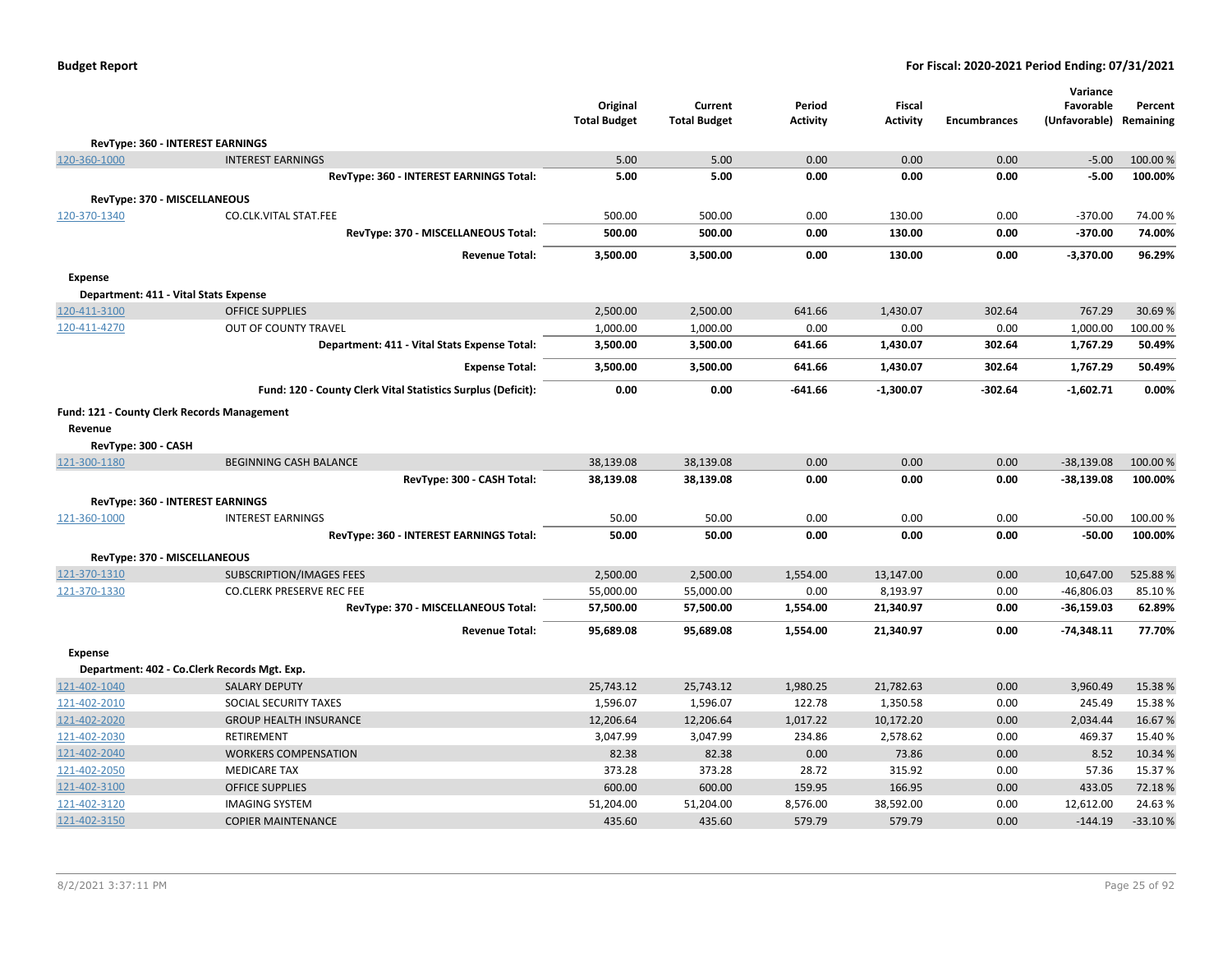| | | Original Total Budget | Current Total Budget | Period Activity | Fiscal Activity | Encumbrances | Variance Favorable (Unfavorable) | Percent Remaining |
|---|---|---|---|---|---|---|---|---|
| **RevType: 360 - INTEREST EARNINGS** | | | | | | | | |
| 120-360-1000 | INTEREST EARNINGS | 5.00 | 5.00 | 0.00 | 0.00 | 0.00 | -5.00 | 100.00 % |
| | **RevType: 360 - INTEREST EARNINGS Total:** | **5.00** | **5.00** | **0.00** | **0.00** | **0.00** | **-5.00** | **100.00%** |
| **RevType: 370 - MISCELLANEOUS** | | | | | | | | |
| 120-370-1340 | CO.CLK.VITAL STAT.FEE | 500.00 | 500.00 | 0.00 | 130.00 | 0.00 | -370.00 | 74.00 % |
| | **RevType: 370 - MISCELLANEOUS Total:** | **500.00** | **500.00** | **0.00** | **130.00** | **0.00** | **-370.00** | **74.00%** |
| | **Revenue Total:** | **3,500.00** | **3,500.00** | **0.00** | **130.00** | **0.00** | **-3,370.00** | **96.29%** |
| **Expense** | | | | | | | | |
| **Department: 411 - Vital Stats Expense** | | | | | | | | |
| 120-411-3100 | OFFICE SUPPLIES | 2,500.00 | 2,500.00 | 641.66 | 1,430.07 | 302.64 | 767.29 | 30.69 % |
| 120-411-4270 | OUT OF COUNTY TRAVEL | 1,000.00 | 1,000.00 | 0.00 | 0.00 | 0.00 | 1,000.00 | 100.00 % |
| | **Department: 411 - Vital Stats Expense Total:** | **3,500.00** | **3,500.00** | **641.66** | **1,430.07** | **302.64** | **1,767.29** | **50.49%** |
| | **Expense Total:** | **3,500.00** | **3,500.00** | **641.66** | **1,430.07** | **302.64** | **1,767.29** | **50.49%** |
| | **Fund: 120 - County Clerk Vital Statistics Surplus (Deficit):** | **0.00** | **0.00** | **-641.66** | **-1,300.07** | **-302.64** | **-1,602.71** | **0.00%** |
| **Fund: 121 - County Clerk Records Management** | | | | | | | | |
| **Revenue** | | | | | | | | |
| **RevType: 300 - CASH** | | | | | | | | |
| 121-300-1180 | BEGINNING CASH BALANCE | 38,139.08 | 38,139.08 | 0.00 | 0.00 | 0.00 | -38,139.08 | 100.00 % |
| | **RevType: 300 - CASH Total:** | **38,139.08** | **38,139.08** | **0.00** | **0.00** | **0.00** | **-38,139.08** | **100.00%** |
| **RevType: 360 - INTEREST EARNINGS** | | | | | | | | |
| 121-360-1000 | INTEREST EARNINGS | 50.00 | 50.00 | 0.00 | 0.00 | 0.00 | -50.00 | 100.00 % |
| | **RevType: 360 - INTEREST EARNINGS Total:** | **50.00** | **50.00** | **0.00** | **0.00** | **0.00** | **-50.00** | **100.00%** |
| **RevType: 370 - MISCELLANEOUS** | | | | | | | | |
| 121-370-1310 | SUBSCRIPTION/IMAGES FEES | 2,500.00 | 2,500.00 | 1,554.00 | 13,147.00 | 0.00 | 10,647.00 | 525.88 % |
| 121-370-1330 | CO.CLERK PRESERVE REC FEE | 55,000.00 | 55,000.00 | 0.00 | 8,193.97 | 0.00 | -46,806.03 | 85.10 % |
| | **RevType: 370 - MISCELLANEOUS Total:** | **57,500.00** | **57,500.00** | **1,554.00** | **21,340.97** | **0.00** | **-36,159.03** | **62.89%** |
| | **Revenue Total:** | **95,689.08** | **95,689.08** | **1,554.00** | **21,340.97** | **0.00** | **-74,348.11** | **77.70%** |
| **Expense** | | | | | | | | |
| **Department: 402 - Co.Clerk Records Mgt. Exp.** | | | | | | | | |
| 121-402-1040 | SALARY DEPUTY | 25,743.12 | 25,743.12 | 1,980.25 | 21,782.63 | 0.00 | 3,960.49 | 15.38 % |
| 121-402-2010 | SOCIAL SECURITY TAXES | 1,596.07 | 1,596.07 | 122.78 | 1,350.58 | 0.00 | 245.49 | 15.38 % |
| 121-402-2020 | GROUP HEALTH INSURANCE | 12,206.64 | 12,206.64 | 1,017.22 | 10,172.20 | 0.00 | 2,034.44 | 16.67 % |
| 121-402-2030 | RETIREMENT | 3,047.99 | 3,047.99 | 234.86 | 2,578.62 | 0.00 | 469.37 | 15.40 % |
| 121-402-2040 | WORKERS COMPENSATION | 82.38 | 82.38 | 0.00 | 73.86 | 0.00 | 8.52 | 10.34 % |
| 121-402-2050 | MEDICARE TAX | 373.28 | 373.28 | 28.72 | 315.92 | 0.00 | 57.36 | 15.37 % |
| 121-402-3100 | OFFICE SUPPLIES | 600.00 | 600.00 | 159.95 | 166.95 | 0.00 | 433.05 | 72.18 % |
| 121-402-3120 | IMAGING SYSTEM | 51,204.00 | 51,204.00 | 8,576.00 | 38,592.00 | 0.00 | 12,612.00 | 24.63 % |
| 121-402-3150 | COPIER MAINTENANCE | 435.60 | 435.60 | 579.79 | 579.79 | 0.00 | -144.19 | -33.10 % |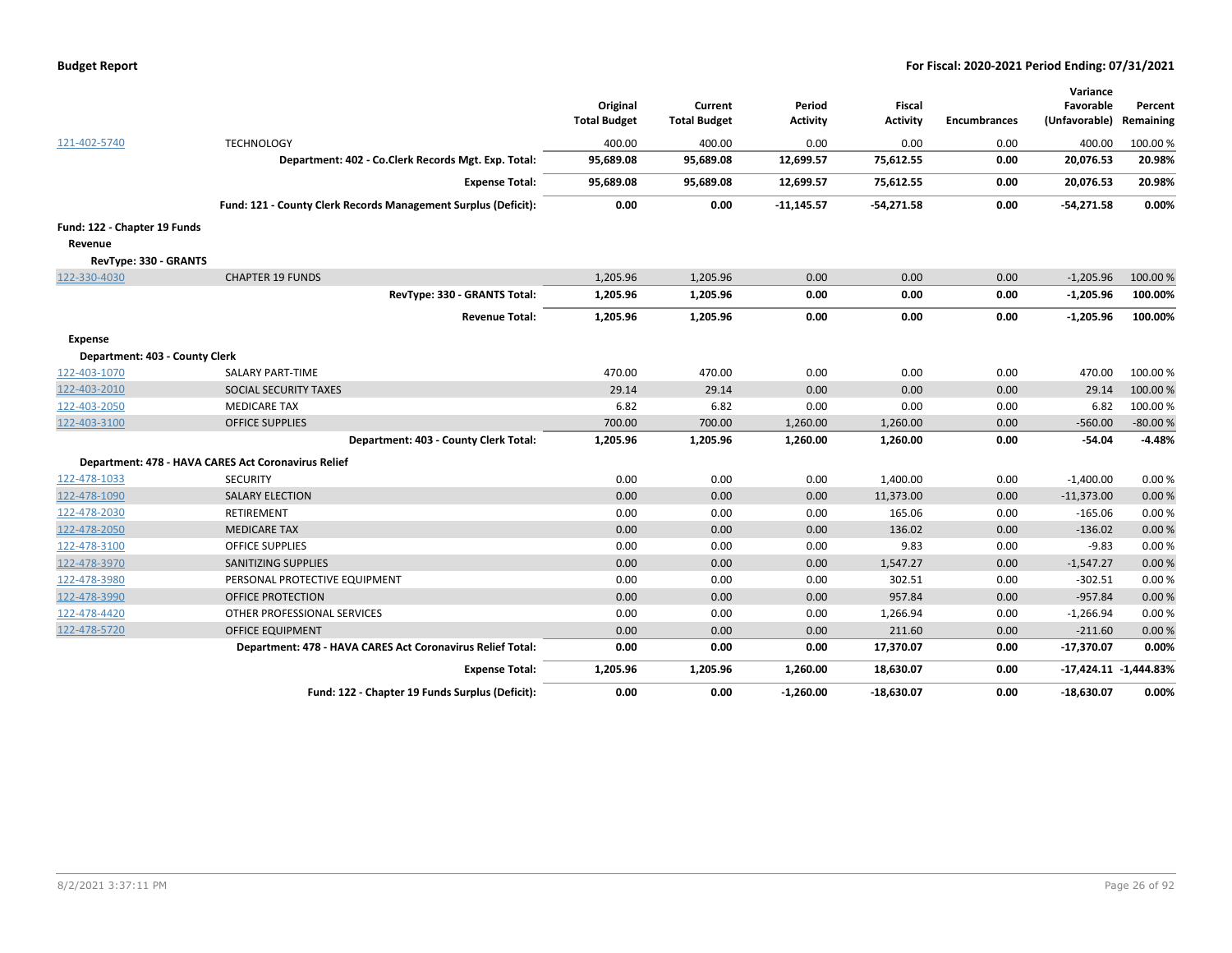**Budget Report** — For Fiscal: 2020-2021 Period Ending: 07/31/2021

| | | Original Total Budget | Current Total Budget | Period Activity | Fiscal Activity | Encumbrances | Variance Favorable (Unfavorable) | Percent Remaining |
|---|---|---|---|---|---|---|---|---|
| 121-402-5740 | TECHNOLOGY | 400.00 | 400.00 | 0.00 | 0.00 | 0.00 | 400.00 | 100.00 % |
| | **Department: 402 - Co.Clerk Records Mgt. Exp. Total:** | **95,689.08** | **95,689.08** | **12,699.57** | **75,612.55** | **0.00** | **20,076.53** | **20.98%** |
| | **Expense Total:** | **95,689.08** | **95,689.08** | **12,699.57** | **75,612.55** | **0.00** | **20,076.53** | **20.98%** |
| | **Fund: 121 - County Clerk Records Management Surplus (Deficit):** | **0.00** | **0.00** | **-11,145.57** | **-54,271.58** | **0.00** | **-54,271.58** | **0.00%** |
| **Fund: 122 - Chapter 19 Funds** | | | | | | | | |
| **Revenue** | | | | | | | | |
| **RevType: 330 - GRANTS** | | | | | | | | |
| 122-330-4030 | CHAPTER 19 FUNDS | 1,205.96 | 1,205.96 | 0.00 | 0.00 | 0.00 | -1,205.96 | 100.00 % |
| | **RevType: 330 - GRANTS Total:** | **1,205.96** | **1,205.96** | **0.00** | **0.00** | **0.00** | **-1,205.96** | **100.00%** |
| | **Revenue Total:** | **1,205.96** | **1,205.96** | **0.00** | **0.00** | **0.00** | **-1,205.96** | **100.00%** |
| **Expense** | | | | | | | | |
| **Department: 403 - County Clerk** | | | | | | | | |
| 122-403-1070 | SALARY PART-TIME | 470.00 | 470.00 | 0.00 | 0.00 | 0.00 | 470.00 | 100.00 % |
| 122-403-2010 | SOCIAL SECURITY TAXES | 29.14 | 29.14 | 0.00 | 0.00 | 0.00 | 29.14 | 100.00 % |
| 122-403-2050 | MEDICARE TAX | 6.82 | 6.82 | 0.00 | 0.00 | 0.00 | 6.82 | 100.00 % |
| 122-403-3100 | OFFICE SUPPLIES | 700.00 | 700.00 | 1,260.00 | 1,260.00 | 0.00 | -560.00 | -80.00 % |
| | **Department: 403 - County Clerk Total:** | **1,205.96** | **1,205.96** | **1,260.00** | **1,260.00** | **0.00** | **-54.04** | **-4.48%** |
| **Department: 478 - HAVA CARES Act Coronavirus Relief** | | | | | | | | |
| 122-478-1033 | SECURITY | 0.00 | 0.00 | 0.00 | 1,400.00 | 0.00 | -1,400.00 | 0.00 % |
| 122-478-1090 | SALARY ELECTION | 0.00 | 0.00 | 0.00 | 11,373.00 | 0.00 | -11,373.00 | 0.00 % |
| 122-478-2030 | RETIREMENT | 0.00 | 0.00 | 0.00 | 165.06 | 0.00 | -165.06 | 0.00 % |
| 122-478-2050 | MEDICARE TAX | 0.00 | 0.00 | 0.00 | 136.02 | 0.00 | -136.02 | 0.00 % |
| 122-478-3100 | OFFICE SUPPLIES | 0.00 | 0.00 | 0.00 | 9.83 | 0.00 | -9.83 | 0.00 % |
| 122-478-3970 | SANITIZING SUPPLIES | 0.00 | 0.00 | 0.00 | 1,547.27 | 0.00 | -1,547.27 | 0.00 % |
| 122-478-3980 | PERSONAL PROTECTIVE EQUIPMENT | 0.00 | 0.00 | 0.00 | 302.51 | 0.00 | -302.51 | 0.00 % |
| 122-478-3990 | OFFICE PROTECTION | 0.00 | 0.00 | 0.00 | 957.84 | 0.00 | -957.84 | 0.00 % |
| 122-478-4420 | OTHER PROFESSIONAL SERVICES | 0.00 | 0.00 | 0.00 | 1,266.94 | 0.00 | -1,266.94 | 0.00 % |
| 122-478-5720 | OFFICE EQUIPMENT | 0.00 | 0.00 | 0.00 | 211.60 | 0.00 | -211.60 | 0.00 % |
| | **Department: 478 - HAVA CARES Act Coronavirus Relief Total:** | **0.00** | **0.00** | **0.00** | **17,370.07** | **0.00** | **-17,370.07** | **0.00%** |
| | **Expense Total:** | **1,205.96** | **1,205.96** | **1,260.00** | **18,630.07** | **0.00** | **-17,424.11** | **-1,444.83%** |
| | **Fund: 122 - Chapter 19 Funds Surplus (Deficit):** | **0.00** | **0.00** | **-1,260.00** | **-18,630.07** | **0.00** | **-18,630.07** | **0.00%** |

8/2/2021 3:37:11 PM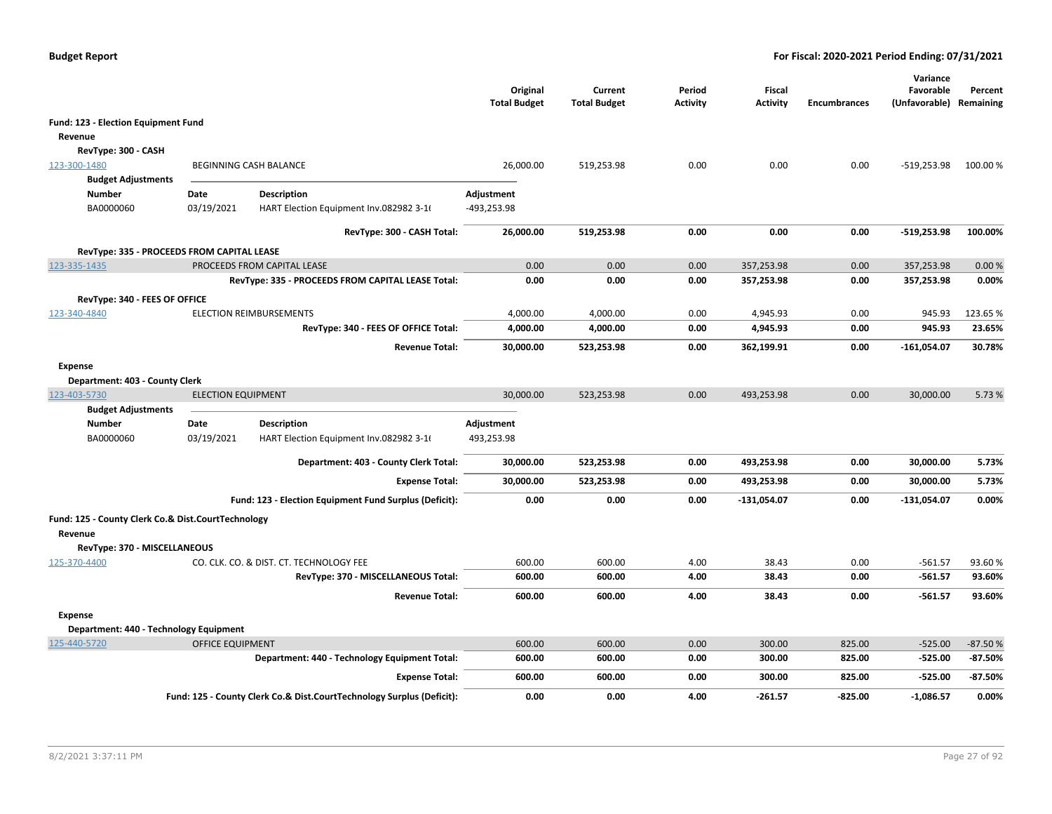**Budget Report** — **For Fiscal: 2020-2021 Period Ending: 07/31/2021**

| | | Original Total Budget | Current Total Budget | Period Activity | Fiscal Activity | Encumbrances | Variance Favorable (Unfavorable) | Percent Remaining |
|---|---|---|---|---|---|---|---|---|
| **Fund: 123 - Election Equipment Fund** | | | | | | | | |
| **Revenue** | | | | | | | | |
| **RevType: 300 - CASH** | | | | | | | | |
| 123-300-1480 | BEGINNING CASH BALANCE | 26,000.00 | 519,253.98 | 0.00 | 0.00 | 0.00 | -519,253.98 | 100.00 % |

**Budget Adjustments**

| Number | Date | Description | Adjustment |
|---|---|---|---|
| BA0000060 | 03/19/2021 | HART Election Equipment Inv.082982 3-1( | -493,253.98 |

| | | Original Total Budget | Current Total Budget | Period Activity | Fiscal Activity | Encumbrances | Variance Favorable (Unfavorable) | Percent Remaining |
|---|---|---|---|---|---|---|---|---|
| | **RevType: 300 - CASH Total:** | **26,000.00** | **519,253.98** | **0.00** | **0.00** | **0.00** | **-519,253.98** | **100.00%** |
| **RevType: 335 - PROCEEDS FROM CAPITAL LEASE** | | | | | | | | |
| 123-335-1435 | PROCEEDS FROM CAPITAL LEASE | 0.00 | 0.00 | 0.00 | 357,253.98 | 0.00 | 357,253.98 | 0.00 % |
| | **RevType: 335 - PROCEEDS FROM CAPITAL LEASE Total:** | **0.00** | **0.00** | **0.00** | **357,253.98** | **0.00** | **357,253.98** | **0.00%** |
| **RevType: 340 - FEES OF OFFICE** | | | | | | | | |
| 123-340-4840 | ELECTION REIMBURSEMENTS | 4,000.00 | 4,000.00 | 0.00 | 4,945.93 | 0.00 | 945.93 | 123.65 % |
| | **RevType: 340 - FEES OF OFFICE Total:** | **4,000.00** | **4,000.00** | **0.00** | **4,945.93** | **0.00** | **945.93** | **23.65%** |
| | **Revenue Total:** | **30,000.00** | **523,253.98** | **0.00** | **362,199.91** | **0.00** | **-161,054.07** | **30.78%** |
| **Expense** | | | | | | | | |
| **Department: 403 - County Clerk** | | | | | | | | |
| 123-403-5730 | ELECTION EQUIPMENT | 30,000.00 | 523,253.98 | 0.00 | 493,253.98 | 0.00 | 30,000.00 | 5.73 % |

**Budget Adjustments**

| Number | Date | Description | Adjustment |
|---|---|---|---|
| BA0000060 | 03/19/2021 | HART Election Equipment Inv.082982 3-1( | 493,253.98 |

| | | Original Total Budget | Current Total Budget | Period Activity | Fiscal Activity | Encumbrances | Variance Favorable (Unfavorable) | Percent Remaining |
|---|---|---|---|---|---|---|---|---|
| | **Department: 403 - County Clerk Total:** | **30,000.00** | **523,253.98** | **0.00** | **493,253.98** | **0.00** | **30,000.00** | **5.73%** |
| | **Expense Total:** | **30,000.00** | **523,253.98** | **0.00** | **493,253.98** | **0.00** | **30,000.00** | **5.73%** |
| | **Fund: 123 - Election Equipment Fund Surplus (Deficit):** | **0.00** | **0.00** | **0.00** | **-131,054.07** | **0.00** | **-131,054.07** | **0.00%** |
| **Fund: 125 - County Clerk Co.& Dist.CourtTechnology** | | | | | | | | |
| **Revenue** | | | | | | | | |
| **RevType: 370 - MISCELLANEOUS** | | | | | | | | |
| 125-370-4400 | CO. CLK. CO. & DIST. CT. TECHNOLOGY FEE | 600.00 | 600.00 | 4.00 | 38.43 | 0.00 | -561.57 | 93.60 % |
| | **RevType: 370 - MISCELLANEOUS Total:** | **600.00** | **600.00** | **4.00** | **38.43** | **0.00** | **-561.57** | **93.60%** |
| | **Revenue Total:** | **600.00** | **600.00** | **4.00** | **38.43** | **0.00** | **-561.57** | **93.60%** |
| **Expense** | | | | | | | | |
| **Department: 440 - Technology Equipment** | | | | | | | | |
| 125-440-5720 | OFFICE EQUIPMENT | 600.00 | 600.00 | 0.00 | 300.00 | 825.00 | -525.00 | -87.50 % |
| | **Department: 440 - Technology Equipment Total:** | **600.00** | **600.00** | **0.00** | **300.00** | **825.00** | **-525.00** | **-87.50%** |
| | **Expense Total:** | **600.00** | **600.00** | **0.00** | **300.00** | **825.00** | **-525.00** | **-87.50%** |
| | **Fund: 125 - County Clerk Co.& Dist.CourtTechnology Surplus (Deficit):** | **0.00** | **0.00** | **4.00** | **-261.57** | **-825.00** | **-1,086.57** | **0.00%** |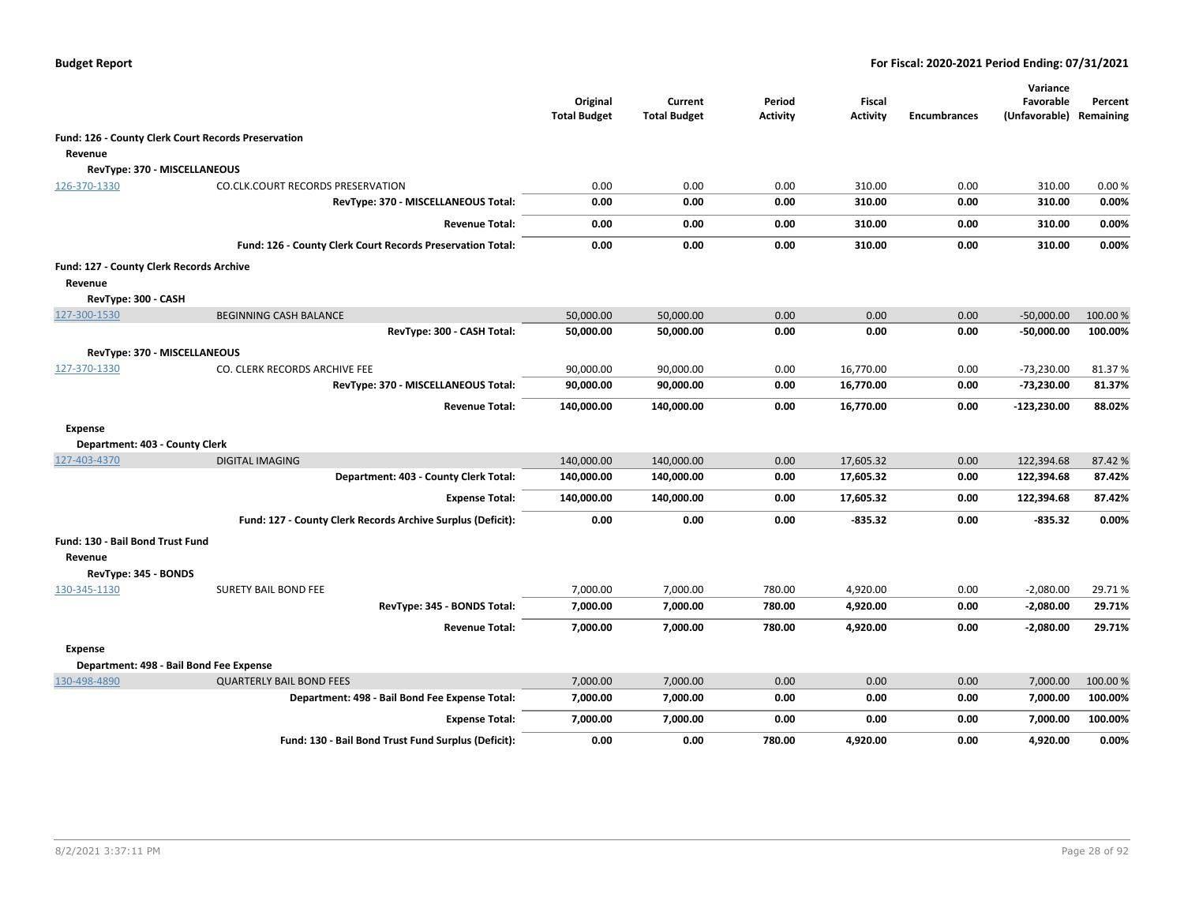| | | Original Total Budget | Current Total Budget | Period Activity | Fiscal Activity | Encumbrances | Variance Favorable (Unfavorable) | Percent Remaining |
|---|---|---|---|---|---|---|---|---|
| **Fund: 126 - County Clerk Court Records Preservation** | | | | | | | | |
| **Revenue** | | | | | | | | |
| **RevType: 370 - MISCELLANEOUS** | | | | | | | | |
| 126-370-1330 | CO.CLK.COURT RECORDS PRESERVATION | 0.00 | 0.00 | 0.00 | 310.00 | 0.00 | 310.00 | 0.00 % |
| | **RevType: 370 - MISCELLANEOUS Total:** | **0.00** | **0.00** | **0.00** | **310.00** | **0.00** | **310.00** | **0.00%** |
| | **Revenue Total:** | **0.00** | **0.00** | **0.00** | **310.00** | **0.00** | **310.00** | **0.00%** |
| | **Fund: 126 - County Clerk Court Records Preservation Total:** | **0.00** | **0.00** | **0.00** | **310.00** | **0.00** | **310.00** | **0.00%** |
| **Fund: 127 - County Clerk Records Archive** | | | | | | | | |
| **Revenue** | | | | | | | | |
| **RevType: 300 - CASH** | | | | | | | | |
| 127-300-1530 | BEGINNING CASH BALANCE | 50,000.00 | 50,000.00 | 0.00 | 0.00 | 0.00 | -50,000.00 | 100.00 % |
| | **RevType: 300 - CASH Total:** | **50,000.00** | **50,000.00** | **0.00** | **0.00** | **0.00** | **-50,000.00** | **100.00%** |
| **RevType: 370 - MISCELLANEOUS** | | | | | | | | |
| 127-370-1330 | CO. CLERK RECORDS ARCHIVE FEE | 90,000.00 | 90,000.00 | 0.00 | 16,770.00 | 0.00 | -73,230.00 | 81.37 % |
| | **RevType: 370 - MISCELLANEOUS Total:** | **90,000.00** | **90,000.00** | **0.00** | **16,770.00** | **0.00** | **-73,230.00** | **81.37%** |
| | **Revenue Total:** | **140,000.00** | **140,000.00** | **0.00** | **16,770.00** | **0.00** | **-123,230.00** | **88.02%** |
| **Expense** | | | | | | | | |
| **Department: 403 - County Clerk** | | | | | | | | |
| 127-403-4370 | DIGITAL IMAGING | 140,000.00 | 140,000.00 | 0.00 | 17,605.32 | 0.00 | 122,394.68 | 87.42 % |
| | **Department: 403 - County Clerk Total:** | **140,000.00** | **140,000.00** | **0.00** | **17,605.32** | **0.00** | **122,394.68** | **87.42%** |
| | **Expense Total:** | **140,000.00** | **140,000.00** | **0.00** | **17,605.32** | **0.00** | **122,394.68** | **87.42%** |
| | **Fund: 127 - County Clerk Records Archive Surplus (Deficit):** | **0.00** | **0.00** | **0.00** | **-835.32** | **0.00** | **-835.32** | **0.00%** |
| **Fund: 130 - Bail Bond Trust Fund** | | | | | | | | |
| **Revenue** | | | | | | | | |
| **RevType: 345 - BONDS** | | | | | | | | |
| 130-345-1130 | SURETY BAIL BOND FEE | 7,000.00 | 7,000.00 | 780.00 | 4,920.00 | 0.00 | -2,080.00 | 29.71 % |
| | **RevType: 345 - BONDS Total:** | **7,000.00** | **7,000.00** | **780.00** | **4,920.00** | **0.00** | **-2,080.00** | **29.71%** |
| | **Revenue Total:** | **7,000.00** | **7,000.00** | **780.00** | **4,920.00** | **0.00** | **-2,080.00** | **29.71%** |
| **Expense** | | | | | | | | |
| **Department: 498 - Bail Bond Fee Expense** | | | | | | | | |
| 130-498-4890 | QUARTERLY BAIL BOND FEES | 7,000.00 | 7,000.00 | 0.00 | 0.00 | 0.00 | 7,000.00 | 100.00 % |
| | **Department: 498 - Bail Bond Fee Expense Total:** | **7,000.00** | **7,000.00** | **0.00** | **0.00** | **0.00** | **7,000.00** | **100.00%** |
| | **Expense Total:** | **7,000.00** | **7,000.00** | **0.00** | **0.00** | **0.00** | **7,000.00** | **100.00%** |
| | **Fund: 130 - Bail Bond Trust Fund Surplus (Deficit):** | **0.00** | **0.00** | **780.00** | **4,920.00** | **0.00** | **4,920.00** | **0.00%** |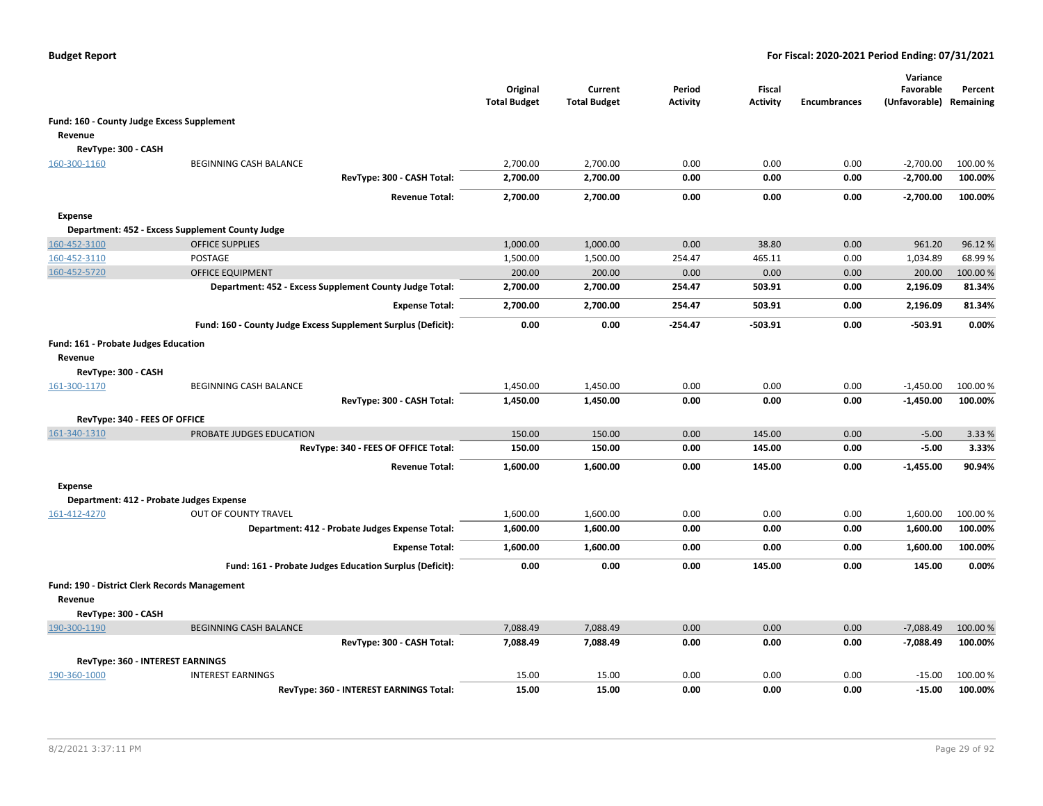| | | Original Total Budget | Current Total Budget | Period Activity | Fiscal Activity | Encumbrances | Variance Favorable (Unfavorable) | Percent Remaining |
|---|---|---|---|---|---|---|---|---|
| **Fund: 160 - County Judge Excess Supplement** | | | | | | | | |
| **Revenue** | | | | | | | | |
| **RevType: 300 - CASH** | | | | | | | | |
| 160-300-1160 | BEGINNING CASH BALANCE | 2,700.00 | 2,700.00 | 0.00 | 0.00 | 0.00 | -2,700.00 | 100.00 % |
| | **RevType: 300 - CASH Total:** | **2,700.00** | **2,700.00** | **0.00** | **0.00** | **0.00** | **-2,700.00** | **100.00%** |
| | **Revenue Total:** | **2,700.00** | **2,700.00** | **0.00** | **0.00** | **0.00** | **-2,700.00** | **100.00%** |
| **Expense** | | | | | | | | |
| **Department: 452 - Excess Supplement County Judge** | | | | | | | | |
| 160-452-3100 | OFFICE SUPPLIES | 1,000.00 | 1,000.00 | 0.00 | 38.80 | 0.00 | 961.20 | 96.12 % |
| 160-452-3110 | POSTAGE | 1,500.00 | 1,500.00 | 254.47 | 465.11 | 0.00 | 1,034.89 | 68.99 % |
| 160-452-5720 | OFFICE EQUIPMENT | 200.00 | 200.00 | 0.00 | 0.00 | 0.00 | 200.00 | 100.00 % |
| | **Department: 452 - Excess Supplement County Judge Total:** | **2,700.00** | **2,700.00** | **254.47** | **503.91** | **0.00** | **2,196.09** | **81.34%** |
| | **Expense Total:** | **2,700.00** | **2,700.00** | **254.47** | **503.91** | **0.00** | **2,196.09** | **81.34%** |
| | **Fund: 160 - County Judge Excess Supplement Surplus (Deficit):** | **0.00** | **0.00** | **-254.47** | **-503.91** | **0.00** | **-503.91** | **0.00%** |
| **Fund: 161 - Probate Judges Education** | | | | | | | | |
| **Revenue** | | | | | | | | |
| **RevType: 300 - CASH** | | | | | | | | |
| 161-300-1170 | BEGINNING CASH BALANCE | 1,450.00 | 1,450.00 | 0.00 | 0.00 | 0.00 | -1,450.00 | 100.00 % |
| | **RevType: 300 - CASH Total:** | **1,450.00** | **1,450.00** | **0.00** | **0.00** | **0.00** | **-1,450.00** | **100.00%** |
| **RevType: 340 - FEES OF OFFICE** | | | | | | | | |
| 161-340-1310 | PROBATE JUDGES EDUCATION | 150.00 | 150.00 | 0.00 | 145.00 | 0.00 | -5.00 | 3.33 % |
| | **RevType: 340 - FEES OF OFFICE Total:** | **150.00** | **150.00** | **0.00** | **145.00** | **0.00** | **-5.00** | **3.33%** |
| | **Revenue Total:** | **1,600.00** | **1,600.00** | **0.00** | **145.00** | **0.00** | **-1,455.00** | **90.94%** |
| **Expense** | | | | | | | | |
| **Department: 412 - Probate Judges Expense** | | | | | | | | |
| 161-412-4270 | OUT OF COUNTY TRAVEL | 1,600.00 | 1,600.00 | 0.00 | 0.00 | 0.00 | 1,600.00 | 100.00 % |
| | **Department: 412 - Probate Judges Expense Total:** | **1,600.00** | **1,600.00** | **0.00** | **0.00** | **0.00** | **1,600.00** | **100.00%** |
| | **Expense Total:** | **1,600.00** | **1,600.00** | **0.00** | **0.00** | **0.00** | **1,600.00** | **100.00%** |
| | **Fund: 161 - Probate Judges Education Surplus (Deficit):** | **0.00** | **0.00** | **0.00** | **145.00** | **0.00** | **145.00** | **0.00%** |
| **Fund: 190 - District Clerk Records Management** | | | | | | | | |
| **Revenue** | | | | | | | | |
| **RevType: 300 - CASH** | | | | | | | | |
| 190-300-1190 | BEGINNING CASH BALANCE | 7,088.49 | 7,088.49 | 0.00 | 0.00 | 0.00 | -7,088.49 | 100.00 % |
| | **RevType: 300 - CASH Total:** | **7,088.49** | **7,088.49** | **0.00** | **0.00** | **0.00** | **-7,088.49** | **100.00%** |
| **RevType: 360 - INTEREST EARNINGS** | | | | | | | | |
| 190-360-1000 | INTEREST EARNINGS | 15.00 | 15.00 | 0.00 | 0.00 | 0.00 | -15.00 | 100.00 % |
| | **RevType: 360 - INTEREST EARNINGS Total:** | **15.00** | **15.00** | **0.00** | **0.00** | **0.00** | **-15.00** | **100.00%** |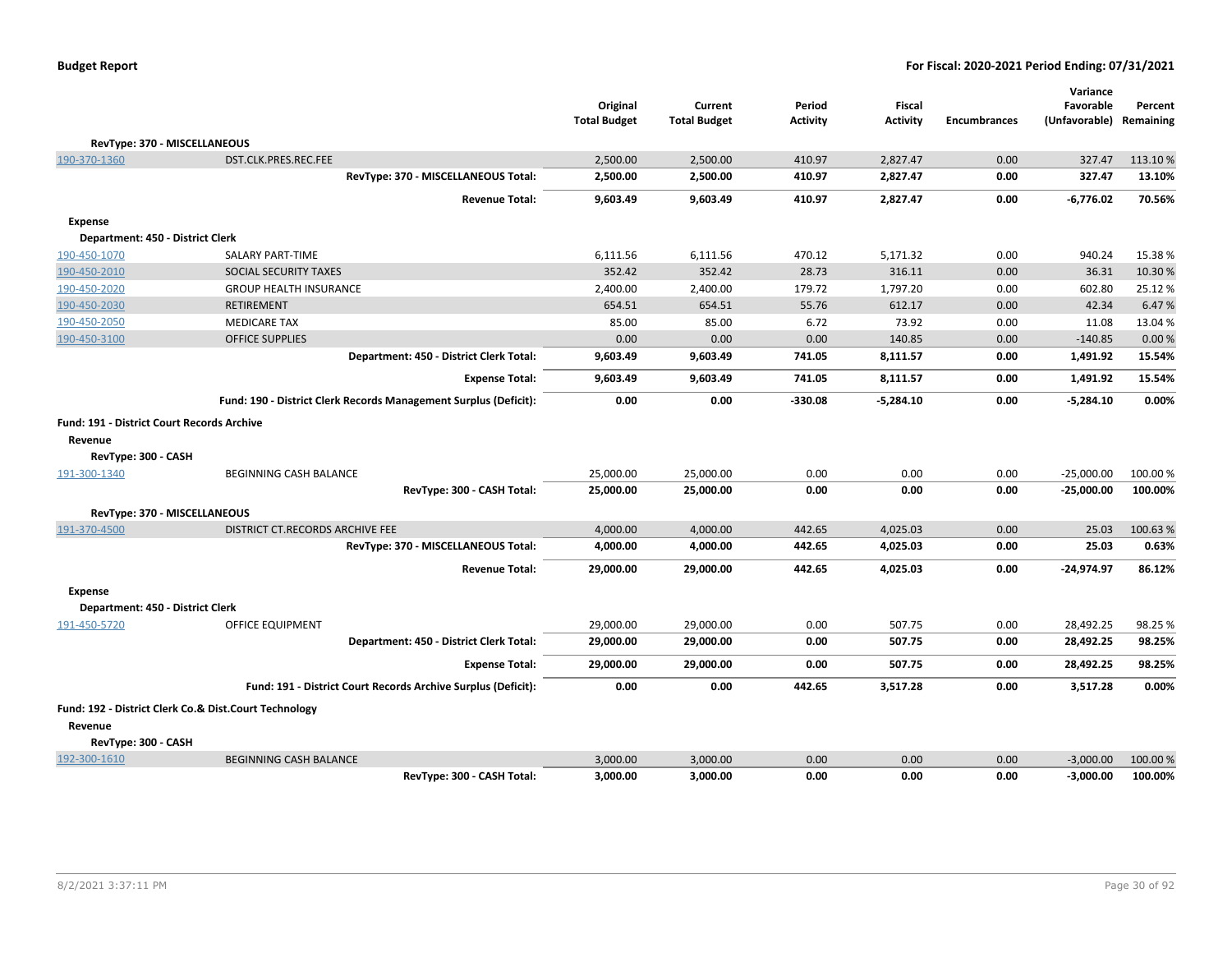| | | Original Total Budget | Current Total Budget | Period Activity | Fiscal Activity | Encumbrances | Variance Favorable (Unfavorable) | Percent Remaining |
|---|---|---|---|---|---|---|---|---|
| **RevType: 370 - MISCELLANEOUS** | | | | | | | | |
| 190-370-1360 | DST.CLK.PRES.REC.FEE | 2,500.00 | 2,500.00 | 410.97 | 2,827.47 | 0.00 | 327.47 | 113.10 % |
| | **RevType: 370 - MISCELLANEOUS Total:** | **2,500.00** | **2,500.00** | **410.97** | **2,827.47** | **0.00** | **327.47** | **13.10%** |
| | **Revenue Total:** | **9,603.49** | **9,603.49** | **410.97** | **2,827.47** | **0.00** | **-6,776.02** | **70.56%** |
| **Expense** | | | | | | | | |
| **Department: 450 - District Clerk** | | | | | | | | |
| 190-450-1070 | SALARY PART-TIME | 6,111.56 | 6,111.56 | 470.12 | 5,171.32 | 0.00 | 940.24 | 15.38 % |
| 190-450-2010 | SOCIAL SECURITY TAXES | 352.42 | 352.42 | 28.73 | 316.11 | 0.00 | 36.31 | 10.30 % |
| 190-450-2020 | GROUP HEALTH INSURANCE | 2,400.00 | 2,400.00 | 179.72 | 1,797.20 | 0.00 | 602.80 | 25.12 % |
| 190-450-2030 | RETIREMENT | 654.51 | 654.51 | 55.76 | 612.17 | 0.00 | 42.34 | 6.47 % |
| 190-450-2050 | MEDICARE TAX | 85.00 | 85.00 | 6.72 | 73.92 | 0.00 | 11.08 | 13.04 % |
| 190-450-3100 | OFFICE SUPPLIES | 0.00 | 0.00 | 0.00 | 140.85 | 0.00 | -140.85 | 0.00 % |
| | **Department: 450 - District Clerk Total:** | **9,603.49** | **9,603.49** | **741.05** | **8,111.57** | **0.00** | **1,491.92** | **15.54%** |
| | **Expense Total:** | **9,603.49** | **9,603.49** | **741.05** | **8,111.57** | **0.00** | **1,491.92** | **15.54%** |
| | **Fund: 190 - District Clerk Records Management Surplus (Deficit):** | **0.00** | **0.00** | **-330.08** | **-5,284.10** | **0.00** | **-5,284.10** | **0.00%** |
| **Fund: 191 - District Court Records Archive** | | | | | | | | |
| **Revenue** | | | | | | | | |
| **RevType: 300 - CASH** | | | | | | | | |
| 191-300-1340 | BEGINNING CASH BALANCE | 25,000.00 | 25,000.00 | 0.00 | 0.00 | 0.00 | -25,000.00 | 100.00 % |
| | **RevType: 300 - CASH Total:** | **25,000.00** | **25,000.00** | **0.00** | **0.00** | **0.00** | **-25,000.00** | **100.00%** |
| **RevType: 370 - MISCELLANEOUS** | | | | | | | | |
| 191-370-4500 | DISTRICT CT.RECORDS ARCHIVE FEE | 4,000.00 | 4,000.00 | 442.65 | 4,025.03 | 0.00 | 25.03 | 100.63 % |
| | **RevType: 370 - MISCELLANEOUS Total:** | **4,000.00** | **4,000.00** | **442.65** | **4,025.03** | **0.00** | **25.03** | **0.63%** |
| | **Revenue Total:** | **29,000.00** | **29,000.00** | **442.65** | **4,025.03** | **0.00** | **-24,974.97** | **86.12%** |
| **Expense** | | | | | | | | |
| **Department: 450 - District Clerk** | | | | | | | | |
| 191-450-5720 | OFFICE EQUIPMENT | 29,000.00 | 29,000.00 | 0.00 | 507.75 | 0.00 | 28,492.25 | 98.25 % |
| | **Department: 450 - District Clerk Total:** | **29,000.00** | **29,000.00** | **0.00** | **507.75** | **0.00** | **28,492.25** | **98.25%** |
| | **Expense Total:** | **29,000.00** | **29,000.00** | **0.00** | **507.75** | **0.00** | **28,492.25** | **98.25%** |
| | **Fund: 191 - District Court Records Archive Surplus (Deficit):** | **0.00** | **0.00** | **442.65** | **3,517.28** | **0.00** | **3,517.28** | **0.00%** |
| **Fund: 192 - District Clerk Co.& Dist.Court Technology** | | | | | | | | |
| **Revenue** | | | | | | | | |
| **RevType: 300 - CASH** | | | | | | | | |
| 192-300-1610 | BEGINNING CASH BALANCE | 3,000.00 | 3,000.00 | 0.00 | 0.00 | 0.00 | -3,000.00 | 100.00 % |
| | **RevType: 300 - CASH Total:** | **3,000.00** | **3,000.00** | **0.00** | **0.00** | **0.00** | **-3,000.00** | **100.00%** |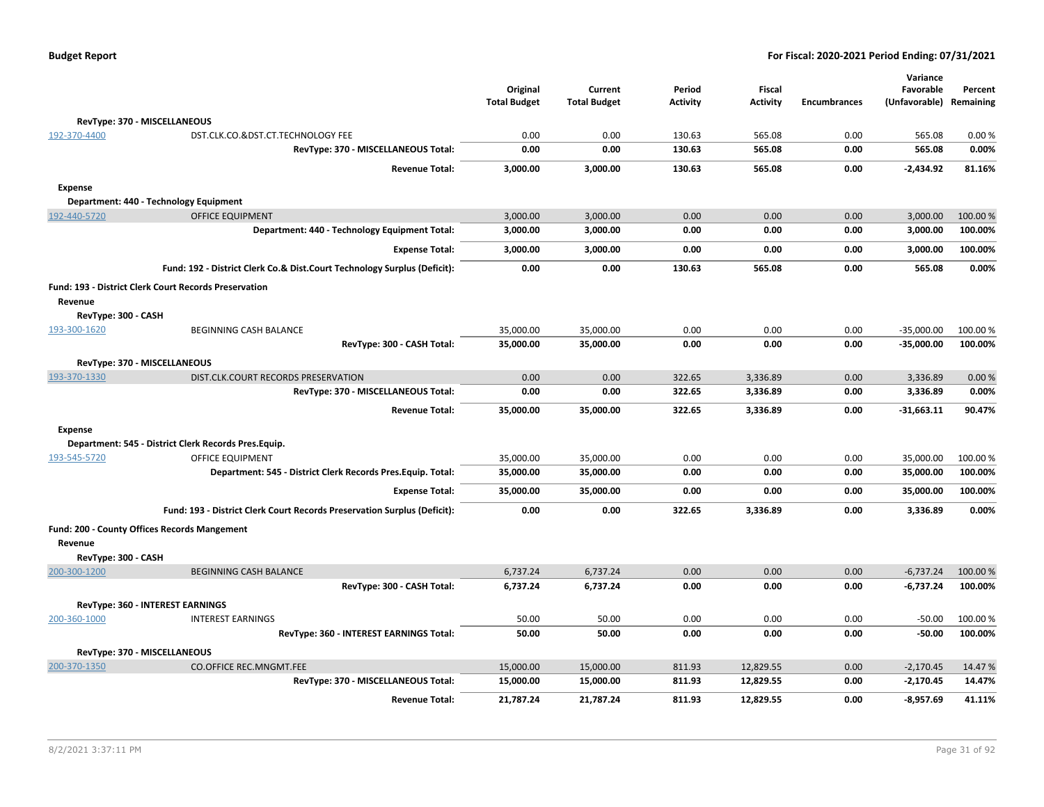| | | Original Total Budget | Current Total Budget | Period Activity | Fiscal Activity | Encumbrances | Variance Favorable (Unfavorable) | Percent Remaining |
|---|---|---|---|---|---|---|---|---|
| **RevType: 370 - MISCELLANEOUS** | | | | | | | | |
| 192-370-4400 | DST.CLK.CO.&DST.CT.TECHNOLOGY FEE | 0.00 | 0.00 | 130.63 | 565.08 | 0.00 | 565.08 | 0.00 % |
| | **RevType: 370 - MISCELLANEOUS Total:** | **0.00** | **0.00** | **130.63** | **565.08** | **0.00** | **565.08** | **0.00%** |
| | **Revenue Total:** | **3,000.00** | **3,000.00** | **130.63** | **565.08** | **0.00** | **-2,434.92** | **81.16%** |
| **Expense** | | | | | | | | |
| **Department: 440 - Technology Equipment** | | | | | | | | |
| 192-440-5720 | OFFICE EQUIPMENT | 3,000.00 | 3,000.00 | 0.00 | 0.00 | 0.00 | 3,000.00 | 100.00 % |
| | **Department: 440 - Technology Equipment Total:** | **3,000.00** | **3,000.00** | **0.00** | **0.00** | **0.00** | **3,000.00** | **100.00%** |
| | **Expense Total:** | **3,000.00** | **3,000.00** | **0.00** | **0.00** | **0.00** | **3,000.00** | **100.00%** |
| | **Fund: 192 - District Clerk Co.& Dist.Court Technology Surplus (Deficit):** | **0.00** | **0.00** | **130.63** | **565.08** | **0.00** | **565.08** | **0.00%** |
| **Fund: 193 - District Clerk Court Records Preservation** | | | | | | | | |
| **Revenue** | | | | | | | | |
| **RevType: 300 - CASH** | | | | | | | | |
| 193-300-1620 | BEGINNING CASH BALANCE | 35,000.00 | 35,000.00 | 0.00 | 0.00 | 0.00 | -35,000.00 | 100.00 % |
| | **RevType: 300 - CASH Total:** | **35,000.00** | **35,000.00** | **0.00** | **0.00** | **0.00** | **-35,000.00** | **100.00%** |
| **RevType: 370 - MISCELLANEOUS** | | | | | | | | |
| 193-370-1330 | DIST.CLK.COURT RECORDS PRESERVATION | 0.00 | 0.00 | 322.65 | 3,336.89 | 0.00 | 3,336.89 | 0.00 % |
| | **RevType: 370 - MISCELLANEOUS Total:** | **0.00** | **0.00** | **322.65** | **3,336.89** | **0.00** | **3,336.89** | **0.00%** |
| | **Revenue Total:** | **35,000.00** | **35,000.00** | **322.65** | **3,336.89** | **0.00** | **-31,663.11** | **90.47%** |
| **Expense** | | | | | | | | |
| **Department: 545 - District Clerk Records Pres.Equip.** | | | | | | | | |
| 193-545-5720 | OFFICE EQUIPMENT | 35,000.00 | 35,000.00 | 0.00 | 0.00 | 0.00 | 35,000.00 | 100.00 % |
| | **Department: 545 - District Clerk Records Pres.Equip. Total:** | **35,000.00** | **35,000.00** | **0.00** | **0.00** | **0.00** | **35,000.00** | **100.00%** |
| | **Expense Total:** | **35,000.00** | **35,000.00** | **0.00** | **0.00** | **0.00** | **35,000.00** | **100.00%** |
| | **Fund: 193 - District Clerk Court Records Preservation Surplus (Deficit):** | **0.00** | **0.00** | **322.65** | **3,336.89** | **0.00** | **3,336.89** | **0.00%** |
| **Fund: 200 - County Offices Records Mangement** | | | | | | | | |
| **Revenue** | | | | | | | | |
| **RevType: 300 - CASH** | | | | | | | | |
| 200-300-1200 | BEGINNING CASH BALANCE | 6,737.24 | 6,737.24 | 0.00 | 0.00 | 0.00 | -6,737.24 | 100.00 % |
| | **RevType: 300 - CASH Total:** | **6,737.24** | **6,737.24** | **0.00** | **0.00** | **0.00** | **-6,737.24** | **100.00%** |
| **RevType: 360 - INTEREST EARNINGS** | | | | | | | | |
| 200-360-1000 | INTEREST EARNINGS | 50.00 | 50.00 | 0.00 | 0.00 | 0.00 | -50.00 | 100.00 % |
| | **RevType: 360 - INTEREST EARNINGS Total:** | **50.00** | **50.00** | **0.00** | **0.00** | **0.00** | **-50.00** | **100.00%** |
| **RevType: 370 - MISCELLANEOUS** | | | | | | | | |
| 200-370-1350 | CO.OFFICE REC.MNGMT.FEE | 15,000.00 | 15,000.00 | 811.93 | 12,829.55 | 0.00 | -2,170.45 | 14.47 % |
| | **RevType: 370 - MISCELLANEOUS Total:** | **15,000.00** | **15,000.00** | **811.93** | **12,829.55** | **0.00** | **-2,170.45** | **14.47%** |
| | **Revenue Total:** | **21,787.24** | **21,787.24** | **811.93** | **12,829.55** | **0.00** | **-8,957.69** | **41.11%** |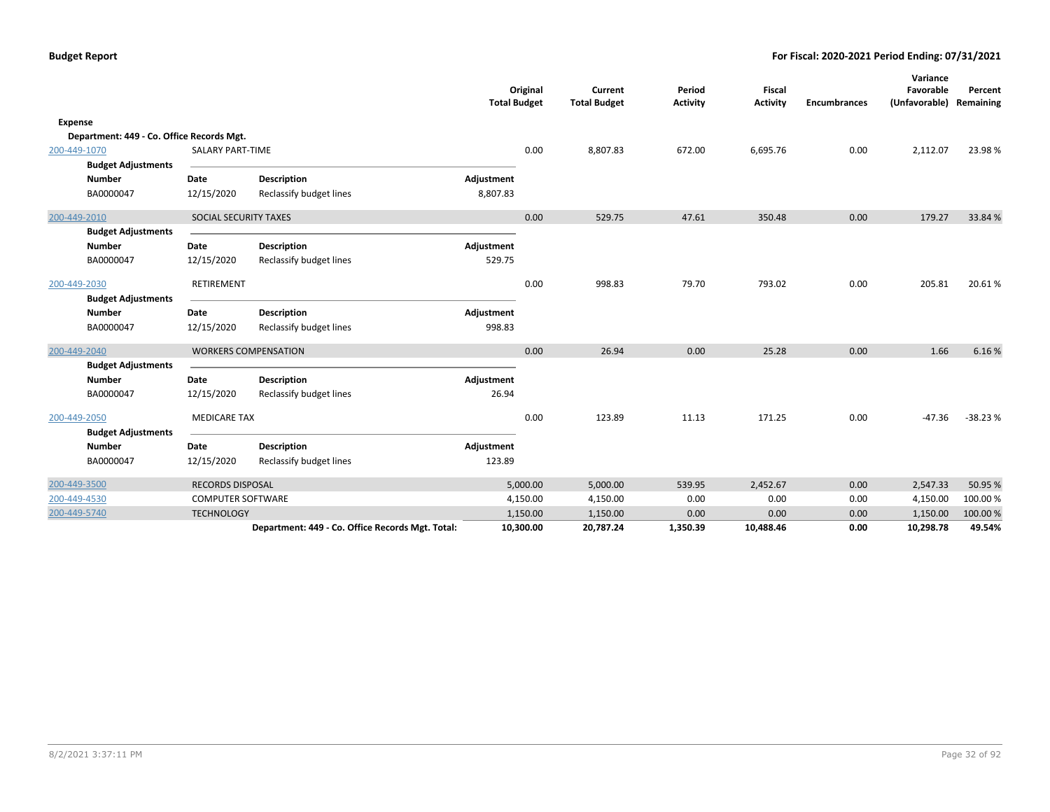**Budget Report**

**For Fiscal: 2020-2021 Period Ending: 07/31/2021**

| | | | Original Total Budget | Current Total Budget | Period Activity | Fiscal Activity | Encumbrances | Variance Favorable (Unfavorable) | Percent Remaining |
|---|---|---|---|---|---|---|---|---|---|
| **Expense** | | | | | | | | | |
| **Department: 449 - Co. Office Records Mgt.** | | | | | | | | | |
| 200-449-1070 | SALARY PART-TIME | | 0.00 | 8,807.83 | 672.00 | 6,695.76 | 0.00 | 2,112.07 | 23.98 % |
| **Budget Adjustments** | | | | | | | | | |
| **Number** | **Date** | **Description** | **Adjustment** | | | | | | |
| BA0000047 | 12/15/2020 | Reclassify budget lines | 8,807.83 | | | | | | |
| 200-449-2010 | SOCIAL SECURITY TAXES | | 0.00 | 529.75 | 47.61 | 350.48 | 0.00 | 179.27 | 33.84 % |
| **Budget Adjustments** | | | | | | | | | |
| **Number** | **Date** | **Description** | **Adjustment** | | | | | | |
| BA0000047 | 12/15/2020 | Reclassify budget lines | 529.75 | | | | | | |
| 200-449-2030 | RETIREMENT | | 0.00 | 998.83 | 79.70 | 793.02 | 0.00 | 205.81 | 20.61 % |
| **Budget Adjustments** | | | | | | | | | |
| **Number** | **Date** | **Description** | **Adjustment** | | | | | | |
| BA0000047 | 12/15/2020 | Reclassify budget lines | 998.83 | | | | | | |
| 200-449-2040 | WORKERS COMPENSATION | | 0.00 | 26.94 | 0.00 | 25.28 | 0.00 | 1.66 | 6.16 % |
| **Budget Adjustments** | | | | | | | | | |
| **Number** | **Date** | **Description** | **Adjustment** | | | | | | |
| BA0000047 | 12/15/2020 | Reclassify budget lines | 26.94 | | | | | | |
| 200-449-2050 | MEDICARE TAX | | 0.00 | 123.89 | 11.13 | 171.25 | 0.00 | -47.36 | -38.23 % |
| **Budget Adjustments** | | | | | | | | | |
| **Number** | **Date** | **Description** | **Adjustment** | | | | | | |
| BA0000047 | 12/15/2020 | Reclassify budget lines | 123.89 | | | | | | |
| 200-449-3500 | RECORDS DISPOSAL | | 5,000.00 | 5,000.00 | 539.95 | 2,452.67 | 0.00 | 2,547.33 | 50.95 % |
| 200-449-4530 | COMPUTER SOFTWARE | | 4,150.00 | 4,150.00 | 0.00 | 0.00 | 0.00 | 4,150.00 | 100.00 % |
| 200-449-5740 | TECHNOLOGY | | 1,150.00 | 1,150.00 | 0.00 | 0.00 | 0.00 | 1,150.00 | 100.00 % |
| | | **Department: 449 - Co. Office Records Mgt. Total:** | **10,300.00** | **20,787.24** | **1,350.39** | **10,488.46** | **0.00** | **10,298.78** | **49.54%** |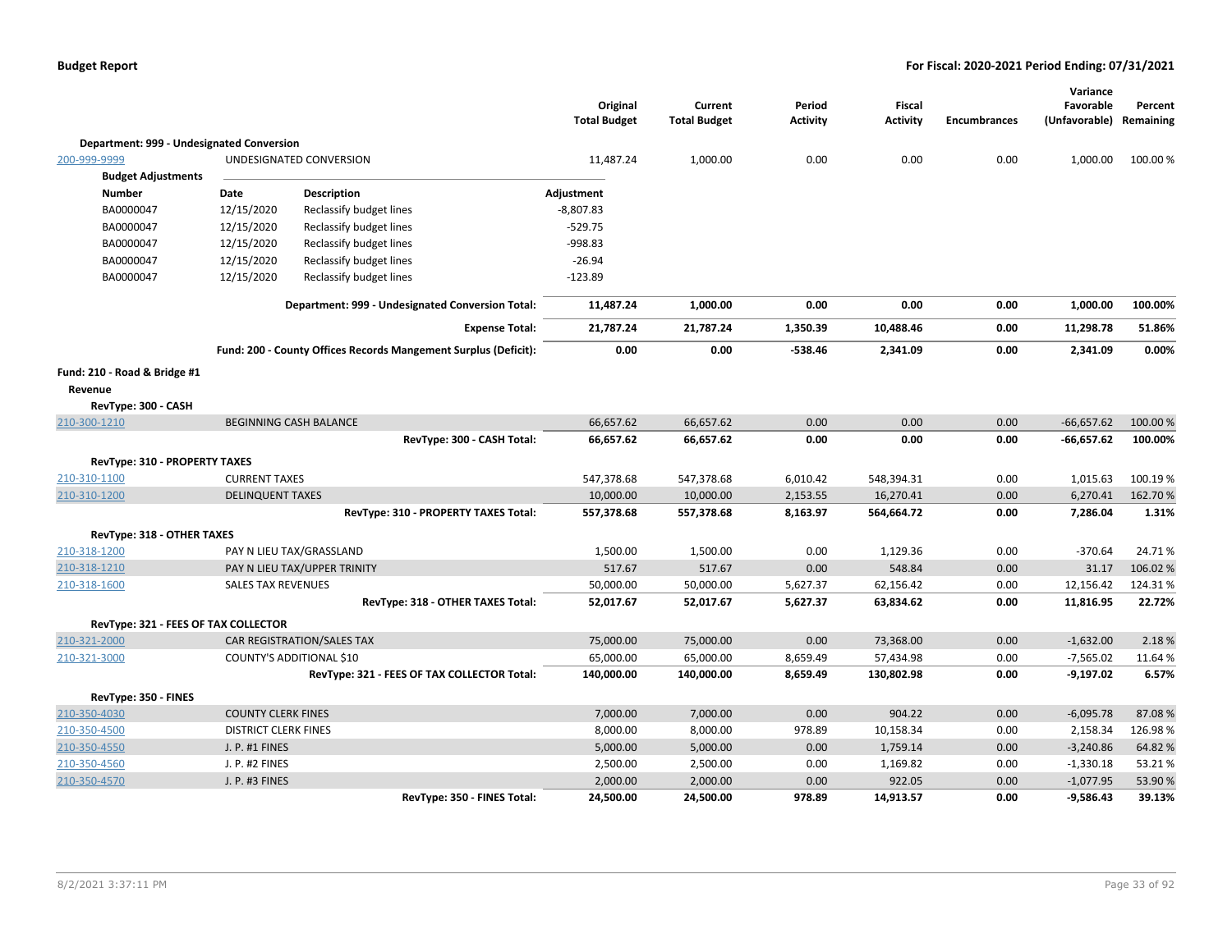| | | Original Total Budget | Current Total Budget | Period Activity | Fiscal Activity | Encumbrances | Variance Favorable (Unfavorable) | Percent Remaining |
|---|---|---|---|---|---|---|---|---|
| **Department: 999 - Undesignated Conversion** | | | | | | | | |
| 200-999-9999 | UNDESIGNATED CONVERSION | 11,487.24 | 1,000.00 | 0.00 | 0.00 | 0.00 | 1,000.00 | 100.00 % |

**Budget Adjustments**

| Number | Date | Description | Adjustment |
|---|---|---|---|
| BA0000047 | 12/15/2020 | Reclassify budget lines | -8,807.83 |
| BA0000047 | 12/15/2020 | Reclassify budget lines | -529.75 |
| BA0000047 | 12/15/2020 | Reclassify budget lines | -998.83 |
| BA0000047 | 12/15/2020 | Reclassify budget lines | -26.94 |
| BA0000047 | 12/15/2020 | Reclassify budget lines | -123.89 |

| | | Original Total Budget | Current Total Budget | Period Activity | Fiscal Activity | Encumbrances | Variance Favorable (Unfavorable) | Percent Remaining |
|---|---|---|---|---|---|---|---|---|
| | **Department: 999 - Undesignated Conversion Total:** | **11,487.24** | **1,000.00** | **0.00** | **0.00** | **0.00** | **1,000.00** | **100.00%** |
| | **Expense Total:** | **21,787.24** | **21,787.24** | **1,350.39** | **10,488.46** | **0.00** | **11,298.78** | **51.86%** |
| | **Fund: 200 - County Offices Records Mangement Surplus (Deficit):** | **0.00** | **0.00** | **-538.46** | **2,341.09** | **0.00** | **2,341.09** | **0.00%** |
| **Fund: 210 - Road & Bridge #1** | | | | | | | | |
| **Revenue** | | | | | | | | |
| **RevType: 300 - CASH** | | | | | | | | |
| 210-300-1210 | BEGINNING CASH BALANCE | 66,657.62 | 66,657.62 | 0.00 | 0.00 | 0.00 | -66,657.62 | 100.00 % |
| | **RevType: 300 - CASH Total:** | **66,657.62** | **66,657.62** | **0.00** | **0.00** | **0.00** | **-66,657.62** | **100.00%** |
| **RevType: 310 - PROPERTY TAXES** | | | | | | | | |
| 210-310-1100 | CURRENT TAXES | 547,378.68 | 547,378.68 | 6,010.42 | 548,394.31 | 0.00 | 1,015.63 | 100.19 % |
| 210-310-1200 | DELINQUENT TAXES | 10,000.00 | 10,000.00 | 2,153.55 | 16,270.41 | 0.00 | 6,270.41 | 162.70 % |
| | **RevType: 310 - PROPERTY TAXES Total:** | **557,378.68** | **557,378.68** | **8,163.97** | **564,664.72** | **0.00** | **7,286.04** | **1.31%** |
| **RevType: 318 - OTHER TAXES** | | | | | | | | |
| 210-318-1200 | PAY N LIEU TAX/GRASSLAND | 1,500.00 | 1,500.00 | 0.00 | 1,129.36 | 0.00 | -370.64 | 24.71 % |
| 210-318-1210 | PAY N LIEU TAX/UPPER TRINITY | 517.67 | 517.67 | 0.00 | 548.84 | 0.00 | 31.17 | 106.02 % |
| 210-318-1600 | SALES TAX REVENUES | 50,000.00 | 50,000.00 | 5,627.37 | 62,156.42 | 0.00 | 12,156.42 | 124.31 % |
| | **RevType: 318 - OTHER TAXES Total:** | **52,017.67** | **52,017.67** | **5,627.37** | **63,834.62** | **0.00** | **11,816.95** | **22.72%** |
| **RevType: 321 - FEES OF TAX COLLECTOR** | | | | | | | | |
| 210-321-2000 | CAR REGISTRATION/SALES TAX | 75,000.00 | 75,000.00 | 0.00 | 73,368.00 | 0.00 | -1,632.00 | 2.18 % |
| 210-321-3000 | COUNTY'S ADDITIONAL $10 | 65,000.00 | 65,000.00 | 8,659.49 | 57,434.98 | 0.00 | -7,565.02 | 11.64 % |
| | **RevType: 321 - FEES OF TAX COLLECTOR Total:** | **140,000.00** | **140,000.00** | **8,659.49** | **130,802.98** | **0.00** | **-9,197.02** | **6.57%** |
| **RevType: 350 - FINES** | | | | | | | | |
| 210-350-4030 | COUNTY CLERK FINES | 7,000.00 | 7,000.00 | 0.00 | 904.22 | 0.00 | -6,095.78 | 87.08 % |
| 210-350-4500 | DISTRICT CLERK FINES | 8,000.00 | 8,000.00 | 978.89 | 10,158.34 | 0.00 | 2,158.34 | 126.98 % |
| 210-350-4550 | J. P. #1 FINES | 5,000.00 | 5,000.00 | 0.00 | 1,759.14 | 0.00 | -3,240.86 | 64.82 % |
| 210-350-4560 | J. P. #2 FINES | 2,500.00 | 2,500.00 | 0.00 | 1,169.82 | 0.00 | -1,330.18 | 53.21 % |
| 210-350-4570 | J. P. #3 FINES | 2,000.00 | 2,000.00 | 0.00 | 922.05 | 0.00 | -1,077.95 | 53.90 % |
| | **RevType: 350 - FINES Total:** | **24,500.00** | **24,500.00** | **978.89** | **14,913.57** | **0.00** | **-9,586.43** | **39.13%** |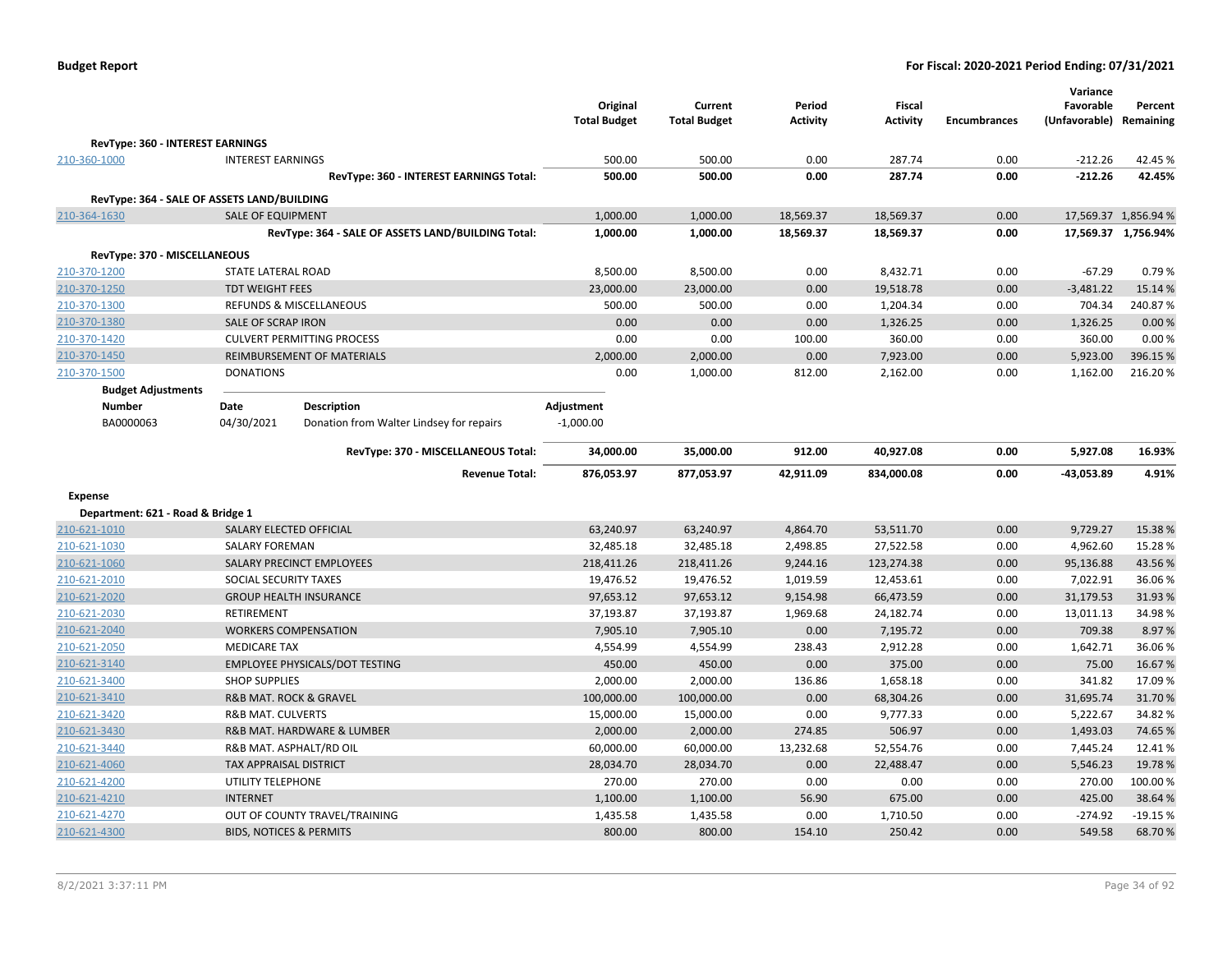| | | Original Total Budget | Current Total Budget | Period Activity | Fiscal Activity | Encumbrances | Variance Favorable (Unfavorable) | Percent Remaining |
|---|---|---|---|---|---|---|---|---|
| **RevType: 360 - INTEREST EARNINGS** | | | | | | | | |
| 210-360-1000 | INTEREST EARNINGS | 500.00 | 500.00 | 0.00 | 287.74 | 0.00 | -212.26 | 42.45 % |
| | **RevType: 360 - INTEREST EARNINGS Total:** | **500.00** | **500.00** | **0.00** | **287.74** | **0.00** | **-212.26** | **42.45%** |
| **RevType: 364 - SALE OF ASSETS LAND/BUILDING** | | | | | | | | |
| 210-364-1630 | SALE OF EQUIPMENT | 1,000.00 | 1,000.00 | 18,569.37 | 18,569.37 | 0.00 | 17,569.37 | 1,856.94 % |
| | **RevType: 364 - SALE OF ASSETS LAND/BUILDING Total:** | **1,000.00** | **1,000.00** | **18,569.37** | **18,569.37** | **0.00** | **17,569.37** | **1,756.94%** |
| **RevType: 370 - MISCELLANEOUS** | | | | | | | | |
| 210-370-1200 | STATE LATERAL ROAD | 8,500.00 | 8,500.00 | 0.00 | 8,432.71 | 0.00 | -67.29 | 0.79 % |
| 210-370-1250 | TDT WEIGHT FEES | 23,000.00 | 23,000.00 | 0.00 | 19,518.78 | 0.00 | -3,481.22 | 15.14 % |
| 210-370-1300 | REFUNDS & MISCELLANEOUS | 500.00 | 500.00 | 0.00 | 1,204.34 | 0.00 | 704.34 | 240.87 % |
| 210-370-1380 | SALE OF SCRAP IRON | 0.00 | 0.00 | 0.00 | 1,326.25 | 0.00 | 1,326.25 | 0.00 % |
| 210-370-1420 | CULVERT PERMITTING PROCESS | 0.00 | 0.00 | 100.00 | 360.00 | 0.00 | 360.00 | 0.00 % |
| 210-370-1450 | REIMBURSEMENT OF MATERIALS | 2,000.00 | 2,000.00 | 0.00 | 7,923.00 | 0.00 | 5,923.00 | 396.15 % |
| 210-370-1500 | DONATIONS | 0.00 | 1,000.00 | 812.00 | 2,162.00 | 0.00 | 1,162.00 | 216.20 % |

**Budget Adjustments**

| Number | Date | Description | Adjustment |
|---|---|---|---|
| BA0000063 | 04/30/2021 | Donation from Walter Lindsey for repairs | -1,000.00 |

| | | Original Total Budget | Current Total Budget | Period Activity | Fiscal Activity | Encumbrances | Variance Favorable (Unfavorable) | Percent Remaining |
|---|---|---|---|---|---|---|---|---|
| | **RevType: 370 - MISCELLANEOUS Total:** | **34,000.00** | **35,000.00** | **912.00** | **40,927.08** | **0.00** | **5,927.08** | **16.93%** |
| | **Revenue Total:** | **876,053.97** | **877,053.97** | **42,911.09** | **834,000.08** | **0.00** | **-43,053.89** | **4.91%** |
| **Expense** | | | | | | | | |
| **Department: 621 - Road & Bridge 1** | | | | | | | | |
| 210-621-1010 | SALARY ELECTED OFFICIAL | 63,240.97 | 63,240.97 | 4,864.70 | 53,511.70 | 0.00 | 9,729.27 | 15.38 % |
| 210-621-1030 | SALARY FOREMAN | 32,485.18 | 32,485.18 | 2,498.85 | 27,522.58 | 0.00 | 4,962.60 | 15.28 % |
| 210-621-1060 | SALARY PRECINCT EMPLOYEES | 218,411.26 | 218,411.26 | 9,244.16 | 123,274.38 | 0.00 | 95,136.88 | 43.56 % |
| 210-621-2010 | SOCIAL SECURITY TAXES | 19,476.52 | 19,476.52 | 1,019.59 | 12,453.61 | 0.00 | 7,022.91 | 36.06 % |
| 210-621-2020 | GROUP HEALTH INSURANCE | 97,653.12 | 97,653.12 | 9,154.98 | 66,473.59 | 0.00 | 31,179.53 | 31.93 % |
| 210-621-2030 | RETIREMENT | 37,193.87 | 37,193.87 | 1,969.68 | 24,182.74 | 0.00 | 13,011.13 | 34.98 % |
| 210-621-2040 | WORKERS COMPENSATION | 7,905.10 | 7,905.10 | 0.00 | 7,195.72 | 0.00 | 709.38 | 8.97 % |
| 210-621-2050 | MEDICARE TAX | 4,554.99 | 4,554.99 | 238.43 | 2,912.28 | 0.00 | 1,642.71 | 36.06 % |
| 210-621-3140 | EMPLOYEE PHYSICALS/DOT TESTING | 450.00 | 450.00 | 0.00 | 375.00 | 0.00 | 75.00 | 16.67 % |
| 210-621-3400 | SHOP SUPPLIES | 2,000.00 | 2,000.00 | 136.86 | 1,658.18 | 0.00 | 341.82 | 17.09 % |
| 210-621-3410 | R&B MAT. ROCK & GRAVEL | 100,000.00 | 100,000.00 | 0.00 | 68,304.26 | 0.00 | 31,695.74 | 31.70 % |
| 210-621-3420 | R&B MAT. CULVERTS | 15,000.00 | 15,000.00 | 0.00 | 9,777.33 | 0.00 | 5,222.67 | 34.82 % |
| 210-621-3430 | R&B MAT. HARDWARE & LUMBER | 2,000.00 | 2,000.00 | 274.85 | 506.97 | 0.00 | 1,493.03 | 74.65 % |
| 210-621-3440 | R&B MAT. ASPHALT/RD OIL | 60,000.00 | 60,000.00 | 13,232.68 | 52,554.76 | 0.00 | 7,445.24 | 12.41 % |
| 210-621-4060 | TAX APPRAISAL DISTRICT | 28,034.70 | 28,034.70 | 0.00 | 22,488.47 | 0.00 | 5,546.23 | 19.78 % |
| 210-621-4200 | UTILITY TELEPHONE | 270.00 | 270.00 | 0.00 | 0.00 | 0.00 | 270.00 | 100.00 % |
| 210-621-4210 | INTERNET | 1,100.00 | 1,100.00 | 56.90 | 675.00 | 0.00 | 425.00 | 38.64 % |
| 210-621-4270 | OUT OF COUNTY TRAVEL/TRAINING | 1,435.58 | 1,435.58 | 0.00 | 1,710.50 | 0.00 | -274.92 | -19.15 % |
| 210-621-4300 | BIDS, NOTICES & PERMITS | 800.00 | 800.00 | 154.10 | 250.42 | 0.00 | 549.58 | 68.70 % |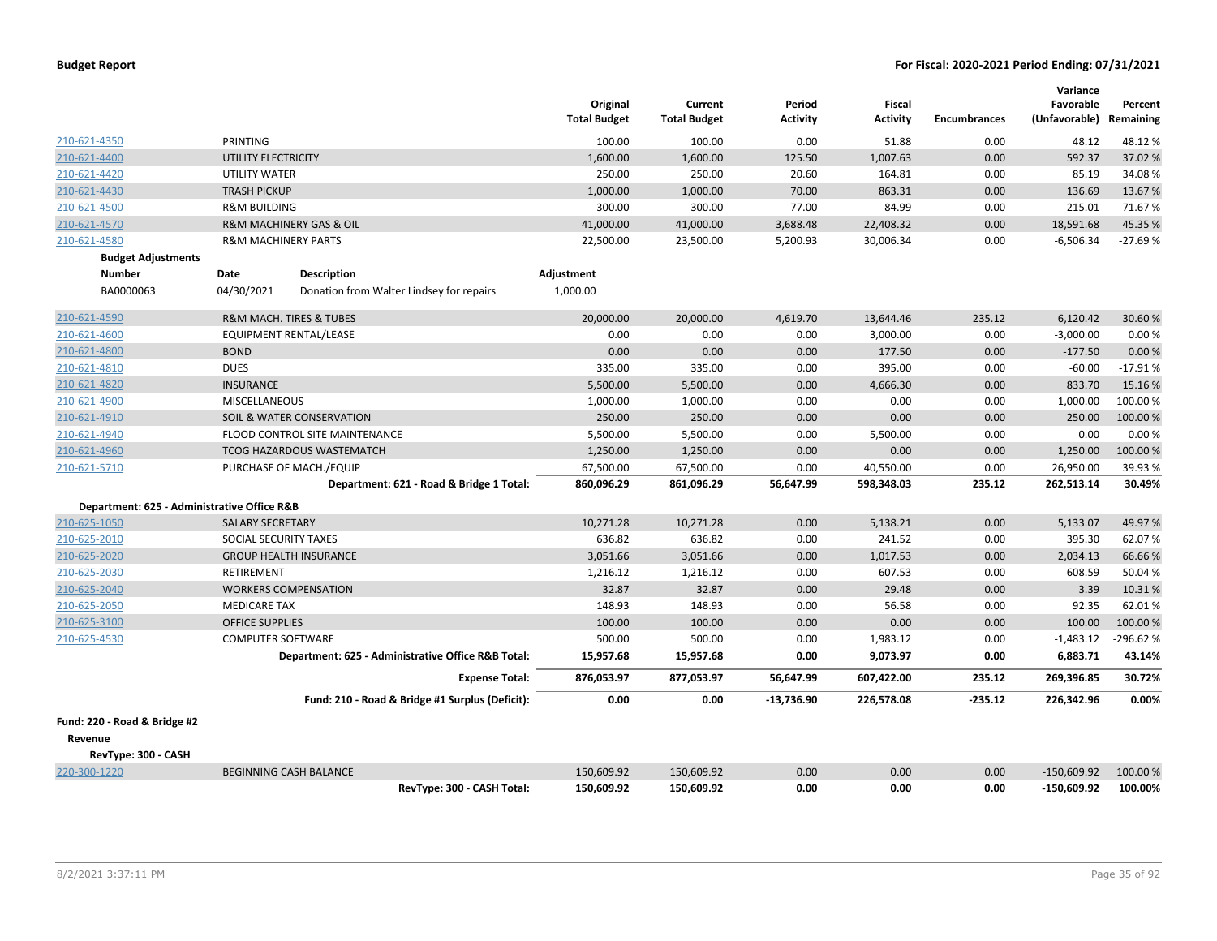| | | Original Total Budget | Current Total Budget | Period Activity | Fiscal Activity | Encumbrances | Variance Favorable (Unfavorable) | Percent Remaining |
|---|---|---|---|---|---|---|---|---|
| 210-621-4350 | PRINTING | 100.00 | 100.00 | 0.00 | 51.88 | 0.00 | 48.12 | 48.12 % |
| 210-621-4400 | UTILITY ELECTRICITY | 1,600.00 | 1,600.00 | 125.50 | 1,007.63 | 0.00 | 592.37 | 37.02 % |
| 210-621-4420 | UTILITY WATER | 250.00 | 250.00 | 20.60 | 164.81 | 0.00 | 85.19 | 34.08 % |
| 210-621-4430 | TRASH PICKUP | 1,000.00 | 1,000.00 | 70.00 | 863.31 | 0.00 | 136.69 | 13.67 % |
| 210-621-4500 | R&M BUILDING | 300.00 | 300.00 | 77.00 | 84.99 | 0.00 | 215.01 | 71.67 % |
| 210-621-4570 | R&M MACHINERY GAS & OIL | 41,000.00 | 41,000.00 | 3,688.48 | 22,408.32 | 0.00 | 18,591.68 | 45.35 % |
| 210-621-4580 | R&M MACHINERY PARTS | 22,500.00 | 23,500.00 | 5,200.93 | 30,006.34 | 0.00 | -6,506.34 | -27.69 % |

**Budget Adjustments**

| Number | Date | Description | Adjustment |
|---|---|---|---|
| BA0000063 | 04/30/2021 | Donation from Walter Lindsey for repairs | 1,000.00 |

| | | Original Total Budget | Current Total Budget | Period Activity | Fiscal Activity | Encumbrances | Variance Favorable (Unfavorable) | Percent Remaining |
|---|---|---|---|---|---|---|---|---|
| 210-621-4590 | R&M MACH. TIRES & TUBES | 20,000.00 | 20,000.00 | 4,619.70 | 13,644.46 | 235.12 | 6,120.42 | 30.60 % |
| 210-621-4600 | EQUIPMENT RENTAL/LEASE | 0.00 | 0.00 | 0.00 | 3,000.00 | 0.00 | -3,000.00 | 0.00 % |
| 210-621-4800 | BOND | 0.00 | 0.00 | 0.00 | 177.50 | 0.00 | -177.50 | 0.00 % |
| 210-621-4810 | DUES | 335.00 | 335.00 | 0.00 | 395.00 | 0.00 | -60.00 | -17.91 % |
| 210-621-4820 | INSURANCE | 5,500.00 | 5,500.00 | 0.00 | 4,666.30 | 0.00 | 833.70 | 15.16 % |
| 210-621-4900 | MISCELLANEOUS | 1,000.00 | 1,000.00 | 0.00 | 0.00 | 0.00 | 1,000.00 | 100.00 % |
| 210-621-4910 | SOIL & WATER CONSERVATION | 250.00 | 250.00 | 0.00 | 0.00 | 0.00 | 250.00 | 100.00 % |
| 210-621-4940 | FLOOD CONTROL SITE MAINTENANCE | 5,500.00 | 5,500.00 | 0.00 | 5,500.00 | 0.00 | 0.00 | 0.00 % |
| 210-621-4960 | TCOG HAZARDOUS WASTEMATCH | 1,250.00 | 1,250.00 | 0.00 | 0.00 | 0.00 | 1,250.00 | 100.00 % |
| 210-621-5710 | PURCHASE OF MACH./EQUIP | 67,500.00 | 67,500.00 | 0.00 | 40,550.00 | 0.00 | 26,950.00 | 39.93 % |
| | **Department: 621 - Road & Bridge 1 Total:** | **860,096.29** | **861,096.29** | **56,647.99** | **598,348.03** | **235.12** | **262,513.14** | **30.49%** |
| **Department: 625 - Administrative Office R&B** | | | | | | | | |
| 210-625-1050 | SALARY SECRETARY | 10,271.28 | 10,271.28 | 0.00 | 5,138.21 | 0.00 | 5,133.07 | 49.97 % |
| 210-625-2010 | SOCIAL SECURITY TAXES | 636.82 | 636.82 | 0.00 | 241.52 | 0.00 | 395.30 | 62.07 % |
| 210-625-2020 | GROUP HEALTH INSURANCE | 3,051.66 | 3,051.66 | 0.00 | 1,017.53 | 0.00 | 2,034.13 | 66.66 % |
| 210-625-2030 | RETIREMENT | 1,216.12 | 1,216.12 | 0.00 | 607.53 | 0.00 | 608.59 | 50.04 % |
| 210-625-2040 | WORKERS COMPENSATION | 32.87 | 32.87 | 0.00 | 29.48 | 0.00 | 3.39 | 10.31 % |
| 210-625-2050 | MEDICARE TAX | 148.93 | 148.93 | 0.00 | 56.58 | 0.00 | 92.35 | 62.01 % |
| 210-625-3100 | OFFICE SUPPLIES | 100.00 | 100.00 | 0.00 | 0.00 | 0.00 | 100.00 | 100.00 % |
| 210-625-4530 | COMPUTER SOFTWARE | 500.00 | 500.00 | 0.00 | 1,983.12 | 0.00 | -1,483.12 | -296.62 % |
| | **Department: 625 - Administrative Office R&B Total:** | **15,957.68** | **15,957.68** | **0.00** | **9,073.97** | **0.00** | **6,883.71** | **43.14%** |
| | **Expense Total:** | **876,053.97** | **877,053.97** | **56,647.99** | **607,422.00** | **235.12** | **269,396.85** | **30.72%** |
| | **Fund: 210 - Road & Bridge #1 Surplus (Deficit):** | **0.00** | **0.00** | **-13,736.90** | **226,578.08** | **-235.12** | **226,342.96** | **0.00%** |

**Fund: 220 - Road & Bridge #2**

**Revenue**

**RevType: 300 - CASH**

| | | Original Total Budget | Current Total Budget | Period Activity | Fiscal Activity | Encumbrances | Variance Favorable (Unfavorable) | Percent Remaining |
|---|---|---|---|---|---|---|---|---|
| 220-300-1220 | BEGINNING CASH BALANCE | 150,609.92 | 150,609.92 | 0.00 | 0.00 | 0.00 | -150,609.92 | 100.00 % |
| | **RevType: 300 - CASH Total:** | **150,609.92** | **150,609.92** | **0.00** | **0.00** | **0.00** | **-150,609.92** | **100.00%** |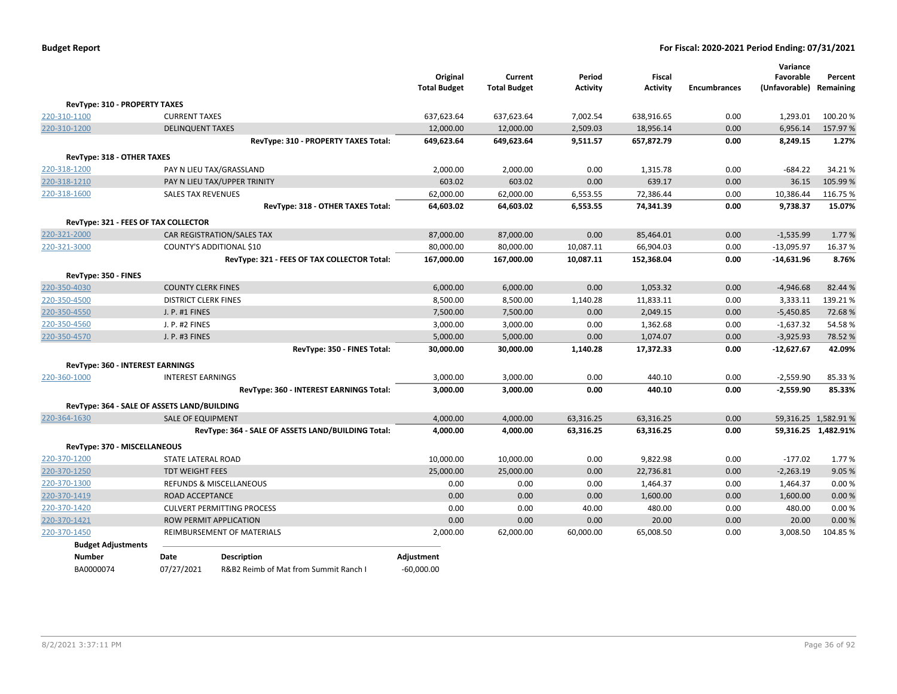**Budget Report** **For Fiscal: 2020-2021 Period Ending: 07/31/2021**

| | | Original Total Budget | Current Total Budget | Period Activity | Fiscal Activity | Encumbrances | Variance Favorable (Unfavorable) | Percent Remaining |
|---|---|---|---|---|---|---|---|---|
| **RevType: 310 - PROPERTY TAXES** | | | | | | | | |
| 220-310-1100 | CURRENT TAXES | 637,623.64 | 637,623.64 | 7,002.54 | 638,916.65 | 0.00 | 1,293.01 | 100.20 % |
| 220-310-1200 | DELINQUENT TAXES | 12,000.00 | 12,000.00 | 2,509.03 | 18,956.14 | 0.00 | 6,956.14 | 157.97 % |
| | **RevType: 310 - PROPERTY TAXES Total:** | **649,623.64** | **649,623.64** | **9,511.57** | **657,872.79** | **0.00** | **8,249.15** | **1.27%** |
| **RevType: 318 - OTHER TAXES** | | | | | | | | |
| 220-318-1200 | PAY N LIEU TAX/GRASSLAND | 2,000.00 | 2,000.00 | 0.00 | 1,315.78 | 0.00 | -684.22 | 34.21 % |
| 220-318-1210 | PAY N LIEU TAX/UPPER TRINITY | 603.02 | 603.02 | 0.00 | 639.17 | 0.00 | 36.15 | 105.99 % |
| 220-318-1600 | SALES TAX REVENUES | 62,000.00 | 62,000.00 | 6,553.55 | 72,386.44 | 0.00 | 10,386.44 | 116.75 % |
| | **RevType: 318 - OTHER TAXES Total:** | **64,603.02** | **64,603.02** | **6,553.55** | **74,341.39** | **0.00** | **9,738.37** | **15.07%** |
| **RevType: 321 - FEES OF TAX COLLECTOR** | | | | | | | | |
| 220-321-2000 | CAR REGISTRATION/SALES TAX | 87,000.00 | 87,000.00 | 0.00 | 85,464.01 | 0.00 | -1,535.99 | 1.77 % |
| 220-321-3000 | COUNTY'S ADDITIONAL $10 | 80,000.00 | 80,000.00 | 10,087.11 | 66,904.03 | 0.00 | -13,095.97 | 16.37 % |
| | **RevType: 321 - FEES OF TAX COLLECTOR Total:** | **167,000.00** | **167,000.00** | **10,087.11** | **152,368.04** | **0.00** | **-14,631.96** | **8.76%** |
| **RevType: 350 - FINES** | | | | | | | | |
| 220-350-4030 | COUNTY CLERK FINES | 6,000.00 | 6,000.00 | 0.00 | 1,053.32 | 0.00 | -4,946.68 | 82.44 % |
| 220-350-4500 | DISTRICT CLERK FINES | 8,500.00 | 8,500.00 | 1,140.28 | 11,833.11 | 0.00 | 3,333.11 | 139.21 % |
| 220-350-4550 | J. P. #1 FINES | 7,500.00 | 7,500.00 | 0.00 | 2,049.15 | 0.00 | -5,450.85 | 72.68 % |
| 220-350-4560 | J. P. #2 FINES | 3,000.00 | 3,000.00 | 0.00 | 1,362.68 | 0.00 | -1,637.32 | 54.58 % |
| 220-350-4570 | J. P. #3 FINES | 5,000.00 | 5,000.00 | 0.00 | 1,074.07 | 0.00 | -3,925.93 | 78.52 % |
| | **RevType: 350 - FINES Total:** | **30,000.00** | **30,000.00** | **1,140.28** | **17,372.33** | **0.00** | **-12,627.67** | **42.09%** |
| **RevType: 360 - INTEREST EARNINGS** | | | | | | | | |
| 220-360-1000 | INTEREST EARNINGS | 3,000.00 | 3,000.00 | 0.00 | 440.10 | 0.00 | -2,559.90 | 85.33 % |
| | **RevType: 360 - INTEREST EARNINGS Total:** | **3,000.00** | **3,000.00** | **0.00** | **440.10** | **0.00** | **-2,559.90** | **85.33%** |
| **RevType: 364 - SALE OF ASSETS LAND/BUILDING** | | | | | | | | |
| 220-364-1630 | SALE OF EQUIPMENT | 4,000.00 | 4,000.00 | 63,316.25 | 63,316.25 | 0.00 | 59,316.25 | 1,582.91 % |
| | **RevType: 364 - SALE OF ASSETS LAND/BUILDING Total:** | **4,000.00** | **4,000.00** | **63,316.25** | **63,316.25** | **0.00** | **59,316.25** | **1,482.91%** |
| **RevType: 370 - MISCELLANEOUS** | | | | | | | | |
| 220-370-1200 | STATE LATERAL ROAD | 10,000.00 | 10,000.00 | 0.00 | 9,822.98 | 0.00 | -177.02 | 1.77 % |
| 220-370-1250 | TDT WEIGHT FEES | 25,000.00 | 25,000.00 | 0.00 | 22,736.81 | 0.00 | -2,263.19 | 9.05 % |
| 220-370-1300 | REFUNDS & MISCELLANEOUS | 0.00 | 0.00 | 0.00 | 1,464.37 | 0.00 | 1,464.37 | 0.00 % |
| 220-370-1419 | ROAD ACCEPTANCE | 0.00 | 0.00 | 0.00 | 1,600.00 | 0.00 | 1,600.00 | 0.00 % |
| 220-370-1420 | CULVERT PERMITTING PROCESS | 0.00 | 0.00 | 40.00 | 480.00 | 0.00 | 480.00 | 0.00 % |
| 220-370-1421 | ROW PERMIT APPLICATION | 0.00 | 0.00 | 0.00 | 20.00 | 0.00 | 20.00 | 0.00 % |
| 220-370-1450 | REIMBURSEMENT OF MATERIALS | 2,000.00 | 62,000.00 | 60,000.00 | 65,008.50 | 0.00 | 3,008.50 | 104.85 % |

**Budget Adjustments**

| Number | Date | Description | Adjustment |
|---|---|---|---|
| BA0000074 | 07/27/2021 | R&B2 Reimb of Mat from Summit Ranch I | -60,000.00 |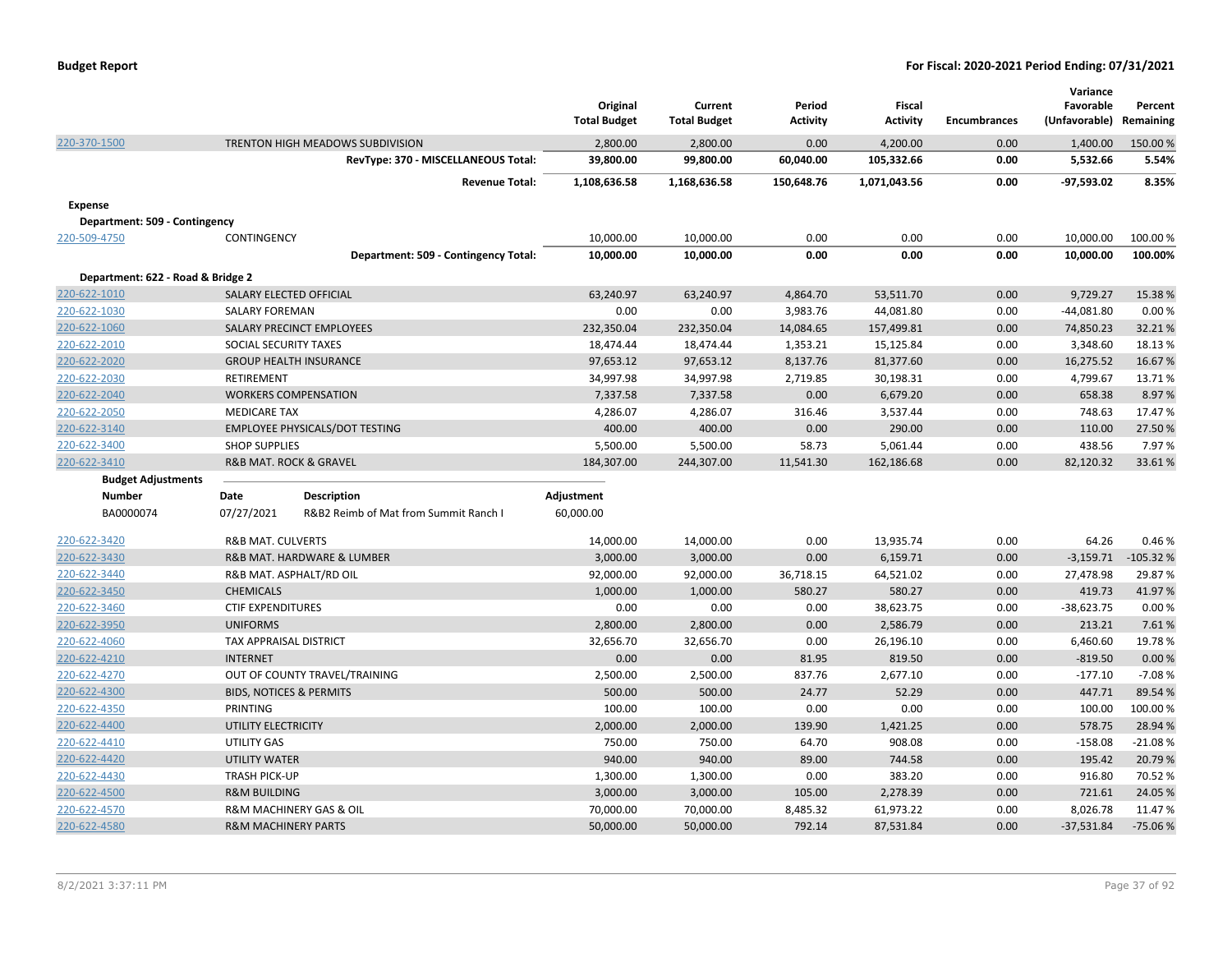| | | Original Total Budget | Current Total Budget | Period Activity | Fiscal Activity | Encumbrances | Variance Favorable (Unfavorable) | Percent Remaining |
|---|---|---|---|---|---|---|---|---|
| 220-370-1500 | TRENTON HIGH MEADOWS SUBDIVISION | 2,800.00 | 2,800.00 | 0.00 | 4,200.00 | 0.00 | 1,400.00 | 150.00 % |
| | **RevType: 370 - MISCELLANEOUS Total:** | **39,800.00** | **99,800.00** | **60,040.00** | **105,332.66** | **0.00** | **5,532.66** | **5.54%** |
| | **Revenue Total:** | **1,108,636.58** | **1,168,636.58** | **150,648.76** | **1,071,043.56** | **0.00** | **-97,593.02** | **8.35%** |
| **Expense** | | | | | | | | |
| **Department: 509 - Contingency** | | | | | | | | |
| 220-509-4750 | CONTINGENCY | 10,000.00 | 10,000.00 | 0.00 | 0.00 | 0.00 | 10,000.00 | 100.00 % |
| | **Department: 509 - Contingency Total:** | **10,000.00** | **10,000.00** | **0.00** | **0.00** | **0.00** | **10,000.00** | **100.00%** |
| **Department: 622 - Road & Bridge 2** | | | | | | | | |
| 220-622-1010 | SALARY ELECTED OFFICIAL | 63,240.97 | 63,240.97 | 4,864.70 | 53,511.70 | 0.00 | 9,729.27 | 15.38 % |
| 220-622-1030 | SALARY FOREMAN | 0.00 | 0.00 | 3,983.76 | 44,081.80 | 0.00 | -44,081.80 | 0.00 % |
| 220-622-1060 | SALARY PRECINCT EMPLOYEES | 232,350.04 | 232,350.04 | 14,084.65 | 157,499.81 | 0.00 | 74,850.23 | 32.21 % |
| 220-622-2010 | SOCIAL SECURITY TAXES | 18,474.44 | 18,474.44 | 1,353.21 | 15,125.84 | 0.00 | 3,348.60 | 18.13 % |
| 220-622-2020 | GROUP HEALTH INSURANCE | 97,653.12 | 97,653.12 | 8,137.76 | 81,377.60 | 0.00 | 16,275.52 | 16.67 % |
| 220-622-2030 | RETIREMENT | 34,997.98 | 34,997.98 | 2,719.85 | 30,198.31 | 0.00 | 4,799.67 | 13.71 % |
| 220-622-2040 | WORKERS COMPENSATION | 7,337.58 | 7,337.58 | 0.00 | 6,679.20 | 0.00 | 658.38 | 8.97 % |
| 220-622-2050 | MEDICARE TAX | 4,286.07 | 4,286.07 | 316.46 | 3,537.44 | 0.00 | 748.63 | 17.47 % |
| 220-622-3140 | EMPLOYEE PHYSICALS/DOT TESTING | 400.00 | 400.00 | 0.00 | 290.00 | 0.00 | 110.00 | 27.50 % |
| 220-622-3400 | SHOP SUPPLIES | 5,500.00 | 5,500.00 | 58.73 | 5,061.44 | 0.00 | 438.56 | 7.97 % |
| 220-622-3410 | R&B MAT. ROCK & GRAVEL | 184,307.00 | 244,307.00 | 11,541.30 | 162,186.68 | 0.00 | 82,120.32 | 33.61 % |

**Budget Adjustments**

| Number | Date | Description | Adjustment |
|---|---|---|---|
| BA0000074 | 07/27/2021 | R&B2 Reimb of Mat from Summit Ranch I | 60,000.00 |

| | | Original Total Budget | Current Total Budget | Period Activity | Fiscal Activity | Encumbrances | Variance Favorable (Unfavorable) | Percent Remaining |
|---|---|---|---|---|---|---|---|---|
| 220-622-3420 | R&B MAT. CULVERTS | 14,000.00 | 14,000.00 | 0.00 | 13,935.74 | 0.00 | 64.26 | 0.46 % |
| 220-622-3430 | R&B MAT. HARDWARE & LUMBER | 3,000.00 | 3,000.00 | 0.00 | 6,159.71 | 0.00 | -3,159.71 | -105.32 % |
| 220-622-3440 | R&B MAT. ASPHALT/RD OIL | 92,000.00 | 92,000.00 | 36,718.15 | 64,521.02 | 0.00 | 27,478.98 | 29.87 % |
| 220-622-3450 | CHEMICALS | 1,000.00 | 1,000.00 | 580.27 | 580.27 | 0.00 | 419.73 | 41.97 % |
| 220-622-3460 | CTIF EXPENDITURES | 0.00 | 0.00 | 0.00 | 38,623.75 | 0.00 | -38,623.75 | 0.00 % |
| 220-622-3950 | UNIFORMS | 2,800.00 | 2,800.00 | 0.00 | 2,586.79 | 0.00 | 213.21 | 7.61 % |
| 220-622-4060 | TAX APPRAISAL DISTRICT | 32,656.70 | 32,656.70 | 0.00 | 26,196.10 | 0.00 | 6,460.60 | 19.78 % |
| 220-622-4210 | INTERNET | 0.00 | 0.00 | 81.95 | 819.50 | 0.00 | -819.50 | 0.00 % |
| 220-622-4270 | OUT OF COUNTY TRAVEL/TRAINING | 2,500.00 | 2,500.00 | 837.76 | 2,677.10 | 0.00 | -177.10 | -7.08 % |
| 220-622-4300 | BIDS, NOTICES & PERMITS | 500.00 | 500.00 | 24.77 | 52.29 | 0.00 | 447.71 | 89.54 % |
| 220-622-4350 | PRINTING | 100.00 | 100.00 | 0.00 | 0.00 | 0.00 | 100.00 | 100.00 % |
| 220-622-4400 | UTILITY ELECTRICITY | 2,000.00 | 2,000.00 | 139.90 | 1,421.25 | 0.00 | 578.75 | 28.94 % |
| 220-622-4410 | UTILITY GAS | 750.00 | 750.00 | 64.70 | 908.08 | 0.00 | -158.08 | -21.08 % |
| 220-622-4420 | UTILITY WATER | 940.00 | 940.00 | 89.00 | 744.58 | 0.00 | 195.42 | 20.79 % |
| 220-622-4430 | TRASH PICK-UP | 1,300.00 | 1,300.00 | 0.00 | 383.20 | 0.00 | 916.80 | 70.52 % |
| 220-622-4500 | R&M BUILDING | 3,000.00 | 3,000.00 | 105.00 | 2,278.39 | 0.00 | 721.61 | 24.05 % |
| 220-622-4570 | R&M MACHINERY GAS & OIL | 70,000.00 | 70,000.00 | 8,485.32 | 61,973.22 | 0.00 | 8,026.78 | 11.47 % |
| 220-622-4580 | R&M MACHINERY PARTS | 50,000.00 | 50,000.00 | 792.14 | 87,531.84 | 0.00 | -37,531.84 | -75.06 % |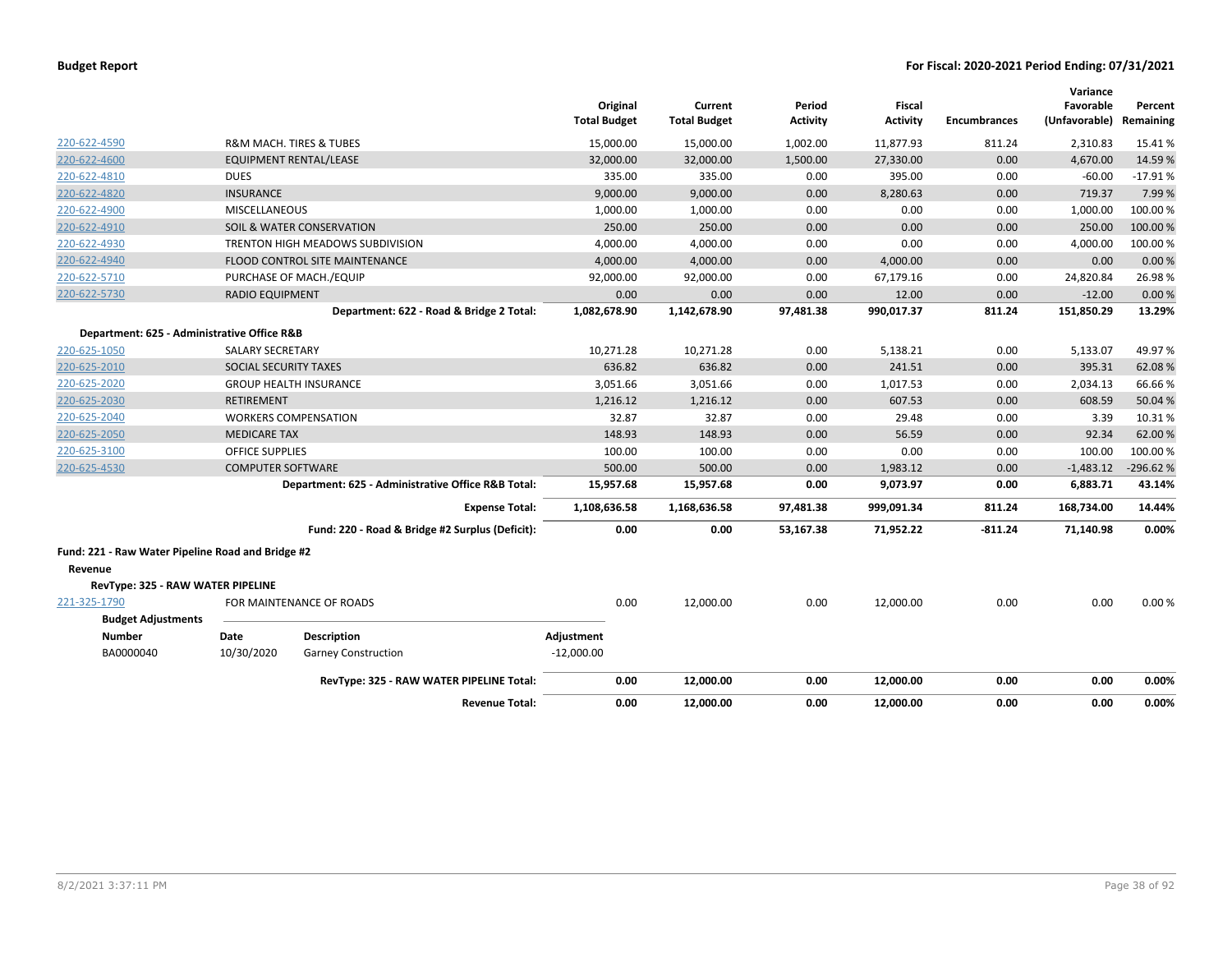**Budget Report** — **For Fiscal: 2020-2021 Period Ending: 07/31/2021**

| | | Original Total Budget | Current Total Budget | Period Activity | Fiscal Activity | Encumbrances | Variance Favorable (Unfavorable) | Percent Remaining |
|---|---|---|---|---|---|---|---|---|
| 220-622-4590 | R&M MACH. TIRES & TUBES | 15,000.00 | 15,000.00 | 1,002.00 | 11,877.93 | 811.24 | 2,310.83 | 15.41 % |
| 220-622-4600 | EQUIPMENT RENTAL/LEASE | 32,000.00 | 32,000.00 | 1,500.00 | 27,330.00 | 0.00 | 4,670.00 | 14.59 % |
| 220-622-4810 | DUES | 335.00 | 335.00 | 0.00 | 395.00 | 0.00 | -60.00 | -17.91 % |
| 220-622-4820 | INSURANCE | 9,000.00 | 9,000.00 | 0.00 | 8,280.63 | 0.00 | 719.37 | 7.99 % |
| 220-622-4900 | MISCELLANEOUS | 1,000.00 | 1,000.00 | 0.00 | 0.00 | 0.00 | 1,000.00 | 100.00 % |
| 220-622-4910 | SOIL & WATER CONSERVATION | 250.00 | 250.00 | 0.00 | 0.00 | 0.00 | 250.00 | 100.00 % |
| 220-622-4930 | TRENTON HIGH MEADOWS SUBDIVISION | 4,000.00 | 4,000.00 | 0.00 | 0.00 | 0.00 | 4,000.00 | 100.00 % |
| 220-622-4940 | FLOOD CONTROL SITE MAINTENANCE | 4,000.00 | 4,000.00 | 0.00 | 4,000.00 | 0.00 | 0.00 | 0.00 % |
| 220-622-5710 | PURCHASE OF MACH./EQUIP | 92,000.00 | 92,000.00 | 0.00 | 67,179.16 | 0.00 | 24,820.84 | 26.98 % |
| 220-622-5730 | RADIO EQUIPMENT | 0.00 | 0.00 | 0.00 | 12.00 | 0.00 | -12.00 | 0.00 % |
| | **Department: 622 - Road & Bridge 2 Total:** | **1,082,678.90** | **1,142,678.90** | **97,481.38** | **990,017.37** | **811.24** | **151,850.29** | **13.29%** |
| **Department: 625 - Administrative Office R&B** | | | | | | | | |
| 220-625-1050 | SALARY SECRETARY | 10,271.28 | 10,271.28 | 0.00 | 5,138.21 | 0.00 | 5,133.07 | 49.97 % |
| 220-625-2010 | SOCIAL SECURITY TAXES | 636.82 | 636.82 | 0.00 | 241.51 | 0.00 | 395.31 | 62.08 % |
| 220-625-2020 | GROUP HEALTH INSURANCE | 3,051.66 | 3,051.66 | 0.00 | 1,017.53 | 0.00 | 2,034.13 | 66.66 % |
| 220-625-2030 | RETIREMENT | 1,216.12 | 1,216.12 | 0.00 | 607.53 | 0.00 | 608.59 | 50.04 % |
| 220-625-2040 | WORKERS COMPENSATION | 32.87 | 32.87 | 0.00 | 29.48 | 0.00 | 3.39 | 10.31 % |
| 220-625-2050 | MEDICARE TAX | 148.93 | 148.93 | 0.00 | 56.59 | 0.00 | 92.34 | 62.00 % |
| 220-625-3100 | OFFICE SUPPLIES | 100.00 | 100.00 | 0.00 | 0.00 | 0.00 | 100.00 | 100.00 % |
| 220-625-4530 | COMPUTER SOFTWARE | 500.00 | 500.00 | 0.00 | 1,983.12 | 0.00 | -1,483.12 | -296.62 % |
| | **Department: 625 - Administrative Office R&B Total:** | **15,957.68** | **15,957.68** | **0.00** | **9,073.97** | **0.00** | **6,883.71** | **43.14%** |
| | **Expense Total:** | **1,108,636.58** | **1,168,636.58** | **97,481.38** | **999,091.34** | **811.24** | **168,734.00** | **14.44%** |
| | **Fund: 220 - Road & Bridge #2 Surplus (Deficit):** | **0.00** | **0.00** | **53,167.38** | **71,952.22** | **-811.24** | **71,140.98** | **0.00%** |

**Fund: 221 - Raw Water Pipeline Road and Bridge #2**

**Revenue**

**RevType: 325 - RAW WATER PIPELINE**

| | | Original Total Budget | Current Total Budget | Period Activity | Fiscal Activity | Encumbrances | Variance Favorable (Unfavorable) | Percent Remaining |
|---|---|---|---|---|---|---|---|---|
| 221-325-1790 | FOR MAINTENANCE OF ROADS | 0.00 | 12,000.00 | 0.00 | 12,000.00 | 0.00 | 0.00 | 0.00 % |

**Budget Adjustments**

| Number | Date | Description | Adjustment |
|---|---|---|---|
| BA0000040 | 10/30/2020 | Garney Construction | -12,000.00 |

| | Original Total Budget | Current Total Budget | Period Activity | Fiscal Activity | Encumbrances | Variance Favorable (Unfavorable) | Percent Remaining |
|---|---|---|---|---|---|---|---|
| **RevType: 325 - RAW WATER PIPELINE Total:** | **0.00** | **12,000.00** | **0.00** | **12,000.00** | **0.00** | **0.00** | **0.00%** |
| **Revenue Total:** | **0.00** | **12,000.00** | **0.00** | **12,000.00** | **0.00** | **0.00** | **0.00%** |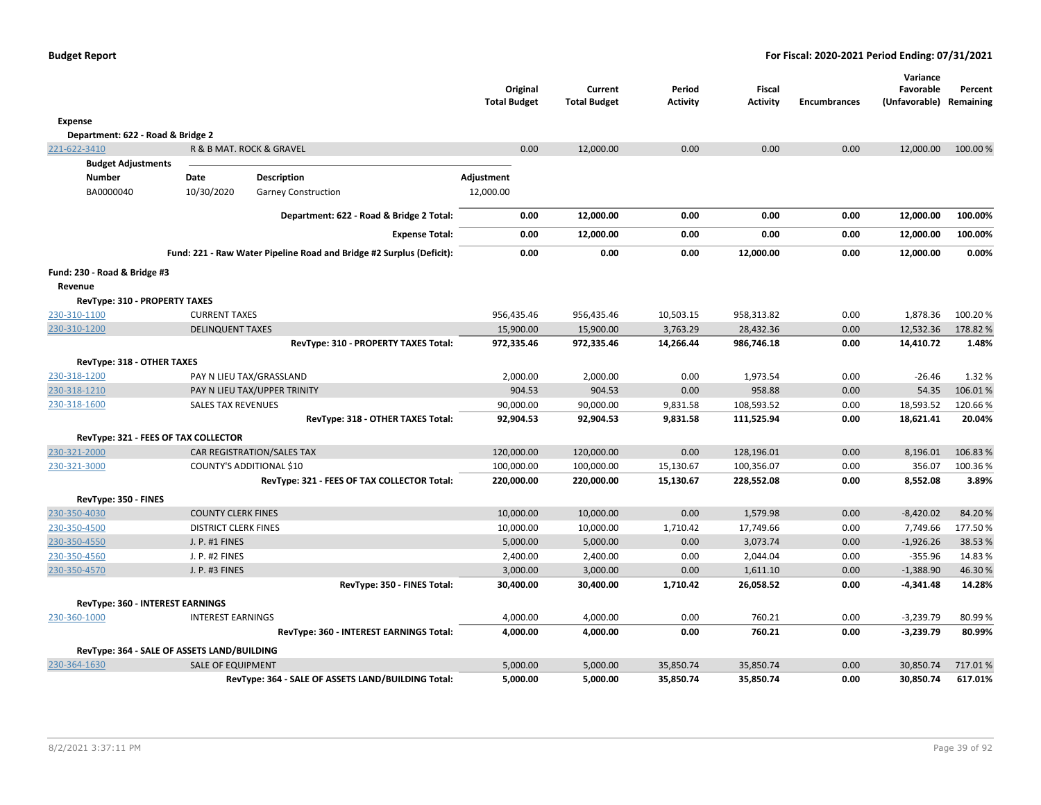**Budget Report** — For Fiscal: 2020-2021 Period Ending: 07/31/2021

| | | Original Total Budget | Current Total Budget | Period Activity | Fiscal Activity | Encumbrances | Variance Favorable (Unfavorable) | Percent Remaining |
|---|---|---|---|---|---|---|---|---|
| **Expense** | | | | | | | | |
| **Department: 622 - Road & Bridge 2** | | | | | | | | |
| 221-622-3410 | R & B MAT. ROCK & GRAVEL | 0.00 | 12,000.00 | 0.00 | 0.00 | 0.00 | 12,000.00 | 100.00 % |

**Budget Adjustments**

| Number | Date | Description | Adjustment |
|---|---|---|---|
| BA0000040 | 10/30/2020 | Garney Construction | 12,000.00 |

| | | Original Total Budget | Current Total Budget | Period Activity | Fiscal Activity | Encumbrances | Variance Favorable (Unfavorable) | Percent Remaining |
|---|---|---|---|---|---|---|---|---|
| | **Department: 622 - Road & Bridge 2 Total:** | **0.00** | **12,000.00** | **0.00** | **0.00** | **0.00** | **12,000.00** | **100.00%** |
| | **Expense Total:** | **0.00** | **12,000.00** | **0.00** | **0.00** | **0.00** | **12,000.00** | **100.00%** |
| | **Fund: 221 - Raw Water Pipeline Road and Bridge #2 Surplus (Deficit):** | **0.00** | **0.00** | **0.00** | **12,000.00** | **0.00** | **12,000.00** | **0.00%** |
| **Fund: 230 - Road & Bridge #3** | | | | | | | | |
| **Revenue** | | | | | | | | |
| **RevType: 310 - PROPERTY TAXES** | | | | | | | | |
| 230-310-1100 | CURRENT TAXES | 956,435.46 | 956,435.46 | 10,503.15 | 958,313.82 | 0.00 | 1,878.36 | 100.20 % |
| 230-310-1200 | DELINQUENT TAXES | 15,900.00 | 15,900.00 | 3,763.29 | 28,432.36 | 0.00 | 12,532.36 | 178.82 % |
| | **RevType: 310 - PROPERTY TAXES Total:** | **972,335.46** | **972,335.46** | **14,266.44** | **986,746.18** | **0.00** | **14,410.72** | **1.48%** |
| **RevType: 318 - OTHER TAXES** | | | | | | | | |
| 230-318-1200 | PAY N LIEU TAX/GRASSLAND | 2,000.00 | 2,000.00 | 0.00 | 1,973.54 | 0.00 | -26.46 | 1.32 % |
| 230-318-1210 | PAY N LIEU TAX/UPPER TRINITY | 904.53 | 904.53 | 0.00 | 958.88 | 0.00 | 54.35 | 106.01 % |
| 230-318-1600 | SALES TAX REVENUES | 90,000.00 | 90,000.00 | 9,831.58 | 108,593.52 | 0.00 | 18,593.52 | 120.66 % |
| | **RevType: 318 - OTHER TAXES Total:** | **92,904.53** | **92,904.53** | **9,831.58** | **111,525.94** | **0.00** | **18,621.41** | **20.04%** |
| **RevType: 321 - FEES OF TAX COLLECTOR** | | | | | | | | |
| 230-321-2000 | CAR REGISTRATION/SALES TAX | 120,000.00 | 120,000.00 | 0.00 | 128,196.01 | 0.00 | 8,196.01 | 106.83 % |
| 230-321-3000 | COUNTY'S ADDITIONAL $10 | 100,000.00 | 100,000.00 | 15,130.67 | 100,356.07 | 0.00 | 356.07 | 100.36 % |
| | **RevType: 321 - FEES OF TAX COLLECTOR Total:** | **220,000.00** | **220,000.00** | **15,130.67** | **228,552.08** | **0.00** | **8,552.08** | **3.89%** |
| **RevType: 350 - FINES** | | | | | | | | |
| 230-350-4030 | COUNTY CLERK FINES | 10,000.00 | 10,000.00 | 0.00 | 1,579.98 | 0.00 | -8,420.02 | 84.20 % |
| 230-350-4500 | DISTRICT CLERK FINES | 10,000.00 | 10,000.00 | 1,710.42 | 17,749.66 | 0.00 | 7,749.66 | 177.50 % |
| 230-350-4550 | J. P. #1 FINES | 5,000.00 | 5,000.00 | 0.00 | 3,073.74 | 0.00 | -1,926.26 | 38.53 % |
| 230-350-4560 | J. P. #2 FINES | 2,400.00 | 2,400.00 | 0.00 | 2,044.04 | 0.00 | -355.96 | 14.83 % |
| 230-350-4570 | J. P. #3 FINES | 3,000.00 | 3,000.00 | 0.00 | 1,611.10 | 0.00 | -1,388.90 | 46.30 % |
| | **RevType: 350 - FINES Total:** | **30,400.00** | **30,400.00** | **1,710.42** | **26,058.52** | **0.00** | **-4,341.48** | **14.28%** |
| **RevType: 360 - INTEREST EARNINGS** | | | | | | | | |
| 230-360-1000 | INTEREST EARNINGS | 4,000.00 | 4,000.00 | 0.00 | 760.21 | 0.00 | -3,239.79 | 80.99 % |
| | **RevType: 360 - INTEREST EARNINGS Total:** | **4,000.00** | **4,000.00** | **0.00** | **760.21** | **0.00** | **-3,239.79** | **80.99%** |
| **RevType: 364 - SALE OF ASSETS LAND/BUILDING** | | | | | | | | |
| 230-364-1630 | SALE OF EQUIPMENT | 5,000.00 | 5,000.00 | 35,850.74 | 35,850.74 | 0.00 | 30,850.74 | 717.01 % |
| | **RevType: 364 - SALE OF ASSETS LAND/BUILDING Total:** | **5,000.00** | **5,000.00** | **35,850.74** | **35,850.74** | **0.00** | **30,850.74** | **617.01%** |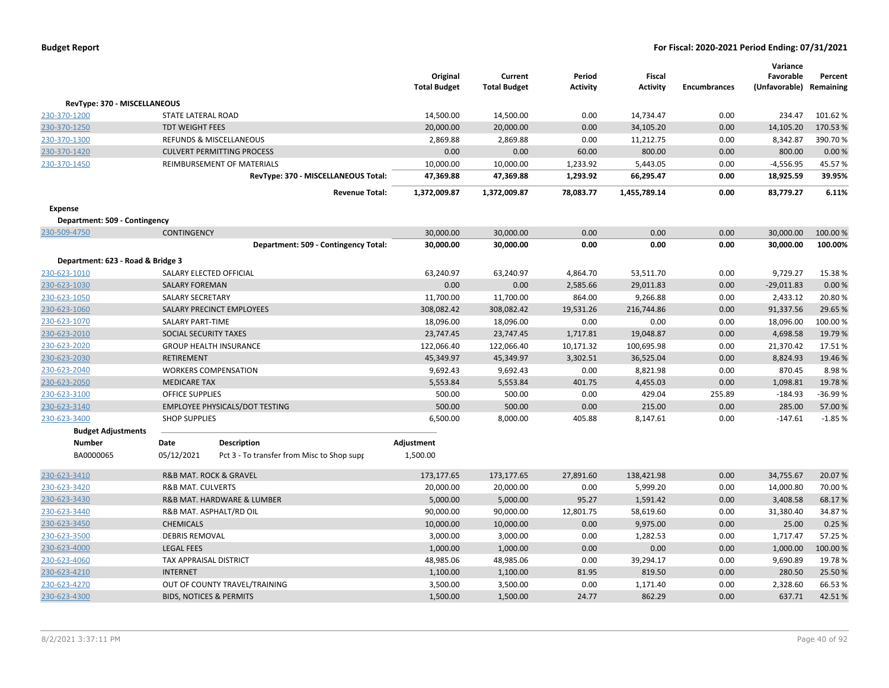# Budget Report

**For Fiscal: 2020-2021 Period Ending: 07/31/2021**

| | | Original Total Budget | Current Total Budget | Period Activity | Fiscal Activity | Encumbrances | Variance Favorable (Unfavorable) | Percent Remaining |
|---|---|---|---|---|---|---|---|---|
| **RevType: 370 - MISCELLANEOUS** | | | | | | | | |
| 230-370-1200 | STATE LATERAL ROAD | 14,500.00 | 14,500.00 | 0.00 | 14,734.47 | 0.00 | 234.47 | 101.62 % |
| 230-370-1250 | TDT WEIGHT FEES | 20,000.00 | 20,000.00 | 0.00 | 34,105.20 | 0.00 | 14,105.20 | 170.53 % |
| 230-370-1300 | REFUNDS & MISCELLANEOUS | 2,869.88 | 2,869.88 | 0.00 | 11,212.75 | 0.00 | 8,342.87 | 390.70 % |
| 230-370-1420 | CULVERT PERMITTING PROCESS | 0.00 | 0.00 | 60.00 | 800.00 | 0.00 | 800.00 | 0.00 % |
| 230-370-1450 | REIMBURSEMENT OF MATERIALS | 10,000.00 | 10,000.00 | 1,233.92 | 5,443.05 | 0.00 | -4,556.95 | 45.57 % |
| | **RevType: 370 - MISCELLANEOUS Total:** | **47,369.88** | **47,369.88** | **1,293.92** | **66,295.47** | **0.00** | **18,925.59** | **39.95%** |
| | **Revenue Total:** | **1,372,009.87** | **1,372,009.87** | **78,083.77** | **1,455,789.14** | **0.00** | **83,779.27** | **6.11%** |
| **Expense** | | | | | | | | |
| **Department: 509 - Contingency** | | | | | | | | |
| 230-509-4750 | CONTINGENCY | 30,000.00 | 30,000.00 | 0.00 | 0.00 | 0.00 | 30,000.00 | 100.00 % |
| | **Department: 509 - Contingency Total:** | **30,000.00** | **30,000.00** | **0.00** | **0.00** | **0.00** | **30,000.00** | **100.00%** |
| **Department: 623 - Road & Bridge 3** | | | | | | | | |
| 230-623-1010 | SALARY ELECTED OFFICIAL | 63,240.97 | 63,240.97 | 4,864.70 | 53,511.70 | 0.00 | 9,729.27 | 15.38 % |
| 230-623-1030 | SALARY FOREMAN | 0.00 | 0.00 | 2,585.66 | 29,011.83 | 0.00 | -29,011.83 | 0.00 % |
| 230-623-1050 | SALARY SECRETARY | 11,700.00 | 11,700.00 | 864.00 | 9,266.88 | 0.00 | 2,433.12 | 20.80 % |
| 230-623-1060 | SALARY PRECINCT EMPLOYEES | 308,082.42 | 308,082.42 | 19,531.26 | 216,744.86 | 0.00 | 91,337.56 | 29.65 % |
| 230-623-1070 | SALARY PART-TIME | 18,096.00 | 18,096.00 | 0.00 | 0.00 | 0.00 | 18,096.00 | 100.00 % |
| 230-623-2010 | SOCIAL SECURITY TAXES | 23,747.45 | 23,747.45 | 1,717.81 | 19,048.87 | 0.00 | 4,698.58 | 19.79 % |
| 230-623-2020 | GROUP HEALTH INSURANCE | 122,066.40 | 122,066.40 | 10,171.32 | 100,695.98 | 0.00 | 21,370.42 | 17.51 % |
| 230-623-2030 | RETIREMENT | 45,349.97 | 45,349.97 | 3,302.51 | 36,525.04 | 0.00 | 8,824.93 | 19.46 % |
| 230-623-2040 | WORKERS COMPENSATION | 9,692.43 | 9,692.43 | 0.00 | 8,821.98 | 0.00 | 870.45 | 8.98 % |
| 230-623-2050 | MEDICARE TAX | 5,553.84 | 5,553.84 | 401.75 | 4,455.03 | 0.00 | 1,098.81 | 19.78 % |
| 230-623-3100 | OFFICE SUPPLIES | 500.00 | 500.00 | 0.00 | 429.04 | 255.89 | -184.93 | -36.99 % |
| 230-623-3140 | EMPLOYEE PHYSICALS/DOT TESTING | 500.00 | 500.00 | 0.00 | 215.00 | 0.00 | 285.00 | 57.00 % |
| 230-623-3400 | SHOP SUPPLIES | 6,500.00 | 8,000.00 | 405.88 | 8,147.61 | 0.00 | -147.61 | -1.85 % |

**Budget Adjustments**

| Number | Date | Description | Adjustment |
|---|---|---|---|
| BA0000065 | 05/12/2021 | Pct 3 - To transfer from Misc to Shop supp | 1,500.00 |

| | | Original Total Budget | Current Total Budget | Period Activity | Fiscal Activity | Encumbrances | Variance Favorable (Unfavorable) | Percent Remaining |
|---|---|---|---|---|---|---|---|---|
| 230-623-3410 | R&B MAT. ROCK & GRAVEL | 173,177.65 | 173,177.65 | 27,891.60 | 138,421.98 | 0.00 | 34,755.67 | 20.07 % |
| 230-623-3420 | R&B MAT. CULVERTS | 20,000.00 | 20,000.00 | 0.00 | 5,999.20 | 0.00 | 14,000.80 | 70.00 % |
| 230-623-3430 | R&B MAT. HARDWARE & LUMBER | 5,000.00 | 5,000.00 | 95.27 | 1,591.42 | 0.00 | 3,408.58 | 68.17 % |
| 230-623-3440 | R&B MAT. ASPHALT/RD OIL | 90,000.00 | 90,000.00 | 12,801.75 | 58,619.60 | 0.00 | 31,380.40 | 34.87 % |
| 230-623-3450 | CHEMICALS | 10,000.00 | 10,000.00 | 0.00 | 9,975.00 | 0.00 | 25.00 | 0.25 % |
| 230-623-3500 | DEBRIS REMOVAL | 3,000.00 | 3,000.00 | 0.00 | 1,282.53 | 0.00 | 1,717.47 | 57.25 % |
| 230-623-4000 | LEGAL FEES | 1,000.00 | 1,000.00 | 0.00 | 0.00 | 0.00 | 1,000.00 | 100.00 % |
| 230-623-4060 | TAX APPRAISAL DISTRICT | 48,985.06 | 48,985.06 | 0.00 | 39,294.17 | 0.00 | 9,690.89 | 19.78 % |
| 230-623-4210 | INTERNET | 1,100.00 | 1,100.00 | 81.95 | 819.50 | 0.00 | 280.50 | 25.50 % |
| 230-623-4270 | OUT OF COUNTY TRAVEL/TRAINING | 3,500.00 | 3,500.00 | 0.00 | 1,171.40 | 0.00 | 2,328.60 | 66.53 % |
| 230-623-4300 | BIDS, NOTICES & PERMITS | 1,500.00 | 1,500.00 | 24.77 | 862.29 | 0.00 | 637.71 | 42.51 % |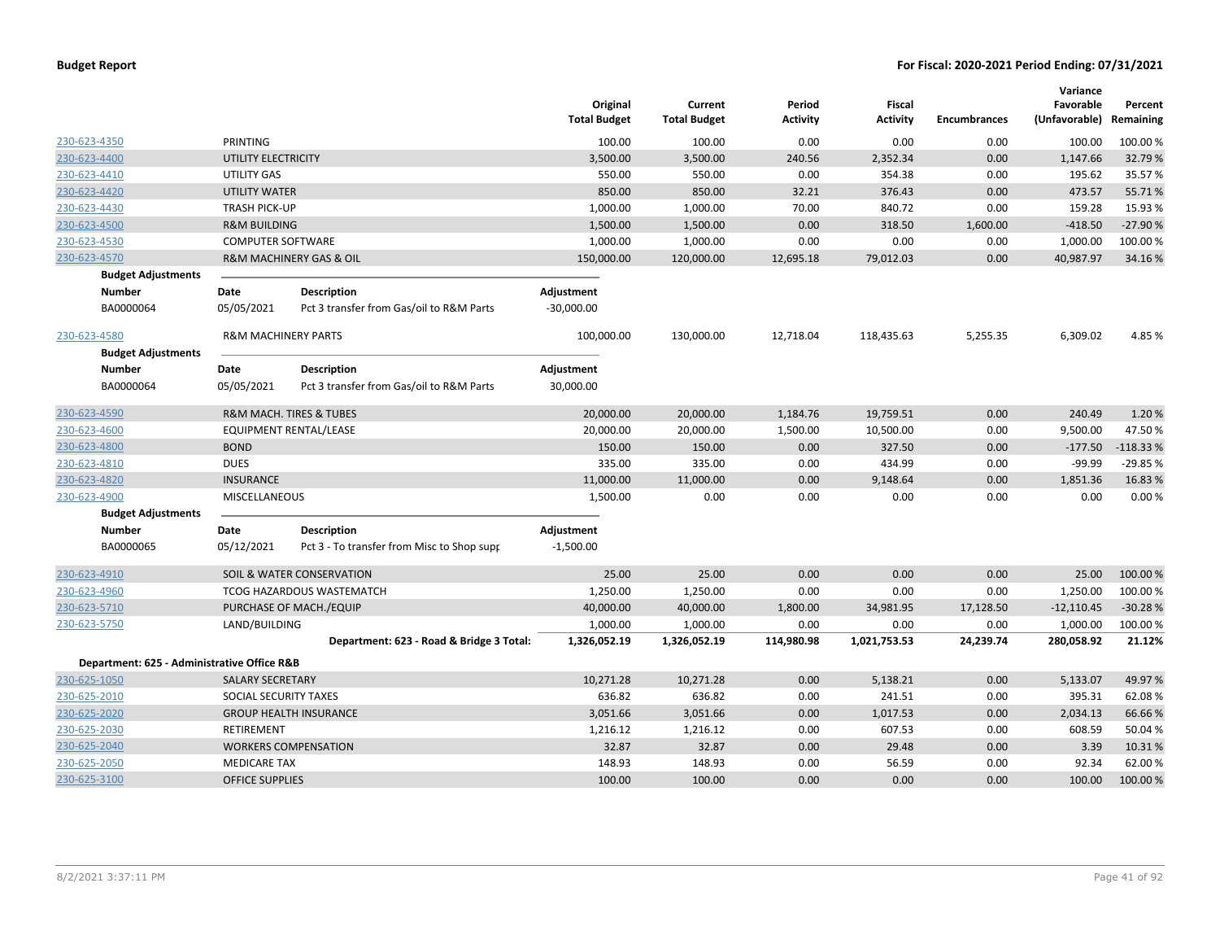| | | Original Total Budget | Current Total Budget | Period Activity | Fiscal Activity | Encumbrances | Variance Favorable (Unfavorable) | Percent Remaining |
|---|---|---|---|---|---|---|---|---|
| 230-623-4350 | PRINTING | 100.00 | 100.00 | 0.00 | 0.00 | 0.00 | 100.00 | 100.00 % |
| 230-623-4400 | UTILITY ELECTRICITY | 3,500.00 | 3,500.00 | 240.56 | 2,352.34 | 0.00 | 1,147.66 | 32.79 % |
| 230-623-4410 | UTILITY GAS | 550.00 | 550.00 | 0.00 | 354.38 | 0.00 | 195.62 | 35.57 % |
| 230-623-4420 | UTILITY WATER | 850.00 | 850.00 | 32.21 | 376.43 | 0.00 | 473.57 | 55.71 % |
| 230-623-4430 | TRASH PICK-UP | 1,000.00 | 1,000.00 | 70.00 | 840.72 | 0.00 | 159.28 | 15.93 % |
| 230-623-4500 | R&M BUILDING | 1,500.00 | 1,500.00 | 0.00 | 318.50 | 1,600.00 | -418.50 | -27.90 % |
| 230-623-4530 | COMPUTER SOFTWARE | 1,000.00 | 1,000.00 | 0.00 | 0.00 | 0.00 | 1,000.00 | 100.00 % |
| 230-623-4570 | R&M MACHINERY GAS & OIL | 150,000.00 | 120,000.00 | 12,695.18 | 79,012.03 | 0.00 | 40,987.97 | 34.16 % |

**Budget Adjustments**

| Number | Date | Description | Adjustment |
|---|---|---|---|
| BA0000064 | 05/05/2021 | Pct 3 transfer from Gas/oil to R&M Parts | -30,000.00 |

| | | Original Total Budget | Current Total Budget | Period Activity | Fiscal Activity | Encumbrances | Variance Favorable (Unfavorable) | Percent Remaining |
|---|---|---|---|---|---|---|---|---|
| 230-623-4580 | R&M MACHINERY PARTS | 100,000.00 | 130,000.00 | 12,718.04 | 118,435.63 | 5,255.35 | 6,309.02 | 4.85 % |

**Budget Adjustments**

| Number | Date | Description | Adjustment |
|---|---|---|---|
| BA0000064 | 05/05/2021 | Pct 3 transfer from Gas/oil to R&M Parts | 30,000.00 |

| | | Original Total Budget | Current Total Budget | Period Activity | Fiscal Activity | Encumbrances | Variance Favorable (Unfavorable) | Percent Remaining |
|---|---|---|---|---|---|---|---|---|
| 230-623-4590 | R&M MACH. TIRES & TUBES | 20,000.00 | 20,000.00 | 1,184.76 | 19,759.51 | 0.00 | 240.49 | 1.20 % |
| 230-623-4600 | EQUIPMENT RENTAL/LEASE | 20,000.00 | 20,000.00 | 1,500.00 | 10,500.00 | 0.00 | 9,500.00 | 47.50 % |
| 230-623-4800 | BOND | 150.00 | 150.00 | 0.00 | 327.50 | 0.00 | -177.50 | -118.33 % |
| 230-623-4810 | DUES | 335.00 | 335.00 | 0.00 | 434.99 | 0.00 | -99.99 | -29.85 % |
| 230-623-4820 | INSURANCE | 11,000.00 | 11,000.00 | 0.00 | 9,148.64 | 0.00 | 1,851.36 | 16.83 % |
| 230-623-4900 | MISCELLANEOUS | 1,500.00 | 0.00 | 0.00 | 0.00 | 0.00 | 0.00 | 0.00 % |

**Budget Adjustments**

| Number | Date | Description | Adjustment |
|---|---|---|---|
| BA0000065 | 05/12/2021 | Pct 3 - To transfer from Misc to Shop supp | -1,500.00 |

| | | Original Total Budget | Current Total Budget | Period Activity | Fiscal Activity | Encumbrances | Variance Favorable (Unfavorable) | Percent Remaining |
|---|---|---|---|---|---|---|---|---|
| 230-623-4910 | SOIL & WATER CONSERVATION | 25.00 | 25.00 | 0.00 | 0.00 | 0.00 | 25.00 | 100.00 % |
| 230-623-4960 | TCOG HAZARDOUS WASTEMATCH | 1,250.00 | 1,250.00 | 0.00 | 0.00 | 0.00 | 1,250.00 | 100.00 % |
| 230-623-5710 | PURCHASE OF MACH./EQUIP | 40,000.00 | 40,000.00 | 1,800.00 | 34,981.95 | 17,128.50 | -12,110.45 | -30.28 % |
| 230-623-5750 | LAND/BUILDING | 1,000.00 | 1,000.00 | 0.00 | 0.00 | 0.00 | 1,000.00 | 100.00 % |
| | **Department: 623 - Road & Bridge 3 Total:** | **1,326,052.19** | **1,326,052.19** | **114,980.98** | **1,021,753.53** | **24,239.74** | **280,058.92** | **21.12%** |

**Department: 625 - Administrative Office R&B**

| | | Original Total Budget | Current Total Budget | Period Activity | Fiscal Activity | Encumbrances | Variance Favorable (Unfavorable) | Percent Remaining |
|---|---|---|---|---|---|---|---|---|
| 230-625-1050 | SALARY SECRETARY | 10,271.28 | 10,271.28 | 0.00 | 5,138.21 | 0.00 | 5,133.07 | 49.97 % |
| 230-625-2010 | SOCIAL SECURITY TAXES | 636.82 | 636.82 | 0.00 | 241.51 | 0.00 | 395.31 | 62.08 % |
| 230-625-2020 | GROUP HEALTH INSURANCE | 3,051.66 | 3,051.66 | 0.00 | 1,017.53 | 0.00 | 2,034.13 | 66.66 % |
| 230-625-2030 | RETIREMENT | 1,216.12 | 1,216.12 | 0.00 | 607.53 | 0.00 | 608.59 | 50.04 % |
| 230-625-2040 | WORKERS COMPENSATION | 32.87 | 32.87 | 0.00 | 29.48 | 0.00 | 3.39 | 10.31 % |
| 230-625-2050 | MEDICARE TAX | 148.93 | 148.93 | 0.00 | 56.59 | 0.00 | 92.34 | 62.00 % |
| 230-625-3100 | OFFICE SUPPLIES | 100.00 | 100.00 | 0.00 | 0.00 | 0.00 | 100.00 | 100.00 % |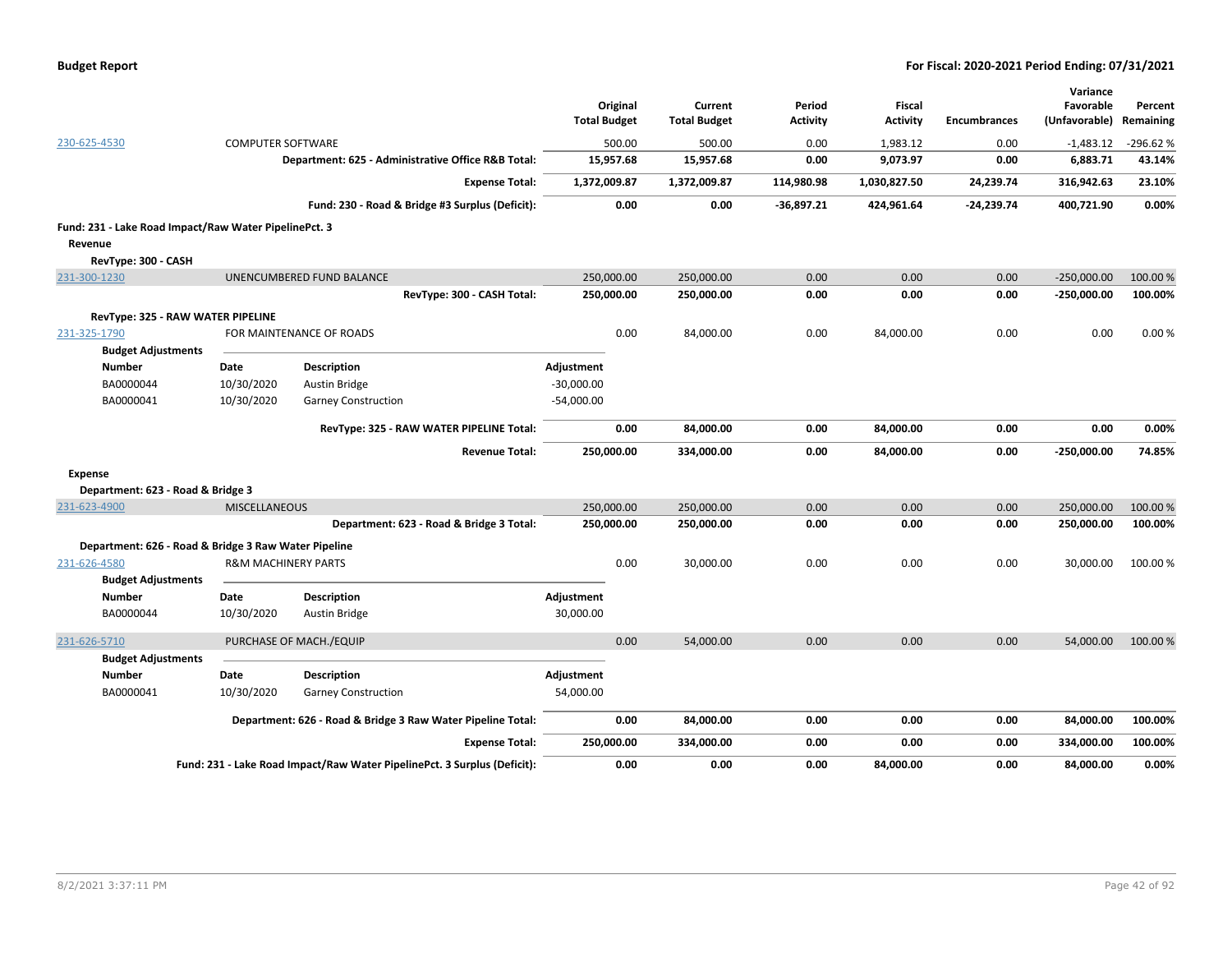| | | Original Total Budget | Current Total Budget | Period Activity | Fiscal Activity | Encumbrances | Variance Favorable (Unfavorable) | Percent Remaining |
|---|---|---|---|---|---|---|---|---|
| 230-625-4530 | COMPUTER SOFTWARE | 500.00 | 500.00 | 0.00 | 1,983.12 | 0.00 | -1,483.12 | -296.62 % |
| | **Department: 625 - Administrative Office R&B Total:** | **15,957.68** | **15,957.68** | **0.00** | **9,073.97** | **0.00** | **6,883.71** | **43.14%** |
| | **Expense Total:** | **1,372,009.87** | **1,372,009.87** | **114,980.98** | **1,030,827.50** | **24,239.74** | **316,942.63** | **23.10%** |
| | **Fund: 230 - Road & Bridge #3 Surplus (Deficit):** | **0.00** | **0.00** | **-36,897.21** | **424,961.64** | **-24,239.74** | **400,721.90** | **0.00%** |

**Fund: 231 - Lake Road Impact/Raw Water PipelinePct. 3**

**Revenue**

**RevType: 300 - CASH**

| | | Original Total Budget | Current Total Budget | Period Activity | Fiscal Activity | Encumbrances | Variance Favorable (Unfavorable) | Percent Remaining |
|---|---|---|---|---|---|---|---|---|
| 231-300-1230 | UNENCUMBERED FUND BALANCE | 250,000.00 | 250,000.00 | 0.00 | 0.00 | 0.00 | -250,000.00 | 100.00 % |
| | **RevType: 300 - CASH Total:** | **250,000.00** | **250,000.00** | **0.00** | **0.00** | **0.00** | **-250,000.00** | **100.00%** |

**RevType: 325 - RAW WATER PIPELINE**

| | | Original Total Budget | Current Total Budget | Period Activity | Fiscal Activity | Encumbrances | Variance Favorable (Unfavorable) | Percent Remaining |
|---|---|---|---|---|---|---|---|---|
| 231-325-1790 | FOR MAINTENANCE OF ROADS | 0.00 | 84,000.00 | 0.00 | 84,000.00 | 0.00 | 0.00 | 0.00 % |

**Budget Adjustments**

| Number | Date | Description | Adjustment |
|---|---|---|---|
| BA0000044 | 10/30/2020 | Austin Bridge | -30,000.00 |
| BA0000041 | 10/30/2020 | Garney Construction | -54,000.00 |

| | Original Total Budget | Current Total Budget | Period Activity | Fiscal Activity | Encumbrances | Variance Favorable (Unfavorable) | Percent Remaining |
|---|---|---|---|---|---|---|---|
| **RevType: 325 - RAW WATER PIPELINE Total:** | **0.00** | **84,000.00** | **0.00** | **84,000.00** | **0.00** | **0.00** | **0.00%** |
| **Revenue Total:** | **250,000.00** | **334,000.00** | **0.00** | **84,000.00** | **0.00** | **-250,000.00** | **74.85%** |

**Expense**

**Department: 623 - Road & Bridge 3**

| | | Original Total Budget | Current Total Budget | Period Activity | Fiscal Activity | Encumbrances | Variance Favorable (Unfavorable) | Percent Remaining |
|---|---|---|---|---|---|---|---|---|
| 231-623-4900 | MISCELLANEOUS | 250,000.00 | 250,000.00 | 0.00 | 0.00 | 0.00 | 250,000.00 | 100.00 % |
| | **Department: 623 - Road & Bridge 3 Total:** | **250,000.00** | **250,000.00** | **0.00** | **0.00** | **0.00** | **250,000.00** | **100.00%** |

**Department: 626 - Road & Bridge 3 Raw Water Pipeline**

| | | Original Total Budget | Current Total Budget | Period Activity | Fiscal Activity | Encumbrances | Variance Favorable (Unfavorable) | Percent Remaining |
|---|---|---|---|---|---|---|---|---|
| 231-626-4580 | R&M MACHINERY PARTS | 0.00 | 30,000.00 | 0.00 | 0.00 | 0.00 | 30,000.00 | 100.00 % |

**Budget Adjustments**

| Number | Date | Description | Adjustment |
|---|---|---|---|
| BA0000044 | 10/30/2020 | Austin Bridge | 30,000.00 |

| | | Original Total Budget | Current Total Budget | Period Activity | Fiscal Activity | Encumbrances | Variance Favorable (Unfavorable) | Percent Remaining |
|---|---|---|---|---|---|---|---|---|
| 231-626-5710 | PURCHASE OF MACH./EQUIP | 0.00 | 54,000.00 | 0.00 | 0.00 | 0.00 | 54,000.00 | 100.00 % |

**Budget Adjustments**

| Number | Date | Description | Adjustment |
|---|---|---|---|
| BA0000041 | 10/30/2020 | Garney Construction | 54,000.00 |

| | Original Total Budget | Current Total Budget | Period Activity | Fiscal Activity | Encumbrances | Variance Favorable (Unfavorable) | Percent Remaining |
|---|---|---|---|---|---|---|---|
| **Department: 626 - Road & Bridge 3 Raw Water Pipeline Total:** | **0.00** | **84,000.00** | **0.00** | **0.00** | **0.00** | **84,000.00** | **100.00%** |
| **Expense Total:** | **250,000.00** | **334,000.00** | **0.00** | **0.00** | **0.00** | **334,000.00** | **100.00%** |
| **Fund: 231 - Lake Road Impact/Raw Water PipelinePct. 3 Surplus (Deficit):** | **0.00** | **0.00** | **0.00** | **84,000.00** | **0.00** | **84,000.00** | **0.00%** |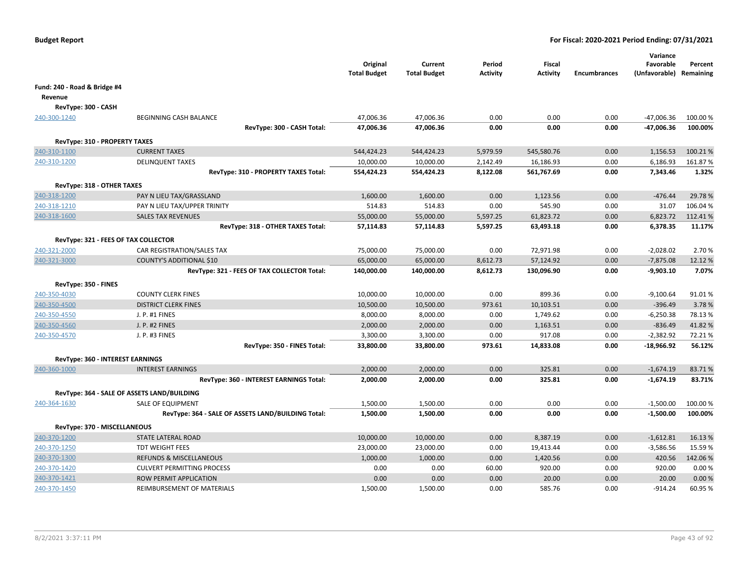**Budget Report** — For Fiscal: 2020-2021 Period Ending: 07/31/2021

| | | Original Total Budget | Current Total Budget | Period Activity | Fiscal Activity | Encumbrances | Variance Favorable (Unfavorable) | Percent Remaining |
|---|---|---|---|---|---|---|---|---|
| **Fund: 240 - Road & Bridge #4** | | | | | | | | |
| **Revenue** | | | | | | | | |
| **RevType: 300 - CASH** | | | | | | | | |
| 240-300-1240 | BEGINNING CASH BALANCE | 47,006.36 | 47,006.36 | 0.00 | 0.00 | 0.00 | -47,006.36 | 100.00 % |
| | **RevType: 300 - CASH Total:** | **47,006.36** | **47,006.36** | **0.00** | **0.00** | **0.00** | **-47,006.36** | **100.00%** |
| **RevType: 310 - PROPERTY TAXES** | | | | | | | | |
| 240-310-1100 | CURRENT TAXES | 544,424.23 | 544,424.23 | 5,979.59 | 545,580.76 | 0.00 | 1,156.53 | 100.21 % |
| 240-310-1200 | DELINQUENT TAXES | 10,000.00 | 10,000.00 | 2,142.49 | 16,186.93 | 0.00 | 6,186.93 | 161.87 % |
| | **RevType: 310 - PROPERTY TAXES Total:** | **554,424.23** | **554,424.23** | **8,122.08** | **561,767.69** | **0.00** | **7,343.46** | **1.32%** |
| **RevType: 318 - OTHER TAXES** | | | | | | | | |
| 240-318-1200 | PAY N LIEU TAX/GRASSLAND | 1,600.00 | 1,600.00 | 0.00 | 1,123.56 | 0.00 | -476.44 | 29.78 % |
| 240-318-1210 | PAY N LIEU TAX/UPPER TRINITY | 514.83 | 514.83 | 0.00 | 545.90 | 0.00 | 31.07 | 106.04 % |
| 240-318-1600 | SALES TAX REVENUES | 55,000.00 | 55,000.00 | 5,597.25 | 61,823.72 | 0.00 | 6,823.72 | 112.41 % |
| | **RevType: 318 - OTHER TAXES Total:** | **57,114.83** | **57,114.83** | **5,597.25** | **63,493.18** | **0.00** | **6,378.35** | **11.17%** |
| **RevType: 321 - FEES OF TAX COLLECTOR** | | | | | | | | |
| 240-321-2000 | CAR REGISTRATION/SALES TAX | 75,000.00 | 75,000.00 | 0.00 | 72,971.98 | 0.00 | -2,028.02 | 2.70 % |
| 240-321-3000 | COUNTY'S ADDITIONAL $10 | 65,000.00 | 65,000.00 | 8,612.73 | 57,124.92 | 0.00 | -7,875.08 | 12.12 % |
| | **RevType: 321 - FEES OF TAX COLLECTOR Total:** | **140,000.00** | **140,000.00** | **8,612.73** | **130,096.90** | **0.00** | **-9,903.10** | **7.07%** |
| **RevType: 350 - FINES** | | | | | | | | |
| 240-350-4030 | COUNTY CLERK FINES | 10,000.00 | 10,000.00 | 0.00 | 899.36 | 0.00 | -9,100.64 | 91.01 % |
| 240-350-4500 | DISTRICT CLERK FINES | 10,500.00 | 10,500.00 | 973.61 | 10,103.51 | 0.00 | -396.49 | 3.78 % |
| 240-350-4550 | J. P. #1 FINES | 8,000.00 | 8,000.00 | 0.00 | 1,749.62 | 0.00 | -6,250.38 | 78.13 % |
| 240-350-4560 | J. P. #2 FINES | 2,000.00 | 2,000.00 | 0.00 | 1,163.51 | 0.00 | -836.49 | 41.82 % |
| 240-350-4570 | J. P. #3 FINES | 3,300.00 | 3,300.00 | 0.00 | 917.08 | 0.00 | -2,382.92 | 72.21 % |
| | **RevType: 350 - FINES Total:** | **33,800.00** | **33,800.00** | **973.61** | **14,833.08** | **0.00** | **-18,966.92** | **56.12%** |
| **RevType: 360 - INTEREST EARNINGS** | | | | | | | | |
| 240-360-1000 | INTEREST EARNINGS | 2,000.00 | 2,000.00 | 0.00 | 325.81 | 0.00 | -1,674.19 | 83.71 % |
| | **RevType: 360 - INTEREST EARNINGS Total:** | **2,000.00** | **2,000.00** | **0.00** | **325.81** | **0.00** | **-1,674.19** | **83.71%** |
| **RevType: 364 - SALE OF ASSETS LAND/BUILDING** | | | | | | | | |
| 240-364-1630 | SALE OF EQUIPMENT | 1,500.00 | 1,500.00 | 0.00 | 0.00 | 0.00 | -1,500.00 | 100.00 % |
| | **RevType: 364 - SALE OF ASSETS LAND/BUILDING Total:** | **1,500.00** | **1,500.00** | **0.00** | **0.00** | **0.00** | **-1,500.00** | **100.00%** |
| **RevType: 370 - MISCELLANEOUS** | | | | | | | | |
| 240-370-1200 | STATE LATERAL ROAD | 10,000.00 | 10,000.00 | 0.00 | 8,387.19 | 0.00 | -1,612.81 | 16.13 % |
| 240-370-1250 | TDT WEIGHT FEES | 23,000.00 | 23,000.00 | 0.00 | 19,413.44 | 0.00 | -3,586.56 | 15.59 % |
| 240-370-1300 | REFUNDS & MISCELLANEOUS | 1,000.00 | 1,000.00 | 0.00 | 1,420.56 | 0.00 | 420.56 | 142.06 % |
| 240-370-1420 | CULVERT PERMITTING PROCESS | 0.00 | 0.00 | 60.00 | 920.00 | 0.00 | 920.00 | 0.00 % |
| 240-370-1421 | ROW PERMIT APPLICATION | 0.00 | 0.00 | 0.00 | 20.00 | 0.00 | 20.00 | 0.00 % |
| 240-370-1450 | REIMBURSEMENT OF MATERIALS | 1,500.00 | 1,500.00 | 0.00 | 585.76 | 0.00 | -914.24 | 60.95 % |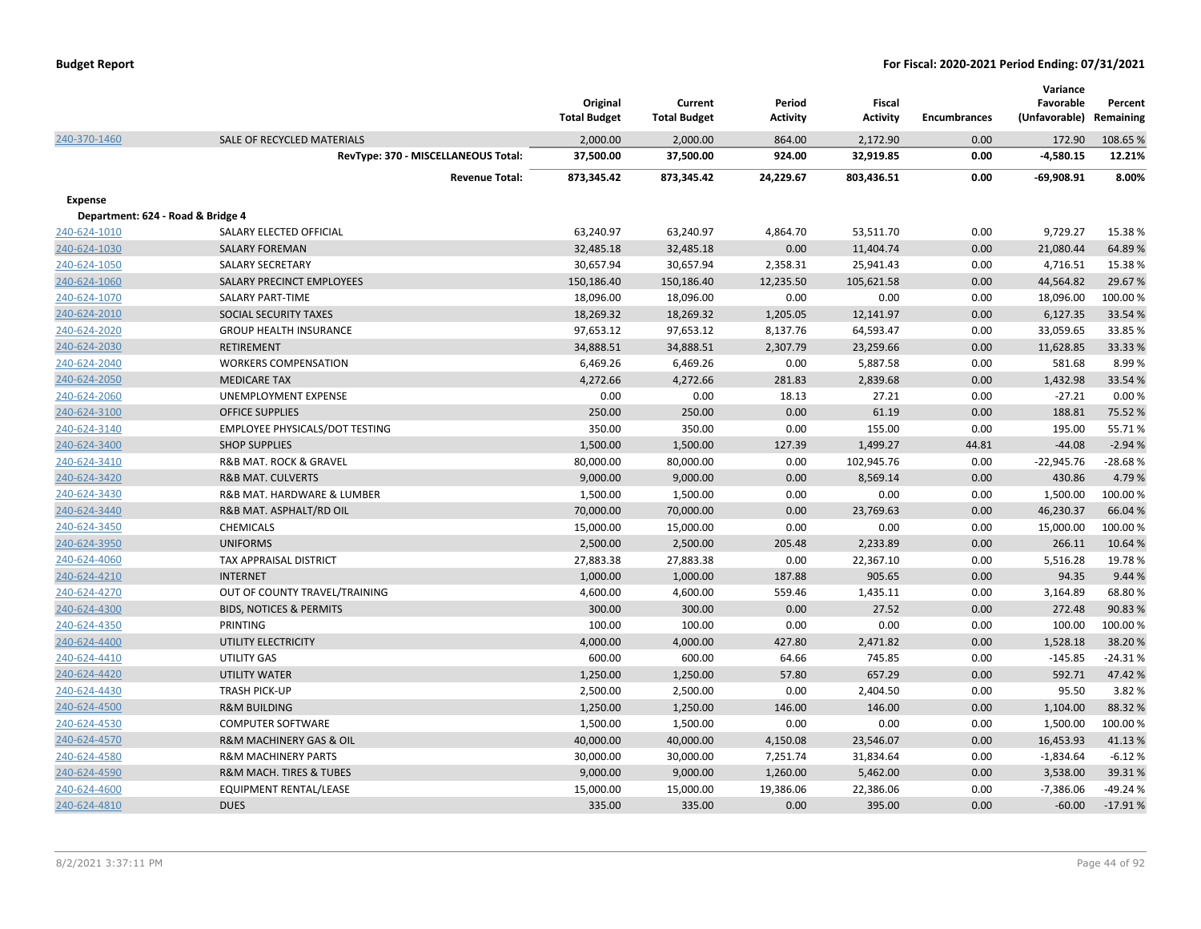**Budget Report**

**For Fiscal: 2020-2021 Period Ending: 07/31/2021**

| | | Original Total Budget | Current Total Budget | Period Activity | Fiscal Activity | Encumbrances | Variance Favorable (Unfavorable) | Percent Remaining |
|---|---|---|---|---|---|---|---|---|
| 240-370-1460 | SALE OF RECYCLED MATERIALS | 2,000.00 | 2,000.00 | 864.00 | 2,172.90 | 0.00 | 172.90 | 108.65 % |
| | **RevType: 370 - MISCELLANEOUS Total:** | **37,500.00** | **37,500.00** | **924.00** | **32,919.85** | **0.00** | **-4,580.15** | **12.21%** |
| | **Revenue Total:** | **873,345.42** | **873,345.42** | **24,229.67** | **803,436.51** | **0.00** | **-69,908.91** | **8.00%** |
| **Expense** | | | | | | | | |
| **Department: 624 - Road & Bridge 4** | | | | | | | | |
| 240-624-1010 | SALARY ELECTED OFFICIAL | 63,240.97 | 63,240.97 | 4,864.70 | 53,511.70 | 0.00 | 9,729.27 | 15.38 % |
| 240-624-1030 | SALARY FOREMAN | 32,485.18 | 32,485.18 | 0.00 | 11,404.74 | 0.00 | 21,080.44 | 64.89 % |
| 240-624-1050 | SALARY SECRETARY | 30,657.94 | 30,657.94 | 2,358.31 | 25,941.43 | 0.00 | 4,716.51 | 15.38 % |
| 240-624-1060 | SALARY PRECINCT EMPLOYEES | 150,186.40 | 150,186.40 | 12,235.50 | 105,621.58 | 0.00 | 44,564.82 | 29.67 % |
| 240-624-1070 | SALARY PART-TIME | 18,096.00 | 18,096.00 | 0.00 | 0.00 | 0.00 | 18,096.00 | 100.00 % |
| 240-624-2010 | SOCIAL SECURITY TAXES | 18,269.32 | 18,269.32 | 1,205.05 | 12,141.97 | 0.00 | 6,127.35 | 33.54 % |
| 240-624-2020 | GROUP HEALTH INSURANCE | 97,653.12 | 97,653.12 | 8,137.76 | 64,593.47 | 0.00 | 33,059.65 | 33.85 % |
| 240-624-2030 | RETIREMENT | 34,888.51 | 34,888.51 | 2,307.79 | 23,259.66 | 0.00 | 11,628.85 | 33.33 % |
| 240-624-2040 | WORKERS COMPENSATION | 6,469.26 | 6,469.26 | 0.00 | 5,887.58 | 0.00 | 581.68 | 8.99 % |
| 240-624-2050 | MEDICARE TAX | 4,272.66 | 4,272.66 | 281.83 | 2,839.68 | 0.00 | 1,432.98 | 33.54 % |
| 240-624-2060 | UNEMPLOYMENT EXPENSE | 0.00 | 0.00 | 18.13 | 27.21 | 0.00 | -27.21 | 0.00 % |
| 240-624-3100 | OFFICE SUPPLIES | 250.00 | 250.00 | 0.00 | 61.19 | 0.00 | 188.81 | 75.52 % |
| 240-624-3140 | EMPLOYEE PHYSICALS/DOT TESTING | 350.00 | 350.00 | 0.00 | 155.00 | 0.00 | 195.00 | 55.71 % |
| 240-624-3400 | SHOP SUPPLIES | 1,500.00 | 1,500.00 | 127.39 | 1,499.27 | 44.81 | -44.08 | -2.94 % |
| 240-624-3410 | R&B MAT. ROCK & GRAVEL | 80,000.00 | 80,000.00 | 0.00 | 102,945.76 | 0.00 | -22,945.76 | -28.68 % |
| 240-624-3420 | R&B MAT. CULVERTS | 9,000.00 | 9,000.00 | 0.00 | 8,569.14 | 0.00 | 430.86 | 4.79 % |
| 240-624-3430 | R&B MAT. HARDWARE & LUMBER | 1,500.00 | 1,500.00 | 0.00 | 0.00 | 0.00 | 1,500.00 | 100.00 % |
| 240-624-3440 | R&B MAT. ASPHALT/RD OIL | 70,000.00 | 70,000.00 | 0.00 | 23,769.63 | 0.00 | 46,230.37 | 66.04 % |
| 240-624-3450 | CHEMICALS | 15,000.00 | 15,000.00 | 0.00 | 0.00 | 0.00 | 15,000.00 | 100.00 % |
| 240-624-3950 | UNIFORMS | 2,500.00 | 2,500.00 | 205.48 | 2,233.89 | 0.00 | 266.11 | 10.64 % |
| 240-624-4060 | TAX APPRAISAL DISTRICT | 27,883.38 | 27,883.38 | 0.00 | 22,367.10 | 0.00 | 5,516.28 | 19.78 % |
| 240-624-4210 | INTERNET | 1,000.00 | 1,000.00 | 187.88 | 905.65 | 0.00 | 94.35 | 9.44 % |
| 240-624-4270 | OUT OF COUNTY TRAVEL/TRAINING | 4,600.00 | 4,600.00 | 559.46 | 1,435.11 | 0.00 | 3,164.89 | 68.80 % |
| 240-624-4300 | BIDS, NOTICES & PERMITS | 300.00 | 300.00 | 0.00 | 27.52 | 0.00 | 272.48 | 90.83 % |
| 240-624-4350 | PRINTING | 100.00 | 100.00 | 0.00 | 0.00 | 0.00 | 100.00 | 100.00 % |
| 240-624-4400 | UTILITY ELECTRICITY | 4,000.00 | 4,000.00 | 427.80 | 2,471.82 | 0.00 | 1,528.18 | 38.20 % |
| 240-624-4410 | UTILITY GAS | 600.00 | 600.00 | 64.66 | 745.85 | 0.00 | -145.85 | -24.31 % |
| 240-624-4420 | UTILITY WATER | 1,250.00 | 1,250.00 | 57.80 | 657.29 | 0.00 | 592.71 | 47.42 % |
| 240-624-4430 | TRASH PICK-UP | 2,500.00 | 2,500.00 | 0.00 | 2,404.50 | 0.00 | 95.50 | 3.82 % |
| 240-624-4500 | R&M BUILDING | 1,250.00 | 1,250.00 | 146.00 | 146.00 | 0.00 | 1,104.00 | 88.32 % |
| 240-624-4530 | COMPUTER SOFTWARE | 1,500.00 | 1,500.00 | 0.00 | 0.00 | 0.00 | 1,500.00 | 100.00 % |
| 240-624-4570 | R&M MACHINERY GAS & OIL | 40,000.00 | 40,000.00 | 4,150.08 | 23,546.07 | 0.00 | 16,453.93 | 41.13 % |
| 240-624-4580 | R&M MACHINERY PARTS | 30,000.00 | 30,000.00 | 7,251.74 | 31,834.64 | 0.00 | -1,834.64 | -6.12 % |
| 240-624-4590 | R&M MACH. TIRES & TUBES | 9,000.00 | 9,000.00 | 1,260.00 | 5,462.00 | 0.00 | 3,538.00 | 39.31 % |
| 240-624-4600 | EQUIPMENT RENTAL/LEASE | 15,000.00 | 15,000.00 | 19,386.06 | 22,386.06 | 0.00 | -7,386.06 | -49.24 % |
| 240-624-4810 | DUES | 335.00 | 335.00 | 0.00 | 395.00 | 0.00 | -60.00 | -17.91 % |

8/2/2021 3:37:11 PM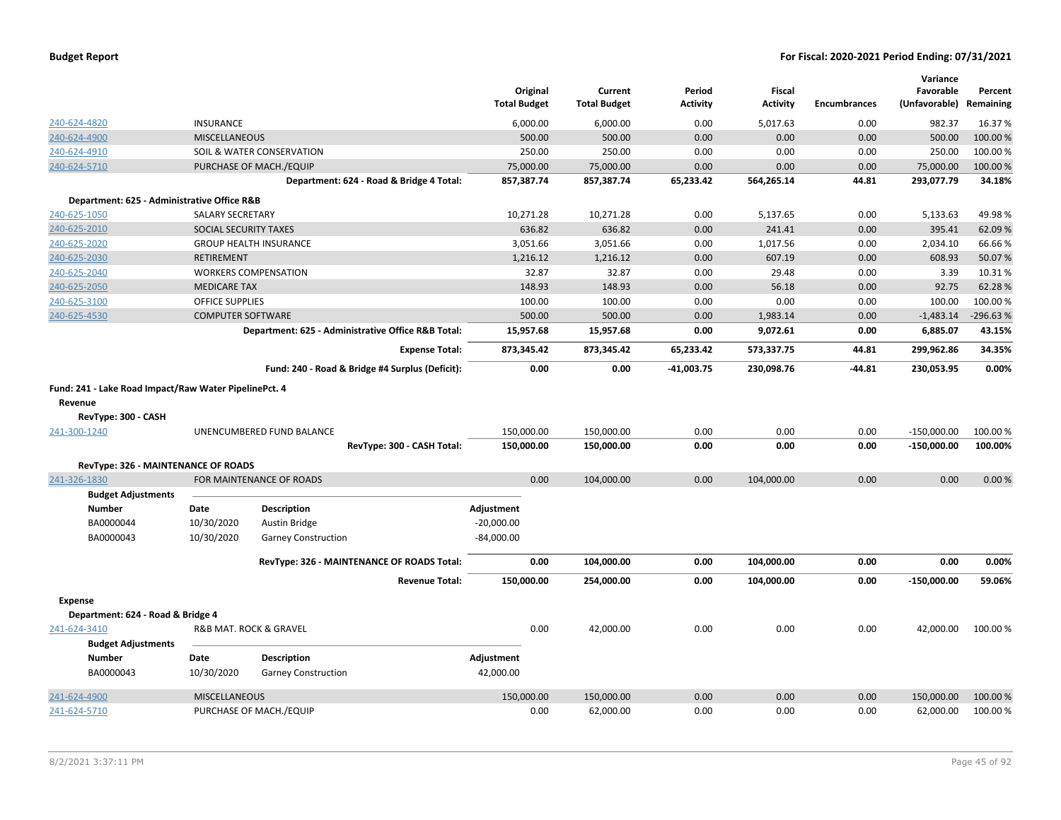| | | Original Total Budget | Current Total Budget | Period Activity | Fiscal Activity | Encumbrances | Variance Favorable (Unfavorable) | Percent Remaining |
|---|---|---|---|---|---|---|---|---|
| 240-624-4820 | INSURANCE | 6,000.00 | 6,000.00 | 0.00 | 5,017.63 | 0.00 | 982.37 | 16.37 % |
| 240-624-4900 | MISCELLANEOUS | 500.00 | 500.00 | 0.00 | 0.00 | 0.00 | 500.00 | 100.00 % |
| 240-624-4910 | SOIL & WATER CONSERVATION | 250.00 | 250.00 | 0.00 | 0.00 | 0.00 | 250.00 | 100.00 % |
| 240-624-5710 | PURCHASE OF MACH./EQUIP | 75,000.00 | 75,000.00 | 0.00 | 0.00 | 0.00 | 75,000.00 | 100.00 % |
| | **Department: 624 - Road & Bridge 4 Total:** | **857,387.74** | **857,387.74** | **65,233.42** | **564,265.14** | **44.81** | **293,077.79** | **34.18%** |
| **Department: 625 - Administrative Office R&B** | | | | | | | | |
| 240-625-1050 | SALARY SECRETARY | 10,271.28 | 10,271.28 | 0.00 | 5,137.65 | 0.00 | 5,133.63 | 49.98 % |
| 240-625-2010 | SOCIAL SECURITY TAXES | 636.82 | 636.82 | 0.00 | 241.41 | 0.00 | 395.41 | 62.09 % |
| 240-625-2020 | GROUP HEALTH INSURANCE | 3,051.66 | 3,051.66 | 0.00 | 1,017.56 | 0.00 | 2,034.10 | 66.66 % |
| 240-625-2030 | RETIREMENT | 1,216.12 | 1,216.12 | 0.00 | 607.19 | 0.00 | 608.93 | 50.07 % |
| 240-625-2040 | WORKERS COMPENSATION | 32.87 | 32.87 | 0.00 | 29.48 | 0.00 | 3.39 | 10.31 % |
| 240-625-2050 | MEDICARE TAX | 148.93 | 148.93 | 0.00 | 56.18 | 0.00 | 92.75 | 62.28 % |
| 240-625-3100 | OFFICE SUPPLIES | 100.00 | 100.00 | 0.00 | 0.00 | 0.00 | 100.00 | 100.00 % |
| 240-625-4530 | COMPUTER SOFTWARE | 500.00 | 500.00 | 0.00 | 1,983.14 | 0.00 | -1,483.14 | -296.63 % |
| | **Department: 625 - Administrative Office R&B Total:** | **15,957.68** | **15,957.68** | **0.00** | **9,072.61** | **0.00** | **6,885.07** | **43.15%** |
| | **Expense Total:** | **873,345.42** | **873,345.42** | **65,233.42** | **573,337.75** | **44.81** | **299,962.86** | **34.35%** |
| | **Fund: 240 - Road & Bridge #4 Surplus (Deficit):** | **0.00** | **0.00** | **-41,003.75** | **230,098.76** | **-44.81** | **230,053.95** | **0.00%** |

**Fund: 241 - Lake Road Impact/Raw Water PipelinePct. 4**

**Revenue**

**RevType: 300 - CASH**

| | | Original Total Budget | Current Total Budget | Period Activity | Fiscal Activity | Encumbrances | Variance Favorable (Unfavorable) | Percent Remaining |
|---|---|---|---|---|---|---|---|---|
| 241-300-1240 | UNENCUMBERED FUND BALANCE | 150,000.00 | 150,000.00 | 0.00 | 0.00 | 0.00 | -150,000.00 | 100.00 % |
| | **RevType: 300 - CASH Total:** | **150,000.00** | **150,000.00** | **0.00** | **0.00** | **0.00** | **-150,000.00** | **100.00%** |
| **RevType: 326 - MAINTENANCE OF ROADS** | | | | | | | | |
| 241-326-1830 | FOR MAINTENANCE OF ROADS | 0.00 | 104,000.00 | 0.00 | 104,000.00 | 0.00 | 0.00 | 0.00 % |

**Budget Adjustments**

| Number | Date | Description | Adjustment |
|---|---|---|---|
| BA0000044 | 10/30/2020 | Austin Bridge | -20,000.00 |
| BA0000043 | 10/30/2020 | Garney Construction | -84,000.00 |

| | | Original Total Budget | Current Total Budget | Period Activity | Fiscal Activity | Encumbrances | Variance Favorable (Unfavorable) | Percent Remaining |
|---|---|---|---|---|---|---|---|---|
| | **RevType: 326 - MAINTENANCE OF ROADS Total:** | **0.00** | **104,000.00** | **0.00** | **104,000.00** | **0.00** | **0.00** | **0.00%** |
| | **Revenue Total:** | **150,000.00** | **254,000.00** | **0.00** | **104,000.00** | **0.00** | **-150,000.00** | **59.06%** |

**Expense**

**Department: 624 - Road & Bridge 4**

| | | Original Total Budget | Current Total Budget | Period Activity | Fiscal Activity | Encumbrances | Variance Favorable (Unfavorable) | Percent Remaining |
|---|---|---|---|---|---|---|---|---|
| 241-624-3410 | R&B MAT. ROCK & GRAVEL | 0.00 | 42,000.00 | 0.00 | 0.00 | 0.00 | 42,000.00 | 100.00 % |

**Budget Adjustments**

| Number | Date | Description | Adjustment |
|---|---|---|---|
| BA0000043 | 10/30/2020 | Garney Construction | 42,000.00 |

| | | Original Total Budget | Current Total Budget | Period Activity | Fiscal Activity | Encumbrances | Variance Favorable (Unfavorable) | Percent Remaining |
|---|---|---|---|---|---|---|---|---|
| 241-624-4900 | MISCELLANEOUS | 150,000.00 | 150,000.00 | 0.00 | 0.00 | 0.00 | 150,000.00 | 100.00 % |
| 241-624-5710 | PURCHASE OF MACH./EQUIP | 0.00 | 62,000.00 | 0.00 | 0.00 | 0.00 | 62,000.00 | 100.00 % |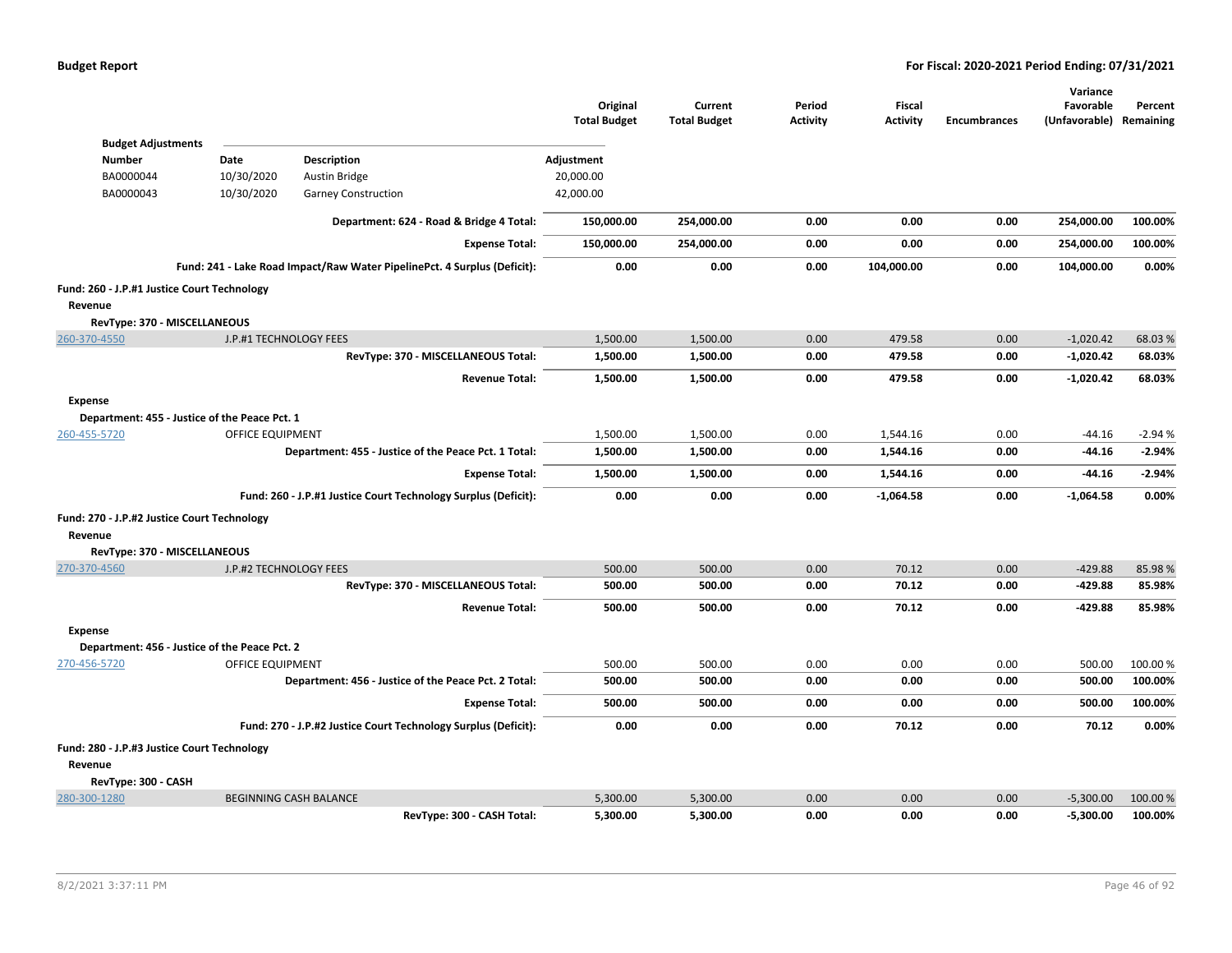| | | | Original Total Budget | Current Total Budget | Period Activity | Fiscal Activity | Encumbrances | Variance Favorable (Unfavorable) | Percent Remaining |
|---|---|---|---|---|---|---|---|---|---|
| **Budget Adjustments** | | | | | | | | | |
| **Number** | **Date** | **Description** | **Adjustment** | | | | | | |
| BA0000044 | 10/30/2020 | Austin Bridge | 20,000.00 | | | | | | |
| BA0000043 | 10/30/2020 | Garney Construction | 42,000.00 | | | | | | |
| | | **Department: 624 - Road & Bridge 4 Total:** | **150,000.00** | **254,000.00** | **0.00** | **0.00** | **0.00** | **254,000.00** | **100.00%** |
| | | **Expense Total:** | **150,000.00** | **254,000.00** | **0.00** | **0.00** | **0.00** | **254,000.00** | **100.00%** |
| | | **Fund: 241 - Lake Road Impact/Raw Water PipelinePct. 4 Surplus (Deficit):** | **0.00** | **0.00** | **0.00** | **104,000.00** | **0.00** | **104,000.00** | **0.00%** |
| **Fund: 260 - J.P.#1 Justice Court Technology** | | | | | | | | | |
| **Revenue** | | | | | | | | | |
| **RevType: 370 - MISCELLANEOUS** | | | | | | | | | |
| 260-370-4550 | J.P.#1 TECHNOLOGY FEES | | 1,500.00 | 1,500.00 | 0.00 | 479.58 | 0.00 | -1,020.42 | 68.03 % |
| | | **RevType: 370 - MISCELLANEOUS Total:** | **1,500.00** | **1,500.00** | **0.00** | **479.58** | **0.00** | **-1,020.42** | **68.03%** |
| | | **Revenue Total:** | **1,500.00** | **1,500.00** | **0.00** | **479.58** | **0.00** | **-1,020.42** | **68.03%** |
| **Expense** | | | | | | | | | |
| **Department: 455 - Justice of the Peace Pct. 1** | | | | | | | | | |
| 260-455-5720 | OFFICE EQUIPMENT | | 1,500.00 | 1,500.00 | 0.00 | 1,544.16 | 0.00 | -44.16 | -2.94 % |
| | | **Department: 455 - Justice of the Peace Pct. 1 Total:** | **1,500.00** | **1,500.00** | **0.00** | **1,544.16** | **0.00** | **-44.16** | **-2.94%** |
| | | **Expense Total:** | **1,500.00** | **1,500.00** | **0.00** | **1,544.16** | **0.00** | **-44.16** | **-2.94%** |
| | | **Fund: 260 - J.P.#1 Justice Court Technology Surplus (Deficit):** | **0.00** | **0.00** | **0.00** | **-1,064.58** | **0.00** | **-1,064.58** | **0.00%** |
| **Fund: 270 - J.P.#2 Justice Court Technology** | | | | | | | | | |
| **Revenue** | | | | | | | | | |
| **RevType: 370 - MISCELLANEOUS** | | | | | | | | | |
| 270-370-4560 | J.P.#2 TECHNOLOGY FEES | | 500.00 | 500.00 | 0.00 | 70.12 | 0.00 | -429.88 | 85.98 % |
| | | **RevType: 370 - MISCELLANEOUS Total:** | **500.00** | **500.00** | **0.00** | **70.12** | **0.00** | **-429.88** | **85.98%** |
| | | **Revenue Total:** | **500.00** | **500.00** | **0.00** | **70.12** | **0.00** | **-429.88** | **85.98%** |
| **Expense** | | | | | | | | | |
| **Department: 456 - Justice of the Peace Pct. 2** | | | | | | | | | |
| 270-456-5720 | OFFICE EQUIPMENT | | 500.00 | 500.00 | 0.00 | 0.00 | 0.00 | 500.00 | 100.00 % |
| | | **Department: 456 - Justice of the Peace Pct. 2 Total:** | **500.00** | **500.00** | **0.00** | **0.00** | **0.00** | **500.00** | **100.00%** |
| | | **Expense Total:** | **500.00** | **500.00** | **0.00** | **0.00** | **0.00** | **500.00** | **100.00%** |
| | | **Fund: 270 - J.P.#2 Justice Court Technology Surplus (Deficit):** | **0.00** | **0.00** | **0.00** | **70.12** | **0.00** | **70.12** | **0.00%** |
| **Fund: 280 - J.P.#3 Justice Court Technology** | | | | | | | | | |
| **Revenue** | | | | | | | | | |
| **RevType: 300 - CASH** | | | | | | | | | |
| 280-300-1280 | BEGINNING CASH BALANCE | | 5,300.00 | 5,300.00 | 0.00 | 0.00 | 0.00 | -5,300.00 | 100.00 % |
| | | **RevType: 300 - CASH Total:** | **5,300.00** | **5,300.00** | **0.00** | **0.00** | **0.00** | **-5,300.00** | **100.00%** |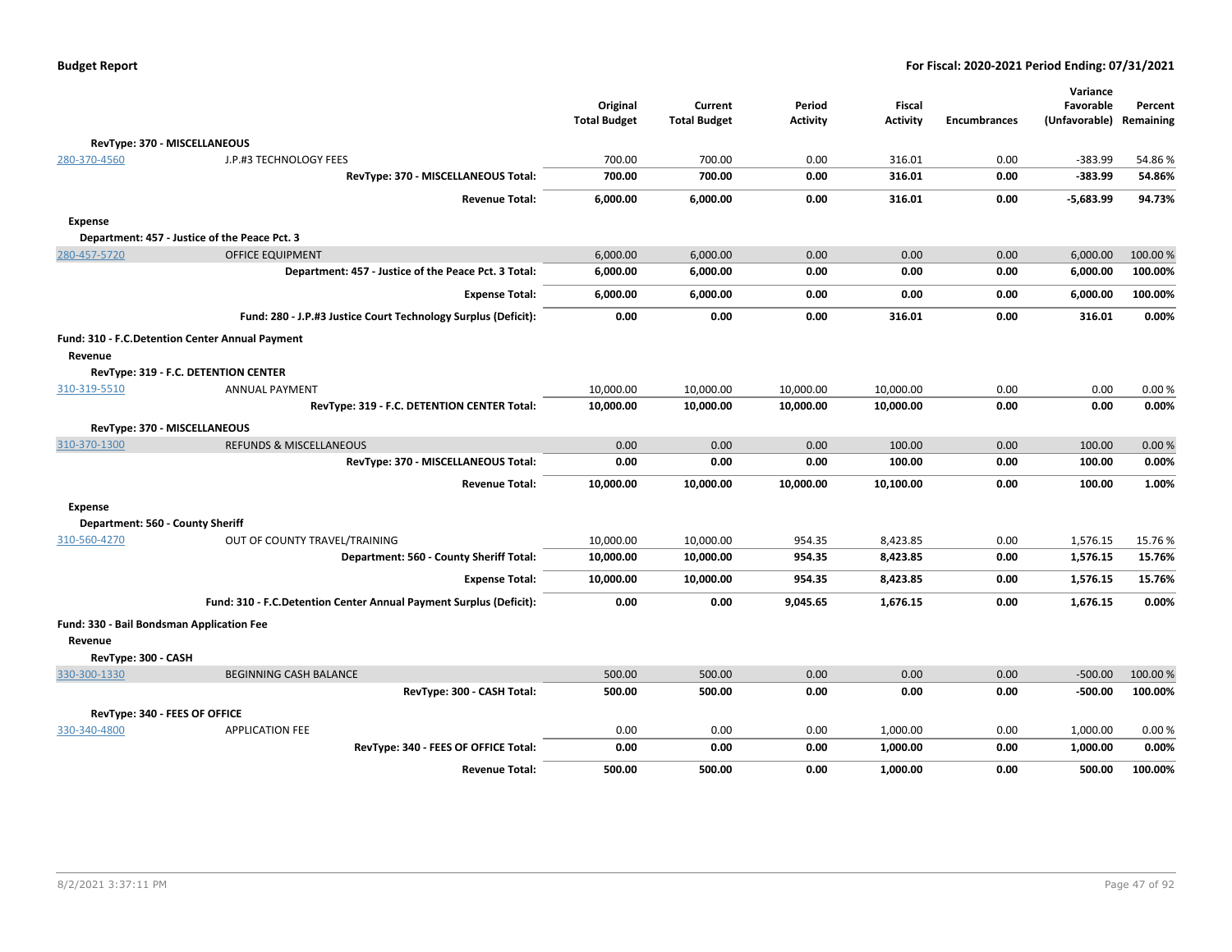| | | Original Total Budget | Current Total Budget | Period Activity | Fiscal Activity | Encumbrances | Variance Favorable (Unfavorable) | Percent Remaining |
|---|---|---|---|---|---|---|---|---|
| **RevType: 370 - MISCELLANEOUS** | | | | | | | | |
| 280-370-4560 | J.P.#3 TECHNOLOGY FEES | 700.00 | 700.00 | 0.00 | 316.01 | 0.00 | -383.99 | 54.86 % |
| | **RevType: 370 - MISCELLANEOUS Total:** | **700.00** | **700.00** | **0.00** | **316.01** | **0.00** | **-383.99** | **54.86%** |
| | **Revenue Total:** | **6,000.00** | **6,000.00** | **0.00** | **316.01** | **0.00** | **-5,683.99** | **94.73%** |
| **Expense** | | | | | | | | |
| **Department: 457 - Justice of the Peace Pct. 3** | | | | | | | | |
| 280-457-5720 | OFFICE EQUIPMENT | 6,000.00 | 6,000.00 | 0.00 | 0.00 | 0.00 | 6,000.00 | 100.00 % |
| | **Department: 457 - Justice of the Peace Pct. 3 Total:** | **6,000.00** | **6,000.00** | **0.00** | **0.00** | **0.00** | **6,000.00** | **100.00%** |
| | **Expense Total:** | **6,000.00** | **6,000.00** | **0.00** | **0.00** | **0.00** | **6,000.00** | **100.00%** |
| | **Fund: 280 - J.P.#3 Justice Court Technology Surplus (Deficit):** | **0.00** | **0.00** | **0.00** | **316.01** | **0.00** | **316.01** | **0.00%** |
| **Fund: 310 - F.C.Detention Center Annual Payment** | | | | | | | | |
| **Revenue** | | | | | | | | |
| **RevType: 319 - F.C. DETENTION CENTER** | | | | | | | | |
| 310-319-5510 | ANNUAL PAYMENT | 10,000.00 | 10,000.00 | 10,000.00 | 10,000.00 | 0.00 | 0.00 | 0.00 % |
| | **RevType: 319 - F.C. DETENTION CENTER Total:** | **10,000.00** | **10,000.00** | **10,000.00** | **10,000.00** | **0.00** | **0.00** | **0.00%** |
| **RevType: 370 - MISCELLANEOUS** | | | | | | | | |
| 310-370-1300 | REFUNDS & MISCELLANEOUS | 0.00 | 0.00 | 0.00 | 100.00 | 0.00 | 100.00 | 0.00 % |
| | **RevType: 370 - MISCELLANEOUS Total:** | **0.00** | **0.00** | **0.00** | **100.00** | **0.00** | **100.00** | **0.00%** |
| | **Revenue Total:** | **10,000.00** | **10,000.00** | **10,000.00** | **10,100.00** | **0.00** | **100.00** | **1.00%** |
| **Expense** | | | | | | | | |
| **Department: 560 - County Sheriff** | | | | | | | | |
| 310-560-4270 | OUT OF COUNTY TRAVEL/TRAINING | 10,000.00 | 10,000.00 | 954.35 | 8,423.85 | 0.00 | 1,576.15 | 15.76 % |
| | **Department: 560 - County Sheriff Total:** | **10,000.00** | **10,000.00** | **954.35** | **8,423.85** | **0.00** | **1,576.15** | **15.76%** |
| | **Expense Total:** | **10,000.00** | **10,000.00** | **954.35** | **8,423.85** | **0.00** | **1,576.15** | **15.76%** |
| | **Fund: 310 - F.C.Detention Center Annual Payment Surplus (Deficit):** | **0.00** | **0.00** | **9,045.65** | **1,676.15** | **0.00** | **1,676.15** | **0.00%** |
| **Fund: 330 - Bail Bondsman Application Fee** | | | | | | | | |
| **Revenue** | | | | | | | | |
| **RevType: 300 - CASH** | | | | | | | | |
| 330-300-1330 | BEGINNING CASH BALANCE | 500.00 | 500.00 | 0.00 | 0.00 | 0.00 | -500.00 | 100.00 % |
| | **RevType: 300 - CASH Total:** | **500.00** | **500.00** | **0.00** | **0.00** | **0.00** | **-500.00** | **100.00%** |
| **RevType: 340 - FEES OF OFFICE** | | | | | | | | |
| 330-340-4800 | APPLICATION FEE | 0.00 | 0.00 | 0.00 | 1,000.00 | 0.00 | 1,000.00 | 0.00 % |
| | **RevType: 340 - FEES OF OFFICE Total:** | **0.00** | **0.00** | **0.00** | **1,000.00** | **0.00** | **1,000.00** | **0.00%** |
| | **Revenue Total:** | **500.00** | **500.00** | **0.00** | **1,000.00** | **0.00** | **500.00** | **100.00%** |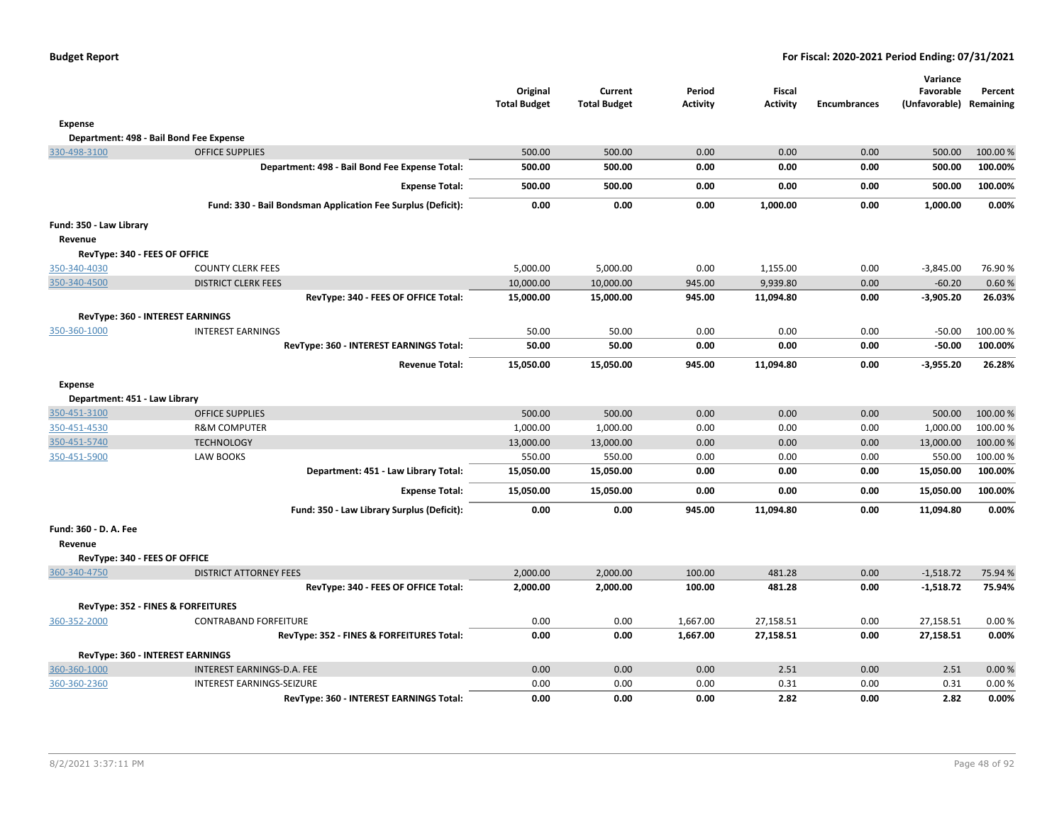| | | Original Total Budget | Current Total Budget | Period Activity | Fiscal Activity | Encumbrances | Variance Favorable (Unfavorable) | Percent Remaining |
|---|---|---|---|---|---|---|---|---|
| **Expense** | | | | | | | | |
| **Department: 498 - Bail Bond Fee Expense** | | | | | | | | |
| 330-498-3100 | OFFICE SUPPLIES | 500.00 | 500.00 | 0.00 | 0.00 | 0.00 | 500.00 | 100.00 % |
| | **Department: 498 - Bail Bond Fee Expense Total:** | **500.00** | **500.00** | **0.00** | **0.00** | **0.00** | **500.00** | **100.00%** |
| | **Expense Total:** | **500.00** | **500.00** | **0.00** | **0.00** | **0.00** | **500.00** | **100.00%** |
| | **Fund: 330 - Bail Bondsman Application Fee Surplus (Deficit):** | **0.00** | **0.00** | **0.00** | **1,000.00** | **0.00** | **1,000.00** | **0.00%** |
| **Fund: 350 - Law Library** | | | | | | | | |
| **Revenue** | | | | | | | | |
| **RevType: 340 - FEES OF OFFICE** | | | | | | | | |
| 350-340-4030 | COUNTY CLERK FEES | 5,000.00 | 5,000.00 | 0.00 | 1,155.00 | 0.00 | -3,845.00 | 76.90 % |
| 350-340-4500 | DISTRICT CLERK FEES | 10,000.00 | 10,000.00 | 945.00 | 9,939.80 | 0.00 | -60.20 | 0.60 % |
| | **RevType: 340 - FEES OF OFFICE Total:** | **15,000.00** | **15,000.00** | **945.00** | **11,094.80** | **0.00** | **-3,905.20** | **26.03%** |
| **RevType: 360 - INTEREST EARNINGS** | | | | | | | | |
| 350-360-1000 | INTEREST EARNINGS | 50.00 | 50.00 | 0.00 | 0.00 | 0.00 | -50.00 | 100.00 % |
| | **RevType: 360 - INTEREST EARNINGS Total:** | **50.00** | **50.00** | **0.00** | **0.00** | **0.00** | **-50.00** | **100.00%** |
| | **Revenue Total:** | **15,050.00** | **15,050.00** | **945.00** | **11,094.80** | **0.00** | **-3,955.20** | **26.28%** |
| **Expense** | | | | | | | | |
| **Department: 451 - Law Library** | | | | | | | | |
| 350-451-3100 | OFFICE SUPPLIES | 500.00 | 500.00 | 0.00 | 0.00 | 0.00 | 500.00 | 100.00 % |
| 350-451-4530 | R&M COMPUTER | 1,000.00 | 1,000.00 | 0.00 | 0.00 | 0.00 | 1,000.00 | 100.00 % |
| 350-451-5740 | TECHNOLOGY | 13,000.00 | 13,000.00 | 0.00 | 0.00 | 0.00 | 13,000.00 | 100.00 % |
| 350-451-5900 | LAW BOOKS | 550.00 | 550.00 | 0.00 | 0.00 | 0.00 | 550.00 | 100.00 % |
| | **Department: 451 - Law Library Total:** | **15,050.00** | **15,050.00** | **0.00** | **0.00** | **0.00** | **15,050.00** | **100.00%** |
| | **Expense Total:** | **15,050.00** | **15,050.00** | **0.00** | **0.00** | **0.00** | **15,050.00** | **100.00%** |
| | **Fund: 350 - Law Library Surplus (Deficit):** | **0.00** | **0.00** | **945.00** | **11,094.80** | **0.00** | **11,094.80** | **0.00%** |
| **Fund: 360 - D. A. Fee** | | | | | | | | |
| **Revenue** | | | | | | | | |
| **RevType: 340 - FEES OF OFFICE** | | | | | | | | |
| 360-340-4750 | DISTRICT ATTORNEY FEES | 2,000.00 | 2,000.00 | 100.00 | 481.28 | 0.00 | -1,518.72 | 75.94 % |
| | **RevType: 340 - FEES OF OFFICE Total:** | **2,000.00** | **2,000.00** | **100.00** | **481.28** | **0.00** | **-1,518.72** | **75.94%** |
| **RevType: 352 - FINES & FORFEITURES** | | | | | | | | |
| 360-352-2000 | CONTRABAND FORFEITURE | 0.00 | 0.00 | 1,667.00 | 27,158.51 | 0.00 | 27,158.51 | 0.00 % |
| | **RevType: 352 - FINES & FORFEITURES Total:** | **0.00** | **0.00** | **1,667.00** | **27,158.51** | **0.00** | **27,158.51** | **0.00%** |
| **RevType: 360 - INTEREST EARNINGS** | | | | | | | | |
| 360-360-1000 | INTEREST EARNINGS-D.A. FEE | 0.00 | 0.00 | 0.00 | 2.51 | 0.00 | 2.51 | 0.00 % |
| 360-360-2360 | INTEREST EARNINGS-SEIZURE | 0.00 | 0.00 | 0.00 | 0.31 | 0.00 | 0.31 | 0.00 % |
| | **RevType: 360 - INTEREST EARNINGS Total:** | **0.00** | **0.00** | **0.00** | **2.82** | **0.00** | **2.82** | **0.00%** |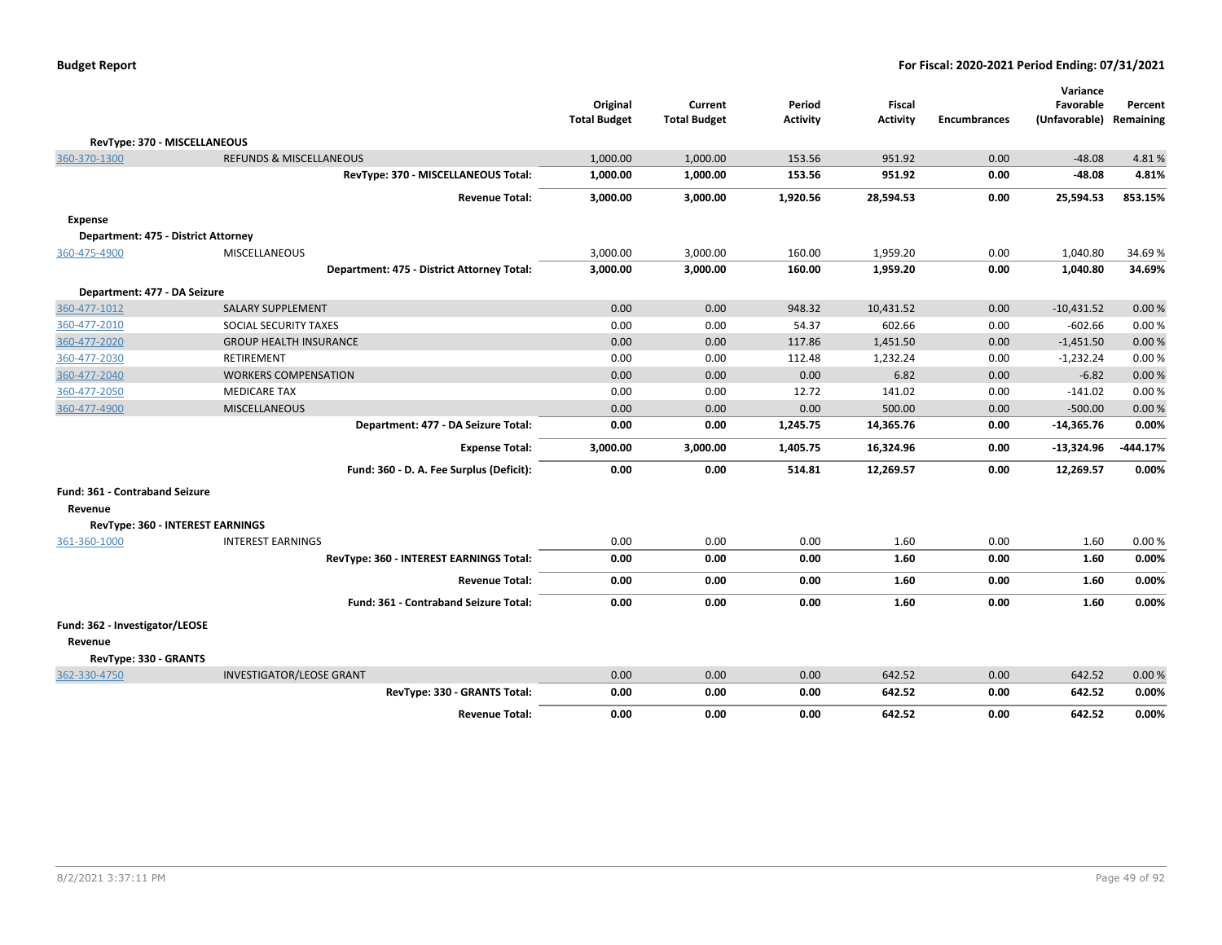| | | Original Total Budget | Current Total Budget | Period Activity | Fiscal Activity | Encumbrances | Variance Favorable (Unfavorable) | Percent Remaining |
|---|---|---|---|---|---|---|---|---|
| **RevType: 370 - MISCELLANEOUS** | | | | | | | | |
| 360-370-1300 | REFUNDS & MISCELLANEOUS | 1,000.00 | 1,000.00 | 153.56 | 951.92 | 0.00 | -48.08 | 4.81 % |
| | **RevType: 370 - MISCELLANEOUS Total:** | **1,000.00** | **1,000.00** | **153.56** | **951.92** | **0.00** | **-48.08** | **4.81%** |
| | **Revenue Total:** | **3,000.00** | **3,000.00** | **1,920.56** | **28,594.53** | **0.00** | **25,594.53** | **853.15%** |
| **Expense** | | | | | | | | |
| **Department: 475 - District Attorney** | | | | | | | | |
| 360-475-4900 | MISCELLANEOUS | 3,000.00 | 3,000.00 | 160.00 | 1,959.20 | 0.00 | 1,040.80 | 34.69 % |
| | **Department: 475 - District Attorney Total:** | **3,000.00** | **3,000.00** | **160.00** | **1,959.20** | **0.00** | **1,040.80** | **34.69%** |
| **Department: 477 - DA Seizure** | | | | | | | | |
| 360-477-1012 | SALARY SUPPLEMENT | 0.00 | 0.00 | 948.32 | 10,431.52 | 0.00 | -10,431.52 | 0.00 % |
| 360-477-2010 | SOCIAL SECURITY TAXES | 0.00 | 0.00 | 54.37 | 602.66 | 0.00 | -602.66 | 0.00 % |
| 360-477-2020 | GROUP HEALTH INSURANCE | 0.00 | 0.00 | 117.86 | 1,451.50 | 0.00 | -1,451.50 | 0.00 % |
| 360-477-2030 | RETIREMENT | 0.00 | 0.00 | 112.48 | 1,232.24 | 0.00 | -1,232.24 | 0.00 % |
| 360-477-2040 | WORKERS COMPENSATION | 0.00 | 0.00 | 0.00 | 6.82 | 0.00 | -6.82 | 0.00 % |
| 360-477-2050 | MEDICARE TAX | 0.00 | 0.00 | 12.72 | 141.02 | 0.00 | -141.02 | 0.00 % |
| 360-477-4900 | MISCELLANEOUS | 0.00 | 0.00 | 0.00 | 500.00 | 0.00 | -500.00 | 0.00 % |
| | **Department: 477 - DA Seizure Total:** | **0.00** | **0.00** | **1,245.75** | **14,365.76** | **0.00** | **-14,365.76** | **0.00%** |
| | **Expense Total:** | **3,000.00** | **3,000.00** | **1,405.75** | **16,324.96** | **0.00** | **-13,324.96** | **-444.17%** |
| | **Fund: 360 - D. A. Fee Surplus (Deficit):** | **0.00** | **0.00** | **514.81** | **12,269.57** | **0.00** | **12,269.57** | **0.00%** |
| **Fund: 361 - Contraband Seizure** | | | | | | | | |
| **Revenue** | | | | | | | | |
| **RevType: 360 - INTEREST EARNINGS** | | | | | | | | |
| 361-360-1000 | INTEREST EARNINGS | 0.00 | 0.00 | 0.00 | 1.60 | 0.00 | 1.60 | 0.00 % |
| | **RevType: 360 - INTEREST EARNINGS Total:** | **0.00** | **0.00** | **0.00** | **1.60** | **0.00** | **1.60** | **0.00%** |
| | **Revenue Total:** | **0.00** | **0.00** | **0.00** | **1.60** | **0.00** | **1.60** | **0.00%** |
| | **Fund: 361 - Contraband Seizure Total:** | **0.00** | **0.00** | **0.00** | **1.60** | **0.00** | **1.60** | **0.00%** |
| **Fund: 362 - Investigator/LEOSE** | | | | | | | | |
| **Revenue** | | | | | | | | |
| **RevType: 330 - GRANTS** | | | | | | | | |
| 362-330-4750 | INVESTIGATOR/LEOSE GRANT | 0.00 | 0.00 | 0.00 | 642.52 | 0.00 | 642.52 | 0.00 % |
| | **RevType: 330 - GRANTS Total:** | **0.00** | **0.00** | **0.00** | **642.52** | **0.00** | **642.52** | **0.00%** |
| | **Revenue Total:** | **0.00** | **0.00** | **0.00** | **642.52** | **0.00** | **642.52** | **0.00%** |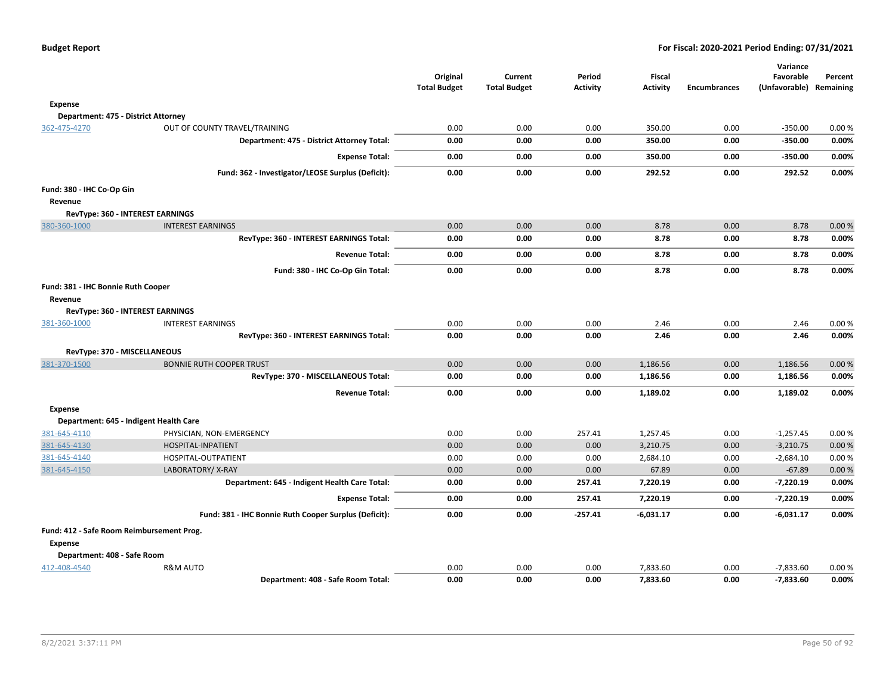| | | Original Total Budget | Current Total Budget | Period Activity | Fiscal Activity | Encumbrances | Variance Favorable (Unfavorable) | Percent Remaining |
|---|---|---|---|---|---|---|---|---|
| **Expense** | | | | | | | | |
| **Department: 475 - District Attorney** | | | | | | | | |
| 362-475-4270 | OUT OF COUNTY TRAVEL/TRAINING | 0.00 | 0.00 | 0.00 | 350.00 | 0.00 | -350.00 | 0.00 % |
| | **Department: 475 - District Attorney Total:** | **0.00** | **0.00** | **0.00** | **350.00** | **0.00** | **-350.00** | **0.00%** |
| | **Expense Total:** | **0.00** | **0.00** | **0.00** | **350.00** | **0.00** | **-350.00** | **0.00%** |
| | **Fund: 362 - Investigator/LEOSE Surplus (Deficit):** | **0.00** | **0.00** | **0.00** | **292.52** | **0.00** | **292.52** | **0.00%** |
| **Fund: 380 - IHC Co-Op Gin** | | | | | | | | |
| **Revenue** | | | | | | | | |
| **RevType: 360 - INTEREST EARNINGS** | | | | | | | | |
| 380-360-1000 | INTEREST EARNINGS | 0.00 | 0.00 | 0.00 | 8.78 | 0.00 | 8.78 | 0.00 % |
| | **RevType: 360 - INTEREST EARNINGS Total:** | **0.00** | **0.00** | **0.00** | **8.78** | **0.00** | **8.78** | **0.00%** |
| | **Revenue Total:** | **0.00** | **0.00** | **0.00** | **8.78** | **0.00** | **8.78** | **0.00%** |
| | **Fund: 380 - IHC Co-Op Gin Total:** | **0.00** | **0.00** | **0.00** | **8.78** | **0.00** | **8.78** | **0.00%** |
| **Fund: 381 - IHC Bonnie Ruth Cooper** | | | | | | | | |
| **Revenue** | | | | | | | | |
| **RevType: 360 - INTEREST EARNINGS** | | | | | | | | |
| 381-360-1000 | INTEREST EARNINGS | 0.00 | 0.00 | 0.00 | 2.46 | 0.00 | 2.46 | 0.00 % |
| | **RevType: 360 - INTEREST EARNINGS Total:** | **0.00** | **0.00** | **0.00** | **2.46** | **0.00** | **2.46** | **0.00%** |
| **RevType: 370 - MISCELLANEOUS** | | | | | | | | |
| 381-370-1500 | BONNIE RUTH COOPER TRUST | 0.00 | 0.00 | 0.00 | 1,186.56 | 0.00 | 1,186.56 | 0.00 % |
| | **RevType: 370 - MISCELLANEOUS Total:** | **0.00** | **0.00** | **0.00** | **1,186.56** | **0.00** | **1,186.56** | **0.00%** |
| | **Revenue Total:** | **0.00** | **0.00** | **0.00** | **1,189.02** | **0.00** | **1,189.02** | **0.00%** |
| **Expense** | | | | | | | | |
| **Department: 645 - Indigent Health Care** | | | | | | | | |
| 381-645-4110 | PHYSICIAN, NON-EMERGENCY | 0.00 | 0.00 | 257.41 | 1,257.45 | 0.00 | -1,257.45 | 0.00 % |
| 381-645-4130 | HOSPITAL-INPATIENT | 0.00 | 0.00 | 0.00 | 3,210.75 | 0.00 | -3,210.75 | 0.00 % |
| 381-645-4140 | HOSPITAL-OUTPATIENT | 0.00 | 0.00 | 0.00 | 2,684.10 | 0.00 | -2,684.10 | 0.00 % |
| 381-645-4150 | LABORATORY/ X-RAY | 0.00 | 0.00 | 0.00 | 67.89 | 0.00 | -67.89 | 0.00 % |
| | **Department: 645 - Indigent Health Care Total:** | **0.00** | **0.00** | **257.41** | **7,220.19** | **0.00** | **-7,220.19** | **0.00%** |
| | **Expense Total:** | **0.00** | **0.00** | **257.41** | **7,220.19** | **0.00** | **-7,220.19** | **0.00%** |
| | **Fund: 381 - IHC Bonnie Ruth Cooper Surplus (Deficit):** | **0.00** | **0.00** | **-257.41** | **-6,031.17** | **0.00** | **-6,031.17** | **0.00%** |
| **Fund: 412 - Safe Room Reimbursement Prog.** | | | | | | | | |
| **Expense** | | | | | | | | |
| **Department: 408 - Safe Room** | | | | | | | | |
| 412-408-4540 | R&M AUTO | 0.00 | 0.00 | 0.00 | 7,833.60 | 0.00 | -7,833.60 | 0.00 % |
| | **Department: 408 - Safe Room Total:** | **0.00** | **0.00** | **0.00** | **7,833.60** | **0.00** | **-7,833.60** | **0.00%** |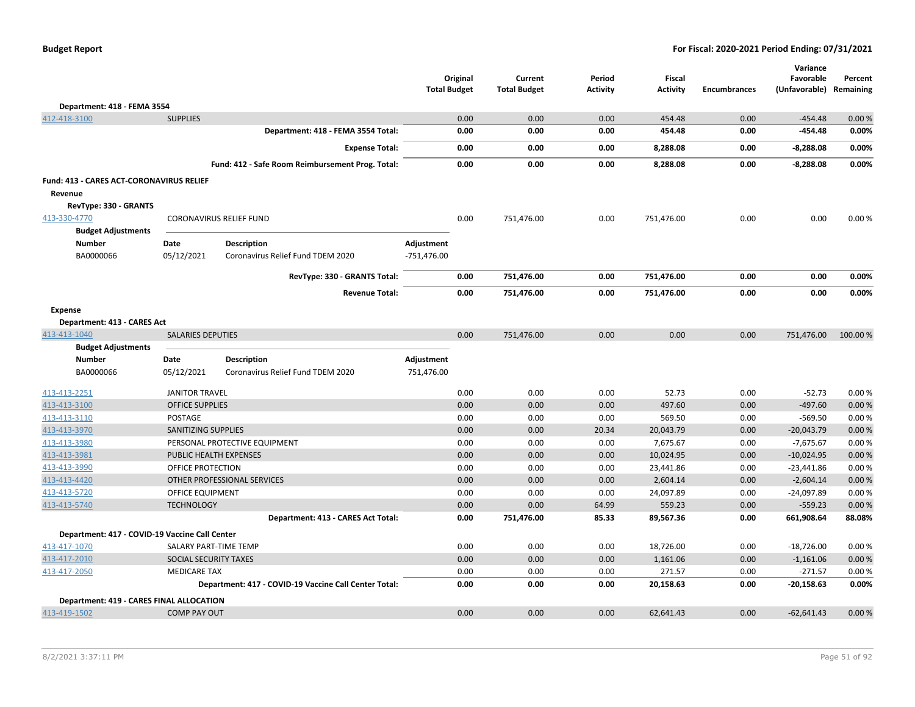| | | Original Total Budget | Current Total Budget | Period Activity | Fiscal Activity | Encumbrances | Variance Favorable (Unfavorable) | Percent Remaining |
|---|---|---|---|---|---|---|---|---|
| **Department: 418 - FEMA 3554** | | | | | | | | |
| 412-418-3100 | SUPPLIES | 0.00 | 0.00 | 0.00 | 454.48 | 0.00 | -454.48 | 0.00 % |
| | **Department: 418 - FEMA 3554 Total:** | **0.00** | **0.00** | **0.00** | **454.48** | **0.00** | **-454.48** | **0.00%** |
| | **Expense Total:** | **0.00** | **0.00** | **0.00** | **8,288.08** | **0.00** | **-8,288.08** | **0.00%** |
| | **Fund: 412 - Safe Room Reimbursement Prog. Total:** | **0.00** | **0.00** | **0.00** | **8,288.08** | **0.00** | **-8,288.08** | **0.00%** |

**Fund: 413 - CARES ACT-CORONAVIRUS RELIEF**

**Revenue**

**RevType: 330 - GRANTS**

| | | Original Total Budget | Current Total Budget | Period Activity | Fiscal Activity | Encumbrances | Variance Favorable (Unfavorable) | Percent Remaining |
|---|---|---|---|---|---|---|---|---|
| 413-330-4770 | CORONAVIRUS RELIEF FUND | 0.00 | 751,476.00 | 0.00 | 751,476.00 | 0.00 | 0.00 | 0.00 % |

**Budget Adjustments**

| Number | Date | Description | Adjustment |
|---|---|---|---|
| BA0000066 | 05/12/2021 | Coronavirus Relief Fund TDEM 2020 | -751,476.00 |

| | | Original Total Budget | Current Total Budget | Period Activity | Fiscal Activity | Encumbrances | Variance Favorable (Unfavorable) | Percent Remaining |
|---|---|---|---|---|---|---|---|---|
| | **RevType: 330 - GRANTS Total:** | **0.00** | **751,476.00** | **0.00** | **751,476.00** | **0.00** | **0.00** | **0.00%** |
| | **Revenue Total:** | **0.00** | **751,476.00** | **0.00** | **751,476.00** | **0.00** | **0.00** | **0.00%** |

**Expense**

**Department: 413 - CARES Act**

| | | Original Total Budget | Current Total Budget | Period Activity | Fiscal Activity | Encumbrances | Variance Favorable (Unfavorable) | Percent Remaining |
|---|---|---|---|---|---|---|---|---|
| 413-413-1040 | SALARIES DEPUTIES | 0.00 | 751,476.00 | 0.00 | 0.00 | 0.00 | 751,476.00 | 100.00 % |

**Budget Adjustments**

| Number | Date | Description | Adjustment |
|---|---|---|---|
| BA0000066 | 05/12/2021 | Coronavirus Relief Fund TDEM 2020 | 751,476.00 |

| | | Original Total Budget | Current Total Budget | Period Activity | Fiscal Activity | Encumbrances | Variance Favorable (Unfavorable) | Percent Remaining |
|---|---|---|---|---|---|---|---|---|
| 413-413-2251 | JANITOR TRAVEL | 0.00 | 0.00 | 0.00 | 52.73 | 0.00 | -52.73 | 0.00 % |
| 413-413-3100 | OFFICE SUPPLIES | 0.00 | 0.00 | 0.00 | 497.60 | 0.00 | -497.60 | 0.00 % |
| 413-413-3110 | POSTAGE | 0.00 | 0.00 | 0.00 | 569.50 | 0.00 | -569.50 | 0.00 % |
| 413-413-3970 | SANITIZING SUPPLIES | 0.00 | 0.00 | 20.34 | 20,043.79 | 0.00 | -20,043.79 | 0.00 % |
| 413-413-3980 | PERSONAL PROTECTIVE EQUIPMENT | 0.00 | 0.00 | 0.00 | 7,675.67 | 0.00 | -7,675.67 | 0.00 % |
| 413-413-3981 | PUBLIC HEALTH EXPENSES | 0.00 | 0.00 | 0.00 | 10,024.95 | 0.00 | -10,024.95 | 0.00 % |
| 413-413-3990 | OFFICE PROTECTION | 0.00 | 0.00 | 0.00 | 23,441.86 | 0.00 | -23,441.86 | 0.00 % |
| 413-413-4420 | OTHER PROFESSIONAL SERVICES | 0.00 | 0.00 | 0.00 | 2,604.14 | 0.00 | -2,604.14 | 0.00 % |
| 413-413-5720 | OFFICE EQUIPMENT | 0.00 | 0.00 | 0.00 | 24,097.89 | 0.00 | -24,097.89 | 0.00 % |
| 413-413-5740 | TECHNOLOGY | 0.00 | 0.00 | 64.99 | 559.23 | 0.00 | -559.23 | 0.00 % |
| | **Department: 413 - CARES Act Total:** | **0.00** | **751,476.00** | **85.33** | **89,567.36** | **0.00** | **661,908.64** | **88.08%** |
| **Department: 417 - COVID-19 Vaccine Call Center** | | | | | | | | |
| 413-417-1070 | SALARY PART-TIME TEMP | 0.00 | 0.00 | 0.00 | 18,726.00 | 0.00 | -18,726.00 | 0.00 % |
| 413-417-2010 | SOCIAL SECURITY TAXES | 0.00 | 0.00 | 0.00 | 1,161.06 | 0.00 | -1,161.06 | 0.00 % |
| 413-417-2050 | MEDICARE TAX | 0.00 | 0.00 | 0.00 | 271.57 | 0.00 | -271.57 | 0.00 % |
| | **Department: 417 - COVID-19 Vaccine Call Center Total:** | **0.00** | **0.00** | **0.00** | **20,158.63** | **0.00** | **-20,158.63** | **0.00%** |
| **Department: 419 - CARES FINAL ALLOCATION** | | | | | | | | |
| 413-419-1502 | COMP PAY OUT | 0.00 | 0.00 | 0.00 | 62,641.43 | 0.00 | -62,641.43 | 0.00 % |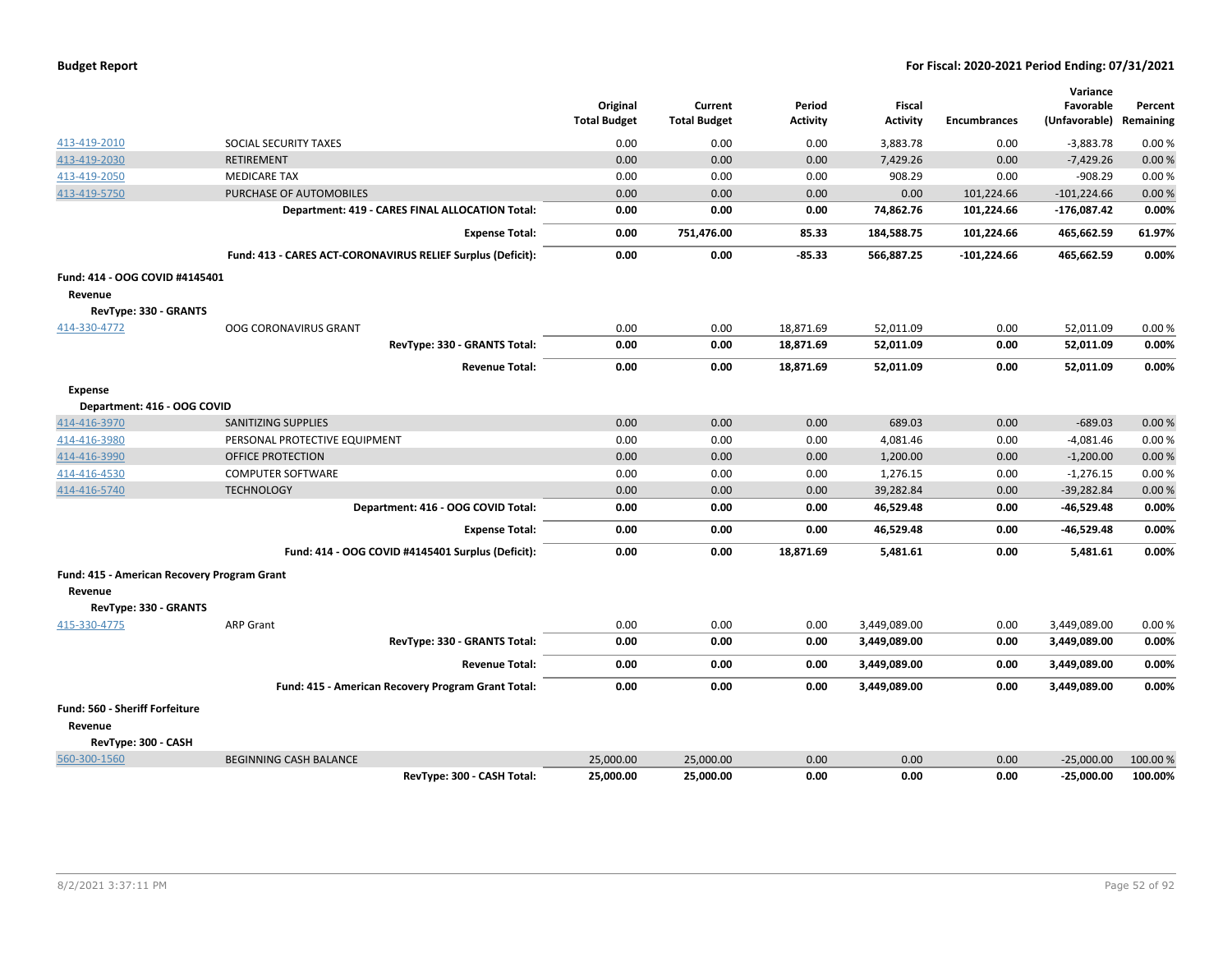| | | Original Total Budget | Current Total Budget | Period Activity | Fiscal Activity | Encumbrances | Variance Favorable (Unfavorable) | Percent Remaining |
|---|---|---|---|---|---|---|---|---|
| 413-419-2010 | SOCIAL SECURITY TAXES | 0.00 | 0.00 | 0.00 | 3,883.78 | 0.00 | -3,883.78 | 0.00 % |
| 413-419-2030 | RETIREMENT | 0.00 | 0.00 | 0.00 | 7,429.26 | 0.00 | -7,429.26 | 0.00 % |
| 413-419-2050 | MEDICARE TAX | 0.00 | 0.00 | 0.00 | 908.29 | 0.00 | -908.29 | 0.00 % |
| 413-419-5750 | PURCHASE OF AUTOMOBILES | 0.00 | 0.00 | 0.00 | 0.00 | 101,224.66 | -101,224.66 | 0.00 % |
| | **Department: 419 - CARES FINAL ALLOCATION Total:** | **0.00** | **0.00** | **0.00** | **74,862.76** | **101,224.66** | **-176,087.42** | **0.00%** |
| | **Expense Total:** | **0.00** | **751,476.00** | **85.33** | **184,588.75** | **101,224.66** | **465,662.59** | **61.97%** |
| | **Fund: 413 - CARES ACT-CORONAVIRUS RELIEF Surplus (Deficit):** | **0.00** | **0.00** | **-85.33** | **566,887.25** | **-101,224.66** | **465,662.59** | **0.00%** |
| **Fund: 414 - OOG COVID #4145401** | | | | | | | | |
| **Revenue** | | | | | | | | |
| **RevType: 330 - GRANTS** | | | | | | | | |
| 414-330-4772 | OOG CORONAVIRUS GRANT | 0.00 | 0.00 | 18,871.69 | 52,011.09 | 0.00 | 52,011.09 | 0.00 % |
| | **RevType: 330 - GRANTS Total:** | **0.00** | **0.00** | **18,871.69** | **52,011.09** | **0.00** | **52,011.09** | **0.00%** |
| | **Revenue Total:** | **0.00** | **0.00** | **18,871.69** | **52,011.09** | **0.00** | **52,011.09** | **0.00%** |
| **Expense** | | | | | | | | |
| **Department: 416 - OOG COVID** | | | | | | | | |
| 414-416-3970 | SANITIZING SUPPLIES | 0.00 | 0.00 | 0.00 | 689.03 | 0.00 | -689.03 | 0.00 % |
| 414-416-3980 | PERSONAL PROTECTIVE EQUIPMENT | 0.00 | 0.00 | 0.00 | 4,081.46 | 0.00 | -4,081.46 | 0.00 % |
| 414-416-3990 | OFFICE PROTECTION | 0.00 | 0.00 | 0.00 | 1,200.00 | 0.00 | -1,200.00 | 0.00 % |
| 414-416-4530 | COMPUTER SOFTWARE | 0.00 | 0.00 | 0.00 | 1,276.15 | 0.00 | -1,276.15 | 0.00 % |
| 414-416-5740 | TECHNOLOGY | 0.00 | 0.00 | 0.00 | 39,282.84 | 0.00 | -39,282.84 | 0.00 % |
| | **Department: 416 - OOG COVID Total:** | **0.00** | **0.00** | **0.00** | **46,529.48** | **0.00** | **-46,529.48** | **0.00%** |
| | **Expense Total:** | **0.00** | **0.00** | **0.00** | **46,529.48** | **0.00** | **-46,529.48** | **0.00%** |
| | **Fund: 414 - OOG COVID #4145401 Surplus (Deficit):** | **0.00** | **0.00** | **18,871.69** | **5,481.61** | **0.00** | **5,481.61** | **0.00%** |
| **Fund: 415 - American Recovery Program Grant** | | | | | | | | |
| **Revenue** | | | | | | | | |
| **RevType: 330 - GRANTS** | | | | | | | | |
| 415-330-4775 | ARP Grant | 0.00 | 0.00 | 0.00 | 3,449,089.00 | 0.00 | 3,449,089.00 | 0.00 % |
| | **RevType: 330 - GRANTS Total:** | **0.00** | **0.00** | **0.00** | **3,449,089.00** | **0.00** | **3,449,089.00** | **0.00%** |
| | **Revenue Total:** | **0.00** | **0.00** | **0.00** | **3,449,089.00** | **0.00** | **3,449,089.00** | **0.00%** |
| | **Fund: 415 - American Recovery Program Grant Total:** | **0.00** | **0.00** | **0.00** | **3,449,089.00** | **0.00** | **3,449,089.00** | **0.00%** |
| **Fund: 560 - Sheriff Forfeiture** | | | | | | | | |
| **Revenue** | | | | | | | | |
| **RevType: 300 - CASH** | | | | | | | | |
| 560-300-1560 | BEGINNING CASH BALANCE | 25,000.00 | 25,000.00 | 0.00 | 0.00 | 0.00 | -25,000.00 | 100.00 % |
| | **RevType: 300 - CASH Total:** | **25,000.00** | **25,000.00** | **0.00** | **0.00** | **0.00** | **-25,000.00** | **100.00%** |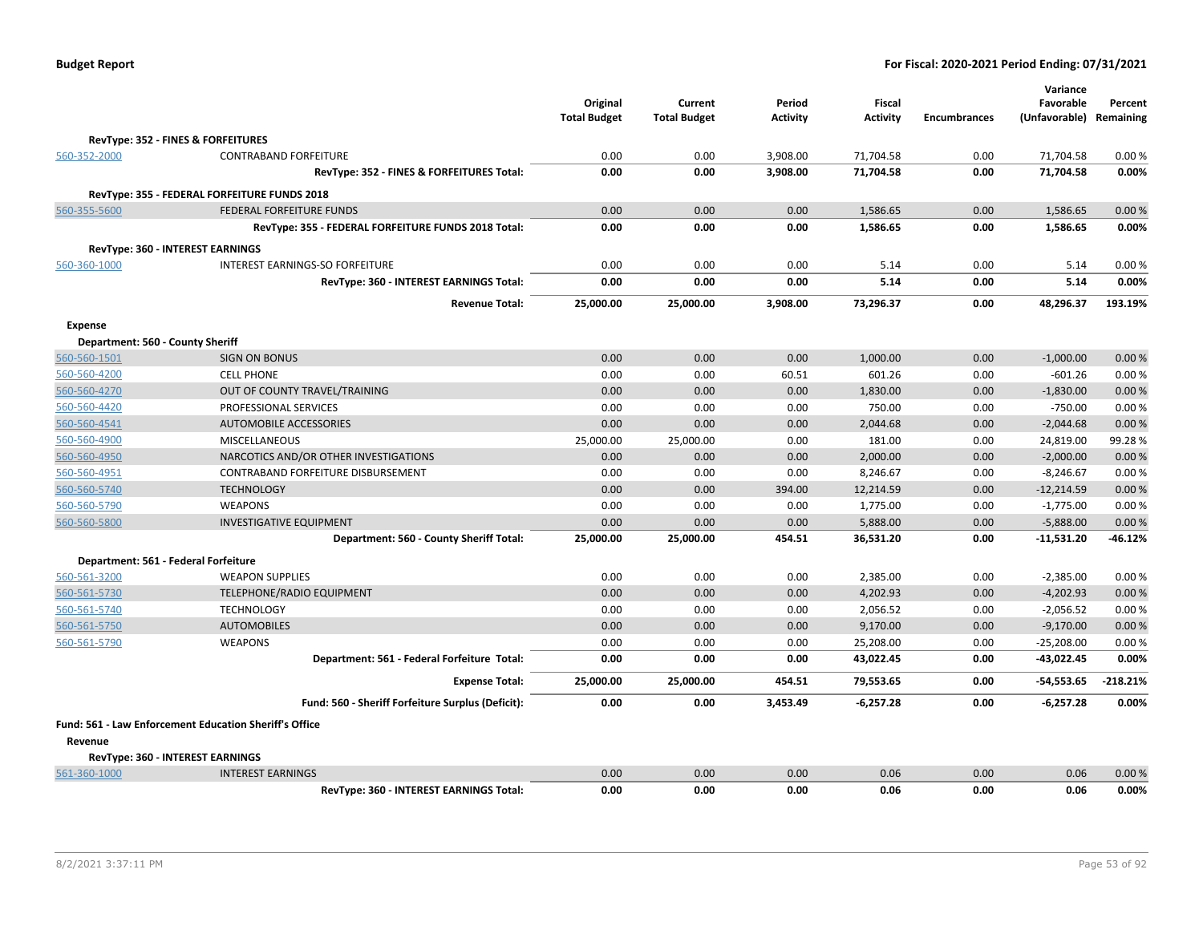| | | Original Total Budget | Current Total Budget | Period Activity | Fiscal Activity | Encumbrances | Variance Favorable (Unfavorable) | Percent Remaining |
|---|---|---|---|---|---|---|---|---|
| **RevType: 352 - FINES & FORFEITURES** | | | | | | | | |
| 560-352-2000 | CONTRABAND FORFEITURE | 0.00 | 0.00 | 3,908.00 | 71,704.58 | 0.00 | 71,704.58 | 0.00 % |
| | **RevType: 352 - FINES & FORFEITURES Total:** | **0.00** | **0.00** | **3,908.00** | **71,704.58** | **0.00** | **71,704.58** | **0.00%** |
| **RevType: 355 - FEDERAL FORFEITURE FUNDS 2018** | | | | | | | | |
| 560-355-5600 | FEDERAL FORFEITURE FUNDS | 0.00 | 0.00 | 0.00 | 1,586.65 | 0.00 | 1,586.65 | 0.00 % |
| | **RevType: 355 - FEDERAL FORFEITURE FUNDS 2018 Total:** | **0.00** | **0.00** | **0.00** | **1,586.65** | **0.00** | **1,586.65** | **0.00%** |
| **RevType: 360 - INTEREST EARNINGS** | | | | | | | | |
| 560-360-1000 | INTEREST EARNINGS-SO FORFEITURE | 0.00 | 0.00 | 0.00 | 5.14 | 0.00 | 5.14 | 0.00 % |
| | **RevType: 360 - INTEREST EARNINGS Total:** | **0.00** | **0.00** | **0.00** | **5.14** | **0.00** | **5.14** | **0.00%** |
| | **Revenue Total:** | **25,000.00** | **25,000.00** | **3,908.00** | **73,296.37** | **0.00** | **48,296.37** | **193.19%** |
| **Expense** | | | | | | | | |
| **Department: 560 - County Sheriff** | | | | | | | | |
| 560-560-1501 | SIGN ON BONUS | 0.00 | 0.00 | 0.00 | 1,000.00 | 0.00 | -1,000.00 | 0.00 % |
| 560-560-4200 | CELL PHONE | 0.00 | 0.00 | 60.51 | 601.26 | 0.00 | -601.26 | 0.00 % |
| 560-560-4270 | OUT OF COUNTY TRAVEL/TRAINING | 0.00 | 0.00 | 0.00 | 1,830.00 | 0.00 | -1,830.00 | 0.00 % |
| 560-560-4420 | PROFESSIONAL SERVICES | 0.00 | 0.00 | 0.00 | 750.00 | 0.00 | -750.00 | 0.00 % |
| 560-560-4541 | AUTOMOBILE ACCESSORIES | 0.00 | 0.00 | 0.00 | 2,044.68 | 0.00 | -2,044.68 | 0.00 % |
| 560-560-4900 | MISCELLANEOUS | 25,000.00 | 25,000.00 | 0.00 | 181.00 | 0.00 | 24,819.00 | 99.28 % |
| 560-560-4950 | NARCOTICS AND/OR OTHER INVESTIGATIONS | 0.00 | 0.00 | 0.00 | 2,000.00 | 0.00 | -2,000.00 | 0.00 % |
| 560-560-4951 | CONTRABAND FORFEITURE DISBURSEMENT | 0.00 | 0.00 | 0.00 | 8,246.67 | 0.00 | -8,246.67 | 0.00 % |
| 560-560-5740 | TECHNOLOGY | 0.00 | 0.00 | 394.00 | 12,214.59 | 0.00 | -12,214.59 | 0.00 % |
| 560-560-5790 | WEAPONS | 0.00 | 0.00 | 0.00 | 1,775.00 | 0.00 | -1,775.00 | 0.00 % |
| 560-560-5800 | INVESTIGATIVE EQUIPMENT | 0.00 | 0.00 | 0.00 | 5,888.00 | 0.00 | -5,888.00 | 0.00 % |
| | **Department: 560 - County Sheriff Total:** | **25,000.00** | **25,000.00** | **454.51** | **36,531.20** | **0.00** | **-11,531.20** | **-46.12%** |
| **Department: 561 - Federal Forfeiture** | | | | | | | | |
| 560-561-3200 | WEAPON SUPPLIES | 0.00 | 0.00 | 0.00 | 2,385.00 | 0.00 | -2,385.00 | 0.00 % |
| 560-561-5730 | TELEPHONE/RADIO EQUIPMENT | 0.00 | 0.00 | 0.00 | 4,202.93 | 0.00 | -4,202.93 | 0.00 % |
| 560-561-5740 | TECHNOLOGY | 0.00 | 0.00 | 0.00 | 2,056.52 | 0.00 | -2,056.52 | 0.00 % |
| 560-561-5750 | AUTOMOBILES | 0.00 | 0.00 | 0.00 | 9,170.00 | 0.00 | -9,170.00 | 0.00 % |
| 560-561-5790 | WEAPONS | 0.00 | 0.00 | 0.00 | 25,208.00 | 0.00 | -25,208.00 | 0.00 % |
| | **Department: 561 - Federal Forfeiture Total:** | **0.00** | **0.00** | **0.00** | **43,022.45** | **0.00** | **-43,022.45** | **0.00%** |
| | **Expense Total:** | **25,000.00** | **25,000.00** | **454.51** | **79,553.65** | **0.00** | **-54,553.65** | **-218.21%** |
| | **Fund: 560 - Sheriff Forfeiture Surplus (Deficit):** | **0.00** | **0.00** | **3,453.49** | **-6,257.28** | **0.00** | **-6,257.28** | **0.00%** |
| **Fund: 561 - Law Enforcement Education Sheriff's Office** | | | | | | | | |
| **Revenue** | | | | | | | | |
| **RevType: 360 - INTEREST EARNINGS** | | | | | | | | |
| 561-360-1000 | INTEREST EARNINGS | 0.00 | 0.00 | 0.00 | 0.06 | 0.00 | 0.06 | 0.00 % |
| | **RevType: 360 - INTEREST EARNINGS Total:** | **0.00** | **0.00** | **0.00** | **0.06** | **0.00** | **0.06** | **0.00%** |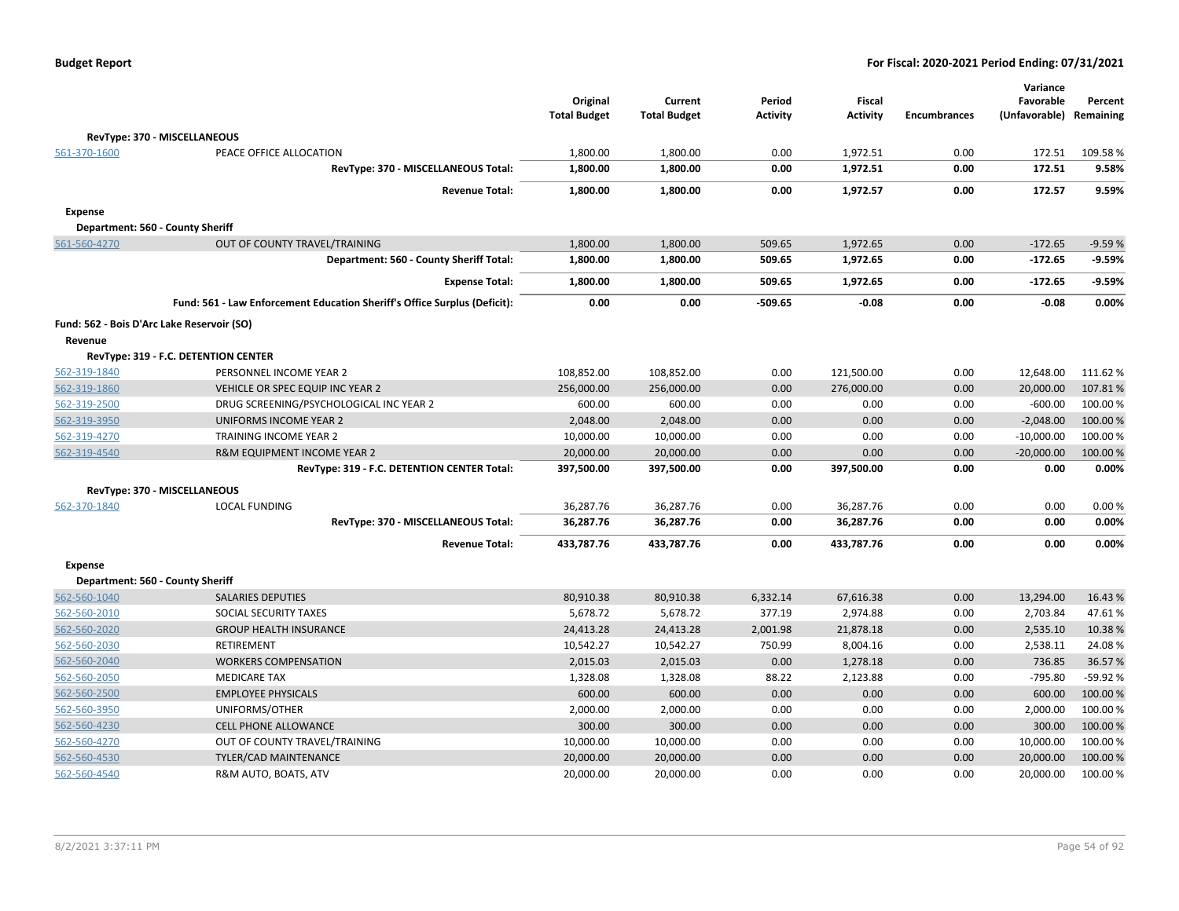| | | Original Total Budget | Current Total Budget | Period Activity | Fiscal Activity | Encumbrances | Variance Favorable (Unfavorable) | Percent Remaining |
|---|---|---|---|---|---|---|---|---|
| **RevType: 370 - MISCELLANEOUS** | | | | | | | | |
| 561-370-1600 | PEACE OFFICE ALLOCATION | 1,800.00 | 1,800.00 | 0.00 | 1,972.51 | 0.00 | 172.51 | 109.58 % |
| | **RevType: 370 - MISCELLANEOUS Total:** | **1,800.00** | **1,800.00** | **0.00** | **1,972.51** | **0.00** | **172.51** | **9.58%** |
| | **Revenue Total:** | **1,800.00** | **1,800.00** | **0.00** | **1,972.57** | **0.00** | **172.57** | **9.59%** |
| **Expense** | | | | | | | | |
| **Department: 560 - County Sheriff** | | | | | | | | |
| 561-560-4270 | OUT OF COUNTY TRAVEL/TRAINING | 1,800.00 | 1,800.00 | 509.65 | 1,972.65 | 0.00 | -172.65 | -9.59 % |
| | **Department: 560 - County Sheriff Total:** | **1,800.00** | **1,800.00** | **509.65** | **1,972.65** | **0.00** | **-172.65** | **-9.59%** |
| | **Expense Total:** | **1,800.00** | **1,800.00** | **509.65** | **1,972.65** | **0.00** | **-172.65** | **-9.59%** |
| | **Fund: 561 - Law Enforcement Education Sheriff's Office Surplus (Deficit):** | **0.00** | **0.00** | **-509.65** | **-0.08** | **0.00** | **-0.08** | **0.00%** |
| **Fund: 562 - Bois D'Arc Lake Reservoir (SO)** | | | | | | | | |
| **Revenue** | | | | | | | | |
| **RevType: 319 - F.C. DETENTION CENTER** | | | | | | | | |
| 562-319-1840 | PERSONNEL INCOME YEAR 2 | 108,852.00 | 108,852.00 | 0.00 | 121,500.00 | 0.00 | 12,648.00 | 111.62 % |
| 562-319-1860 | VEHICLE OR SPEC EQUIP INC YEAR 2 | 256,000.00 | 256,000.00 | 0.00 | 276,000.00 | 0.00 | 20,000.00 | 107.81 % |
| 562-319-2500 | DRUG SCREENING/PSYCHOLOGICAL INC YEAR 2 | 600.00 | 600.00 | 0.00 | 0.00 | 0.00 | -600.00 | 100.00 % |
| 562-319-3950 | UNIFORMS INCOME YEAR 2 | 2,048.00 | 2,048.00 | 0.00 | 0.00 | 0.00 | -2,048.00 | 100.00 % |
| 562-319-4270 | TRAINING INCOME YEAR 2 | 10,000.00 | 10,000.00 | 0.00 | 0.00 | 0.00 | -10,000.00 | 100.00 % |
| 562-319-4540 | R&M EQUIPMENT INCOME YEAR 2 | 20,000.00 | 20,000.00 | 0.00 | 0.00 | 0.00 | -20,000.00 | 100.00 % |
| | **RevType: 319 - F.C. DETENTION CENTER Total:** | **397,500.00** | **397,500.00** | **0.00** | **397,500.00** | **0.00** | **0.00** | **0.00%** |
| **RevType: 370 - MISCELLANEOUS** | | | | | | | | |
| 562-370-1840 | LOCAL FUNDING | 36,287.76 | 36,287.76 | 0.00 | 36,287.76 | 0.00 | 0.00 | 0.00 % |
| | **RevType: 370 - MISCELLANEOUS Total:** | **36,287.76** | **36,287.76** | **0.00** | **36,287.76** | **0.00** | **0.00** | **0.00%** |
| | **Revenue Total:** | **433,787.76** | **433,787.76** | **0.00** | **433,787.76** | **0.00** | **0.00** | **0.00%** |
| **Expense** | | | | | | | | |
| **Department: 560 - County Sheriff** | | | | | | | | |
| 562-560-1040 | SALARIES DEPUTIES | 80,910.38 | 80,910.38 | 6,332.14 | 67,616.38 | 0.00 | 13,294.00 | 16.43 % |
| 562-560-2010 | SOCIAL SECURITY TAXES | 5,678.72 | 5,678.72 | 377.19 | 2,974.88 | 0.00 | 2,703.84 | 47.61 % |
| 562-560-2020 | GROUP HEALTH INSURANCE | 24,413.28 | 24,413.28 | 2,001.98 | 21,878.18 | 0.00 | 2,535.10 | 10.38 % |
| 562-560-2030 | RETIREMENT | 10,542.27 | 10,542.27 | 750.99 | 8,004.16 | 0.00 | 2,538.11 | 24.08 % |
| 562-560-2040 | WORKERS COMPENSATION | 2,015.03 | 2,015.03 | 0.00 | 1,278.18 | 0.00 | 736.85 | 36.57 % |
| 562-560-2050 | MEDICARE TAX | 1,328.08 | 1,328.08 | 88.22 | 2,123.88 | 0.00 | -795.80 | -59.92 % |
| 562-560-2500 | EMPLOYEE PHYSICALS | 600.00 | 600.00 | 0.00 | 0.00 | 0.00 | 600.00 | 100.00 % |
| 562-560-3950 | UNIFORMS/OTHER | 2,000.00 | 2,000.00 | 0.00 | 0.00 | 0.00 | 2,000.00 | 100.00 % |
| 562-560-4230 | CELL PHONE ALLOWANCE | 300.00 | 300.00 | 0.00 | 0.00 | 0.00 | 300.00 | 100.00 % |
| 562-560-4270 | OUT OF COUNTY TRAVEL/TRAINING | 10,000.00 | 10,000.00 | 0.00 | 0.00 | 0.00 | 10,000.00 | 100.00 % |
| 562-560-4530 | TYLER/CAD MAINTENANCE | 20,000.00 | 20,000.00 | 0.00 | 0.00 | 0.00 | 20,000.00 | 100.00 % |
| 562-560-4540 | R&M AUTO, BOATS, ATV | 20,000.00 | 20,000.00 | 0.00 | 0.00 | 0.00 | 20,000.00 | 100.00 % |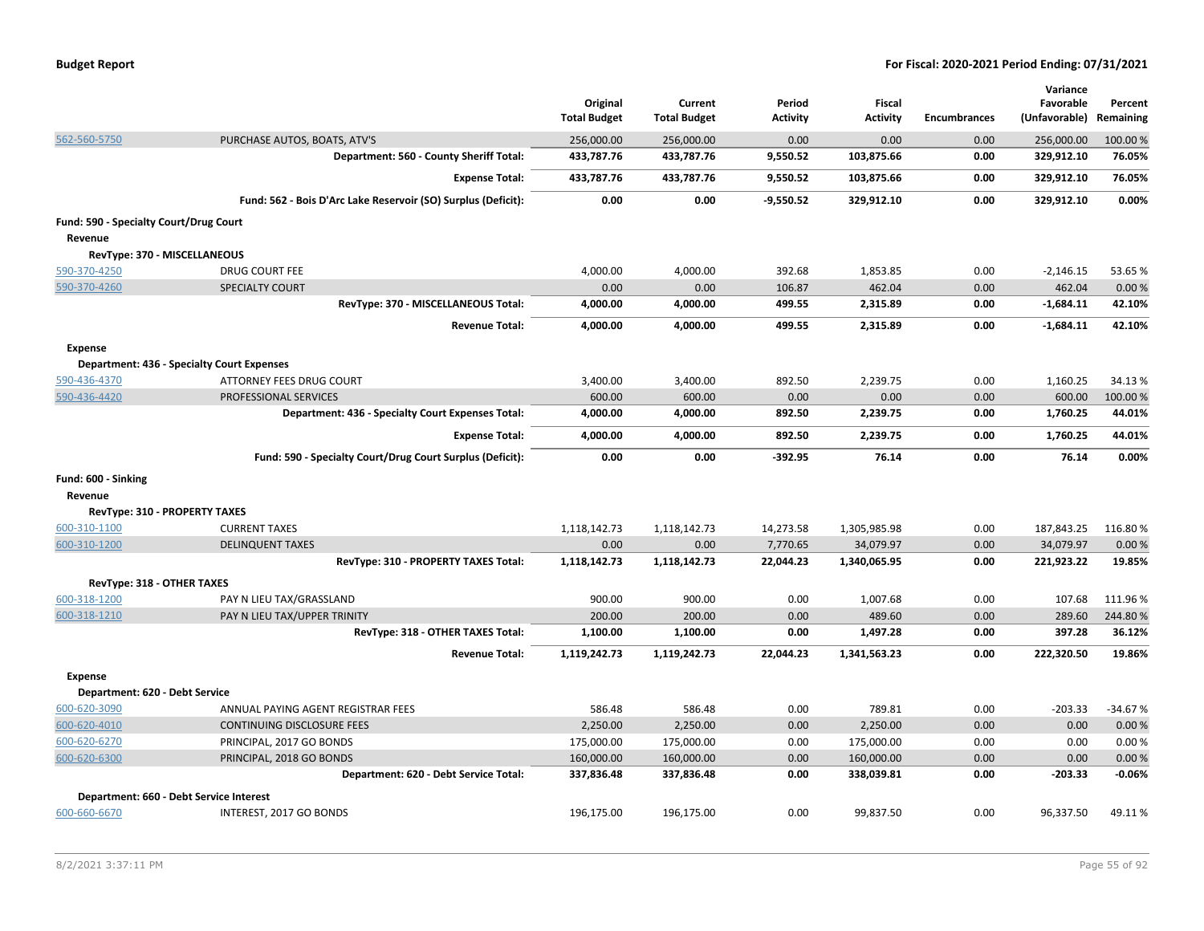| | | Original Total Budget | Current Total Budget | Period Activity | Fiscal Activity | Encumbrances | Variance Favorable (Unfavorable) | Percent Remaining |
|---|---|---|---|---|---|---|---|---|
| 562-560-5750 | PURCHASE AUTOS, BOATS, ATV'S | 256,000.00 | 256,000.00 | 0.00 | 0.00 | 0.00 | 256,000.00 | 100.00 % |
| | **Department: 560 - County Sheriff Total:** | **433,787.76** | **433,787.76** | **9,550.52** | **103,875.66** | **0.00** | **329,912.10** | **76.05%** |
| | **Expense Total:** | **433,787.76** | **433,787.76** | **9,550.52** | **103,875.66** | **0.00** | **329,912.10** | **76.05%** |
| | **Fund: 562 - Bois D'Arc Lake Reservoir (SO) Surplus (Deficit):** | **0.00** | **0.00** | **-9,550.52** | **329,912.10** | **0.00** | **329,912.10** | **0.00%** |
| **Fund: 590 - Specialty Court/Drug Court** | | | | | | | | |
| **Revenue** | | | | | | | | |
| **RevType: 370 - MISCELLANEOUS** | | | | | | | | |
| 590-370-4250 | DRUG COURT FEE | 4,000.00 | 4,000.00 | 392.68 | 1,853.85 | 0.00 | -2,146.15 | 53.65 % |
| 590-370-4260 | SPECIALTY COURT | 0.00 | 0.00 | 106.87 | 462.04 | 0.00 | 462.04 | 0.00 % |
| | **RevType: 370 - MISCELLANEOUS Total:** | **4,000.00** | **4,000.00** | **499.55** | **2,315.89** | **0.00** | **-1,684.11** | **42.10%** |
| | **Revenue Total:** | **4,000.00** | **4,000.00** | **499.55** | **2,315.89** | **0.00** | **-1,684.11** | **42.10%** |
| **Expense** | | | | | | | | |
| **Department: 436 - Specialty Court Expenses** | | | | | | | | |
| 590-436-4370 | ATTORNEY FEES DRUG COURT | 3,400.00 | 3,400.00 | 892.50 | 2,239.75 | 0.00 | 1,160.25 | 34.13 % |
| 590-436-4420 | PROFESSIONAL SERVICES | 600.00 | 600.00 | 0.00 | 0.00 | 0.00 | 600.00 | 100.00 % |
| | **Department: 436 - Specialty Court Expenses Total:** | **4,000.00** | **4,000.00** | **892.50** | **2,239.75** | **0.00** | **1,760.25** | **44.01%** |
| | **Expense Total:** | **4,000.00** | **4,000.00** | **892.50** | **2,239.75** | **0.00** | **1,760.25** | **44.01%** |
| | **Fund: 590 - Specialty Court/Drug Court Surplus (Deficit):** | **0.00** | **0.00** | **-392.95** | **76.14** | **0.00** | **76.14** | **0.00%** |
| **Fund: 600 - Sinking** | | | | | | | | |
| **Revenue** | | | | | | | | |
| **RevType: 310 - PROPERTY TAXES** | | | | | | | | |
| 600-310-1100 | CURRENT TAXES | 1,118,142.73 | 1,118,142.73 | 14,273.58 | 1,305,985.98 | 0.00 | 187,843.25 | 116.80 % |
| 600-310-1200 | DELINQUENT TAXES | 0.00 | 0.00 | 7,770.65 | 34,079.97 | 0.00 | 34,079.97 | 0.00 % |
| | **RevType: 310 - PROPERTY TAXES Total:** | **1,118,142.73** | **1,118,142.73** | **22,044.23** | **1,340,065.95** | **0.00** | **221,923.22** | **19.85%** |
| **RevType: 318 - OTHER TAXES** | | | | | | | | |
| 600-318-1200 | PAY N LIEU TAX/GRASSLAND | 900.00 | 900.00 | 0.00 | 1,007.68 | 0.00 | 107.68 | 111.96 % |
| 600-318-1210 | PAY N LIEU TAX/UPPER TRINITY | 200.00 | 200.00 | 0.00 | 489.60 | 0.00 | 289.60 | 244.80 % |
| | **RevType: 318 - OTHER TAXES Total:** | **1,100.00** | **1,100.00** | **0.00** | **1,497.28** | **0.00** | **397.28** | **36.12%** |
| | **Revenue Total:** | **1,119,242.73** | **1,119,242.73** | **22,044.23** | **1,341,563.23** | **0.00** | **222,320.50** | **19.86%** |
| **Expense** | | | | | | | | |
| **Department: 620 - Debt Service** | | | | | | | | |
| 600-620-3090 | ANNUAL PAYING AGENT REGISTRAR FEES | 586.48 | 586.48 | 0.00 | 789.81 | 0.00 | -203.33 | -34.67 % |
| 600-620-4010 | CONTINUING DISCLOSURE FEES | 2,250.00 | 2,250.00 | 0.00 | 2,250.00 | 0.00 | 0.00 | 0.00 % |
| 600-620-6270 | PRINCIPAL, 2017 GO BONDS | 175,000.00 | 175,000.00 | 0.00 | 175,000.00 | 0.00 | 0.00 | 0.00 % |
| 600-620-6300 | PRINCIPAL, 2018 GO BONDS | 160,000.00 | 160,000.00 | 0.00 | 160,000.00 | 0.00 | 0.00 | 0.00 % |
| | **Department: 620 - Debt Service Total:** | **337,836.48** | **337,836.48** | **0.00** | **338,039.81** | **0.00** | **-203.33** | **-0.06%** |
| **Department: 660 - Debt Service Interest** | | | | | | | | |
| 600-660-6670 | INTEREST, 2017 GO BONDS | 196,175.00 | 196,175.00 | 0.00 | 99,837.50 | 0.00 | 96,337.50 | 49.11 % |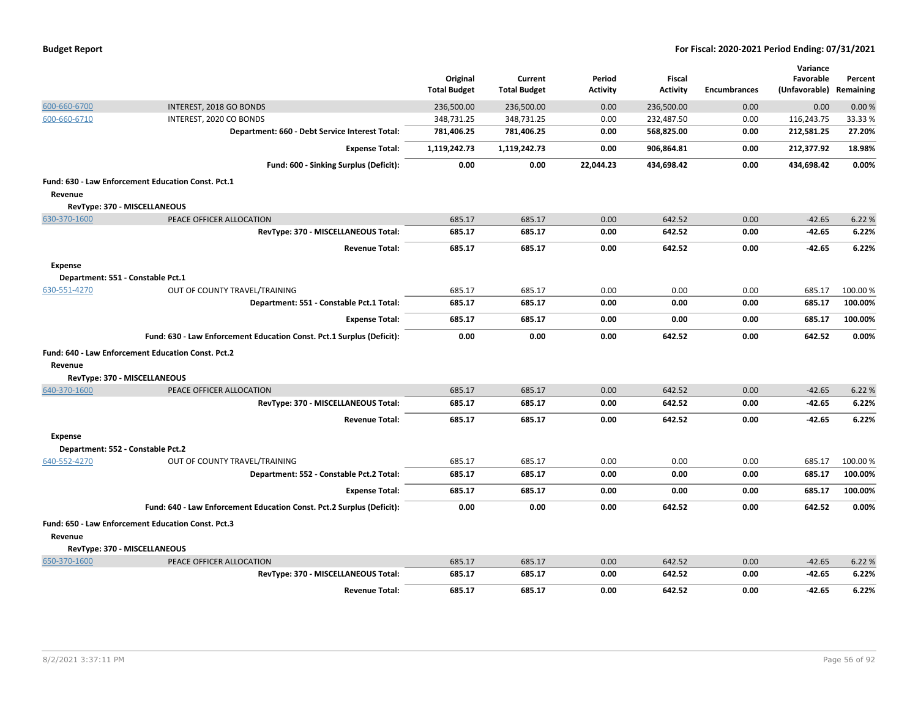| | | Original Total Budget | Current Total Budget | Period Activity | Fiscal Activity | Encumbrances | Variance Favorable (Unfavorable) | Percent Remaining |
|---|---|---|---|---|---|---|---|---|
| 600-660-6700 | INTEREST, 2018 GO BONDS | 236,500.00 | 236,500.00 | 0.00 | 236,500.00 | 0.00 | 0.00 | 0.00 % |
| 600-660-6710 | INTEREST, 2020 CO BONDS | 348,731.25 | 348,731.25 | 0.00 | 232,487.50 | 0.00 | 116,243.75 | 33.33 % |
| | **Department: 660 - Debt Service Interest Total:** | **781,406.25** | **781,406.25** | **0.00** | **568,825.00** | **0.00** | **212,581.25** | **27.20%** |
| | **Expense Total:** | **1,119,242.73** | **1,119,242.73** | **0.00** | **906,864.81** | **0.00** | **212,377.92** | **18.98%** |
| | **Fund: 600 - Sinking Surplus (Deficit):** | **0.00** | **0.00** | **22,044.23** | **434,698.42** | **0.00** | **434,698.42** | **0.00%** |
| **Fund: 630 - Law Enforcement Education Const. Pct.1** | | | | | | | | |
| **Revenue** | | | | | | | | |
| **RevType: 370 - MISCELLANEOUS** | | | | | | | | |
| 630-370-1600 | PEACE OFFICER ALLOCATION | 685.17 | 685.17 | 0.00 | 642.52 | 0.00 | -42.65 | 6.22 % |
| | **RevType: 370 - MISCELLANEOUS Total:** | **685.17** | **685.17** | **0.00** | **642.52** | **0.00** | **-42.65** | **6.22%** |
| | **Revenue Total:** | **685.17** | **685.17** | **0.00** | **642.52** | **0.00** | **-42.65** | **6.22%** |
| **Expense** | | | | | | | | |
| **Department: 551 - Constable Pct.1** | | | | | | | | |
| 630-551-4270 | OUT OF COUNTY TRAVEL/TRAINING | 685.17 | 685.17 | 0.00 | 0.00 | 0.00 | 685.17 | 100.00 % |
| | **Department: 551 - Constable Pct.1 Total:** | **685.17** | **685.17** | **0.00** | **0.00** | **0.00** | **685.17** | **100.00%** |
| | **Expense Total:** | **685.17** | **685.17** | **0.00** | **0.00** | **0.00** | **685.17** | **100.00%** |
| | **Fund: 630 - Law Enforcement Education Const. Pct.1 Surplus (Deficit):** | **0.00** | **0.00** | **0.00** | **642.52** | **0.00** | **642.52** | **0.00%** |
| **Fund: 640 - Law Enforcement Education Const. Pct.2** | | | | | | | | |
| **Revenue** | | | | | | | | |
| **RevType: 370 - MISCELLANEOUS** | | | | | | | | |
| 640-370-1600 | PEACE OFFICER ALLOCATION | 685.17 | 685.17 | 0.00 | 642.52 | 0.00 | -42.65 | 6.22 % |
| | **RevType: 370 - MISCELLANEOUS Total:** | **685.17** | **685.17** | **0.00** | **642.52** | **0.00** | **-42.65** | **6.22%** |
| | **Revenue Total:** | **685.17** | **685.17** | **0.00** | **642.52** | **0.00** | **-42.65** | **6.22%** |
| **Expense** | | | | | | | | |
| **Department: 552 - Constable Pct.2** | | | | | | | | |
| 640-552-4270 | OUT OF COUNTY TRAVEL/TRAINING | 685.17 | 685.17 | 0.00 | 0.00 | 0.00 | 685.17 | 100.00 % |
| | **Department: 552 - Constable Pct.2 Total:** | **685.17** | **685.17** | **0.00** | **0.00** | **0.00** | **685.17** | **100.00%** |
| | **Expense Total:** | **685.17** | **685.17** | **0.00** | **0.00** | **0.00** | **685.17** | **100.00%** |
| | **Fund: 640 - Law Enforcement Education Const. Pct.2 Surplus (Deficit):** | **0.00** | **0.00** | **0.00** | **642.52** | **0.00** | **642.52** | **0.00%** |
| **Fund: 650 - Law Enforcement Education Const. Pct.3** | | | | | | | | |
| **Revenue** | | | | | | | | |
| **RevType: 370 - MISCELLANEOUS** | | | | | | | | |
| 650-370-1600 | PEACE OFFICER ALLOCATION | 685.17 | 685.17 | 0.00 | 642.52 | 0.00 | -42.65 | 6.22 % |
| | **RevType: 370 - MISCELLANEOUS Total:** | **685.17** | **685.17** | **0.00** | **642.52** | **0.00** | **-42.65** | **6.22%** |
| | **Revenue Total:** | **685.17** | **685.17** | **0.00** | **642.52** | **0.00** | **-42.65** | **6.22%** |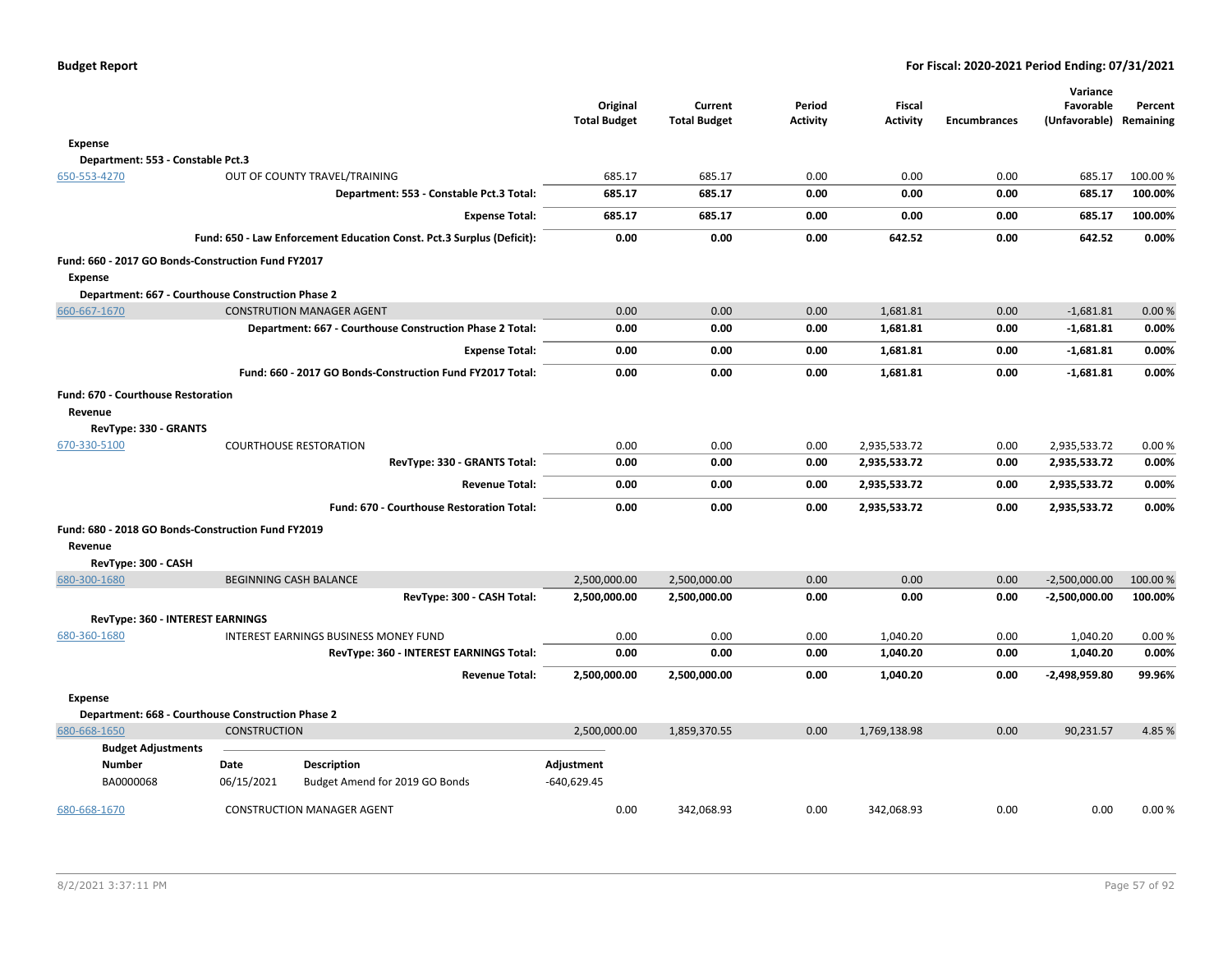| | | Original Total Budget | Current Total Budget | Period Activity | Fiscal Activity | Encumbrances | Variance Favorable (Unfavorable) | Percent Remaining |
|---|---|---|---|---|---|---|---|---|
| **Expense** | | | | | | | | |
| **Department: 553 - Constable Pct.3** | | | | | | | | |
| 650-553-4270 | OUT OF COUNTY TRAVEL/TRAINING | 685.17 | 685.17 | 0.00 | 0.00 | 0.00 | 685.17 | 100.00 % |
| | **Department: 553 - Constable Pct.3 Total:** | **685.17** | **685.17** | **0.00** | **0.00** | **0.00** | **685.17** | **100.00%** |
| | **Expense Total:** | **685.17** | **685.17** | **0.00** | **0.00** | **0.00** | **685.17** | **100.00%** |
| | **Fund: 650 - Law Enforcement Education Const. Pct.3 Surplus (Deficit):** | **0.00** | **0.00** | **0.00** | **642.52** | **0.00** | **642.52** | **0.00%** |
| **Fund: 660 - 2017 GO Bonds-Construction Fund FY2017** | | | | | | | | |
| **Expense** | | | | | | | | |
| **Department: 667 - Courthouse Construction Phase 2** | | | | | | | | |
| 660-667-1670 | CONSTRUTION MANAGER AGENT | 0.00 | 0.00 | 0.00 | 1,681.81 | 0.00 | -1,681.81 | 0.00 % |
| | **Department: 667 - Courthouse Construction Phase 2 Total:** | **0.00** | **0.00** | **0.00** | **1,681.81** | **0.00** | **-1,681.81** | **0.00%** |
| | **Expense Total:** | **0.00** | **0.00** | **0.00** | **1,681.81** | **0.00** | **-1,681.81** | **0.00%** |
| | **Fund: 660 - 2017 GO Bonds-Construction Fund FY2017 Total:** | **0.00** | **0.00** | **0.00** | **1,681.81** | **0.00** | **-1,681.81** | **0.00%** |
| **Fund: 670 - Courthouse Restoration** | | | | | | | | |
| **Revenue** | | | | | | | | |
| **RevType: 330 - GRANTS** | | | | | | | | |
| 670-330-5100 | COURTHOUSE RESTORATION | 0.00 | 0.00 | 0.00 | 2,935,533.72 | 0.00 | 2,935,533.72 | 0.00 % |
| | **RevType: 330 - GRANTS Total:** | **0.00** | **0.00** | **0.00** | **2,935,533.72** | **0.00** | **2,935,533.72** | **0.00%** |
| | **Revenue Total:** | **0.00** | **0.00** | **0.00** | **2,935,533.72** | **0.00** | **2,935,533.72** | **0.00%** |
| | **Fund: 670 - Courthouse Restoration Total:** | **0.00** | **0.00** | **0.00** | **2,935,533.72** | **0.00** | **2,935,533.72** | **0.00%** |
| **Fund: 680 - 2018 GO Bonds-Construction Fund FY2019** | | | | | | | | |
| **Revenue** | | | | | | | | |
| **RevType: 300 - CASH** | | | | | | | | |
| 680-300-1680 | BEGINNING CASH BALANCE | 2,500,000.00 | 2,500,000.00 | 0.00 | 0.00 | 0.00 | -2,500,000.00 | 100.00 % |
| | **RevType: 300 - CASH Total:** | **2,500,000.00** | **2,500,000.00** | **0.00** | **0.00** | **0.00** | **-2,500,000.00** | **100.00%** |
| **RevType: 360 - INTEREST EARNINGS** | | | | | | | | |
| 680-360-1680 | INTEREST EARNINGS BUSINESS MONEY FUND | 0.00 | 0.00 | 0.00 | 1,040.20 | 0.00 | 1,040.20 | 0.00 % |
| | **RevType: 360 - INTEREST EARNINGS Total:** | **0.00** | **0.00** | **0.00** | **1,040.20** | **0.00** | **1,040.20** | **0.00%** |
| | **Revenue Total:** | **2,500,000.00** | **2,500,000.00** | **0.00** | **1,040.20** | **0.00** | **-2,498,959.80** | **99.96%** |
| **Expense** | | | | | | | | |
| **Department: 668 - Courthouse Construction Phase 2** | | | | | | | | |
| 680-668-1650 | CONSTRUCTION | 2,500,000.00 | 1,859,370.55 | 0.00 | 1,769,138.98 | 0.00 | 90,231.57 | 4.85 % |

**Budget Adjustments**

| Number | Date | Description | Adjustment |
|---|---|---|---|
| BA0000068 | 06/15/2021 | Budget Amend for 2019 GO Bonds | -640,629.45 |

| | | Original Total Budget | Current Total Budget | Period Activity | Fiscal Activity | Encumbrances | Variance Favorable (Unfavorable) | Percent Remaining |
|---|---|---|---|---|---|---|---|---|
| 680-668-1670 | CONSTRUCTION MANAGER AGENT | 0.00 | 342,068.93 | 0.00 | 342,068.93 | 0.00 | 0.00 | 0.00 % |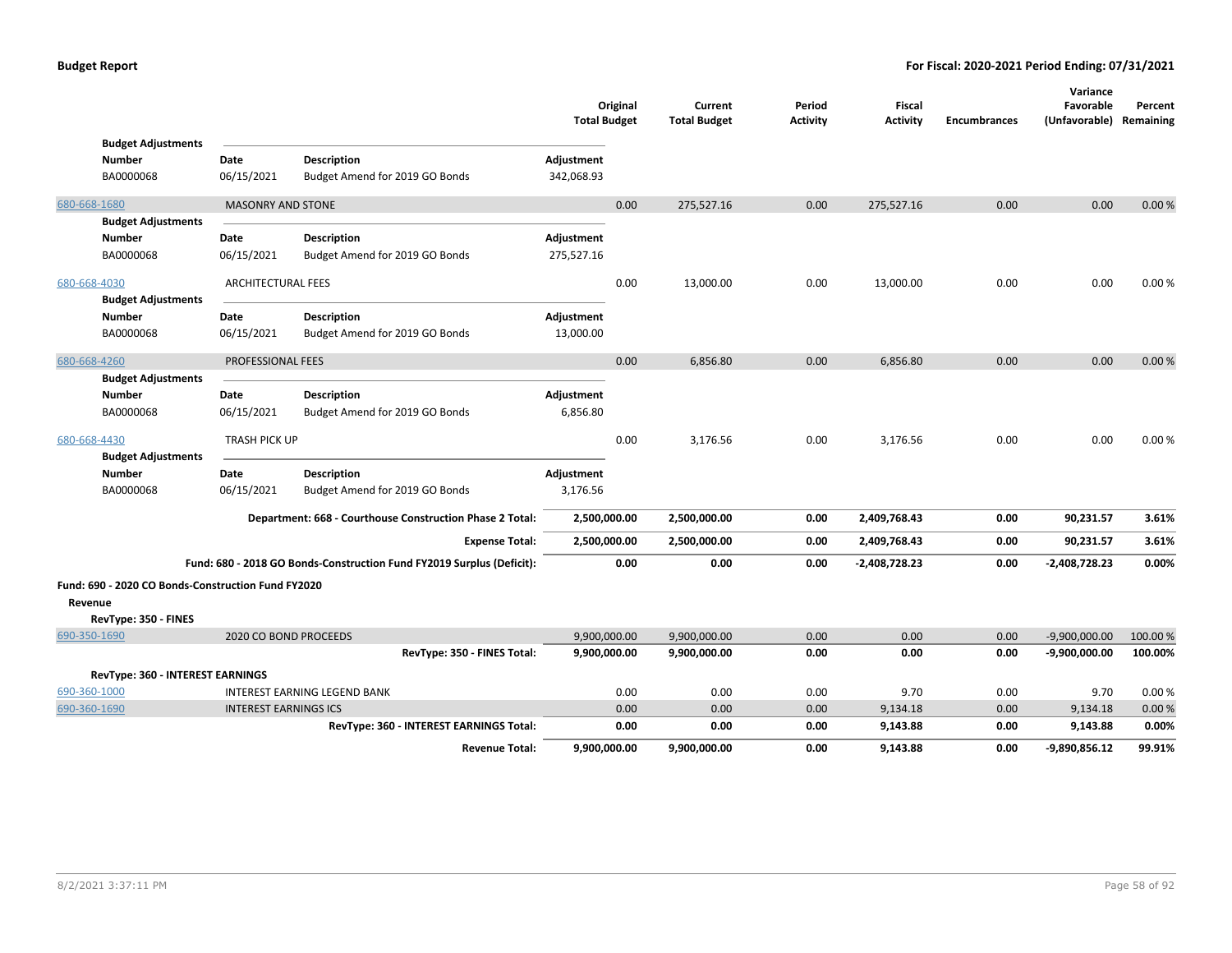| | | | Original Total Budget | Current Total Budget | Period Activity | Fiscal Activity | Encumbrances | Variance Favorable (Unfavorable) | Percent Remaining |
|---|---|---|---|---|---|---|---|---|---|
| **Budget Adjustments** | | | | | | | | | |
| **Number** | **Date** | **Description** | **Adjustment** | | | | | | |
| BA0000068 | 06/15/2021 | Budget Amend for 2019 GO Bonds | 342,068.93 | | | | | | |
| 680-668-1680 | MASONRY AND STONE | | 0.00 | 275,527.16 | 0.00 | 275,527.16 | 0.00 | 0.00 | 0.00 % |
| **Budget Adjustments** | | | | | | | | | |
| **Number** | **Date** | **Description** | **Adjustment** | | | | | | |
| BA0000068 | 06/15/2021 | Budget Amend for 2019 GO Bonds | 275,527.16 | | | | | | |
| 680-668-4030 | ARCHITECTURAL FEES | | 0.00 | 13,000.00 | 0.00 | 13,000.00 | 0.00 | 0.00 | 0.00 % |
| **Budget Adjustments** | | | | | | | | | |
| **Number** | **Date** | **Description** | **Adjustment** | | | | | | |
| BA0000068 | 06/15/2021 | Budget Amend for 2019 GO Bonds | 13,000.00 | | | | | | |
| 680-668-4260 | PROFESSIONAL FEES | | 0.00 | 6,856.80 | 0.00 | 6,856.80 | 0.00 | 0.00 | 0.00 % |
| **Budget Adjustments** | | | | | | | | | |
| **Number** | **Date** | **Description** | **Adjustment** | | | | | | |
| BA0000068 | 06/15/2021 | Budget Amend for 2019 GO Bonds | 6,856.80 | | | | | | |
| 680-668-4430 | TRASH PICK UP | | 0.00 | 3,176.56 | 0.00 | 3,176.56 | 0.00 | 0.00 | 0.00 % |
| **Budget Adjustments** | | | | | | | | | |
| **Number** | **Date** | **Description** | **Adjustment** | | | | | | |
| BA0000068 | 06/15/2021 | Budget Amend for 2019 GO Bonds | 3,176.56 | | | | | | |
| | | **Department: 668 - Courthouse Construction Phase 2 Total:** | **2,500,000.00** | **2,500,000.00** | **0.00** | **2,409,768.43** | **0.00** | **90,231.57** | **3.61%** |
| | | **Expense Total:** | **2,500,000.00** | **2,500,000.00** | **0.00** | **2,409,768.43** | **0.00** | **90,231.57** | **3.61%** |
| | | **Fund: 680 - 2018 GO Bonds-Construction Fund FY2019 Surplus (Deficit):** | **0.00** | **0.00** | **0.00** | **-2,408,728.23** | **0.00** | **-2,408,728.23** | **0.00%** |

**Fund: 690 - 2020 CO Bonds-Construction Fund FY2020**

**Revenue**

**RevType: 350 - FINES**

| | | Original Total Budget | Current Total Budget | Period Activity | Fiscal Activity | Encumbrances | Variance Favorable (Unfavorable) | Percent Remaining |
|---|---|---|---|---|---|---|---|---|
| 690-350-1690 | 2020 CO BOND PROCEEDS | 9,900,000.00 | 9,900,000.00 | 0.00 | 0.00 | 0.00 | -9,900,000.00 | 100.00 % |
| | **RevType: 350 - FINES Total:** | **9,900,000.00** | **9,900,000.00** | **0.00** | **0.00** | **0.00** | **-9,900,000.00** | **100.00%** |
| **RevType: 360 - INTEREST EARNINGS** | | | | | | | | |
| 690-360-1000 | INTEREST EARNING LEGEND BANK | 0.00 | 0.00 | 0.00 | 9.70 | 0.00 | 9.70 | 0.00 % |
| 690-360-1690 | INTEREST EARNINGS ICS | 0.00 | 0.00 | 0.00 | 9,134.18 | 0.00 | 9,134.18 | 0.00 % |
| | **RevType: 360 - INTEREST EARNINGS Total:** | **0.00** | **0.00** | **0.00** | **9,143.88** | **0.00** | **9,143.88** | **0.00%** |
| | **Revenue Total:** | **9,900,000.00** | **9,900,000.00** | **0.00** | **9,143.88** | **0.00** | **-9,890,856.12** | **99.91%** |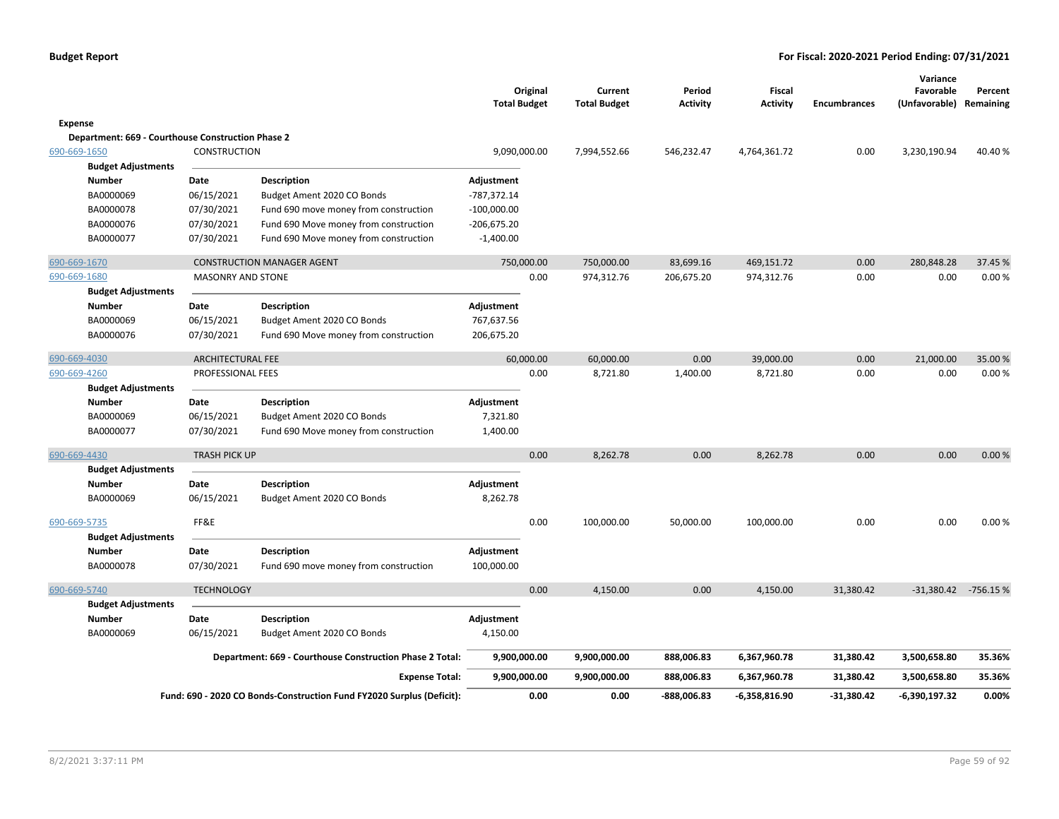**Budget Report** | **For Fiscal: 2020-2021 Period Ending: 07/31/2021**

| | | | Original Total Budget | Current Total Budget | Period Activity | Fiscal Activity | Encumbrances | Variance Favorable (Unfavorable) | Percent Remaining |
|---|---|---|---|---|---|---|---|---|---|
| **Expense** | | | | | | | | | |
| **Department: 669 - Courthouse Construction Phase 2** | | | | | | | | | |
| 690-669-1650 | CONSTRUCTION | | 9,090,000.00 | 7,994,552.66 | 546,232.47 | 4,764,361.72 | 0.00 | 3,230,190.94 | 40.40 % |
| **Budget Adjustments** | | | | | | | | | |
| **Number** | **Date** | **Description** | **Adjustment** | | | | | | |
| BA0000069 | 06/15/2021 | Budget Ament 2020 CO Bonds | -787,372.14 | | | | | | |
| BA0000078 | 07/30/2021 | Fund 690 move money from construction | -100,000.00 | | | | | | |
| BA0000076 | 07/30/2021 | Fund 690 Move money from construction | -206,675.20 | | | | | | |
| BA0000077 | 07/30/2021 | Fund 690 Move money from construction | -1,400.00 | | | | | | |
| 690-669-1670 | CONSTRUCTION MANAGER AGENT | | 750,000.00 | 750,000.00 | 83,699.16 | 469,151.72 | 0.00 | 280,848.28 | 37.45 % |
| 690-669-1680 | MASONRY AND STONE | | 0.00 | 974,312.76 | 206,675.20 | 974,312.76 | 0.00 | 0.00 | 0.00 % |
| **Budget Adjustments** | | | | | | | | | |
| **Number** | **Date** | **Description** | **Adjustment** | | | | | | |
| BA0000069 | 06/15/2021 | Budget Ament 2020 CO Bonds | 767,637.56 | | | | | | |
| BA0000076 | 07/30/2021 | Fund 690 Move money from construction | 206,675.20 | | | | | | |
| 690-669-4030 | ARCHITECTURAL FEE | | 60,000.00 | 60,000.00 | 0.00 | 39,000.00 | 0.00 | 21,000.00 | 35.00 % |
| 690-669-4260 | PROFESSIONAL FEES | | 0.00 | 8,721.80 | 1,400.00 | 8,721.80 | 0.00 | 0.00 | 0.00 % |
| **Budget Adjustments** | | | | | | | | | |
| **Number** | **Date** | **Description** | **Adjustment** | | | | | | |
| BA0000069 | 06/15/2021 | Budget Ament 2020 CO Bonds | 7,321.80 | | | | | | |
| BA0000077 | 07/30/2021 | Fund 690 Move money from construction | 1,400.00 | | | | | | |
| 690-669-4430 | TRASH PICK UP | | 0.00 | 8,262.78 | 0.00 | 8,262.78 | 0.00 | 0.00 | 0.00 % |
| **Budget Adjustments** | | | | | | | | | |
| **Number** | **Date** | **Description** | **Adjustment** | | | | | | |
| BA0000069 | 06/15/2021 | Budget Ament 2020 CO Bonds | 8,262.78 | | | | | | |
| 690-669-5735 | FF&E | | 0.00 | 100,000.00 | 50,000.00 | 100,000.00 | 0.00 | 0.00 | 0.00 % |
| **Budget Adjustments** | | | | | | | | | |
| **Number** | **Date** | **Description** | **Adjustment** | | | | | | |
| BA0000078 | 07/30/2021 | Fund 690 move money from construction | 100,000.00 | | | | | | |
| 690-669-5740 | TECHNOLOGY | | 0.00 | 4,150.00 | 0.00 | 4,150.00 | 31,380.42 | -31,380.42 | -756.15 % |
| **Budget Adjustments** | | | | | | | | | |
| **Number** | **Date** | **Description** | **Adjustment** | | | | | | |
| BA0000069 | 06/15/2021 | Budget Ament 2020 CO Bonds | 4,150.00 | | | | | | |
| | | **Department: 669 - Courthouse Construction Phase 2 Total:** | **9,900,000.00** | **9,900,000.00** | **888,006.83** | **6,367,960.78** | **31,380.42** | **3,500,658.80** | **35.36%** |
| | | **Expense Total:** | **9,900,000.00** | **9,900,000.00** | **888,006.83** | **6,367,960.78** | **31,380.42** | **3,500,658.80** | **35.36%** |
| | | **Fund: 690 - 2020 CO Bonds-Construction Fund FY2020 Surplus (Deficit):** | **0.00** | **0.00** | **-888,006.83** | **-6,358,816.90** | **-31,380.42** | **-6,390,197.32** | **0.00%** |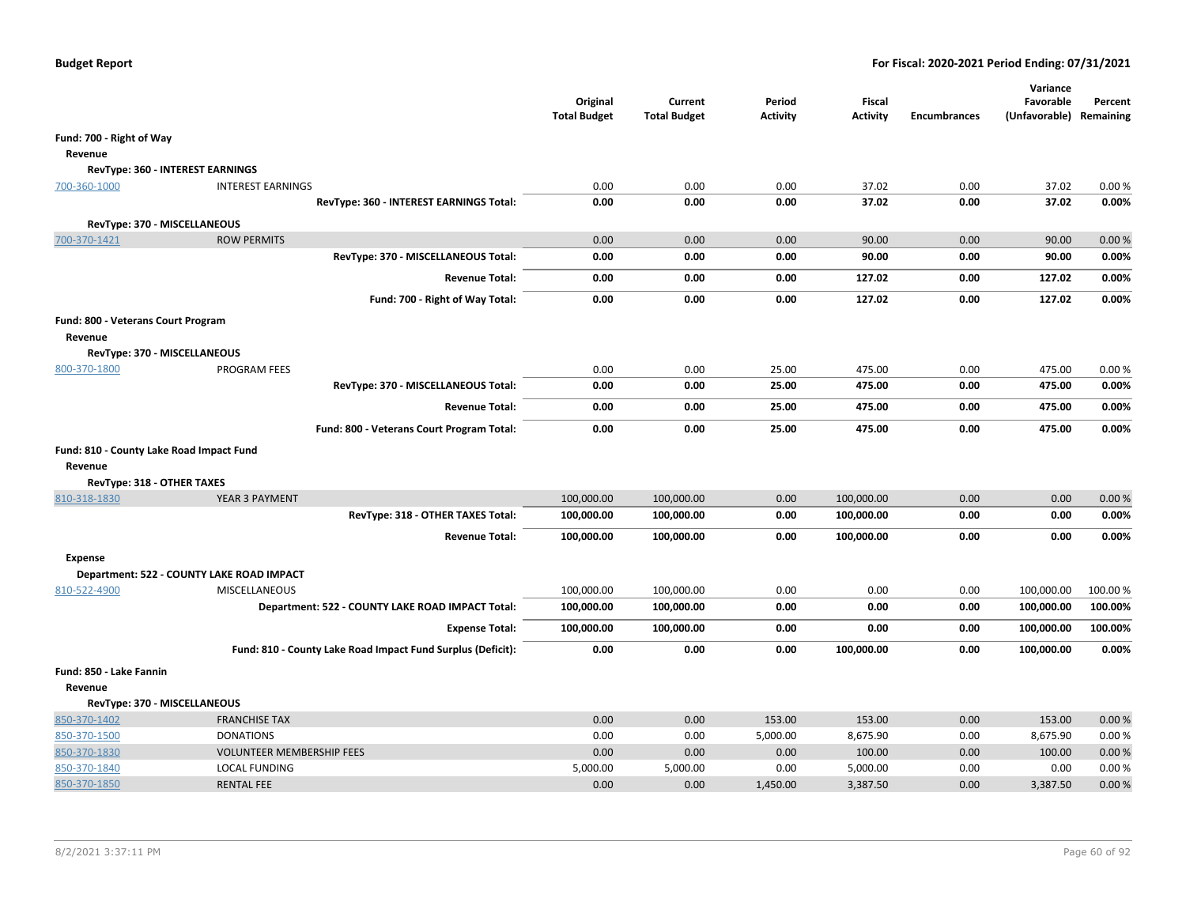**Budget Report** — **For Fiscal: 2020-2021 Period Ending: 07/31/2021**

| | | Original Total Budget | Current Total Budget | Period Activity | Fiscal Activity | Encumbrances | Variance Favorable (Unfavorable) | Percent Remaining |
|---|---|---|---|---|---|---|---|---|
| **Fund: 700 - Right of Way** | | | | | | | | |
| **Revenue** | | | | | | | | |
| **RevType: 360 - INTEREST EARNINGS** | | | | | | | | |
| 700-360-1000 | INTEREST EARNINGS | 0.00 | 0.00 | 0.00 | 37.02 | 0.00 | 37.02 | 0.00 % |
| | **RevType: 360 - INTEREST EARNINGS Total:** | **0.00** | **0.00** | **0.00** | **37.02** | **0.00** | **37.02** | **0.00%** |
| **RevType: 370 - MISCELLANEOUS** | | | | | | | | |
| 700-370-1421 | ROW PERMITS | 0.00 | 0.00 | 0.00 | 90.00 | 0.00 | 90.00 | 0.00 % |
| | **RevType: 370 - MISCELLANEOUS Total:** | **0.00** | **0.00** | **0.00** | **90.00** | **0.00** | **90.00** | **0.00%** |
| | **Revenue Total:** | **0.00** | **0.00** | **0.00** | **127.02** | **0.00** | **127.02** | **0.00%** |
| | **Fund: 700 - Right of Way Total:** | **0.00** | **0.00** | **0.00** | **127.02** | **0.00** | **127.02** | **0.00%** |
| **Fund: 800 - Veterans Court Program** | | | | | | | | |
| **Revenue** | | | | | | | | |
| **RevType: 370 - MISCELLANEOUS** | | | | | | | | |
| 800-370-1800 | PROGRAM FEES | 0.00 | 0.00 | 25.00 | 475.00 | 0.00 | 475.00 | 0.00 % |
| | **RevType: 370 - MISCELLANEOUS Total:** | **0.00** | **0.00** | **25.00** | **475.00** | **0.00** | **475.00** | **0.00%** |
| | **Revenue Total:** | **0.00** | **0.00** | **25.00** | **475.00** | **0.00** | **475.00** | **0.00%** |
| | **Fund: 800 - Veterans Court Program Total:** | **0.00** | **0.00** | **25.00** | **475.00** | **0.00** | **475.00** | **0.00%** |
| **Fund: 810 - County Lake Road Impact Fund** | | | | | | | | |
| **Revenue** | | | | | | | | |
| **RevType: 318 - OTHER TAXES** | | | | | | | | |
| 810-318-1830 | YEAR 3 PAYMENT | 100,000.00 | 100,000.00 | 0.00 | 100,000.00 | 0.00 | 0.00 | 0.00 % |
| | **RevType: 318 - OTHER TAXES Total:** | **100,000.00** | **100,000.00** | **0.00** | **100,000.00** | **0.00** | **0.00** | **0.00%** |
| | **Revenue Total:** | **100,000.00** | **100,000.00** | **0.00** | **100,000.00** | **0.00** | **0.00** | **0.00%** |
| **Expense** | | | | | | | | |
| **Department: 522 - COUNTY LAKE ROAD IMPACT** | | | | | | | | |
| 810-522-4900 | MISCELLANEOUS | 100,000.00 | 100,000.00 | 0.00 | 0.00 | 0.00 | 100,000.00 | 100.00 % |
| | **Department: 522 - COUNTY LAKE ROAD IMPACT Total:** | **100,000.00** | **100,000.00** | **0.00** | **0.00** | **0.00** | **100,000.00** | **100.00%** |
| | **Expense Total:** | **100,000.00** | **100,000.00** | **0.00** | **0.00** | **0.00** | **100,000.00** | **100.00%** |
| | **Fund: 810 - County Lake Road Impact Fund Surplus (Deficit):** | **0.00** | **0.00** | **0.00** | **100,000.00** | **0.00** | **100,000.00** | **0.00%** |
| **Fund: 850 - Lake Fannin** | | | | | | | | |
| **Revenue** | | | | | | | | |
| **RevType: 370 - MISCELLANEOUS** | | | | | | | | |
| 850-370-1402 | FRANCHISE TAX | 0.00 | 0.00 | 153.00 | 153.00 | 0.00 | 153.00 | 0.00 % |
| 850-370-1500 | DONATIONS | 0.00 | 0.00 | 5,000.00 | 8,675.90 | 0.00 | 8,675.90 | 0.00 % |
| 850-370-1830 | VOLUNTEER MEMBERSHIP FEES | 0.00 | 0.00 | 0.00 | 100.00 | 0.00 | 100.00 | 0.00 % |
| 850-370-1840 | LOCAL FUNDING | 5,000.00 | 5,000.00 | 0.00 | 5,000.00 | 0.00 | 0.00 | 0.00 % |
| 850-370-1850 | RENTAL FEE | 0.00 | 0.00 | 1,450.00 | 3,387.50 | 0.00 | 3,387.50 | 0.00 % |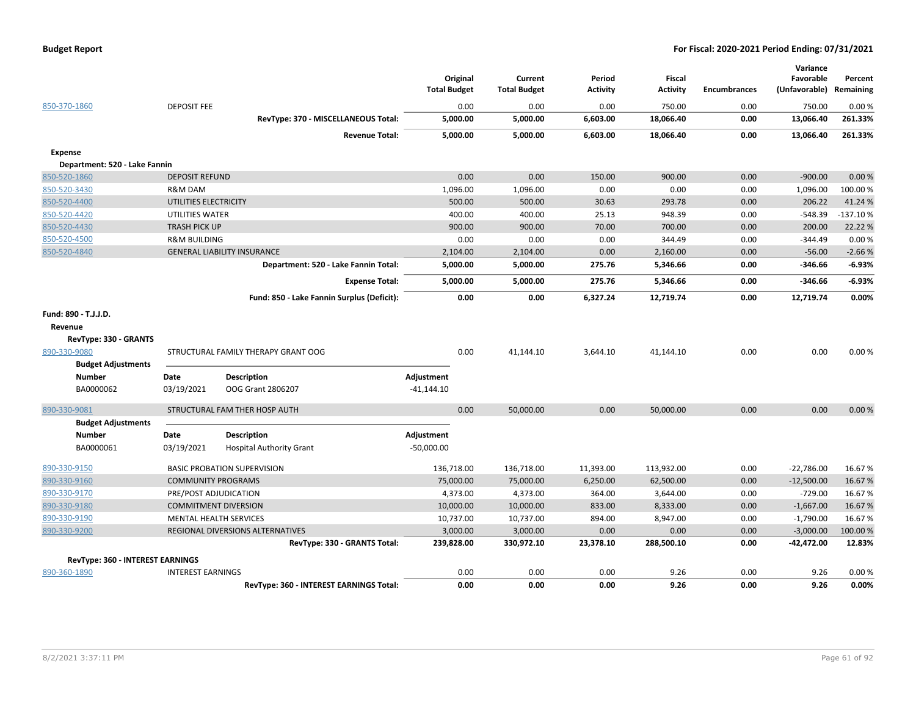| | | Original Total Budget | Current Total Budget | Period Activity | Fiscal Activity | Encumbrances | Variance Favorable (Unfavorable) | Percent Remaining |
|---|---|---|---|---|---|---|---|---|
| 850-370-1860 | DEPOSIT FEE | 0.00 | 0.00 | 0.00 | 750.00 | 0.00 | 750.00 | 0.00 % |
| | **RevType: 370 - MISCELLANEOUS Total:** | **5,000.00** | **5,000.00** | **6,603.00** | **18,066.40** | **0.00** | **13,066.40** | **261.33%** |
| | **Revenue Total:** | **5,000.00** | **5,000.00** | **6,603.00** | **18,066.40** | **0.00** | **13,066.40** | **261.33%** |
| **Expense** | | | | | | | | |
| **Department: 520 - Lake Fannin** | | | | | | | | |
| 850-520-1860 | DEPOSIT REFUND | 0.00 | 0.00 | 150.00 | 900.00 | 0.00 | -900.00 | 0.00 % |
| 850-520-3430 | R&M DAM | 1,096.00 | 1,096.00 | 0.00 | 0.00 | 0.00 | 1,096.00 | 100.00 % |
| 850-520-4400 | UTILITIES ELECTRICITY | 500.00 | 500.00 | 30.63 | 293.78 | 0.00 | 206.22 | 41.24 % |
| 850-520-4420 | UTILITIES WATER | 400.00 | 400.00 | 25.13 | 948.39 | 0.00 | -548.39 | -137.10 % |
| 850-520-4430 | TRASH PICK UP | 900.00 | 900.00 | 70.00 | 700.00 | 0.00 | 200.00 | 22.22 % |
| 850-520-4500 | R&M BUILDING | 0.00 | 0.00 | 0.00 | 344.49 | 0.00 | -344.49 | 0.00 % |
| 850-520-4840 | GENERAL LIABILITY INSURANCE | 2,104.00 | 2,104.00 | 0.00 | 2,160.00 | 0.00 | -56.00 | -2.66 % |
| | **Department: 520 - Lake Fannin Total:** | **5,000.00** | **5,000.00** | **275.76** | **5,346.66** | **0.00** | **-346.66** | **-6.93%** |
| | **Expense Total:** | **5,000.00** | **5,000.00** | **275.76** | **5,346.66** | **0.00** | **-346.66** | **-6.93%** |
| | **Fund: 850 - Lake Fannin Surplus (Deficit):** | **0.00** | **0.00** | **6,327.24** | **12,719.74** | **0.00** | **12,719.74** | **0.00%** |

**Fund: 890 - T.J.J.D.**

**Revenue**

**RevType: 330 - GRANTS**

| | | Original Total Budget | Current Total Budget | Period Activity | Fiscal Activity | Encumbrances | Variance Favorable (Unfavorable) | Percent Remaining |
|---|---|---|---|---|---|---|---|---|
| 890-330-9080 | STRUCTURAL FAMILY THERAPY GRANT OOG | 0.00 | 41,144.10 | 3,644.10 | 41,144.10 | 0.00 | 0.00 | 0.00 % |

**Budget Adjustments**

| Number | Date | Description | Adjustment |
|---|---|---|---|
| BA0000062 | 03/19/2021 | OOG Grant 2806207 | -41,144.10 |

| | | Original Total Budget | Current Total Budget | Period Activity | Fiscal Activity | Encumbrances | Variance Favorable (Unfavorable) | Percent Remaining |
|---|---|---|---|---|---|---|---|---|
| 890-330-9081 | STRUCTURAL FAM THER HOSP AUTH | 0.00 | 50,000.00 | 0.00 | 50,000.00 | 0.00 | 0.00 | 0.00 % |

**Budget Adjustments**

| Number | Date | Description | Adjustment |
|---|---|---|---|
| BA0000061 | 03/19/2021 | Hospital Authority Grant | -50,000.00 |

| | | Original Total Budget | Current Total Budget | Period Activity | Fiscal Activity | Encumbrances | Variance Favorable (Unfavorable) | Percent Remaining |
|---|---|---|---|---|---|---|---|---|
| 890-330-9150 | BASIC PROBATION SUPERVISION | 136,718.00 | 136,718.00 | 11,393.00 | 113,932.00 | 0.00 | -22,786.00 | 16.67 % |
| 890-330-9160 | COMMUNITY PROGRAMS | 75,000.00 | 75,000.00 | 6,250.00 | 62,500.00 | 0.00 | -12,500.00 | 16.67 % |
| 890-330-9170 | PRE/POST ADJUDICATION | 4,373.00 | 4,373.00 | 364.00 | 3,644.00 | 0.00 | -729.00 | 16.67 % |
| 890-330-9180 | COMMITMENT DIVERSION | 10,000.00 | 10,000.00 | 833.00 | 8,333.00 | 0.00 | -1,667.00 | 16.67 % |
| 890-330-9190 | MENTAL HEALTH SERVICES | 10,737.00 | 10,737.00 | 894.00 | 8,947.00 | 0.00 | -1,790.00 | 16.67 % |
| 890-330-9200 | REGIONAL DIVERSIONS ALTERNATIVES | 3,000.00 | 3,000.00 | 0.00 | 0.00 | 0.00 | -3,000.00 | 100.00 % |
| | **RevType: 330 - GRANTS Total:** | **239,828.00** | **330,972.10** | **23,378.10** | **288,500.10** | **0.00** | **-42,472.00** | **12.83%** |
| **RevType: 360 - INTEREST EARNINGS** | | | | | | | | |
| 890-360-1890 | INTEREST EARNINGS | 0.00 | 0.00 | 0.00 | 9.26 | 0.00 | 9.26 | 0.00 % |
| | **RevType: 360 - INTEREST EARNINGS Total:** | **0.00** | **0.00** | **0.00** | **9.26** | **0.00** | **9.26** | **0.00%** |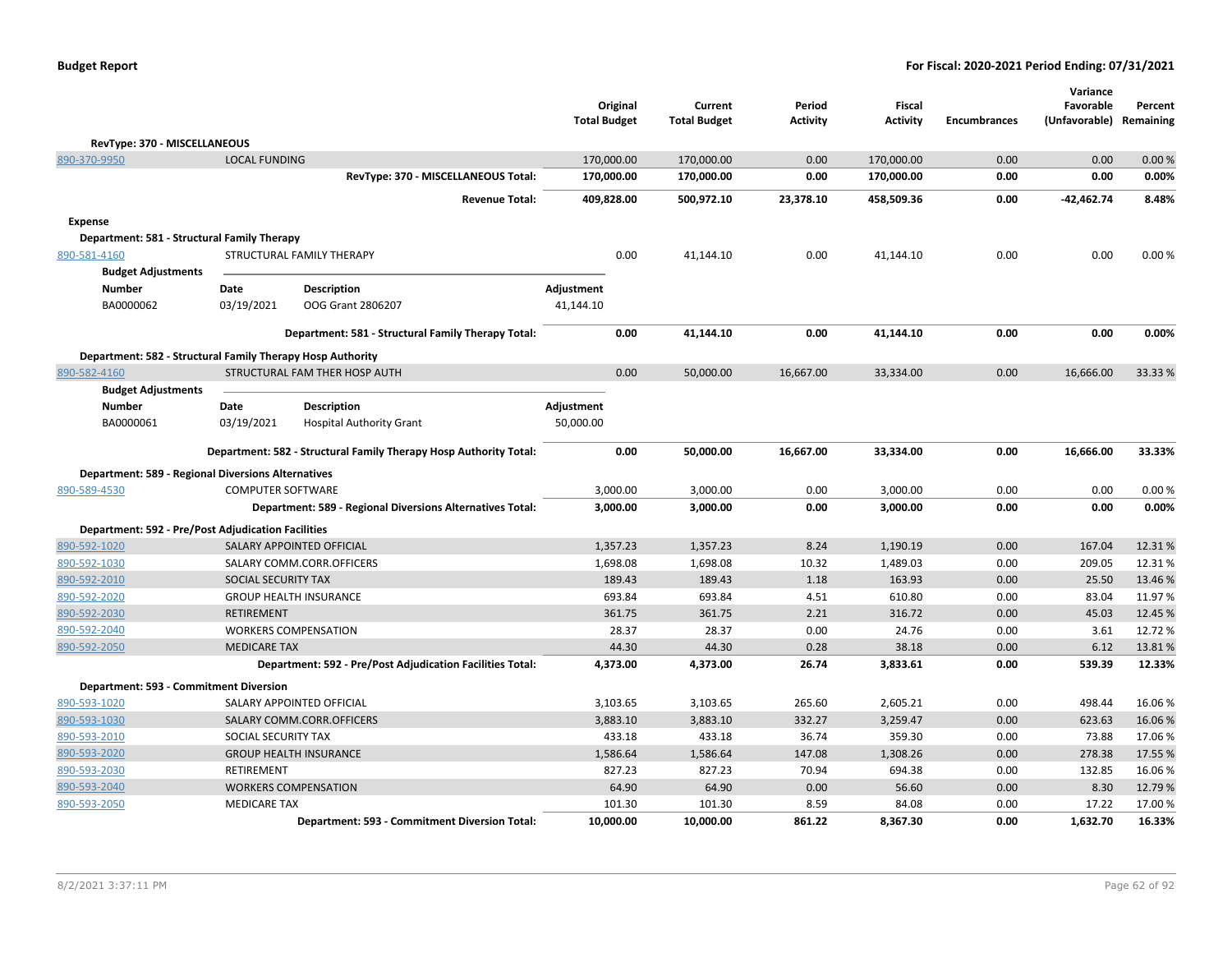**Budget Report** — **For Fiscal: 2020-2021 Period Ending: 07/31/2021**

| | | Original Total Budget | Current Total Budget | Period Activity | Fiscal Activity | Encumbrances | Variance Favorable (Unfavorable) | Percent Remaining |
|---|---|---|---|---|---|---|---|---|
| **RevType: 370 - MISCELLANEOUS** | | | | | | | | |
| 890-370-9950 | LOCAL FUNDING | 170,000.00 | 170,000.00 | 0.00 | 170,000.00 | 0.00 | 0.00 | 0.00 % |
| | **RevType: 370 - MISCELLANEOUS Total:** | **170,000.00** | **170,000.00** | **0.00** | **170,000.00** | **0.00** | **0.00** | **0.00%** |
| | **Revenue Total:** | **409,828.00** | **500,972.10** | **23,378.10** | **458,509.36** | **0.00** | **-42,462.74** | **8.48%** |
| **Expense** | | | | | | | | |
| **Department: 581 - Structural Family Therapy** | | | | | | | | |
| 890-581-4160 | STRUCTURAL FAMILY THERAPY | 0.00 | 41,144.10 | 0.00 | 41,144.10 | 0.00 | 0.00 | 0.00 % |

**Budget Adjustments**

| Number | Date | Description | Adjustment |
|---|---|---|---|
| BA0000062 | 03/19/2021 | OOG Grant 2806207 | 41,144.10 |

| | | Original Total Budget | Current Total Budget | Period Activity | Fiscal Activity | Encumbrances | Variance Favorable (Unfavorable) | Percent Remaining |
|---|---|---|---|---|---|---|---|---|
| | **Department: 581 - Structural Family Therapy Total:** | **0.00** | **41,144.10** | **0.00** | **41,144.10** | **0.00** | **0.00** | **0.00%** |
| **Department: 582 - Structural Family Therapy Hosp Authority** | | | | | | | | |
| 890-582-4160 | STRUCTURAL FAM THER HOSP AUTH | 0.00 | 50,000.00 | 16,667.00 | 33,334.00 | 0.00 | 16,666.00 | 33.33 % |

**Budget Adjustments**

| Number | Date | Description | Adjustment |
|---|---|---|---|
| BA0000061 | 03/19/2021 | Hospital Authority Grant | 50,000.00 |

| | | Original Total Budget | Current Total Budget | Period Activity | Fiscal Activity | Encumbrances | Variance Favorable (Unfavorable) | Percent Remaining |
|---|---|---|---|---|---|---|---|---|
| | **Department: 582 - Structural Family Therapy Hosp Authority Total:** | **0.00** | **50,000.00** | **16,667.00** | **33,334.00** | **0.00** | **16,666.00** | **33.33%** |
| **Department: 589 - Regional Diversions Alternatives** | | | | | | | | |
| 890-589-4530 | COMPUTER SOFTWARE | 3,000.00 | 3,000.00 | 0.00 | 3,000.00 | 0.00 | 0.00 | 0.00 % |
| | **Department: 589 - Regional Diversions Alternatives Total:** | **3,000.00** | **3,000.00** | **0.00** | **3,000.00** | **0.00** | **0.00** | **0.00%** |
| **Department: 592 - Pre/Post Adjudication Facilities** | | | | | | | | |
| 890-592-1020 | SALARY APPOINTED OFFICIAL | 1,357.23 | 1,357.23 | 8.24 | 1,190.19 | 0.00 | 167.04 | 12.31 % |
| 890-592-1030 | SALARY COMM.CORR.OFFICERS | 1,698.08 | 1,698.08 | 10.32 | 1,489.03 | 0.00 | 209.05 | 12.31 % |
| 890-592-2010 | SOCIAL SECURITY TAX | 189.43 | 189.43 | 1.18 | 163.93 | 0.00 | 25.50 | 13.46 % |
| 890-592-2020 | GROUP HEALTH INSURANCE | 693.84 | 693.84 | 4.51 | 610.80 | 0.00 | 83.04 | 11.97 % |
| 890-592-2030 | RETIREMENT | 361.75 | 361.75 | 2.21 | 316.72 | 0.00 | 45.03 | 12.45 % |
| 890-592-2040 | WORKERS COMPENSATION | 28.37 | 28.37 | 0.00 | 24.76 | 0.00 | 3.61 | 12.72 % |
| 890-592-2050 | MEDICARE TAX | 44.30 | 44.30 | 0.28 | 38.18 | 0.00 | 6.12 | 13.81 % |
| | **Department: 592 - Pre/Post Adjudication Facilities Total:** | **4,373.00** | **4,373.00** | **26.74** | **3,833.61** | **0.00** | **539.39** | **12.33%** |
| **Department: 593 - Commitment Diversion** | | | | | | | | |
| 890-593-1020 | SALARY APPOINTED OFFICIAL | 3,103.65 | 3,103.65 | 265.60 | 2,605.21 | 0.00 | 498.44 | 16.06 % |
| 890-593-1030 | SALARY COMM.CORR.OFFICERS | 3,883.10 | 3,883.10 | 332.27 | 3,259.47 | 0.00 | 623.63 | 16.06 % |
| 890-593-2010 | SOCIAL SECURITY TAX | 433.18 | 433.18 | 36.74 | 359.30 | 0.00 | 73.88 | 17.06 % |
| 890-593-2020 | GROUP HEALTH INSURANCE | 1,586.64 | 1,586.64 | 147.08 | 1,308.26 | 0.00 | 278.38 | 17.55 % |
| 890-593-2030 | RETIREMENT | 827.23 | 827.23 | 70.94 | 694.38 | 0.00 | 132.85 | 16.06 % |
| 890-593-2040 | WORKERS COMPENSATION | 64.90 | 64.90 | 0.00 | 56.60 | 0.00 | 8.30 | 12.79 % |
| 890-593-2050 | MEDICARE TAX | 101.30 | 101.30 | 8.59 | 84.08 | 0.00 | 17.22 | 17.00 % |
| | **Department: 593 - Commitment Diversion Total:** | **10,000.00** | **10,000.00** | **861.22** | **8,367.30** | **0.00** | **1,632.70** | **16.33%** |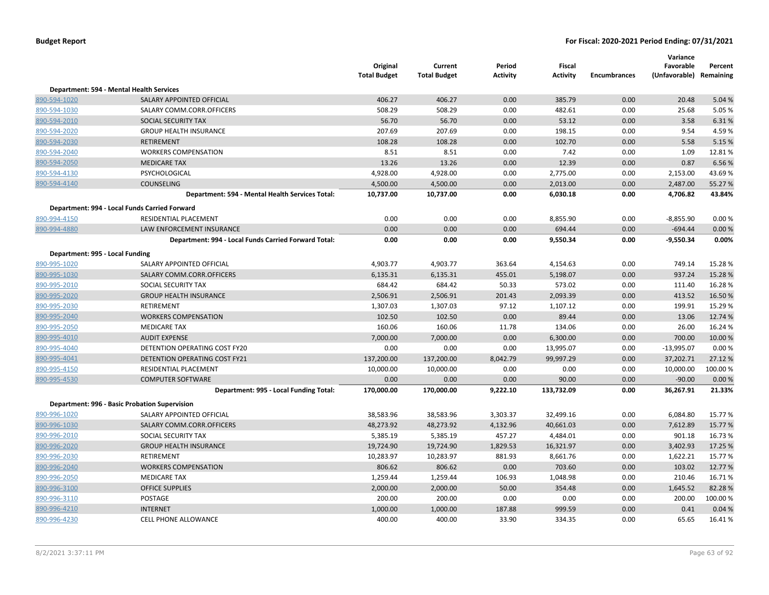| | | Original Total Budget | Current Total Budget | Period Activity | Fiscal Activity | Encumbrances | Variance Favorable (Unfavorable) | Percent Remaining |
|---|---|---|---|---|---|---|---|---|
| **Department: 594 - Mental Health Services** | | | | | | | | |
| 890-594-1020 | SALARY APPOINTED OFFICIAL | 406.27 | 406.27 | 0.00 | 385.79 | 0.00 | 20.48 | 5.04 % |
| 890-594-1030 | SALARY COMM.CORR.OFFICERS | 508.29 | 508.29 | 0.00 | 482.61 | 0.00 | 25.68 | 5.05 % |
| 890-594-2010 | SOCIAL SECURITY TAX | 56.70 | 56.70 | 0.00 | 53.12 | 0.00 | 3.58 | 6.31 % |
| 890-594-2020 | GROUP HEALTH INSURANCE | 207.69 | 207.69 | 0.00 | 198.15 | 0.00 | 9.54 | 4.59 % |
| 890-594-2030 | RETIREMENT | 108.28 | 108.28 | 0.00 | 102.70 | 0.00 | 5.58 | 5.15 % |
| 890-594-2040 | WORKERS COMPENSATION | 8.51 | 8.51 | 0.00 | 7.42 | 0.00 | 1.09 | 12.81 % |
| 890-594-2050 | MEDICARE TAX | 13.26 | 13.26 | 0.00 | 12.39 | 0.00 | 0.87 | 6.56 % |
| 890-594-4130 | PSYCHOLOGICAL | 4,928.00 | 4,928.00 | 0.00 | 2,775.00 | 0.00 | 2,153.00 | 43.69 % |
| 890-594-4140 | COUNSELING | 4,500.00 | 4,500.00 | 0.00 | 2,013.00 | 0.00 | 2,487.00 | 55.27 % |
| | **Department: 594 - Mental Health Services Total:** | **10,737.00** | **10,737.00** | **0.00** | **6,030.18** | **0.00** | **4,706.82** | **43.84%** |
| **Department: 994 - Local Funds Carried Forward** | | | | | | | | |
| 890-994-4150 | RESIDENTIAL PLACEMENT | 0.00 | 0.00 | 0.00 | 8,855.90 | 0.00 | -8,855.90 | 0.00 % |
| 890-994-4880 | LAW ENFORCEMENT INSURANCE | 0.00 | 0.00 | 0.00 | 694.44 | 0.00 | -694.44 | 0.00 % |
| | **Department: 994 - Local Funds Carried Forward Total:** | **0.00** | **0.00** | **0.00** | **9,550.34** | **0.00** | **-9,550.34** | **0.00%** |
| **Department: 995 - Local Funding** | | | | | | | | |
| 890-995-1020 | SALARY APPOINTED OFFICIAL | 4,903.77 | 4,903.77 | 363.64 | 4,154.63 | 0.00 | 749.14 | 15.28 % |
| 890-995-1030 | SALARY COMM.CORR.OFFICERS | 6,135.31 | 6,135.31 | 455.01 | 5,198.07 | 0.00 | 937.24 | 15.28 % |
| 890-995-2010 | SOCIAL SECURITY TAX | 684.42 | 684.42 | 50.33 | 573.02 | 0.00 | 111.40 | 16.28 % |
| 890-995-2020 | GROUP HEALTH INSURANCE | 2,506.91 | 2,506.91 | 201.43 | 2,093.39 | 0.00 | 413.52 | 16.50 % |
| 890-995-2030 | RETIREMENT | 1,307.03 | 1,307.03 | 97.12 | 1,107.12 | 0.00 | 199.91 | 15.29 % |
| 890-995-2040 | WORKERS COMPENSATION | 102.50 | 102.50 | 0.00 | 89.44 | 0.00 | 13.06 | 12.74 % |
| 890-995-2050 | MEDICARE TAX | 160.06 | 160.06 | 11.78 | 134.06 | 0.00 | 26.00 | 16.24 % |
| 890-995-4010 | AUDIT EXPENSE | 7,000.00 | 7,000.00 | 0.00 | 6,300.00 | 0.00 | 700.00 | 10.00 % |
| 890-995-4040 | DETENTION OPERATING COST FY20 | 0.00 | 0.00 | 0.00 | 13,995.07 | 0.00 | -13,995.07 | 0.00 % |
| 890-995-4041 | DETENTION OPERATING COST FY21 | 137,200.00 | 137,200.00 | 8,042.79 | 99,997.29 | 0.00 | 37,202.71 | 27.12 % |
| 890-995-4150 | RESIDENTIAL PLACEMENT | 10,000.00 | 10,000.00 | 0.00 | 0.00 | 0.00 | 10,000.00 | 100.00 % |
| 890-995-4530 | COMPUTER SOFTWARE | 0.00 | 0.00 | 0.00 | 90.00 | 0.00 | -90.00 | 0.00 % |
| | **Department: 995 - Local Funding Total:** | **170,000.00** | **170,000.00** | **9,222.10** | **133,732.09** | **0.00** | **36,267.91** | **21.33%** |
| **Department: 996 - Basic Probation Supervision** | | | | | | | | |
| 890-996-1020 | SALARY APPOINTED OFFICIAL | 38,583.96 | 38,583.96 | 3,303.37 | 32,499.16 | 0.00 | 6,084.80 | 15.77 % |
| 890-996-1030 | SALARY COMM.CORR.OFFICERS | 48,273.92 | 48,273.92 | 4,132.96 | 40,661.03 | 0.00 | 7,612.89 | 15.77 % |
| 890-996-2010 | SOCIAL SECURITY TAX | 5,385.19 | 5,385.19 | 457.27 | 4,484.01 | 0.00 | 901.18 | 16.73 % |
| 890-996-2020 | GROUP HEALTH INSURANCE | 19,724.90 | 19,724.90 | 1,829.53 | 16,321.97 | 0.00 | 3,402.93 | 17.25 % |
| 890-996-2030 | RETIREMENT | 10,283.97 | 10,283.97 | 881.93 | 8,661.76 | 0.00 | 1,622.21 | 15.77 % |
| 890-996-2040 | WORKERS COMPENSATION | 806.62 | 806.62 | 0.00 | 703.60 | 0.00 | 103.02 | 12.77 % |
| 890-996-2050 | MEDICARE TAX | 1,259.44 | 1,259.44 | 106.93 | 1,048.98 | 0.00 | 210.46 | 16.71 % |
| 890-996-3100 | OFFICE SUPPLIES | 2,000.00 | 2,000.00 | 50.00 | 354.48 | 0.00 | 1,645.52 | 82.28 % |
| 890-996-3110 | POSTAGE | 200.00 | 200.00 | 0.00 | 0.00 | 0.00 | 200.00 | 100.00 % |
| 890-996-4210 | INTERNET | 1,000.00 | 1,000.00 | 187.88 | 999.59 | 0.00 | 0.41 | 0.04 % |
| 890-996-4230 | CELL PHONE ALLOWANCE | 400.00 | 400.00 | 33.90 | 334.35 | 0.00 | 65.65 | 16.41 % |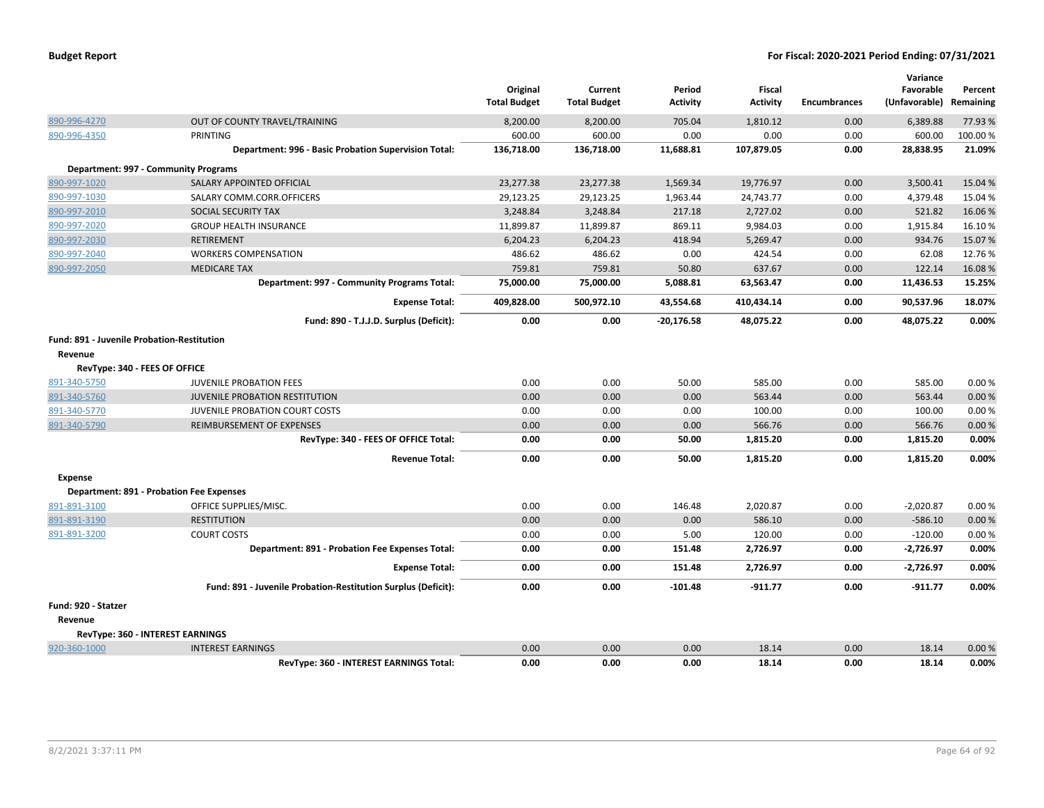**Budget Report** — **For Fiscal: 2020-2021 Period Ending: 07/31/2021**

| | | Original Total Budget | Current Total Budget | Period Activity | Fiscal Activity | Encumbrances | Variance Favorable (Unfavorable) | Percent Remaining |
|---|---|---|---|---|---|---|---|---|
| 890-996-4270 | OUT OF COUNTY TRAVEL/TRAINING | 8,200.00 | 8,200.00 | 705.04 | 1,810.12 | 0.00 | 6,389.88 | 77.93 % |
| 890-996-4350 | PRINTING | 600.00 | 600.00 | 0.00 | 0.00 | 0.00 | 600.00 | 100.00 % |
| | **Department: 996 - Basic Probation Supervision Total:** | **136,718.00** | **136,718.00** | **11,688.81** | **107,879.05** | **0.00** | **28,838.95** | **21.09%** |
| **Department: 997 - Community Programs** | | | | | | | | |
| 890-997-1020 | SALARY APPOINTED OFFICIAL | 23,277.38 | 23,277.38 | 1,569.34 | 19,776.97 | 0.00 | 3,500.41 | 15.04 % |
| 890-997-1030 | SALARY COMM.CORR.OFFICERS | 29,123.25 | 29,123.25 | 1,963.44 | 24,743.77 | 0.00 | 4,379.48 | 15.04 % |
| 890-997-2010 | SOCIAL SECURITY TAX | 3,248.84 | 3,248.84 | 217.18 | 2,727.02 | 0.00 | 521.82 | 16.06 % |
| 890-997-2020 | GROUP HEALTH INSURANCE | 11,899.87 | 11,899.87 | 869.11 | 9,984.03 | 0.00 | 1,915.84 | 16.10 % |
| 890-997-2030 | RETIREMENT | 6,204.23 | 6,204.23 | 418.94 | 5,269.47 | 0.00 | 934.76 | 15.07 % |
| 890-997-2040 | WORKERS COMPENSATION | 486.62 | 486.62 | 0.00 | 424.54 | 0.00 | 62.08 | 12.76 % |
| 890-997-2050 | MEDICARE TAX | 759.81 | 759.81 | 50.80 | 637.67 | 0.00 | 122.14 | 16.08 % |
| | **Department: 997 - Community Programs Total:** | **75,000.00** | **75,000.00** | **5,088.81** | **63,563.47** | **0.00** | **11,436.53** | **15.25%** |
| | **Expense Total:** | **409,828.00** | **500,972.10** | **43,554.68** | **410,434.14** | **0.00** | **90,537.96** | **18.07%** |
| | **Fund: 890 - T.J.J.D. Surplus (Deficit):** | **0.00** | **0.00** | **-20,176.58** | **48,075.22** | **0.00** | **48,075.22** | **0.00%** |
| **Fund: 891 - Juvenile Probation-Restitution** | | | | | | | | |
| **Revenue** | | | | | | | | |
| **RevType: 340 - FEES OF OFFICE** | | | | | | | | |
| 891-340-5750 | JUVENILE PROBATION FEES | 0.00 | 0.00 | 50.00 | 585.00 | 0.00 | 585.00 | 0.00 % |
| 891-340-5760 | JUVENILE PROBATION RESTITUTION | 0.00 | 0.00 | 0.00 | 563.44 | 0.00 | 563.44 | 0.00 % |
| 891-340-5770 | JUVENILE PROBATION COURT COSTS | 0.00 | 0.00 | 0.00 | 100.00 | 0.00 | 100.00 | 0.00 % |
| 891-340-5790 | REIMBURSEMENT OF EXPENSES | 0.00 | 0.00 | 0.00 | 566.76 | 0.00 | 566.76 | 0.00 % |
| | **RevType: 340 - FEES OF OFFICE Total:** | **0.00** | **0.00** | **50.00** | **1,815.20** | **0.00** | **1,815.20** | **0.00%** |
| | **Revenue Total:** | **0.00** | **0.00** | **50.00** | **1,815.20** | **0.00** | **1,815.20** | **0.00%** |
| **Expense** | | | | | | | | |
| **Department: 891 - Probation Fee Expenses** | | | | | | | | |
| 891-891-3100 | OFFICE SUPPLIES/MISC. | 0.00 | 0.00 | 146.48 | 2,020.87 | 0.00 | -2,020.87 | 0.00 % |
| 891-891-3190 | RESTITUTION | 0.00 | 0.00 | 0.00 | 586.10 | 0.00 | -586.10 | 0.00 % |
| 891-891-3200 | COURT COSTS | 0.00 | 0.00 | 5.00 | 120.00 | 0.00 | -120.00 | 0.00 % |
| | **Department: 891 - Probation Fee Expenses Total:** | **0.00** | **0.00** | **151.48** | **2,726.97** | **0.00** | **-2,726.97** | **0.00%** |
| | **Expense Total:** | **0.00** | **0.00** | **151.48** | **2,726.97** | **0.00** | **-2,726.97** | **0.00%** |
| | **Fund: 891 - Juvenile Probation-Restitution Surplus (Deficit):** | **0.00** | **0.00** | **-101.48** | **-911.77** | **0.00** | **-911.77** | **0.00%** |
| **Fund: 920 - Statzer** | | | | | | | | |
| **Revenue** | | | | | | | | |
| **RevType: 360 - INTEREST EARNINGS** | | | | | | | | |
| 920-360-1000 | INTEREST EARNINGS | 0.00 | 0.00 | 0.00 | 18.14 | 0.00 | 18.14 | 0.00 % |
| | **RevType: 360 - INTEREST EARNINGS Total:** | **0.00** | **0.00** | **0.00** | **18.14** | **0.00** | **18.14** | **0.00%** |

8/2/2021 3:37:11 PM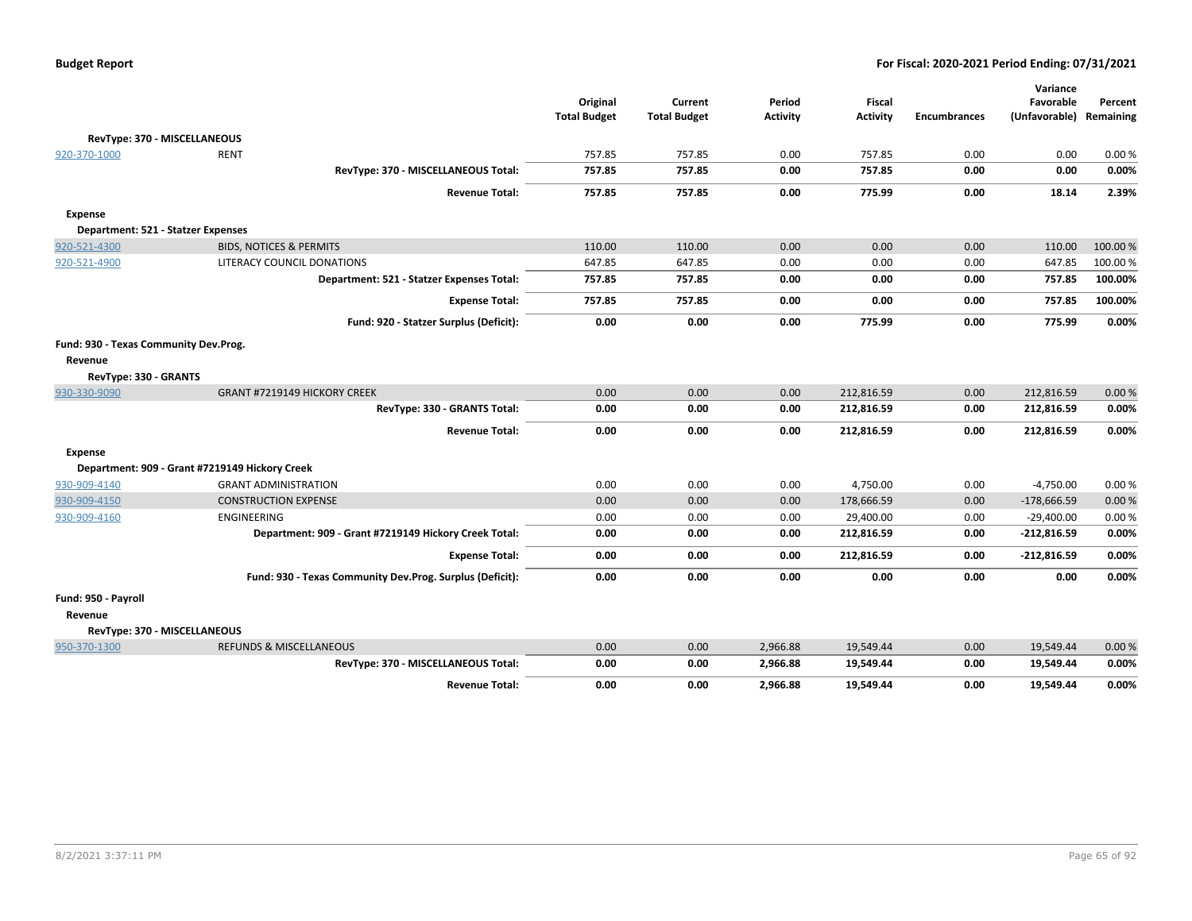| | | Original Total Budget | Current Total Budget | Period Activity | Fiscal Activity | Encumbrances | Variance Favorable (Unfavorable) | Percent Remaining |
|---|---|---|---|---|---|---|---|---|
| **RevType: 370 - MISCELLANEOUS** | | | | | | | | |
| 920-370-1000 | RENT | 757.85 | 757.85 | 0.00 | 757.85 | 0.00 | 0.00 | 0.00 % |
| | **RevType: 370 - MISCELLANEOUS Total:** | **757.85** | **757.85** | **0.00** | **757.85** | **0.00** | **0.00** | **0.00%** |
| | **Revenue Total:** | **757.85** | **757.85** | **0.00** | **775.99** | **0.00** | **18.14** | **2.39%** |
| **Expense** | | | | | | | | |
| **Department: 521 - Statzer Expenses** | | | | | | | | |
| 920-521-4300 | BIDS, NOTICES & PERMITS | 110.00 | 110.00 | 0.00 | 0.00 | 0.00 | 110.00 | 100.00 % |
| 920-521-4900 | LITERACY COUNCIL DONATIONS | 647.85 | 647.85 | 0.00 | 0.00 | 0.00 | 647.85 | 100.00 % |
| | **Department: 521 - Statzer Expenses Total:** | **757.85** | **757.85** | **0.00** | **0.00** | **0.00** | **757.85** | **100.00%** |
| | **Expense Total:** | **757.85** | **757.85** | **0.00** | **0.00** | **0.00** | **757.85** | **100.00%** |
| | **Fund: 920 - Statzer Surplus (Deficit):** | **0.00** | **0.00** | **0.00** | **775.99** | **0.00** | **775.99** | **0.00%** |
| **Fund: 930 - Texas Community Dev.Prog.** | | | | | | | | |
| **Revenue** | | | | | | | | |
| **RevType: 330 - GRANTS** | | | | | | | | |
| 930-330-9090 | GRANT #7219149 HICKORY CREEK | 0.00 | 0.00 | 0.00 | 212,816.59 | 0.00 | 212,816.59 | 0.00 % |
| | **RevType: 330 - GRANTS Total:** | **0.00** | **0.00** | **0.00** | **212,816.59** | **0.00** | **212,816.59** | **0.00%** |
| | **Revenue Total:** | **0.00** | **0.00** | **0.00** | **212,816.59** | **0.00** | **212,816.59** | **0.00%** |
| **Expense** | | | | | | | | |
| **Department: 909 - Grant #7219149 Hickory Creek** | | | | | | | | |
| 930-909-4140 | GRANT ADMINISTRATION | 0.00 | 0.00 | 0.00 | 4,750.00 | 0.00 | -4,750.00 | 0.00 % |
| 930-909-4150 | CONSTRUCTION EXPENSE | 0.00 | 0.00 | 0.00 | 178,666.59 | 0.00 | -178,666.59 | 0.00 % |
| 930-909-4160 | ENGINEERING | 0.00 | 0.00 | 0.00 | 29,400.00 | 0.00 | -29,400.00 | 0.00 % |
| | **Department: 909 - Grant #7219149 Hickory Creek Total:** | **0.00** | **0.00** | **0.00** | **212,816.59** | **0.00** | **-212,816.59** | **0.00%** |
| | **Expense Total:** | **0.00** | **0.00** | **0.00** | **212,816.59** | **0.00** | **-212,816.59** | **0.00%** |
| | **Fund: 930 - Texas Community Dev.Prog. Surplus (Deficit):** | **0.00** | **0.00** | **0.00** | **0.00** | **0.00** | **0.00** | **0.00%** |
| **Fund: 950 - Payroll** | | | | | | | | |
| **Revenue** | | | | | | | | |
| **RevType: 370 - MISCELLANEOUS** | | | | | | | | |
| 950-370-1300 | REFUNDS & MISCELLANEOUS | 0.00 | 0.00 | 2,966.88 | 19,549.44 | 0.00 | 19,549.44 | 0.00 % |
| | **RevType: 370 - MISCELLANEOUS Total:** | **0.00** | **0.00** | **2,966.88** | **19,549.44** | **0.00** | **19,549.44** | **0.00%** |
| | **Revenue Total:** | **0.00** | **0.00** | **2,966.88** | **19,549.44** | **0.00** | **19,549.44** | **0.00%** |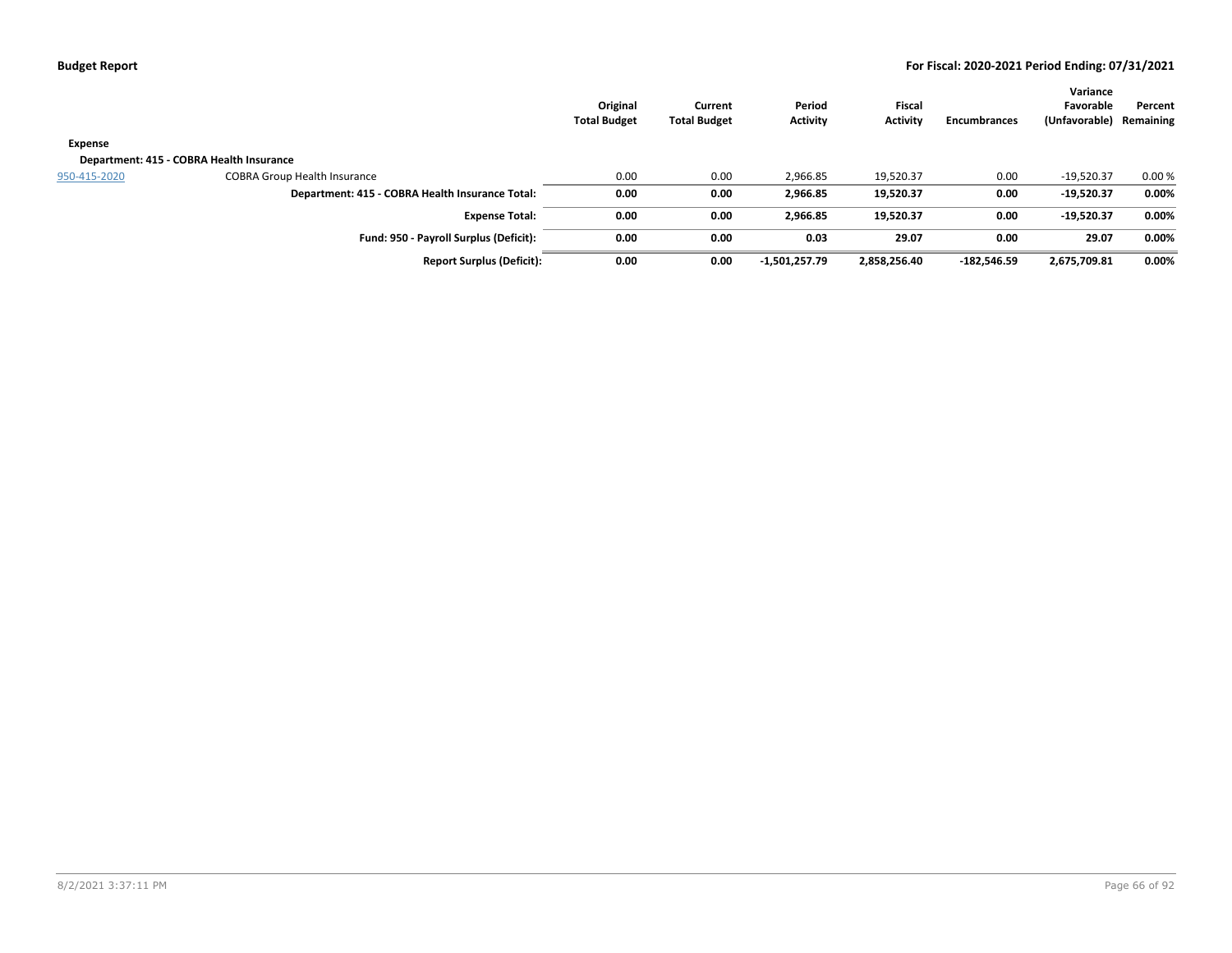| | | Original Total Budget | Current Total Budget | Period Activity | Fiscal Activity | Encumbrances | Variance Favorable (Unfavorable) | Percent Remaining |
|---|---|---|---|---|---|---|---|---|
| **Expense** | | | | | | | | |
| **Department: 415 - COBRA Health Insurance** | | | | | | | | |
| 950-415-2020 | COBRA Group Health Insurance | 0.00 | 0.00 | 2,966.85 | 19,520.37 | 0.00 | -19,520.37 | 0.00 % |
| | **Department: 415 - COBRA Health Insurance Total:** | **0.00** | **0.00** | **2,966.85** | **19,520.37** | **0.00** | **-19,520.37** | **0.00%** |
| | **Expense Total:** | **0.00** | **0.00** | **2,966.85** | **19,520.37** | **0.00** | **-19,520.37** | **0.00%** |
| | **Fund: 950 - Payroll Surplus (Deficit):** | **0.00** | **0.00** | **0.03** | **29.07** | **0.00** | **29.07** | **0.00%** |
| | **Report Surplus (Deficit):** | **0.00** | **0.00** | **-1,501,257.79** | **2,858,256.40** | **-182,546.59** | **2,675,709.81** | **0.00%** |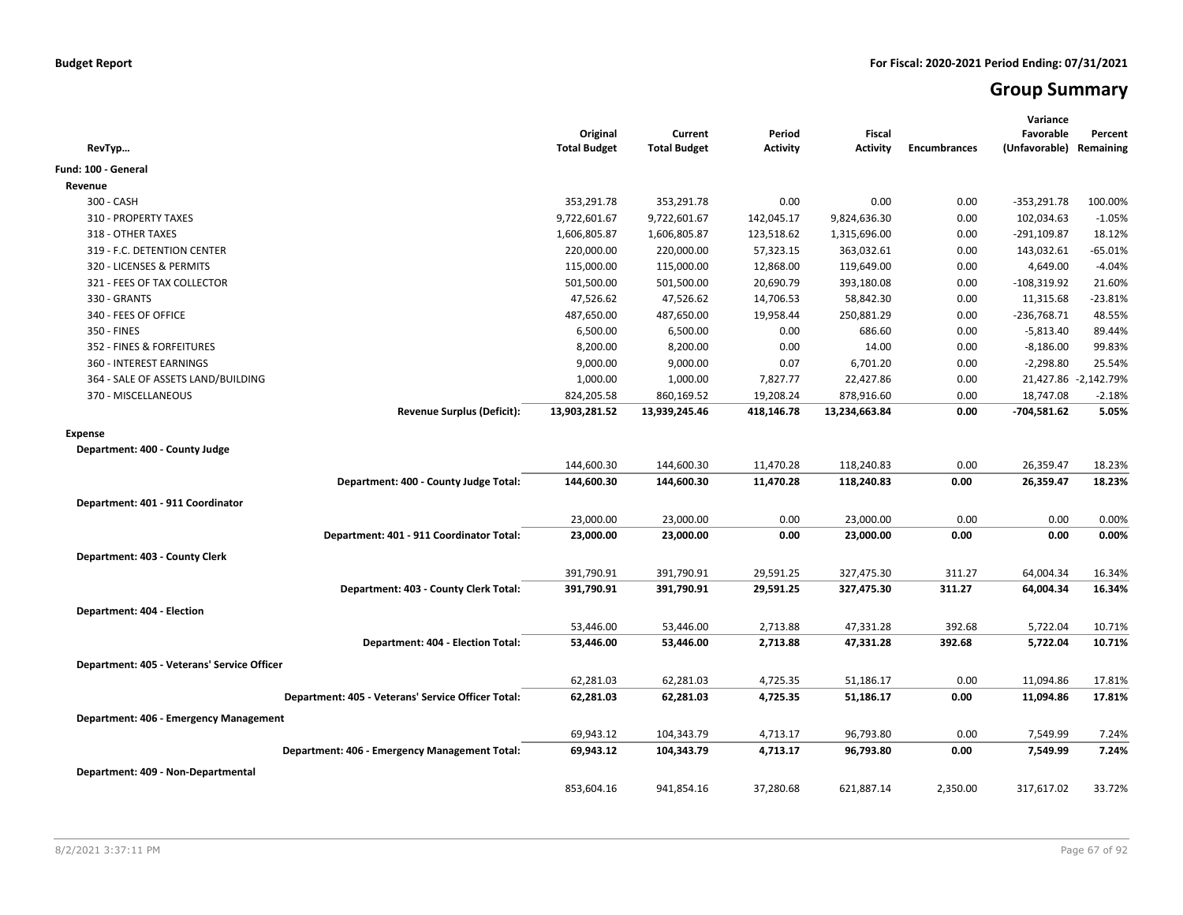**Budget Report** | **For Fiscal: 2020-2021 Period Ending: 07/31/2021**

# Group Summary

| RevTyp… | Original Total Budget | Current Total Budget | Period Activity | Fiscal Activity | Encumbrances | Variance Favorable (Unfavorable) | Percent Remaining |
|---|---|---|---|---|---|---|---|
| **Fund: 100 - General** | | | | | | | |
| **Revenue** | | | | | | | |
| 300 - CASH | 353,291.78 | 353,291.78 | 0.00 | 0.00 | 0.00 | -353,291.78 | 100.00% |
| 310 - PROPERTY TAXES | 9,722,601.67 | 9,722,601.67 | 142,045.17 | 9,824,636.30 | 0.00 | 102,034.63 | -1.05% |
| 318 - OTHER TAXES | 1,606,805.87 | 1,606,805.87 | 123,518.62 | 1,315,696.00 | 0.00 | -291,109.87 | 18.12% |
| 319 - F.C. DETENTION CENTER | 220,000.00 | 220,000.00 | 57,323.15 | 363,032.61 | 0.00 | 143,032.61 | -65.01% |
| 320 - LICENSES & PERMITS | 115,000.00 | 115,000.00 | 12,868.00 | 119,649.00 | 0.00 | 4,649.00 | -4.04% |
| 321 - FEES OF TAX COLLECTOR | 501,500.00 | 501,500.00 | 20,690.79 | 393,180.08 | 0.00 | -108,319.92 | 21.60% |
| 330 - GRANTS | 47,526.62 | 47,526.62 | 14,706.53 | 58,842.30 | 0.00 | 11,315.68 | -23.81% |
| 340 - FEES OF OFFICE | 487,650.00 | 487,650.00 | 19,958.44 | 250,881.29 | 0.00 | -236,768.71 | 48.55% |
| 350 - FINES | 6,500.00 | 6,500.00 | 0.00 | 686.60 | 0.00 | -5,813.40 | 89.44% |
| 352 - FINES & FORFEITURES | 8,200.00 | 8,200.00 | 0.00 | 14.00 | 0.00 | -8,186.00 | 99.83% |
| 360 - INTEREST EARNINGS | 9,000.00 | 9,000.00 | 0.07 | 6,701.20 | 0.00 | -2,298.80 | 25.54% |
| 364 - SALE OF ASSETS LAND/BUILDING | 1,000.00 | 1,000.00 | 7,827.77 | 22,427.86 | 0.00 | 21,427.86 | -2,142.79% |
| 370 - MISCELLANEOUS | 824,205.58 | 860,169.52 | 19,208.24 | 878,916.60 | 0.00 | 18,747.08 | -2.18% |
| **Revenue Surplus (Deficit):** | **13,903,281.52** | **13,939,245.46** | **418,146.78** | **13,234,663.84** | **0.00** | **-704,581.62** | **5.05%** |
| **Expense** | | | | | | | |
| **Department: 400 - County Judge** | | | | | | | |
| | 144,600.30 | 144,600.30 | 11,470.28 | 118,240.83 | 0.00 | 26,359.47 | 18.23% |
| **Department: 400 - County Judge Total:** | **144,600.30** | **144,600.30** | **11,470.28** | **118,240.83** | **0.00** | **26,359.47** | **18.23%** |
| **Department: 401 - 911 Coordinator** | | | | | | | |
| | 23,000.00 | 23,000.00 | 0.00 | 23,000.00 | 0.00 | 0.00 | 0.00% |
| **Department: 401 - 911 Coordinator Total:** | **23,000.00** | **23,000.00** | **0.00** | **23,000.00** | **0.00** | **0.00** | **0.00%** |
| **Department: 403 - County Clerk** | | | | | | | |
| | 391,790.91 | 391,790.91 | 29,591.25 | 327,475.30 | 311.27 | 64,004.34 | 16.34% |
| **Department: 403 - County Clerk Total:** | **391,790.91** | **391,790.91** | **29,591.25** | **327,475.30** | **311.27** | **64,004.34** | **16.34%** |
| **Department: 404 - Election** | | | | | | | |
| | 53,446.00 | 53,446.00 | 2,713.88 | 47,331.28 | 392.68 | 5,722.04 | 10.71% |
| **Department: 404 - Election Total:** | **53,446.00** | **53,446.00** | **2,713.88** | **47,331.28** | **392.68** | **5,722.04** | **10.71%** |
| **Department: 405 - Veterans' Service Officer** | | | | | | | |
| | 62,281.03 | 62,281.03 | 4,725.35 | 51,186.17 | 0.00 | 11,094.86 | 17.81% |
| **Department: 405 - Veterans' Service Officer Total:** | **62,281.03** | **62,281.03** | **4,725.35** | **51,186.17** | **0.00** | **11,094.86** | **17.81%** |
| **Department: 406 - Emergency Management** | | | | | | | |
| | 69,943.12 | 104,343.79 | 4,713.17 | 96,793.80 | 0.00 | 7,549.99 | 7.24% |
| **Department: 406 - Emergency Management Total:** | **69,943.12** | **104,343.79** | **4,713.17** | **96,793.80** | **0.00** | **7,549.99** | **7.24%** |
| **Department: 409 - Non-Departmental** | | | | | | | |
| | 853,604.16 | 941,854.16 | 37,280.68 | 621,887.14 | 2,350.00 | 317,617.02 | 33.72% |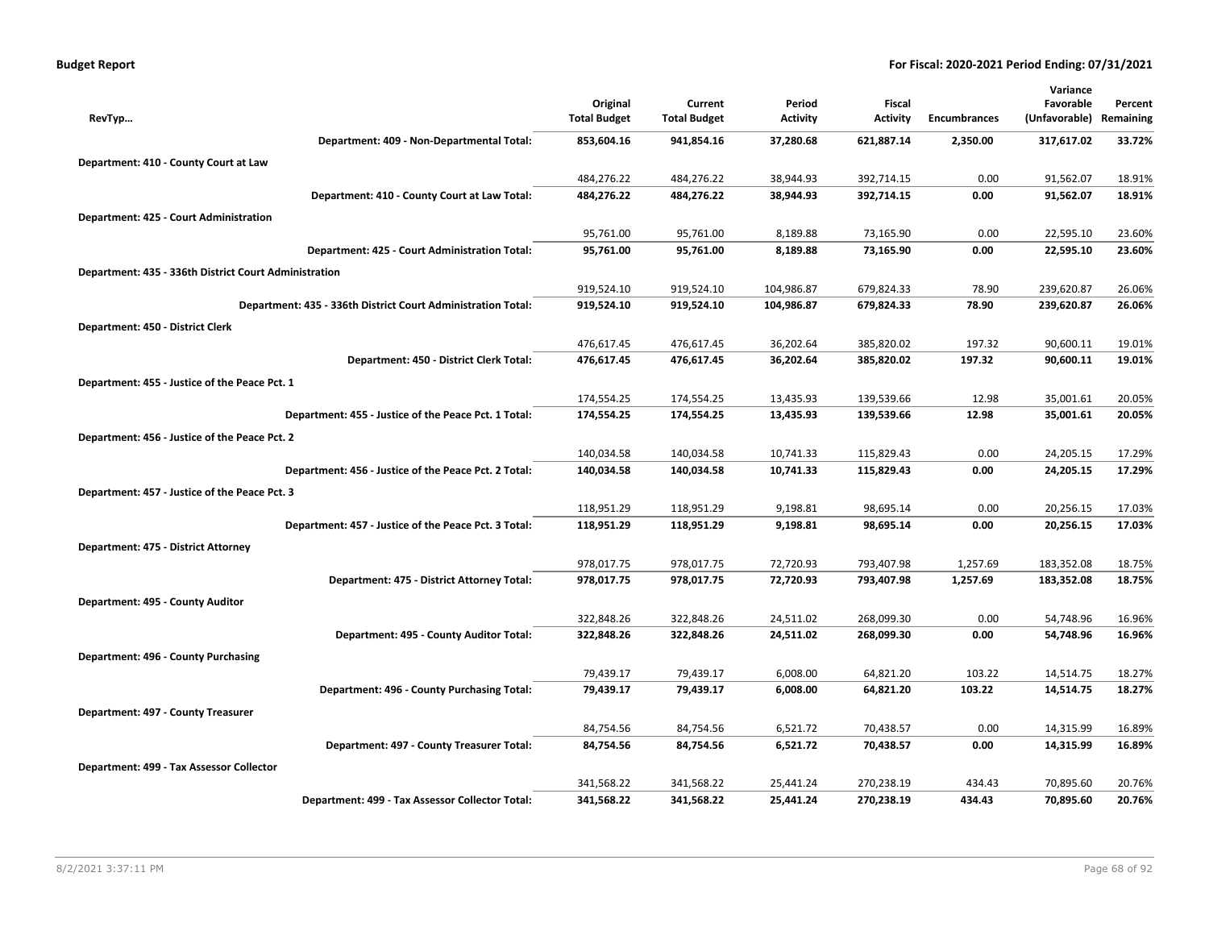| RevTyp... | Original Total Budget | Current Total Budget | Period Activity | Fiscal Activity | Encumbrances | Variance Favorable (Unfavorable) | Percent Remaining |
|---|---|---|---|---|---|---|---|
| **Department: 409 - Non-Departmental Total:** | **853,604.16** | **941,854.16** | **37,280.68** | **621,887.14** | **2,350.00** | **317,617.02** | **33.72%** |
| **Department: 410 - County Court at Law** | | | | | | | |
| | 484,276.22 | 484,276.22 | 38,944.93 | 392,714.15 | 0.00 | 91,562.07 | 18.91% |
| **Department: 410 - County Court at Law Total:** | **484,276.22** | **484,276.22** | **38,944.93** | **392,714.15** | **0.00** | **91,562.07** | **18.91%** |
| **Department: 425 - Court Administration** | | | | | | | |
| | 95,761.00 | 95,761.00 | 8,189.88 | 73,165.90 | 0.00 | 22,595.10 | 23.60% |
| **Department: 425 - Court Administration Total:** | **95,761.00** | **95,761.00** | **8,189.88** | **73,165.90** | **0.00** | **22,595.10** | **23.60%** |
| **Department: 435 - 336th District Court Administration** | | | | | | | |
| | 919,524.10 | 919,524.10 | 104,986.87 | 679,824.33 | 78.90 | 239,620.87 | 26.06% |
| **Department: 435 - 336th District Court Administration Total:** | **919,524.10** | **919,524.10** | **104,986.87** | **679,824.33** | **78.90** | **239,620.87** | **26.06%** |
| **Department: 450 - District Clerk** | | | | | | | |
| | 476,617.45 | 476,617.45 | 36,202.64 | 385,820.02 | 197.32 | 90,600.11 | 19.01% |
| **Department: 450 - District Clerk Total:** | **476,617.45** | **476,617.45** | **36,202.64** | **385,820.02** | **197.32** | **90,600.11** | **19.01%** |
| **Department: 455 - Justice of the Peace Pct. 1** | | | | | | | |
| | 174,554.25 | 174,554.25 | 13,435.93 | 139,539.66 | 12.98 | 35,001.61 | 20.05% |
| **Department: 455 - Justice of the Peace Pct. 1 Total:** | **174,554.25** | **174,554.25** | **13,435.93** | **139,539.66** | **12.98** | **35,001.61** | **20.05%** |
| **Department: 456 - Justice of the Peace Pct. 2** | | | | | | | |
| | 140,034.58 | 140,034.58 | 10,741.33 | 115,829.43 | 0.00 | 24,205.15 | 17.29% |
| **Department: 456 - Justice of the Peace Pct. 2 Total:** | **140,034.58** | **140,034.58** | **10,741.33** | **115,829.43** | **0.00** | **24,205.15** | **17.29%** |
| **Department: 457 - Justice of the Peace Pct. 3** | | | | | | | |
| | 118,951.29 | 118,951.29 | 9,198.81 | 98,695.14 | 0.00 | 20,256.15 | 17.03% |
| **Department: 457 - Justice of the Peace Pct. 3 Total:** | **118,951.29** | **118,951.29** | **9,198.81** | **98,695.14** | **0.00** | **20,256.15** | **17.03%** |
| **Department: 475 - District Attorney** | | | | | | | |
| | 978,017.75 | 978,017.75 | 72,720.93 | 793,407.98 | 1,257.69 | 183,352.08 | 18.75% |
| **Department: 475 - District Attorney Total:** | **978,017.75** | **978,017.75** | **72,720.93** | **793,407.98** | **1,257.69** | **183,352.08** | **18.75%** |
| **Department: 495 - County Auditor** | | | | | | | |
| | 322,848.26 | 322,848.26 | 24,511.02 | 268,099.30 | 0.00 | 54,748.96 | 16.96% |
| **Department: 495 - County Auditor Total:** | **322,848.26** | **322,848.26** | **24,511.02** | **268,099.30** | **0.00** | **54,748.96** | **16.96%** |
| **Department: 496 - County Purchasing** | | | | | | | |
| | 79,439.17 | 79,439.17 | 6,008.00 | 64,821.20 | 103.22 | 14,514.75 | 18.27% |
| **Department: 496 - County Purchasing Total:** | **79,439.17** | **79,439.17** | **6,008.00** | **64,821.20** | **103.22** | **14,514.75** | **18.27%** |
| **Department: 497 - County Treasurer** | | | | | | | |
| | 84,754.56 | 84,754.56 | 6,521.72 | 70,438.57 | 0.00 | 14,315.99 | 16.89% |
| **Department: 497 - County Treasurer Total:** | **84,754.56** | **84,754.56** | **6,521.72** | **70,438.57** | **0.00** | **14,315.99** | **16.89%** |
| **Department: 499 - Tax Assessor Collector** | | | | | | | |
| | 341,568.22 | 341,568.22 | 25,441.24 | 270,238.19 | 434.43 | 70,895.60 | 20.76% |
| **Department: 499 - Tax Assessor Collector Total:** | **341,568.22** | **341,568.22** | **25,441.24** | **270,238.19** | **434.43** | **70,895.60** | **20.76%** |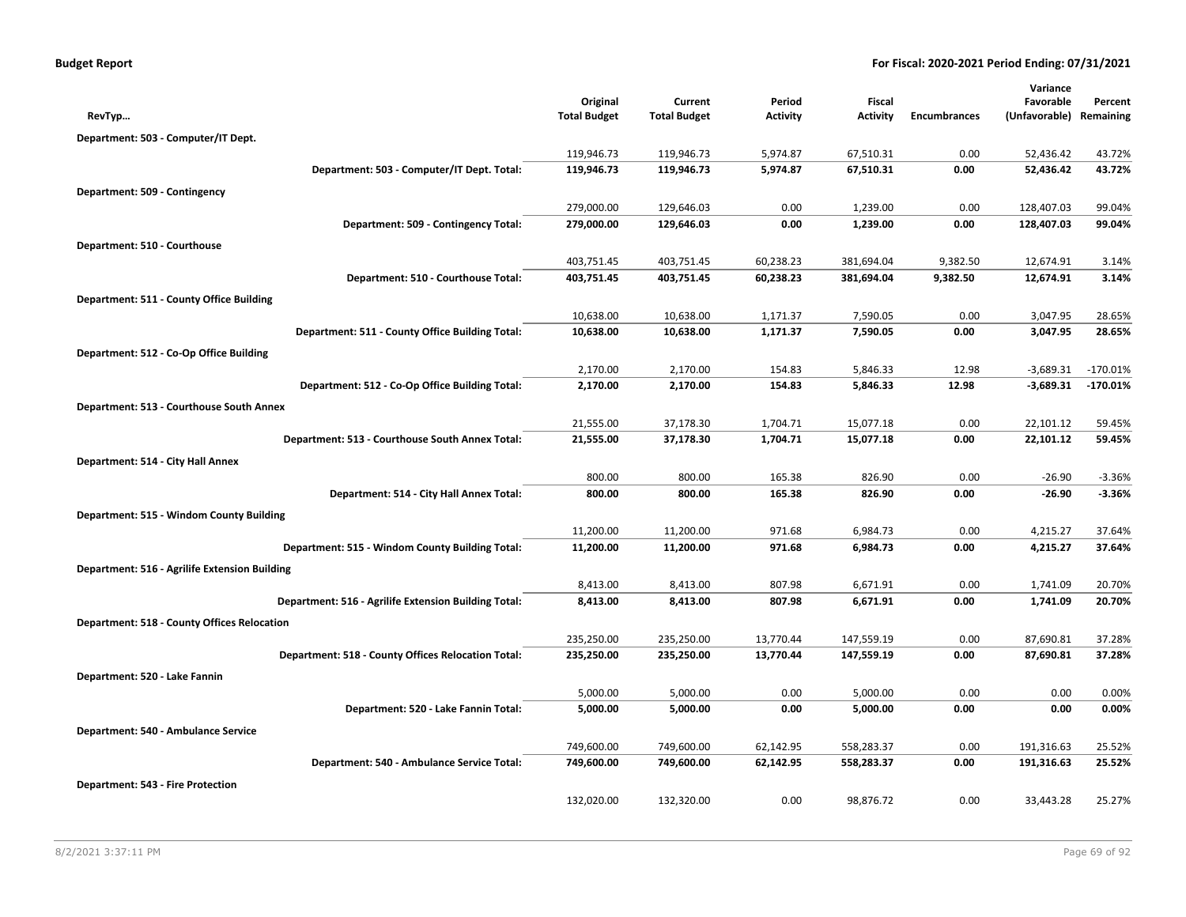**Budget Report** — **For Fiscal: 2020-2021 Period Ending: 07/31/2021**

| RevTyp… | Original Total Budget | Current Total Budget | Period Activity | Fiscal Activity | Encumbrances | Variance Favorable (Unfavorable) | Percent Remaining |
|---|---|---|---|---|---|---|---|
| **Department: 503 - Computer/IT Dept.** | | | | | | | |
| | 119,946.73 | 119,946.73 | 5,974.87 | 67,510.31 | 0.00 | 52,436.42 | 43.72% |
| **Department: 503 - Computer/IT Dept. Total:** | **119,946.73** | **119,946.73** | **5,974.87** | **67,510.31** | **0.00** | **52,436.42** | **43.72%** |
| **Department: 509 - Contingency** | | | | | | | |
| | 279,000.00 | 129,646.03 | 0.00 | 1,239.00 | 0.00 | 128,407.03 | 99.04% |
| **Department: 509 - Contingency Total:** | **279,000.00** | **129,646.03** | **0.00** | **1,239.00** | **0.00** | **128,407.03** | **99.04%** |
| **Department: 510 - Courthouse** | | | | | | | |
| | 403,751.45 | 403,751.45 | 60,238.23 | 381,694.04 | 9,382.50 | 12,674.91 | 3.14% |
| **Department: 510 - Courthouse Total:** | **403,751.45** | **403,751.45** | **60,238.23** | **381,694.04** | **9,382.50** | **12,674.91** | **3.14%** |
| **Department: 511 - County Office Building** | | | | | | | |
| | 10,638.00 | 10,638.00 | 1,171.37 | 7,590.05 | 0.00 | 3,047.95 | 28.65% |
| **Department: 511 - County Office Building Total:** | **10,638.00** | **10,638.00** | **1,171.37** | **7,590.05** | **0.00** | **3,047.95** | **28.65%** |
| **Department: 512 - Co-Op Office Building** | | | | | | | |
| | 2,170.00 | 2,170.00 | 154.83 | 5,846.33 | 12.98 | -3,689.31 | -170.01% |
| **Department: 512 - Co-Op Office Building Total:** | **2,170.00** | **2,170.00** | **154.83** | **5,846.33** | **12.98** | **-3,689.31** | **-170.01%** |
| **Department: 513 - Courthouse South Annex** | | | | | | | |
| | 21,555.00 | 37,178.30 | 1,704.71 | 15,077.18 | 0.00 | 22,101.12 | 59.45% |
| **Department: 513 - Courthouse South Annex Total:** | **21,555.00** | **37,178.30** | **1,704.71** | **15,077.18** | **0.00** | **22,101.12** | **59.45%** |
| **Department: 514 - City Hall Annex** | | | | | | | |
| | 800.00 | 800.00 | 165.38 | 826.90 | 0.00 | -26.90 | -3.36% |
| **Department: 514 - City Hall Annex Total:** | **800.00** | **800.00** | **165.38** | **826.90** | **0.00** | **-26.90** | **-3.36%** |
| **Department: 515 - Windom County Building** | | | | | | | |
| | 11,200.00 | 11,200.00 | 971.68 | 6,984.73 | 0.00 | 4,215.27 | 37.64% |
| **Department: 515 - Windom County Building Total:** | **11,200.00** | **11,200.00** | **971.68** | **6,984.73** | **0.00** | **4,215.27** | **37.64%** |
| **Department: 516 - Agrilife Extension Building** | | | | | | | |
| | 8,413.00 | 8,413.00 | 807.98 | 6,671.91 | 0.00 | 1,741.09 | 20.70% |
| **Department: 516 - Agrilife Extension Building Total:** | **8,413.00** | **8,413.00** | **807.98** | **6,671.91** | **0.00** | **1,741.09** | **20.70%** |
| **Department: 518 - County Offices Relocation** | | | | | | | |
| | 235,250.00 | 235,250.00 | 13,770.44 | 147,559.19 | 0.00 | 87,690.81 | 37.28% |
| **Department: 518 - County Offices Relocation Total:** | **235,250.00** | **235,250.00** | **13,770.44** | **147,559.19** | **0.00** | **87,690.81** | **37.28%** |
| **Department: 520 - Lake Fannin** | | | | | | | |
| | 5,000.00 | 5,000.00 | 0.00 | 5,000.00 | 0.00 | 0.00 | 0.00% |
| **Department: 520 - Lake Fannin Total:** | **5,000.00** | **5,000.00** | **0.00** | **5,000.00** | **0.00** | **0.00** | **0.00%** |
| **Department: 540 - Ambulance Service** | | | | | | | |
| | 749,600.00 | 749,600.00 | 62,142.95 | 558,283.37 | 0.00 | 191,316.63 | 25.52% |
| **Department: 540 - Ambulance Service Total:** | **749,600.00** | **749,600.00** | **62,142.95** | **558,283.37** | **0.00** | **191,316.63** | **25.52%** |
| **Department: 543 - Fire Protection** | | | | | | | |
| | 132,020.00 | 132,320.00 | 0.00 | 98,876.72 | 0.00 | 33,443.28 | 25.27% |

8/2/2021 3:37:11 PM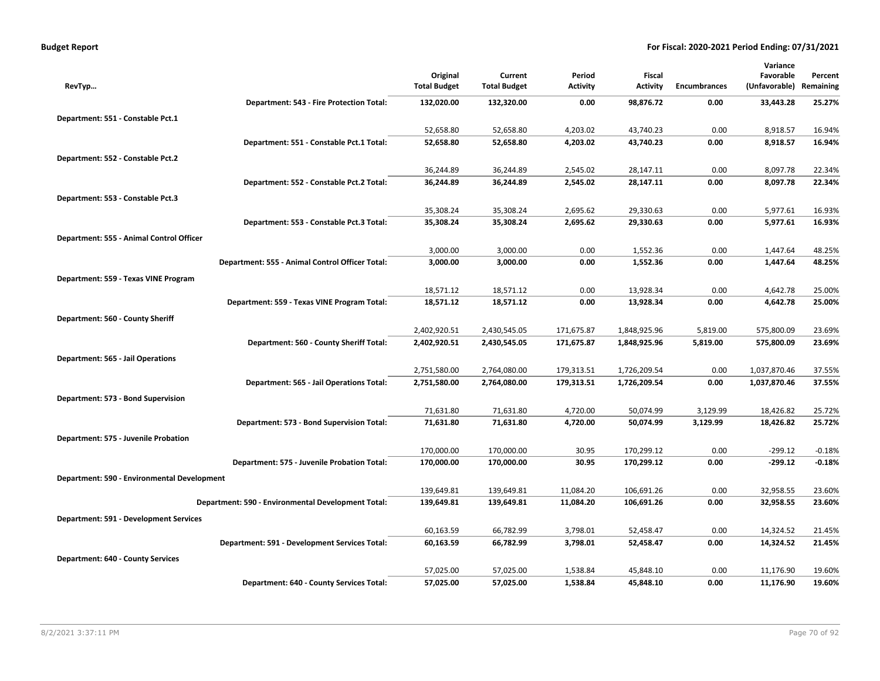**Budget Report** — For Fiscal: 2020-2021 Period Ending: 07/31/2021

| RevTyp... | Original Total Budget | Current Total Budget | Period Activity | Fiscal Activity | Encumbrances | Variance Favorable (Unfavorable) | Percent Remaining |
|---|---|---|---|---|---|---|---|
| **Department: 543 - Fire Protection Total:** | **132,020.00** | **132,320.00** | **0.00** | **98,876.72** | **0.00** | **33,443.28** | **25.27%** |
| **Department: 551 - Constable Pct.1** | | | | | | | |
| | 52,658.80 | 52,658.80 | 4,203.02 | 43,740.23 | 0.00 | 8,918.57 | 16.94% |
| **Department: 551 - Constable Pct.1 Total:** | **52,658.80** | **52,658.80** | **4,203.02** | **43,740.23** | **0.00** | **8,918.57** | **16.94%** |
| **Department: 552 - Constable Pct.2** | | | | | | | |
| | 36,244.89 | 36,244.89 | 2,545.02 | 28,147.11 | 0.00 | 8,097.78 | 22.34% |
| **Department: 552 - Constable Pct.2 Total:** | **36,244.89** | **36,244.89** | **2,545.02** | **28,147.11** | **0.00** | **8,097.78** | **22.34%** |
| **Department: 553 - Constable Pct.3** | | | | | | | |
| | 35,308.24 | 35,308.24 | 2,695.62 | 29,330.63 | 0.00 | 5,977.61 | 16.93% |
| **Department: 553 - Constable Pct.3 Total:** | **35,308.24** | **35,308.24** | **2,695.62** | **29,330.63** | **0.00** | **5,977.61** | **16.93%** |
| **Department: 555 - Animal Control Officer** | | | | | | | |
| | 3,000.00 | 3,000.00 | 0.00 | 1,552.36 | 0.00 | 1,447.64 | 48.25% |
| **Department: 555 - Animal Control Officer Total:** | **3,000.00** | **3,000.00** | **0.00** | **1,552.36** | **0.00** | **1,447.64** | **48.25%** |
| **Department: 559 - Texas VINE Program** | | | | | | | |
| | 18,571.12 | 18,571.12 | 0.00 | 13,928.34 | 0.00 | 4,642.78 | 25.00% |
| **Department: 559 - Texas VINE Program Total:** | **18,571.12** | **18,571.12** | **0.00** | **13,928.34** | **0.00** | **4,642.78** | **25.00%** |
| **Department: 560 - County Sheriff** | | | | | | | |
| | 2,402,920.51 | 2,430,545.05 | 171,675.87 | 1,848,925.96 | 5,819.00 | 575,800.09 | 23.69% |
| **Department: 560 - County Sheriff Total:** | **2,402,920.51** | **2,430,545.05** | **171,675.87** | **1,848,925.96** | **5,819.00** | **575,800.09** | **23.69%** |
| **Department: 565 - Jail Operations** | | | | | | | |
| | 2,751,580.00 | 2,764,080.00 | 179,313.51 | 1,726,209.54 | 0.00 | 1,037,870.46 | 37.55% |
| **Department: 565 - Jail Operations Total:** | **2,751,580.00** | **2,764,080.00** | **179,313.51** | **1,726,209.54** | **0.00** | **1,037,870.46** | **37.55%** |
| **Department: 573 - Bond Supervision** | | | | | | | |
| | 71,631.80 | 71,631.80 | 4,720.00 | 50,074.99 | 3,129.99 | 18,426.82 | 25.72% |
| **Department: 573 - Bond Supervision Total:** | **71,631.80** | **71,631.80** | **4,720.00** | **50,074.99** | **3,129.99** | **18,426.82** | **25.72%** |
| **Department: 575 - Juvenile Probation** | | | | | | | |
| | 170,000.00 | 170,000.00 | 30.95 | 170,299.12 | 0.00 | -299.12 | -0.18% |
| **Department: 575 - Juvenile Probation Total:** | **170,000.00** | **170,000.00** | **30.95** | **170,299.12** | **0.00** | **-299.12** | **-0.18%** |
| **Department: 590 - Environmental Development** | | | | | | | |
| | 139,649.81 | 139,649.81 | 11,084.20 | 106,691.26 | 0.00 | 32,958.55 | 23.60% |
| **Department: 590 - Environmental Development Total:** | **139,649.81** | **139,649.81** | **11,084.20** | **106,691.26** | **0.00** | **32,958.55** | **23.60%** |
| **Department: 591 - Development Services** | | | | | | | |
| | 60,163.59 | 66,782.99 | 3,798.01 | 52,458.47 | 0.00 | 14,324.52 | 21.45% |
| **Department: 591 - Development Services Total:** | **60,163.59** | **66,782.99** | **3,798.01** | **52,458.47** | **0.00** | **14,324.52** | **21.45%** |
| **Department: 640 - County Services** | | | | | | | |
| | 57,025.00 | 57,025.00 | 1,538.84 | 45,848.10 | 0.00 | 11,176.90 | 19.60% |
| **Department: 640 - County Services Total:** | **57,025.00** | **57,025.00** | **1,538.84** | **45,848.10** | **0.00** | **11,176.90** | **19.60%** |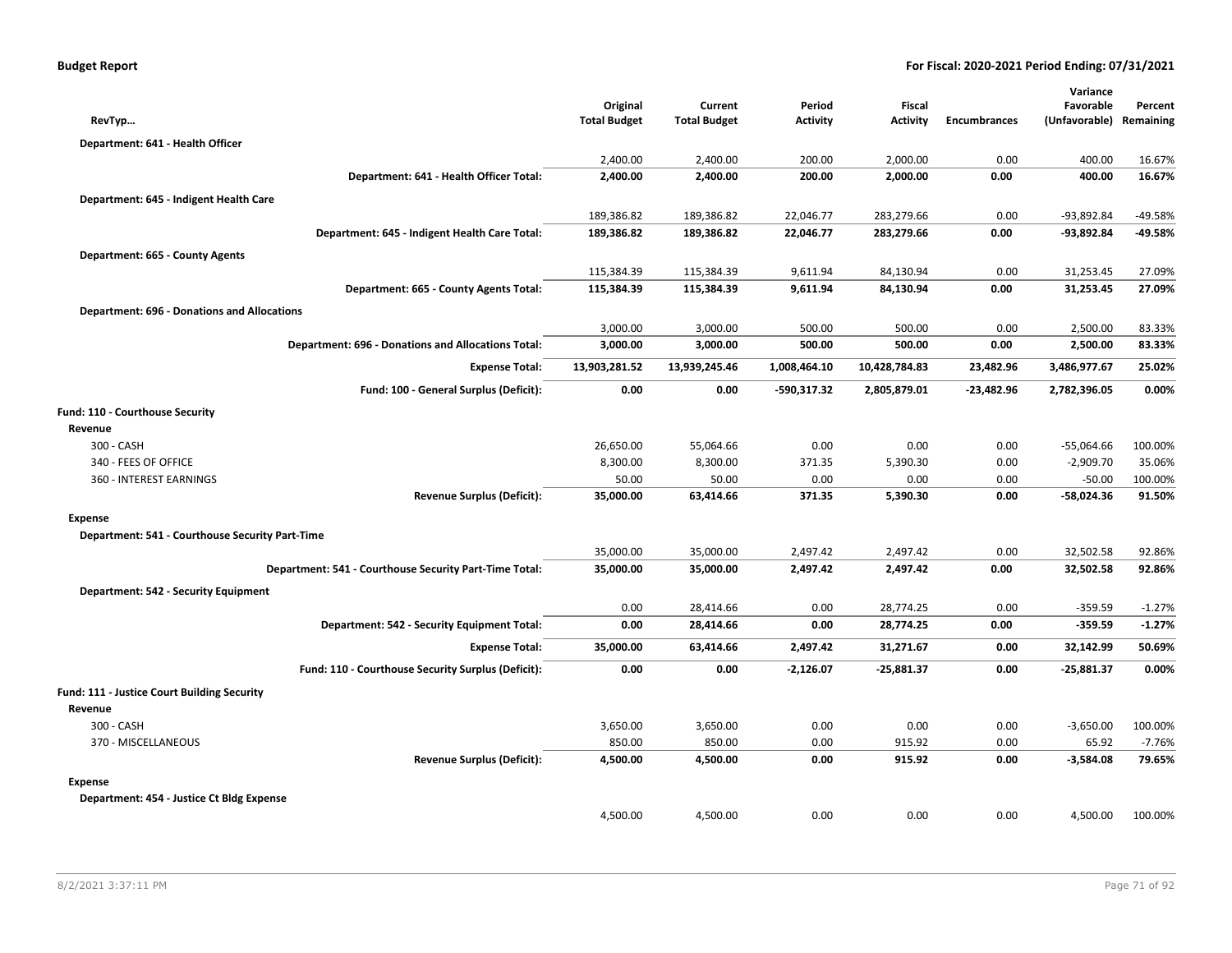| RevTyp… | Original Total Budget | Current Total Budget | Period Activity | Fiscal Activity | Encumbrances | Variance Favorable (Unfavorable) | Percent Remaining |
|---|---|---|---|---|---|---|---|
| **Department: 641 - Health Officer** | | | | | | | |
| | 2,400.00 | 2,400.00 | 200.00 | 2,000.00 | 0.00 | 400.00 | 16.67% |
| **Department: 641 - Health Officer Total:** | **2,400.00** | **2,400.00** | **200.00** | **2,000.00** | **0.00** | **400.00** | **16.67%** |
| **Department: 645 - Indigent Health Care** | | | | | | | |
| | 189,386.82 | 189,386.82 | 22,046.77 | 283,279.66 | 0.00 | -93,892.84 | -49.58% |
| **Department: 645 - Indigent Health Care Total:** | **189,386.82** | **189,386.82** | **22,046.77** | **283,279.66** | **0.00** | **-93,892.84** | **-49.58%** |
| **Department: 665 - County Agents** | | | | | | | |
| | 115,384.39 | 115,384.39 | 9,611.94 | 84,130.94 | 0.00 | 31,253.45 | 27.09% |
| **Department: 665 - County Agents Total:** | **115,384.39** | **115,384.39** | **9,611.94** | **84,130.94** | **0.00** | **31,253.45** | **27.09%** |
| **Department: 696 - Donations and Allocations** | | | | | | | |
| | 3,000.00 | 3,000.00 | 500.00 | 500.00 | 0.00 | 2,500.00 | 83.33% |
| **Department: 696 - Donations and Allocations Total:** | **3,000.00** | **3,000.00** | **500.00** | **500.00** | **0.00** | **2,500.00** | **83.33%** |
| **Expense Total:** | **13,903,281.52** | **13,939,245.46** | **1,008,464.10** | **10,428,784.83** | **23,482.96** | **3,486,977.67** | **25.02%** |
| **Fund: 100 - General Surplus (Deficit):** | **0.00** | **0.00** | **-590,317.32** | **2,805,879.01** | **-23,482.96** | **2,782,396.05** | **0.00%** |
| **Fund: 110 - Courthouse Security** | | | | | | | |
| **Revenue** | | | | | | | |
| 300 - CASH | 26,650.00 | 55,064.66 | 0.00 | 0.00 | 0.00 | -55,064.66 | 100.00% |
| 340 - FEES OF OFFICE | 8,300.00 | 8,300.00 | 371.35 | 5,390.30 | 0.00 | -2,909.70 | 35.06% |
| 360 - INTEREST EARNINGS | 50.00 | 50.00 | 0.00 | 0.00 | 0.00 | -50.00 | 100.00% |
| **Revenue Surplus (Deficit):** | **35,000.00** | **63,414.66** | **371.35** | **5,390.30** | **0.00** | **-58,024.36** | **91.50%** |
| **Expense** | | | | | | | |
| **Department: 541 - Courthouse Security Part-Time** | | | | | | | |
| | 35,000.00 | 35,000.00 | 2,497.42 | 2,497.42 | 0.00 | 32,502.58 | 92.86% |
| **Department: 541 - Courthouse Security Part-Time Total:** | **35,000.00** | **35,000.00** | **2,497.42** | **2,497.42** | **0.00** | **32,502.58** | **92.86%** |
| **Department: 542 - Security Equipment** | | | | | | | |
| | 0.00 | 28,414.66 | 0.00 | 28,774.25 | 0.00 | -359.59 | -1.27% |
| **Department: 542 - Security Equipment Total:** | **0.00** | **28,414.66** | **0.00** | **28,774.25** | **0.00** | **-359.59** | **-1.27%** |
| **Expense Total:** | **35,000.00** | **63,414.66** | **2,497.42** | **31,271.67** | **0.00** | **32,142.99** | **50.69%** |
| **Fund: 110 - Courthouse Security Surplus (Deficit):** | **0.00** | **0.00** | **-2,126.07** | **-25,881.37** | **0.00** | **-25,881.37** | **0.00%** |
| **Fund: 111 - Justice Court Building Security** | | | | | | | |
| **Revenue** | | | | | | | |
| 300 - CASH | 3,650.00 | 3,650.00 | 0.00 | 0.00 | 0.00 | -3,650.00 | 100.00% |
| 370 - MISCELLANEOUS | 850.00 | 850.00 | 0.00 | 915.92 | 0.00 | 65.92 | -7.76% |
| **Revenue Surplus (Deficit):** | **4,500.00** | **4,500.00** | **0.00** | **915.92** | **0.00** | **-3,584.08** | **79.65%** |
| **Expense** | | | | | | | |
| **Department: 454 - Justice Ct Bldg Expense** | | | | | | | |
| | 4,500.00 | 4,500.00 | 0.00 | 0.00 | 0.00 | 4,500.00 | 100.00% |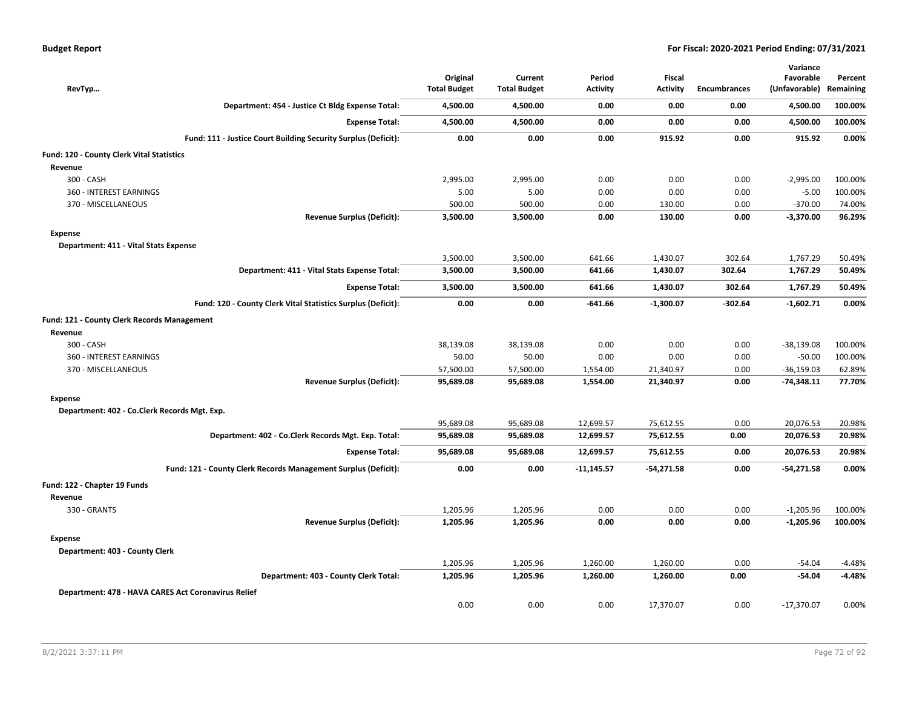| RevTyp... | Original Total Budget | Current Total Budget | Period Activity | Fiscal Activity | Encumbrances | Variance Favorable (Unfavorable) | Percent Remaining |
|---|---|---|---|---|---|---|---|
| **Department: 454 - Justice Ct Bldg Expense Total:** | **4,500.00** | **4,500.00** | **0.00** | **0.00** | **0.00** | **4,500.00** | **100.00%** |
| **Expense Total:** | **4,500.00** | **4,500.00** | **0.00** | **0.00** | **0.00** | **4,500.00** | **100.00%** |
| **Fund: 111 - Justice Court Building Security Surplus (Deficit):** | **0.00** | **0.00** | **0.00** | **915.92** | **0.00** | **915.92** | **0.00%** |
| **Fund: 120 - County Clerk Vital Statistics** | | | | | | | |
| **Revenue** | | | | | | | |
| 300 - CASH | 2,995.00 | 2,995.00 | 0.00 | 0.00 | 0.00 | -2,995.00 | 100.00% |
| 360 - INTEREST EARNINGS | 5.00 | 5.00 | 0.00 | 0.00 | 0.00 | -5.00 | 100.00% |
| 370 - MISCELLANEOUS | 500.00 | 500.00 | 0.00 | 130.00 | 0.00 | -370.00 | 74.00% |
| **Revenue Surplus (Deficit):** | **3,500.00** | **3,500.00** | **0.00** | **130.00** | **0.00** | **-3,370.00** | **96.29%** |
| **Expense** | | | | | | | |
| **Department: 411 - Vital Stats Expense** | | | | | | | |
| | 3,500.00 | 3,500.00 | 641.66 | 1,430.07 | 302.64 | 1,767.29 | 50.49% |
| **Department: 411 - Vital Stats Expense Total:** | **3,500.00** | **3,500.00** | **641.66** | **1,430.07** | **302.64** | **1,767.29** | **50.49%** |
| **Expense Total:** | **3,500.00** | **3,500.00** | **641.66** | **1,430.07** | **302.64** | **1,767.29** | **50.49%** |
| **Fund: 120 - County Clerk Vital Statistics Surplus (Deficit):** | **0.00** | **0.00** | **-641.66** | **-1,300.07** | **-302.64** | **-1,602.71** | **0.00%** |
| **Fund: 121 - County Clerk Records Management** | | | | | | | |
| **Revenue** | | | | | | | |
| 300 - CASH | 38,139.08 | 38,139.08 | 0.00 | 0.00 | 0.00 | -38,139.08 | 100.00% |
| 360 - INTEREST EARNINGS | 50.00 | 50.00 | 0.00 | 0.00 | 0.00 | -50.00 | 100.00% |
| 370 - MISCELLANEOUS | 57,500.00 | 57,500.00 | 1,554.00 | 21,340.97 | 0.00 | -36,159.03 | 62.89% |
| **Revenue Surplus (Deficit):** | **95,689.08** | **95,689.08** | **1,554.00** | **21,340.97** | **0.00** | **-74,348.11** | **77.70%** |
| **Expense** | | | | | | | |
| **Department: 402 - Co.Clerk Records Mgt. Exp.** | | | | | | | |
| | 95,689.08 | 95,689.08 | 12,699.57 | 75,612.55 | 0.00 | 20,076.53 | 20.98% |
| **Department: 402 - Co.Clerk Records Mgt. Exp. Total:** | **95,689.08** | **95,689.08** | **12,699.57** | **75,612.55** | **0.00** | **20,076.53** | **20.98%** |
| **Expense Total:** | **95,689.08** | **95,689.08** | **12,699.57** | **75,612.55** | **0.00** | **20,076.53** | **20.98%** |
| **Fund: 121 - County Clerk Records Management Surplus (Deficit):** | **0.00** | **0.00** | **-11,145.57** | **-54,271.58** | **0.00** | **-54,271.58** | **0.00%** |
| **Fund: 122 - Chapter 19 Funds** | | | | | | | |
| **Revenue** | | | | | | | |
| 330 - GRANTS | 1,205.96 | 1,205.96 | 0.00 | 0.00 | 0.00 | -1,205.96 | 100.00% |
| **Revenue Surplus (Deficit):** | **1,205.96** | **1,205.96** | **0.00** | **0.00** | **0.00** | **-1,205.96** | **100.00%** |
| **Expense** | | | | | | | |
| **Department: 403 - County Clerk** | | | | | | | |
| | 1,205.96 | 1,205.96 | 1,260.00 | 1,260.00 | 0.00 | -54.04 | -4.48% |
| **Department: 403 - County Clerk Total:** | **1,205.96** | **1,205.96** | **1,260.00** | **1,260.00** | **0.00** | **-54.04** | **-4.48%** |
| **Department: 478 - HAVA CARES Act Coronavirus Relief** | | | | | | | |
| | 0.00 | 0.00 | 0.00 | 17,370.07 | 0.00 | -17,370.07 | 0.00% |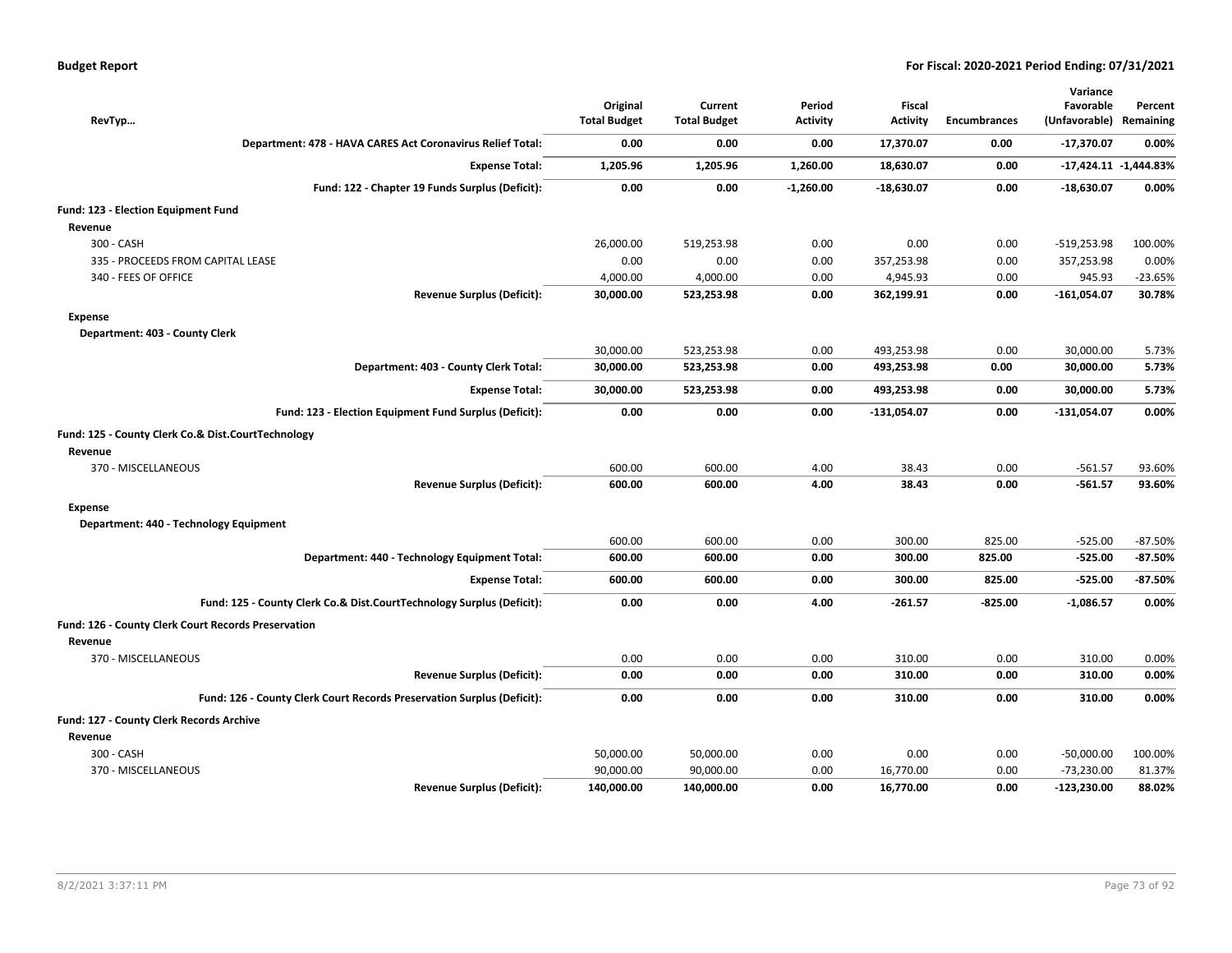| RevTyp… | Original Total Budget | Current Total Budget | Period Activity | Fiscal Activity | Encumbrances | Variance Favorable (Unfavorable) | Percent Remaining |
|---|---|---|---|---|---|---|---|
| **Department: 478 - HAVA CARES Act Coronavirus Relief Total:** | **0.00** | **0.00** | **0.00** | **17,370.07** | **0.00** | **-17,370.07** | **0.00%** |
| **Expense Total:** | **1,205.96** | **1,205.96** | **1,260.00** | **18,630.07** | **0.00** | **-17,424.11** | **-1,444.83%** |
| **Fund: 122 - Chapter 19 Funds Surplus (Deficit):** | **0.00** | **0.00** | **-1,260.00** | **-18,630.07** | **0.00** | **-18,630.07** | **0.00%** |
| **Fund: 123 - Election Equipment Fund** | | | | | | | |
| **Revenue** | | | | | | | |
| 300 - CASH | 26,000.00 | 519,253.98 | 0.00 | 0.00 | 0.00 | -519,253.98 | 100.00% |
| 335 - PROCEEDS FROM CAPITAL LEASE | 0.00 | 0.00 | 0.00 | 357,253.98 | 0.00 | 357,253.98 | 0.00% |
| 340 - FEES OF OFFICE | 4,000.00 | 4,000.00 | 0.00 | 4,945.93 | 0.00 | 945.93 | -23.65% |
| **Revenue Surplus (Deficit):** | **30,000.00** | **523,253.98** | **0.00** | **362,199.91** | **0.00** | **-161,054.07** | **30.78%** |
| **Expense** | | | | | | | |
| **Department: 403 - County Clerk** | | | | | | | |
| | 30,000.00 | 523,253.98 | 0.00 | 493,253.98 | 0.00 | 30,000.00 | 5.73% |
| **Department: 403 - County Clerk Total:** | **30,000.00** | **523,253.98** | **0.00** | **493,253.98** | **0.00** | **30,000.00** | **5.73%** |
| **Expense Total:** | **30,000.00** | **523,253.98** | **0.00** | **493,253.98** | **0.00** | **30,000.00** | **5.73%** |
| **Fund: 123 - Election Equipment Fund Surplus (Deficit):** | **0.00** | **0.00** | **0.00** | **-131,054.07** | **0.00** | **-131,054.07** | **0.00%** |
| **Fund: 125 - County Clerk Co.& Dist.CourtTechnology** | | | | | | | |
| **Revenue** | | | | | | | |
| 370 - MISCELLANEOUS | 600.00 | 600.00 | 4.00 | 38.43 | 0.00 | -561.57 | 93.60% |
| **Revenue Surplus (Deficit):** | **600.00** | **600.00** | **4.00** | **38.43** | **0.00** | **-561.57** | **93.60%** |
| **Expense** | | | | | | | |
| **Department: 440 - Technology Equipment** | | | | | | | |
| | 600.00 | 600.00 | 0.00 | 300.00 | 825.00 | -525.00 | -87.50% |
| **Department: 440 - Technology Equipment Total:** | **600.00** | **600.00** | **0.00** | **300.00** | **825.00** | **-525.00** | **-87.50%** |
| **Expense Total:** | **600.00** | **600.00** | **0.00** | **300.00** | **825.00** | **-525.00** | **-87.50%** |
| **Fund: 125 - County Clerk Co.& Dist.CourtTechnology Surplus (Deficit):** | **0.00** | **0.00** | **4.00** | **-261.57** | **-825.00** | **-1,086.57** | **0.00%** |
| **Fund: 126 - County Clerk Court Records Preservation** | | | | | | | |
| **Revenue** | | | | | | | |
| 370 - MISCELLANEOUS | 0.00 | 0.00 | 0.00 | 310.00 | 0.00 | 310.00 | 0.00% |
| **Revenue Surplus (Deficit):** | **0.00** | **0.00** | **0.00** | **310.00** | **0.00** | **310.00** | **0.00%** |
| **Fund: 126 - County Clerk Court Records Preservation Surplus (Deficit):** | **0.00** | **0.00** | **0.00** | **310.00** | **0.00** | **310.00** | **0.00%** |
| **Fund: 127 - County Clerk Records Archive** | | | | | | | |
| **Revenue** | | | | | | | |
| 300 - CASH | 50,000.00 | 50,000.00 | 0.00 | 0.00 | 0.00 | -50,000.00 | 100.00% |
| 370 - MISCELLANEOUS | 90,000.00 | 90,000.00 | 0.00 | 16,770.00 | 0.00 | -73,230.00 | 81.37% |
| **Revenue Surplus (Deficit):** | **140,000.00** | **140,000.00** | **0.00** | **16,770.00** | **0.00** | **-123,230.00** | **88.02%** |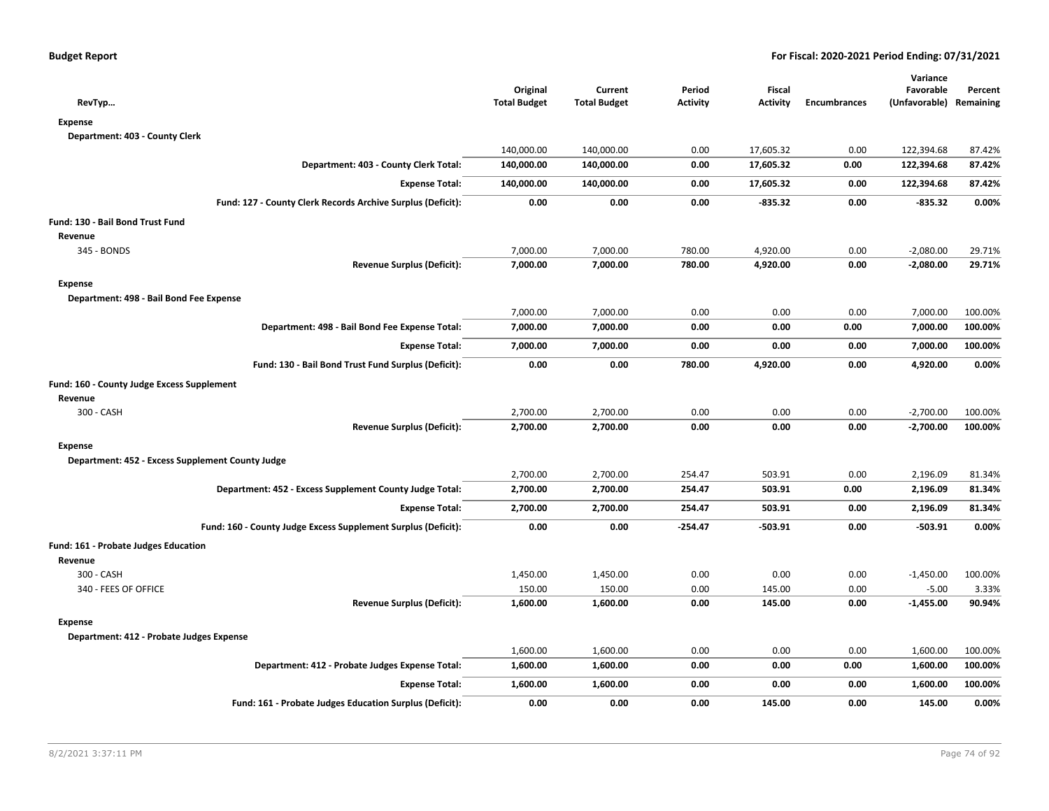**Budget Report** **For Fiscal: 2020-2021 Period Ending: 07/31/2021**

| RevTyp… | Original Total Budget | Current Total Budget | Period Activity | Fiscal Activity | Encumbrances | Variance Favorable (Unfavorable) | Percent Remaining |
|---|---|---|---|---|---|---|---|
| **Expense** | | | | | | | |
| **Department: 403 - County Clerk** | | | | | | | |
| | 140,000.00 | 140,000.00 | 0.00 | 17,605.32 | 0.00 | 122,394.68 | 87.42% |
| **Department: 403 - County Clerk Total:** | **140,000.00** | **140,000.00** | **0.00** | **17,605.32** | **0.00** | **122,394.68** | **87.42%** |
| **Expense Total:** | **140,000.00** | **140,000.00** | **0.00** | **17,605.32** | **0.00** | **122,394.68** | **87.42%** |
| **Fund: 127 - County Clerk Records Archive Surplus (Deficit):** | **0.00** | **0.00** | **0.00** | **-835.32** | **0.00** | **-835.32** | **0.00%** |
| **Fund: 130 - Bail Bond Trust Fund** | | | | | | | |
| **Revenue** | | | | | | | |
| 345 - BONDS | 7,000.00 | 7,000.00 | 780.00 | 4,920.00 | 0.00 | -2,080.00 | 29.71% |
| **Revenue Surplus (Deficit):** | **7,000.00** | **7,000.00** | **780.00** | **4,920.00** | **0.00** | **-2,080.00** | **29.71%** |
| **Expense** | | | | | | | |
| **Department: 498 - Bail Bond Fee Expense** | | | | | | | |
| | 7,000.00 | 7,000.00 | 0.00 | 0.00 | 0.00 | 7,000.00 | 100.00% |
| **Department: 498 - Bail Bond Fee Expense Total:** | **7,000.00** | **7,000.00** | **0.00** | **0.00** | **0.00** | **7,000.00** | **100.00%** |
| **Expense Total:** | **7,000.00** | **7,000.00** | **0.00** | **0.00** | **0.00** | **7,000.00** | **100.00%** |
| **Fund: 130 - Bail Bond Trust Fund Surplus (Deficit):** | **0.00** | **0.00** | **780.00** | **4,920.00** | **0.00** | **4,920.00** | **0.00%** |
| **Fund: 160 - County Judge Excess Supplement** | | | | | | | |
| **Revenue** | | | | | | | |
| 300 - CASH | 2,700.00 | 2,700.00 | 0.00 | 0.00 | 0.00 | -2,700.00 | 100.00% |
| **Revenue Surplus (Deficit):** | **2,700.00** | **2,700.00** | **0.00** | **0.00** | **0.00** | **-2,700.00** | **100.00%** |
| **Expense** | | | | | | | |
| **Department: 452 - Excess Supplement County Judge** | | | | | | | |
| | 2,700.00 | 2,700.00 | 254.47 | 503.91 | 0.00 | 2,196.09 | 81.34% |
| **Department: 452 - Excess Supplement County Judge Total:** | **2,700.00** | **2,700.00** | **254.47** | **503.91** | **0.00** | **2,196.09** | **81.34%** |
| **Expense Total:** | **2,700.00** | **2,700.00** | **254.47** | **503.91** | **0.00** | **2,196.09** | **81.34%** |
| **Fund: 160 - County Judge Excess Supplement Surplus (Deficit):** | **0.00** | **0.00** | **-254.47** | **-503.91** | **0.00** | **-503.91** | **0.00%** |
| **Fund: 161 - Probate Judges Education** | | | | | | | |
| **Revenue** | | | | | | | |
| 300 - CASH | 1,450.00 | 1,450.00 | 0.00 | 0.00 | 0.00 | -1,450.00 | 100.00% |
| 340 - FEES OF OFFICE | 150.00 | 150.00 | 0.00 | 145.00 | 0.00 | -5.00 | 3.33% |
| **Revenue Surplus (Deficit):** | **1,600.00** | **1,600.00** | **0.00** | **145.00** | **0.00** | **-1,455.00** | **90.94%** |
| **Expense** | | | | | | | |
| **Department: 412 - Probate Judges Expense** | | | | | | | |
| | 1,600.00 | 1,600.00 | 0.00 | 0.00 | 0.00 | 1,600.00 | 100.00% |
| **Department: 412 - Probate Judges Expense Total:** | **1,600.00** | **1,600.00** | **0.00** | **0.00** | **0.00** | **1,600.00** | **100.00%** |
| **Expense Total:** | **1,600.00** | **1,600.00** | **0.00** | **0.00** | **0.00** | **1,600.00** | **100.00%** |
| **Fund: 161 - Probate Judges Education Surplus (Deficit):** | **0.00** | **0.00** | **0.00** | **145.00** | **0.00** | **145.00** | **0.00%** |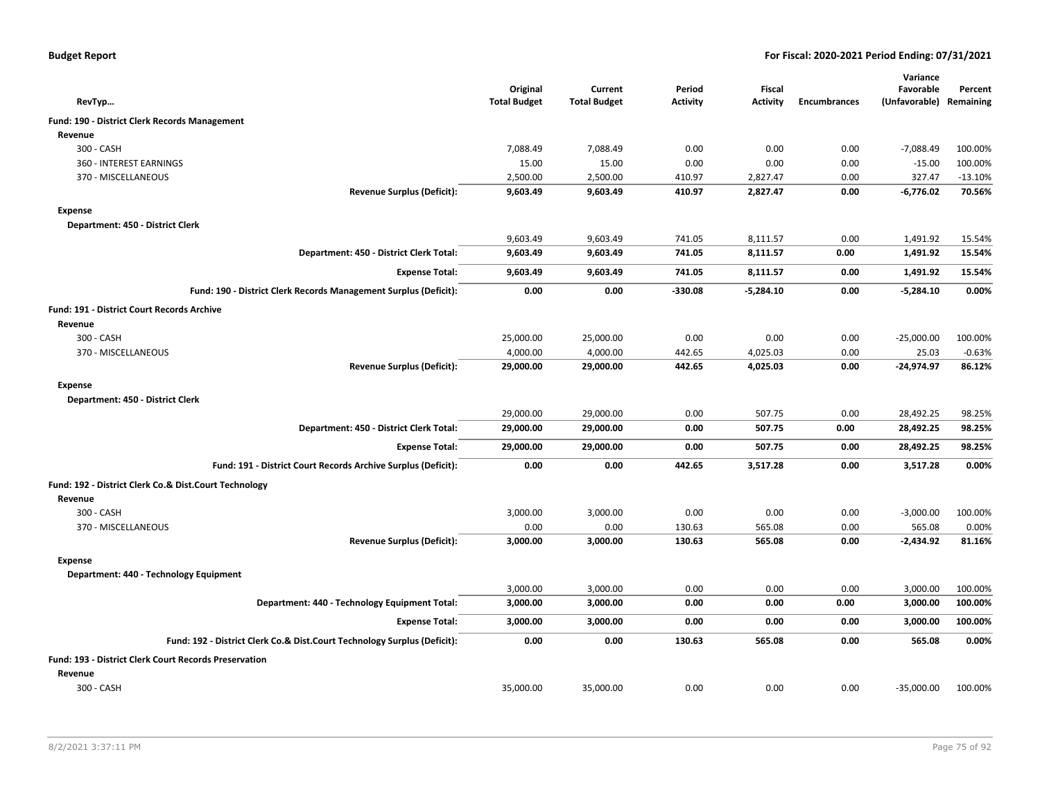| RevTyp… | Original Total Budget | Current Total Budget | Period Activity | Fiscal Activity | Encumbrances | Variance Favorable (Unfavorable) | Percent Remaining |
|---|---|---|---|---|---|---|---|
| **Fund: 190 - District Clerk Records Management** | | | | | | | |
| **Revenue** | | | | | | | |
| 300 - CASH | 7,088.49 | 7,088.49 | 0.00 | 0.00 | 0.00 | -7,088.49 | 100.00% |
| 360 - INTEREST EARNINGS | 15.00 | 15.00 | 0.00 | 0.00 | 0.00 | -15.00 | 100.00% |
| 370 - MISCELLANEOUS | 2,500.00 | 2,500.00 | 410.97 | 2,827.47 | 0.00 | 327.47 | -13.10% |
| **Revenue Surplus (Deficit):** | **9,603.49** | **9,603.49** | **410.97** | **2,827.47** | **0.00** | **-6,776.02** | **70.56%** |
| **Expense** | | | | | | | |
| **Department: 450 - District Clerk** | | | | | | | |
| | 9,603.49 | 9,603.49 | 741.05 | 8,111.57 | 0.00 | 1,491.92 | 15.54% |
| **Department: 450 - District Clerk Total:** | **9,603.49** | **9,603.49** | **741.05** | **8,111.57** | **0.00** | **1,491.92** | **15.54%** |
| **Expense Total:** | **9,603.49** | **9,603.49** | **741.05** | **8,111.57** | **0.00** | **1,491.92** | **15.54%** |
| **Fund: 190 - District Clerk Records Management Surplus (Deficit):** | **0.00** | **0.00** | **-330.08** | **-5,284.10** | **0.00** | **-5,284.10** | **0.00%** |
| **Fund: 191 - District Court Records Archive** | | | | | | | |
| **Revenue** | | | | | | | |
| 300 - CASH | 25,000.00 | 25,000.00 | 0.00 | 0.00 | 0.00 | -25,000.00 | 100.00% |
| 370 - MISCELLANEOUS | 4,000.00 | 4,000.00 | 442.65 | 4,025.03 | 0.00 | 25.03 | -0.63% |
| **Revenue Surplus (Deficit):** | **29,000.00** | **29,000.00** | **442.65** | **4,025.03** | **0.00** | **-24,974.97** | **86.12%** |
| **Expense** | | | | | | | |
| **Department: 450 - District Clerk** | | | | | | | |
| | 29,000.00 | 29,000.00 | 0.00 | 507.75 | 0.00 | 28,492.25 | 98.25% |
| **Department: 450 - District Clerk Total:** | **29,000.00** | **29,000.00** | **0.00** | **507.75** | **0.00** | **28,492.25** | **98.25%** |
| **Expense Total:** | **29,000.00** | **29,000.00** | **0.00** | **507.75** | **0.00** | **28,492.25** | **98.25%** |
| **Fund: 191 - District Court Records Archive Surplus (Deficit):** | **0.00** | **0.00** | **442.65** | **3,517.28** | **0.00** | **3,517.28** | **0.00%** |
| **Fund: 192 - District Clerk Co.& Dist.Court Technology** | | | | | | | |
| **Revenue** | | | | | | | |
| 300 - CASH | 3,000.00 | 3,000.00 | 0.00 | 0.00 | 0.00 | -3,000.00 | 100.00% |
| 370 - MISCELLANEOUS | 0.00 | 0.00 | 130.63 | 565.08 | 0.00 | 565.08 | 0.00% |
| **Revenue Surplus (Deficit):** | **3,000.00** | **3,000.00** | **130.63** | **565.08** | **0.00** | **-2,434.92** | **81.16%** |
| **Expense** | | | | | | | |
| **Department: 440 - Technology Equipment** | | | | | | | |
| | 3,000.00 | 3,000.00 | 0.00 | 0.00 | 0.00 | 3,000.00 | 100.00% |
| **Department: 440 - Technology Equipment Total:** | **3,000.00** | **3,000.00** | **0.00** | **0.00** | **0.00** | **3,000.00** | **100.00%** |
| **Expense Total:** | **3,000.00** | **3,000.00** | **0.00** | **0.00** | **0.00** | **3,000.00** | **100.00%** |
| **Fund: 192 - District Clerk Co.& Dist.Court Technology Surplus (Deficit):** | **0.00** | **0.00** | **130.63** | **565.08** | **0.00** | **565.08** | **0.00%** |
| **Fund: 193 - District Clerk Court Records Preservation** | | | | | | | |
| **Revenue** | | | | | | | |
| 300 - CASH | 35,000.00 | 35,000.00 | 0.00 | 0.00 | 0.00 | -35,000.00 | 100.00% |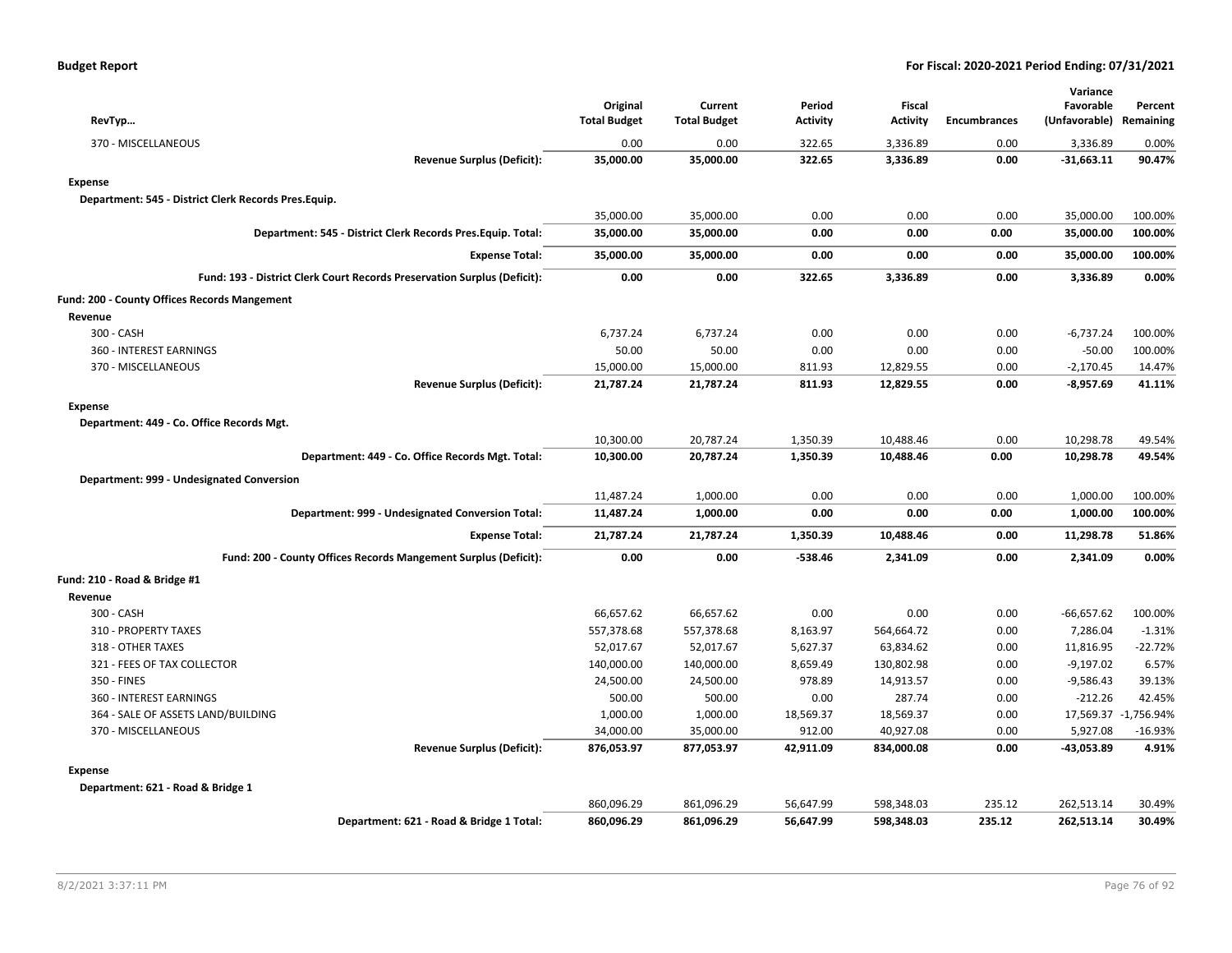| RevTyp... | Original Total Budget | Current Total Budget | Period Activity | Fiscal Activity | Encumbrances | Variance Favorable (Unfavorable) | Percent Remaining |
|---|---|---|---|---|---|---|---|
| 370 - MISCELLANEOUS | 0.00 | 0.00 | 322.65 | 3,336.89 | 0.00 | 3,336.89 | 0.00% |
| **Revenue Surplus (Deficit):** | **35,000.00** | **35,000.00** | **322.65** | **3,336.89** | **0.00** | **-31,663.11** | **90.47%** |
| **Expense** | | | | | | | |
| **Department: 545 - District Clerk Records Pres.Equip.** | | | | | | | |
| | 35,000.00 | 35,000.00 | 0.00 | 0.00 | 0.00 | 35,000.00 | 100.00% |
| **Department: 545 - District Clerk Records Pres.Equip. Total:** | **35,000.00** | **35,000.00** | **0.00** | **0.00** | **0.00** | **35,000.00** | **100.00%** |
| **Expense Total:** | **35,000.00** | **35,000.00** | **0.00** | **0.00** | **0.00** | **35,000.00** | **100.00%** |
| **Fund: 193 - District Clerk Court Records Preservation Surplus (Deficit):** | **0.00** | **0.00** | **322.65** | **3,336.89** | **0.00** | **3,336.89** | **0.00%** |
| **Fund: 200 - County Offices Records Mangement** | | | | | | | |
| **Revenue** | | | | | | | |
| 300 - CASH | 6,737.24 | 6,737.24 | 0.00 | 0.00 | 0.00 | -6,737.24 | 100.00% |
| 360 - INTEREST EARNINGS | 50.00 | 50.00 | 0.00 | 0.00 | 0.00 | -50.00 | 100.00% |
| 370 - MISCELLANEOUS | 15,000.00 | 15,000.00 | 811.93 | 12,829.55 | 0.00 | -2,170.45 | 14.47% |
| **Revenue Surplus (Deficit):** | **21,787.24** | **21,787.24** | **811.93** | **12,829.55** | **0.00** | **-8,957.69** | **41.11%** |
| **Expense** | | | | | | | |
| **Department: 449 - Co. Office Records Mgt.** | | | | | | | |
| | 10,300.00 | 20,787.24 | 1,350.39 | 10,488.46 | 0.00 | 10,298.78 | 49.54% |
| **Department: 449 - Co. Office Records Mgt. Total:** | **10,300.00** | **20,787.24** | **1,350.39** | **10,488.46** | **0.00** | **10,298.78** | **49.54%** |
| **Department: 999 - Undesignated Conversion** | | | | | | | |
| | 11,487.24 | 1,000.00 | 0.00 | 0.00 | 0.00 | 1,000.00 | 100.00% |
| **Department: 999 - Undesignated Conversion Total:** | **11,487.24** | **1,000.00** | **0.00** | **0.00** | **0.00** | **1,000.00** | **100.00%** |
| **Expense Total:** | **21,787.24** | **21,787.24** | **1,350.39** | **10,488.46** | **0.00** | **11,298.78** | **51.86%** |
| **Fund: 200 - County Offices Records Mangement Surplus (Deficit):** | **0.00** | **0.00** | **-538.46** | **2,341.09** | **0.00** | **2,341.09** | **0.00%** |
| **Fund: 210 - Road & Bridge #1** | | | | | | | |
| **Revenue** | | | | | | | |
| 300 - CASH | 66,657.62 | 66,657.62 | 0.00 | 0.00 | 0.00 | -66,657.62 | 100.00% |
| 310 - PROPERTY TAXES | 557,378.68 | 557,378.68 | 8,163.97 | 564,664.72 | 0.00 | 7,286.04 | -1.31% |
| 318 - OTHER TAXES | 52,017.67 | 52,017.67 | 5,627.37 | 63,834.62 | 0.00 | 11,816.95 | -22.72% |
| 321 - FEES OF TAX COLLECTOR | 140,000.00 | 140,000.00 | 8,659.49 | 130,802.98 | 0.00 | -9,197.02 | 6.57% |
| 350 - FINES | 24,500.00 | 24,500.00 | 978.89 | 14,913.57 | 0.00 | -9,586.43 | 39.13% |
| 360 - INTEREST EARNINGS | 500.00 | 500.00 | 0.00 | 287.74 | 0.00 | -212.26 | 42.45% |
| 364 - SALE OF ASSETS LAND/BUILDING | 1,000.00 | 1,000.00 | 18,569.37 | 18,569.37 | 0.00 | 17,569.37 | -1,756.94% |
| 370 - MISCELLANEOUS | 34,000.00 | 35,000.00 | 912.00 | 40,927.08 | 0.00 | 5,927.08 | -16.93% |
| **Revenue Surplus (Deficit):** | **876,053.97** | **877,053.97** | **42,911.09** | **834,000.08** | **0.00** | **-43,053.89** | **4.91%** |
| **Expense** | | | | | | | |
| **Department: 621 - Road & Bridge 1** | | | | | | | |
| | 860,096.29 | 861,096.29 | 56,647.99 | 598,348.03 | 235.12 | 262,513.14 | 30.49% |
| **Department: 621 - Road & Bridge 1 Total:** | **860,096.29** | **861,096.29** | **56,647.99** | **598,348.03** | **235.12** | **262,513.14** | **30.49%** |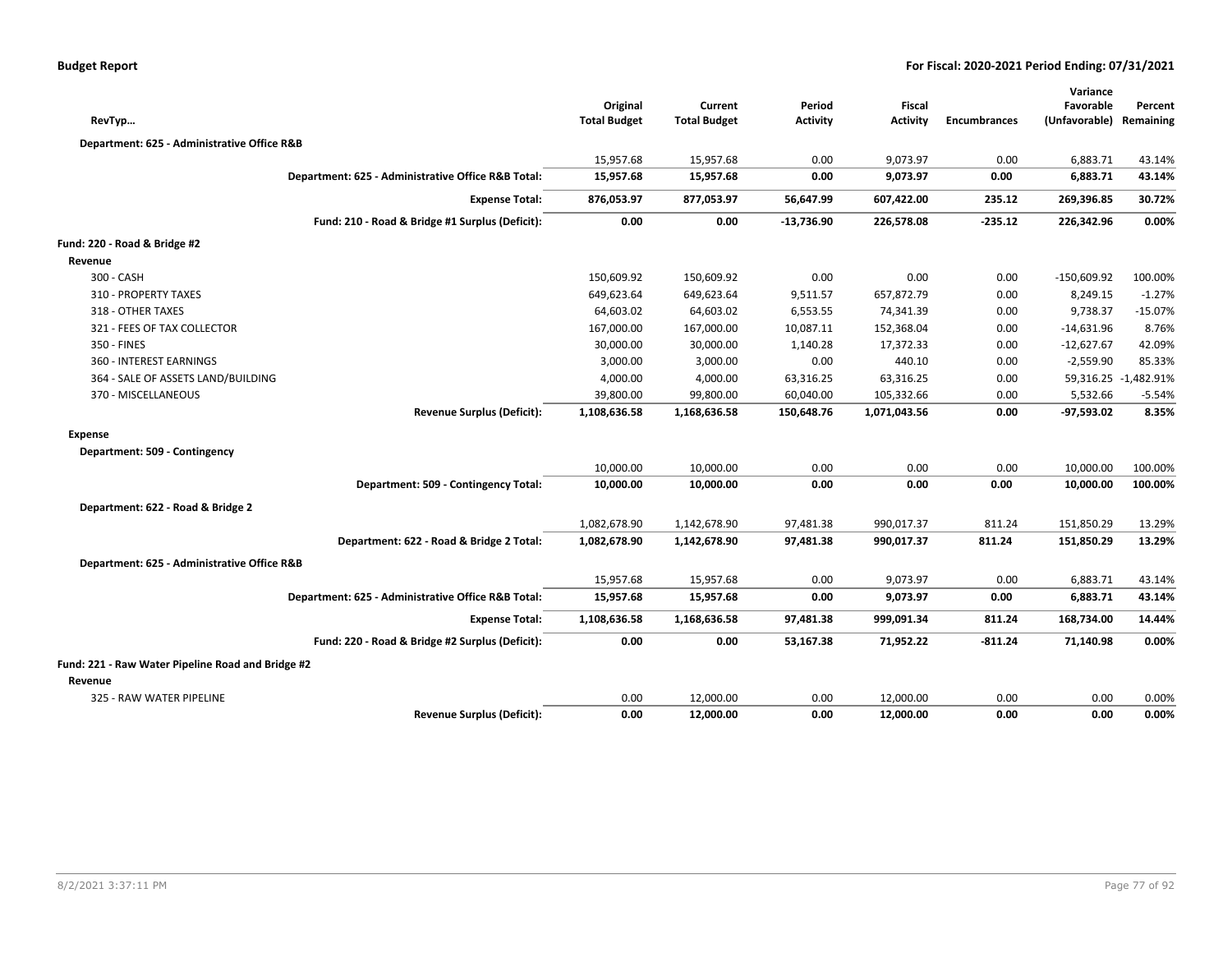| RevTyp… | Original Total Budget | Current Total Budget | Period Activity | Fiscal Activity | Encumbrances | Variance Favorable (Unfavorable) | Percent Remaining |
|---|---|---|---|---|---|---|---|
| **Department: 625 - Administrative Office R&B** | | | | | | | |
| | 15,957.68 | 15,957.68 | 0.00 | 9,073.97 | 0.00 | 6,883.71 | 43.14% |
| **Department: 625 - Administrative Office R&B Total:** | **15,957.68** | **15,957.68** | **0.00** | **9,073.97** | **0.00** | **6,883.71** | **43.14%** |
| **Expense Total:** | **876,053.97** | **877,053.97** | **56,647.99** | **607,422.00** | **235.12** | **269,396.85** | **30.72%** |
| **Fund: 210 - Road & Bridge #1 Surplus (Deficit):** | **0.00** | **0.00** | **-13,736.90** | **226,578.08** | **-235.12** | **226,342.96** | **0.00%** |
| **Fund: 220 - Road & Bridge #2** | | | | | | | |
| **Revenue** | | | | | | | |
| 300 - CASH | 150,609.92 | 150,609.92 | 0.00 | 0.00 | 0.00 | -150,609.92 | 100.00% |
| 310 - PROPERTY TAXES | 649,623.64 | 649,623.64 | 9,511.57 | 657,872.79 | 0.00 | 8,249.15 | -1.27% |
| 318 - OTHER TAXES | 64,603.02 | 64,603.02 | 6,553.55 | 74,341.39 | 0.00 | 9,738.37 | -15.07% |
| 321 - FEES OF TAX COLLECTOR | 167,000.00 | 167,000.00 | 10,087.11 | 152,368.04 | 0.00 | -14,631.96 | 8.76% |
| 350 - FINES | 30,000.00 | 30,000.00 | 1,140.28 | 17,372.33 | 0.00 | -12,627.67 | 42.09% |
| 360 - INTEREST EARNINGS | 3,000.00 | 3,000.00 | 0.00 | 440.10 | 0.00 | -2,559.90 | 85.33% |
| 364 - SALE OF ASSETS LAND/BUILDING | 4,000.00 | 4,000.00 | 63,316.25 | 63,316.25 | 0.00 | 59,316.25 | -1,482.91% |
| 370 - MISCELLANEOUS | 39,800.00 | 99,800.00 | 60,040.00 | 105,332.66 | 0.00 | 5,532.66 | -5.54% |
| **Revenue Surplus (Deficit):** | **1,108,636.58** | **1,168,636.58** | **150,648.76** | **1,071,043.56** | **0.00** | **-97,593.02** | **8.35%** |
| **Expense** | | | | | | | |
| **Department: 509 - Contingency** | | | | | | | |
| | 10,000.00 | 10,000.00 | 0.00 | 0.00 | 0.00 | 10,000.00 | 100.00% |
| **Department: 509 - Contingency Total:** | **10,000.00** | **10,000.00** | **0.00** | **0.00** | **0.00** | **10,000.00** | **100.00%** |
| **Department: 622 - Road & Bridge 2** | | | | | | | |
| | 1,082,678.90 | 1,142,678.90 | 97,481.38 | 990,017.37 | 811.24 | 151,850.29 | 13.29% |
| **Department: 622 - Road & Bridge 2 Total:** | **1,082,678.90** | **1,142,678.90** | **97,481.38** | **990,017.37** | **811.24** | **151,850.29** | **13.29%** |
| **Department: 625 - Administrative Office R&B** | | | | | | | |
| | 15,957.68 | 15,957.68 | 0.00 | 9,073.97 | 0.00 | 6,883.71 | 43.14% |
| **Department: 625 - Administrative Office R&B Total:** | **15,957.68** | **15,957.68** | **0.00** | **9,073.97** | **0.00** | **6,883.71** | **43.14%** |
| **Expense Total:** | **1,108,636.58** | **1,168,636.58** | **97,481.38** | **999,091.34** | **811.24** | **168,734.00** | **14.44%** |
| **Fund: 220 - Road & Bridge #2 Surplus (Deficit):** | **0.00** | **0.00** | **53,167.38** | **71,952.22** | **-811.24** | **71,140.98** | **0.00%** |
| **Fund: 221 - Raw Water Pipeline Road and Bridge #2** | | | | | | | |
| **Revenue** | | | | | | | |
| 325 - RAW WATER PIPELINE | 0.00 | 12,000.00 | 0.00 | 12,000.00 | 0.00 | 0.00 | 0.00% |
| **Revenue Surplus (Deficit):** | **0.00** | **12,000.00** | **0.00** | **12,000.00** | **0.00** | **0.00** | **0.00%** |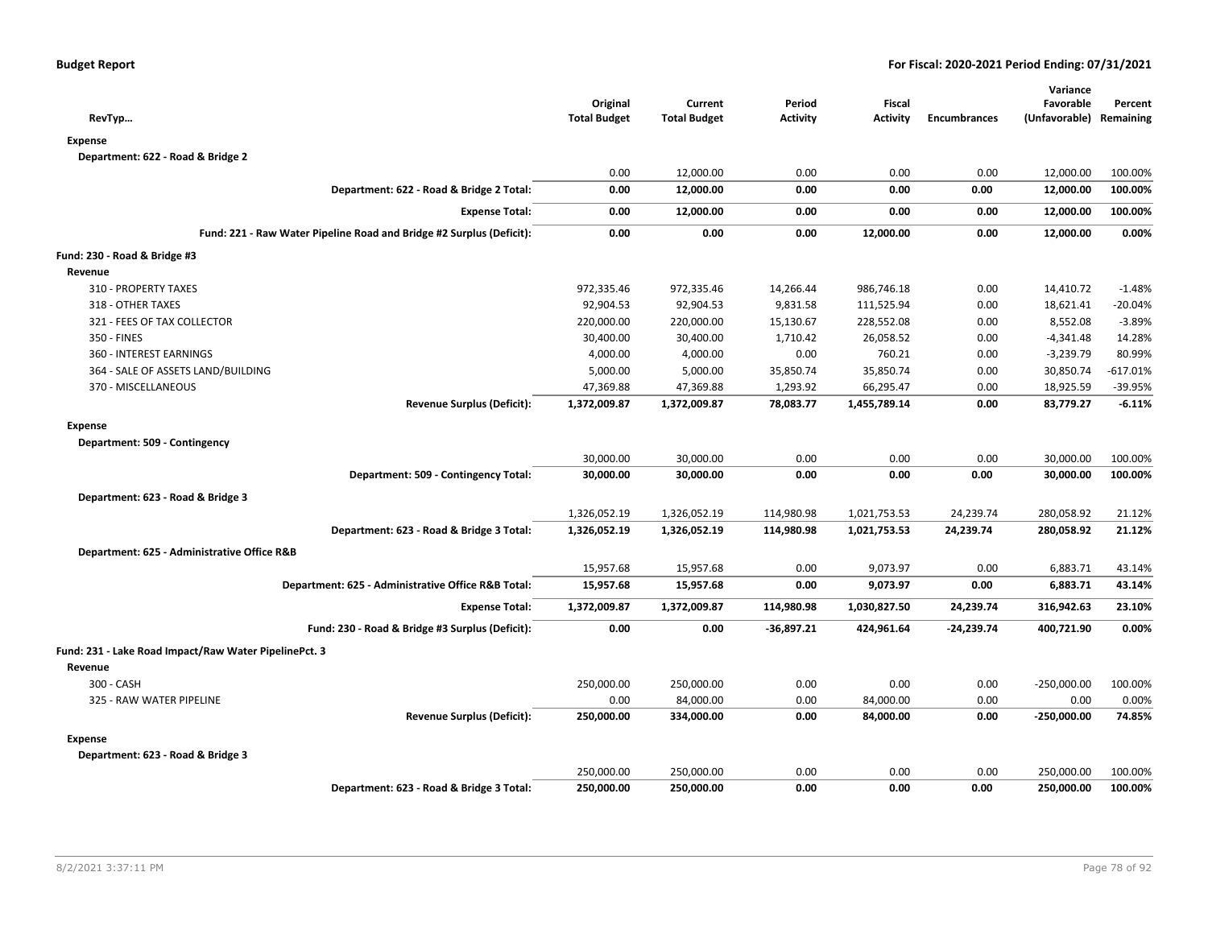**Budget Report** | **For Fiscal: 2020-2021 Period Ending: 07/31/2021**

| RevTyp… | Original Total Budget | Current Total Budget | Period Activity | Fiscal Activity | Encumbrances | Variance Favorable (Unfavorable) | Percent Remaining |
|---|---|---|---|---|---|---|---|
| **Expense** | | | | | | | |
| **Department: 622 - Road & Bridge 2** | | | | | | | |
| | 0.00 | 12,000.00 | 0.00 | 0.00 | 0.00 | 12,000.00 | 100.00% |
| **Department: 622 - Road & Bridge 2 Total:** | **0.00** | **12,000.00** | **0.00** | **0.00** | **0.00** | **12,000.00** | **100.00%** |
| **Expense Total:** | **0.00** | **12,000.00** | **0.00** | **0.00** | **0.00** | **12,000.00** | **100.00%** |
| **Fund: 221 - Raw Water Pipeline Road and Bridge #2 Surplus (Deficit):** | **0.00** | **0.00** | **0.00** | **12,000.00** | **0.00** | **12,000.00** | **0.00%** |
| **Fund: 230 - Road & Bridge #3** | | | | | | | |
| **Revenue** | | | | | | | |
| 310 - PROPERTY TAXES | 972,335.46 | 972,335.46 | 14,266.44 | 986,746.18 | 0.00 | 14,410.72 | -1.48% |
| 318 - OTHER TAXES | 92,904.53 | 92,904.53 | 9,831.58 | 111,525.94 | 0.00 | 18,621.41 | -20.04% |
| 321 - FEES OF TAX COLLECTOR | 220,000.00 | 220,000.00 | 15,130.67 | 228,552.08 | 0.00 | 8,552.08 | -3.89% |
| 350 - FINES | 30,400.00 | 30,400.00 | 1,710.42 | 26,058.52 | 0.00 | -4,341.48 | 14.28% |
| 360 - INTEREST EARNINGS | 4,000.00 | 4,000.00 | 0.00 | 760.21 | 0.00 | -3,239.79 | 80.99% |
| 364 - SALE OF ASSETS LAND/BUILDING | 5,000.00 | 5,000.00 | 35,850.74 | 35,850.74 | 0.00 | 30,850.74 | -617.01% |
| 370 - MISCELLANEOUS | 47,369.88 | 47,369.88 | 1,293.92 | 66,295.47 | 0.00 | 18,925.59 | -39.95% |
| **Revenue Surplus (Deficit):** | **1,372,009.87** | **1,372,009.87** | **78,083.77** | **1,455,789.14** | **0.00** | **83,779.27** | **-6.11%** |
| **Expense** | | | | | | | |
| **Department: 509 - Contingency** | | | | | | | |
| | 30,000.00 | 30,000.00 | 0.00 | 0.00 | 0.00 | 30,000.00 | 100.00% |
| **Department: 509 - Contingency Total:** | **30,000.00** | **30,000.00** | **0.00** | **0.00** | **0.00** | **30,000.00** | **100.00%** |
| **Department: 623 - Road & Bridge 3** | | | | | | | |
| | 1,326,052.19 | 1,326,052.19 | 114,980.98 | 1,021,753.53 | 24,239.74 | 280,058.92 | 21.12% |
| **Department: 623 - Road & Bridge 3 Total:** | **1,326,052.19** | **1,326,052.19** | **114,980.98** | **1,021,753.53** | **24,239.74** | **280,058.92** | **21.12%** |
| **Department: 625 - Administrative Office R&B** | | | | | | | |
| | 15,957.68 | 15,957.68 | 0.00 | 9,073.97 | 0.00 | 6,883.71 | 43.14% |
| **Department: 625 - Administrative Office R&B Total:** | **15,957.68** | **15,957.68** | **0.00** | **9,073.97** | **0.00** | **6,883.71** | **43.14%** |
| **Expense Total:** | **1,372,009.87** | **1,372,009.87** | **114,980.98** | **1,030,827.50** | **24,239.74** | **316,942.63** | **23.10%** |
| **Fund: 230 - Road & Bridge #3 Surplus (Deficit):** | **0.00** | **0.00** | **-36,897.21** | **424,961.64** | **-24,239.74** | **400,721.90** | **0.00%** |
| **Fund: 231 - Lake Road Impact/Raw Water PipelinePct. 3** | | | | | | | |
| **Revenue** | | | | | | | |
| 300 - CASH | 250,000.00 | 250,000.00 | 0.00 | 0.00 | 0.00 | -250,000.00 | 100.00% |
| 325 - RAW WATER PIPELINE | 0.00 | 84,000.00 | 0.00 | 84,000.00 | 0.00 | 0.00 | 0.00% |
| **Revenue Surplus (Deficit):** | **250,000.00** | **334,000.00** | **0.00** | **84,000.00** | **0.00** | **-250,000.00** | **74.85%** |
| **Expense** | | | | | | | |
| **Department: 623 - Road & Bridge 3** | | | | | | | |
| | 250,000.00 | 250,000.00 | 0.00 | 0.00 | 0.00 | 250,000.00 | 100.00% |
| **Department: 623 - Road & Bridge 3 Total:** | **250,000.00** | **250,000.00** | **0.00** | **0.00** | **0.00** | **250,000.00** | **100.00%** |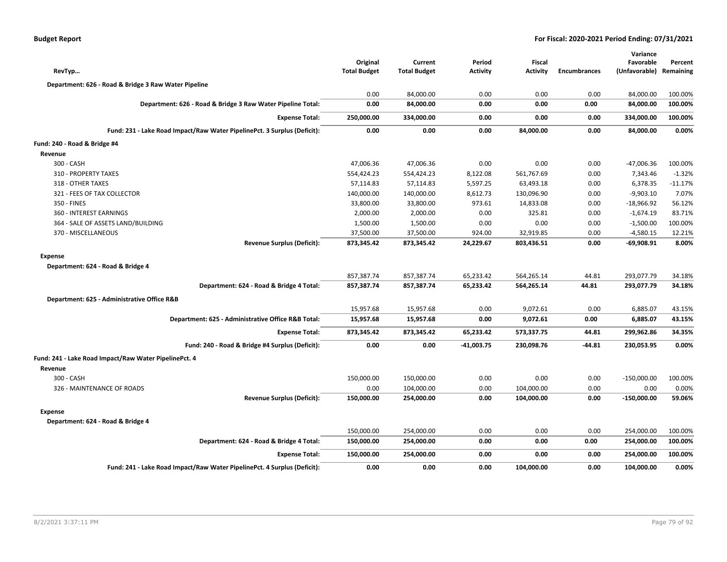**Budget Report** | **For Fiscal: 2020-2021 Period Ending: 07/31/2021**

| RevTyp… | Original Total Budget | Current Total Budget | Period Activity | Fiscal Activity | Encumbrances | Variance Favorable (Unfavorable) | Percent Remaining |
|---|---|---|---|---|---|---|---|
| **Department: 626 - Road & Bridge 3 Raw Water Pipeline** | | | | | | | |
| | 0.00 | 84,000.00 | 0.00 | 0.00 | 0.00 | 84,000.00 | 100.00% |
| **Department: 626 - Road & Bridge 3 Raw Water Pipeline Total:** | **0.00** | **84,000.00** | **0.00** | **0.00** | **0.00** | **84,000.00** | **100.00%** |
| **Expense Total:** | **250,000.00** | **334,000.00** | **0.00** | **0.00** | **0.00** | **334,000.00** | **100.00%** |
| **Fund: 231 - Lake Road Impact/Raw Water PipelinePct. 3 Surplus (Deficit):** | **0.00** | **0.00** | **0.00** | **84,000.00** | **0.00** | **84,000.00** | **0.00%** |
| **Fund: 240 - Road & Bridge #4** | | | | | | | |
| **Revenue** | | | | | | | |
| 300 - CASH | 47,006.36 | 47,006.36 | 0.00 | 0.00 | 0.00 | -47,006.36 | 100.00% |
| 310 - PROPERTY TAXES | 554,424.23 | 554,424.23 | 8,122.08 | 561,767.69 | 0.00 | 7,343.46 | -1.32% |
| 318 - OTHER TAXES | 57,114.83 | 57,114.83 | 5,597.25 | 63,493.18 | 0.00 | 6,378.35 | -11.17% |
| 321 - FEES OF TAX COLLECTOR | 140,000.00 | 140,000.00 | 8,612.73 | 130,096.90 | 0.00 | -9,903.10 | 7.07% |
| 350 - FINES | 33,800.00 | 33,800.00 | 973.61 | 14,833.08 | 0.00 | -18,966.92 | 56.12% |
| 360 - INTEREST EARNINGS | 2,000.00 | 2,000.00 | 0.00 | 325.81 | 0.00 | -1,674.19 | 83.71% |
| 364 - SALE OF ASSETS LAND/BUILDING | 1,500.00 | 1,500.00 | 0.00 | 0.00 | 0.00 | -1,500.00 | 100.00% |
| 370 - MISCELLANEOUS | 37,500.00 | 37,500.00 | 924.00 | 32,919.85 | 0.00 | -4,580.15 | 12.21% |
| **Revenue Surplus (Deficit):** | **873,345.42** | **873,345.42** | **24,229.67** | **803,436.51** | **0.00** | **-69,908.91** | **8.00%** |
| **Expense** | | | | | | | |
| **Department: 624 - Road & Bridge 4** | | | | | | | |
| | 857,387.74 | 857,387.74 | 65,233.42 | 564,265.14 | 44.81 | 293,077.79 | 34.18% |
| **Department: 624 - Road & Bridge 4 Total:** | **857,387.74** | **857,387.74** | **65,233.42** | **564,265.14** | **44.81** | **293,077.79** | **34.18%** |
| **Department: 625 - Administrative Office R&B** | | | | | | | |
| | 15,957.68 | 15,957.68 | 0.00 | 9,072.61 | 0.00 | 6,885.07 | 43.15% |
| **Department: 625 - Administrative Office R&B Total:** | **15,957.68** | **15,957.68** | **0.00** | **9,072.61** | **0.00** | **6,885.07** | **43.15%** |
| **Expense Total:** | **873,345.42** | **873,345.42** | **65,233.42** | **573,337.75** | **44.81** | **299,962.86** | **34.35%** |
| **Fund: 240 - Road & Bridge #4 Surplus (Deficit):** | **0.00** | **0.00** | **-41,003.75** | **230,098.76** | **-44.81** | **230,053.95** | **0.00%** |
| **Fund: 241 - Lake Road Impact/Raw Water PipelinePct. 4** | | | | | | | |
| **Revenue** | | | | | | | |
| 300 - CASH | 150,000.00 | 150,000.00 | 0.00 | 0.00 | 0.00 | -150,000.00 | 100.00% |
| 326 - MAINTENANCE OF ROADS | 0.00 | 104,000.00 | 0.00 | 104,000.00 | 0.00 | 0.00 | 0.00% |
| **Revenue Surplus (Deficit):** | **150,000.00** | **254,000.00** | **0.00** | **104,000.00** | **0.00** | **-150,000.00** | **59.06%** |
| **Expense** | | | | | | | |
| **Department: 624 - Road & Bridge 4** | | | | | | | |
| | 150,000.00 | 254,000.00 | 0.00 | 0.00 | 0.00 | 254,000.00 | 100.00% |
| **Department: 624 - Road & Bridge 4 Total:** | **150,000.00** | **254,000.00** | **0.00** | **0.00** | **0.00** | **254,000.00** | **100.00%** |
| **Expense Total:** | **150,000.00** | **254,000.00** | **0.00** | **0.00** | **0.00** | **254,000.00** | **100.00%** |
| **Fund: 241 - Lake Road Impact/Raw Water PipelinePct. 4 Surplus (Deficit):** | **0.00** | **0.00** | **0.00** | **104,000.00** | **0.00** | **104,000.00** | **0.00%** |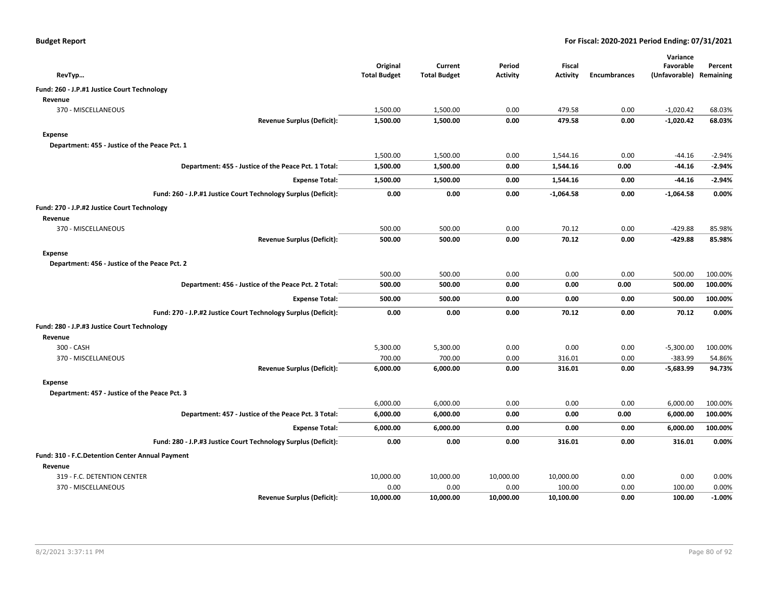**Budget Report** — **For Fiscal: 2020-2021 Period Ending: 07/31/2021**

| RevTyp… | Original Total Budget | Current Total Budget | Period Activity | Fiscal Activity | Encumbrances | Variance Favorable (Unfavorable) | Percent Remaining |
|---|---|---|---|---|---|---|---|
| **Fund: 260 - J.P.#1 Justice Court Technology** | | | | | | | |
| **Revenue** | | | | | | | |
| 370 - MISCELLANEOUS | 1,500.00 | 1,500.00 | 0.00 | 479.58 | 0.00 | -1,020.42 | 68.03% |
| **Revenue Surplus (Deficit):** | **1,500.00** | **1,500.00** | **0.00** | **479.58** | **0.00** | **-1,020.42** | **68.03%** |
| **Expense** | | | | | | | |
| **Department: 455 - Justice of the Peace Pct. 1** | | | | | | | |
| | 1,500.00 | 1,500.00 | 0.00 | 1,544.16 | 0.00 | -44.16 | -2.94% |
| **Department: 455 - Justice of the Peace Pct. 1 Total:** | **1,500.00** | **1,500.00** | **0.00** | **1,544.16** | **0.00** | **-44.16** | **-2.94%** |
| **Expense Total:** | **1,500.00** | **1,500.00** | **0.00** | **1,544.16** | **0.00** | **-44.16** | **-2.94%** |
| **Fund: 260 - J.P.#1 Justice Court Technology Surplus (Deficit):** | **0.00** | **0.00** | **0.00** | **-1,064.58** | **0.00** | **-1,064.58** | **0.00%** |
| **Fund: 270 - J.P.#2 Justice Court Technology** | | | | | | | |
| **Revenue** | | | | | | | |
| 370 - MISCELLANEOUS | 500.00 | 500.00 | 0.00 | 70.12 | 0.00 | -429.88 | 85.98% |
| **Revenue Surplus (Deficit):** | **500.00** | **500.00** | **0.00** | **70.12** | **0.00** | **-429.88** | **85.98%** |
| **Expense** | | | | | | | |
| **Department: 456 - Justice of the Peace Pct. 2** | | | | | | | |
| | 500.00 | 500.00 | 0.00 | 0.00 | 0.00 | 500.00 | 100.00% |
| **Department: 456 - Justice of the Peace Pct. 2 Total:** | **500.00** | **500.00** | **0.00** | **0.00** | **0.00** | **500.00** | **100.00%** |
| **Expense Total:** | **500.00** | **500.00** | **0.00** | **0.00** | **0.00** | **500.00** | **100.00%** |
| **Fund: 270 - J.P.#2 Justice Court Technology Surplus (Deficit):** | **0.00** | **0.00** | **0.00** | **70.12** | **0.00** | **70.12** | **0.00%** |
| **Fund: 280 - J.P.#3 Justice Court Technology** | | | | | | | |
| **Revenue** | | | | | | | |
| 300 - CASH | 5,300.00 | 5,300.00 | 0.00 | 0.00 | 0.00 | -5,300.00 | 100.00% |
| 370 - MISCELLANEOUS | 700.00 | 700.00 | 0.00 | 316.01 | 0.00 | -383.99 | 54.86% |
| **Revenue Surplus (Deficit):** | **6,000.00** | **6,000.00** | **0.00** | **316.01** | **0.00** | **-5,683.99** | **94.73%** |
| **Expense** | | | | | | | |
| **Department: 457 - Justice of the Peace Pct. 3** | | | | | | | |
| | 6,000.00 | 6,000.00 | 0.00 | 0.00 | 0.00 | 6,000.00 | 100.00% |
| **Department: 457 - Justice of the Peace Pct. 3 Total:** | **6,000.00** | **6,000.00** | **0.00** | **0.00** | **0.00** | **6,000.00** | **100.00%** |
| **Expense Total:** | **6,000.00** | **6,000.00** | **0.00** | **0.00** | **0.00** | **6,000.00** | **100.00%** |
| **Fund: 280 - J.P.#3 Justice Court Technology Surplus (Deficit):** | **0.00** | **0.00** | **0.00** | **316.01** | **0.00** | **316.01** | **0.00%** |
| **Fund: 310 - F.C.Detention Center Annual Payment** | | | | | | | |
| **Revenue** | | | | | | | |
| 319 - F.C. DETENTION CENTER | 10,000.00 | 10,000.00 | 10,000.00 | 10,000.00 | 0.00 | 0.00 | 0.00% |
| 370 - MISCELLANEOUS | 0.00 | 0.00 | 0.00 | 100.00 | 0.00 | 100.00 | 0.00% |
| **Revenue Surplus (Deficit):** | **10,000.00** | **10,000.00** | **10,000.00** | **10,100.00** | **0.00** | **100.00** | **-1.00%** |

8/2/2021 3:37:11 PM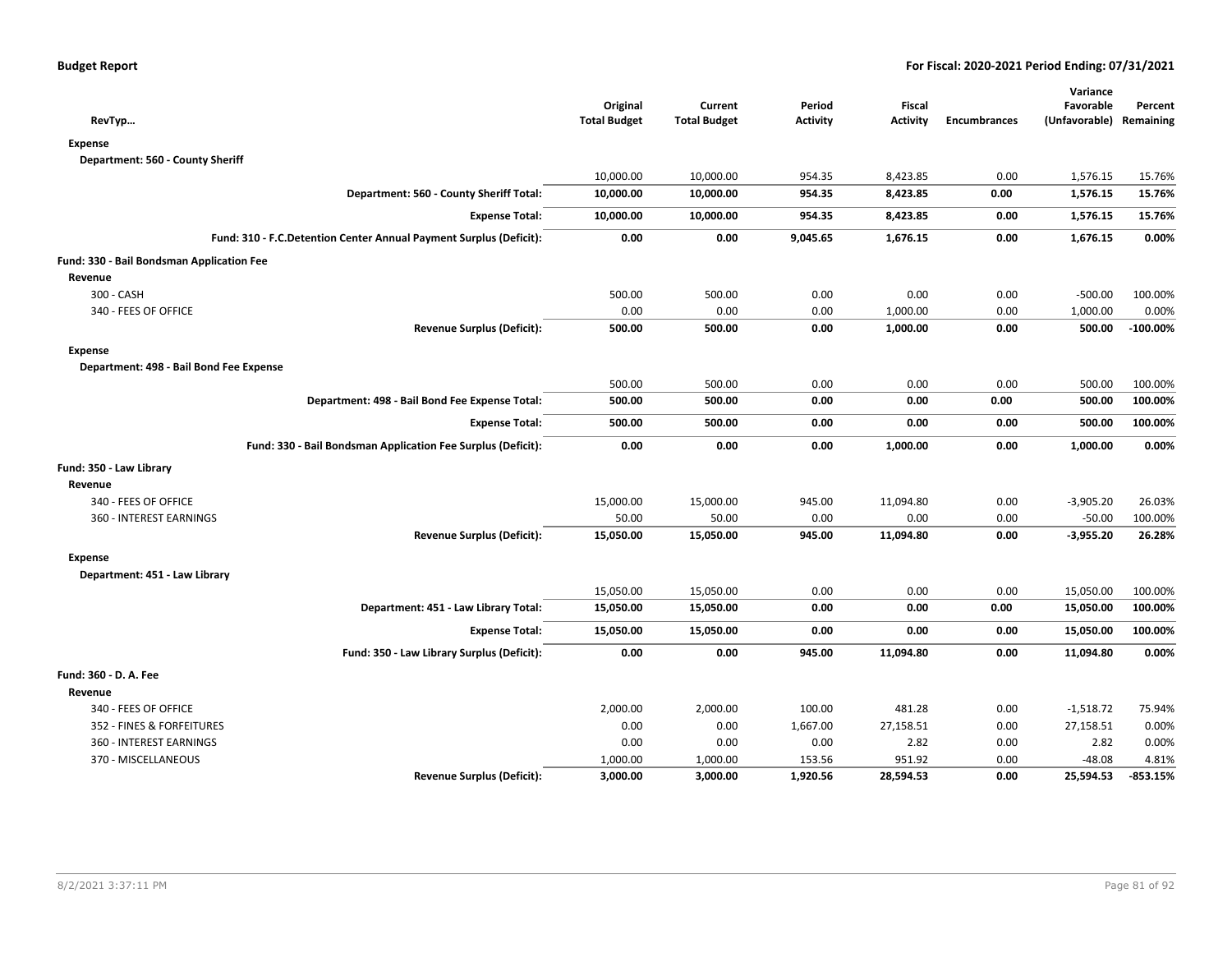**Budget Report** — For Fiscal: 2020-2021 Period Ending: 07/31/2021

| RevTyp… | Original Total Budget | Current Total Budget | Period Activity | Fiscal Activity | Encumbrances | Variance Favorable (Unfavorable) | Percent Remaining |
|---|---|---|---|---|---|---|---|
| **Expense** | | | | | | | |
| **Department: 560 - County Sheriff** | | | | | | | |
| | 10,000.00 | 10,000.00 | 954.35 | 8,423.85 | 0.00 | 1,576.15 | 15.76% |
| **Department: 560 - County Sheriff Total:** | **10,000.00** | **10,000.00** | **954.35** | **8,423.85** | **0.00** | **1,576.15** | **15.76%** |
| **Expense Total:** | **10,000.00** | **10,000.00** | **954.35** | **8,423.85** | **0.00** | **1,576.15** | **15.76%** |
| **Fund: 310 - F.C.Detention Center Annual Payment Surplus (Deficit):** | **0.00** | **0.00** | **9,045.65** | **1,676.15** | **0.00** | **1,676.15** | **0.00%** |
| **Fund: 330 - Bail Bondsman Application Fee** | | | | | | | |
| **Revenue** | | | | | | | |
| 300 - CASH | 500.00 | 500.00 | 0.00 | 0.00 | 0.00 | -500.00 | 100.00% |
| 340 - FEES OF OFFICE | 0.00 | 0.00 | 0.00 | 1,000.00 | 0.00 | 1,000.00 | 0.00% |
| **Revenue Surplus (Deficit):** | **500.00** | **500.00** | **0.00** | **1,000.00** | **0.00** | **500.00** | **-100.00%** |
| **Expense** | | | | | | | |
| **Department: 498 - Bail Bond Fee Expense** | | | | | | | |
| | 500.00 | 500.00 | 0.00 | 0.00 | 0.00 | 500.00 | 100.00% |
| **Department: 498 - Bail Bond Fee Expense Total:** | **500.00** | **500.00** | **0.00** | **0.00** | **0.00** | **500.00** | **100.00%** |
| **Expense Total:** | **500.00** | **500.00** | **0.00** | **0.00** | **0.00** | **500.00** | **100.00%** |
| **Fund: 330 - Bail Bondsman Application Fee Surplus (Deficit):** | **0.00** | **0.00** | **0.00** | **1,000.00** | **0.00** | **1,000.00** | **0.00%** |
| **Fund: 350 - Law Library** | | | | | | | |
| **Revenue** | | | | | | | |
| 340 - FEES OF OFFICE | 15,000.00 | 15,000.00 | 945.00 | 11,094.80 | 0.00 | -3,905.20 | 26.03% |
| 360 - INTEREST EARNINGS | 50.00 | 50.00 | 0.00 | 0.00 | 0.00 | -50.00 | 100.00% |
| **Revenue Surplus (Deficit):** | **15,050.00** | **15,050.00** | **945.00** | **11,094.80** | **0.00** | **-3,955.20** | **26.28%** |
| **Expense** | | | | | | | |
| **Department: 451 - Law Library** | | | | | | | |
| | 15,050.00 | 15,050.00 | 0.00 | 0.00 | 0.00 | 15,050.00 | 100.00% |
| **Department: 451 - Law Library Total:** | **15,050.00** | **15,050.00** | **0.00** | **0.00** | **0.00** | **15,050.00** | **100.00%** |
| **Expense Total:** | **15,050.00** | **15,050.00** | **0.00** | **0.00** | **0.00** | **15,050.00** | **100.00%** |
| **Fund: 350 - Law Library Surplus (Deficit):** | **0.00** | **0.00** | **945.00** | **11,094.80** | **0.00** | **11,094.80** | **0.00%** |
| **Fund: 360 - D. A. Fee** | | | | | | | |
| **Revenue** | | | | | | | |
| 340 - FEES OF OFFICE | 2,000.00 | 2,000.00 | 100.00 | 481.28 | 0.00 | -1,518.72 | 75.94% |
| 352 - FINES & FORFEITURES | 0.00 | 0.00 | 1,667.00 | 27,158.51 | 0.00 | 27,158.51 | 0.00% |
| 360 - INTEREST EARNINGS | 0.00 | 0.00 | 0.00 | 2.82 | 0.00 | 2.82 | 0.00% |
| 370 - MISCELLANEOUS | 1,000.00 | 1,000.00 | 153.56 | 951.92 | 0.00 | -48.08 | 4.81% |
| **Revenue Surplus (Deficit):** | **3,000.00** | **3,000.00** | **1,920.56** | **28,594.53** | **0.00** | **25,594.53** | **-853.15%** |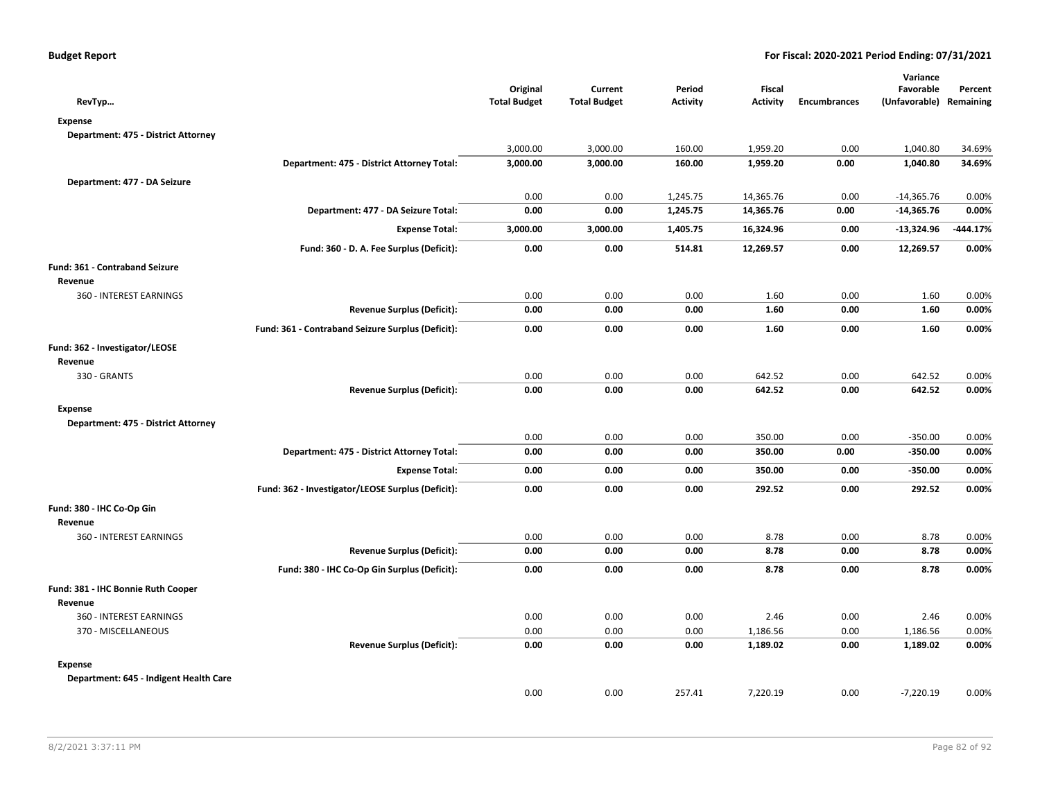**Budget Report** **For Fiscal: 2020-2021 Period Ending: 07/31/2021**

| RevTyp… | | Original Total Budget | Current Total Budget | Period Activity | Fiscal Activity | Encumbrances | Variance Favorable (Unfavorable) | Percent Remaining |
|---|---|---|---|---|---|---|---|---|
| **Expense** | | | | | | | | |
| **Department: 475 - District Attorney** | | | | | | | | |
| | | 3,000.00 | 3,000.00 | 160.00 | 1,959.20 | 0.00 | 1,040.80 | 34.69% |
| | **Department: 475 - District Attorney Total:** | **3,000.00** | **3,000.00** | **160.00** | **1,959.20** | **0.00** | **1,040.80** | **34.69%** |
| **Department: 477 - DA Seizure** | | | | | | | | |
| | | 0.00 | 0.00 | 1,245.75 | 14,365.76 | 0.00 | -14,365.76 | 0.00% |
| | **Department: 477 - DA Seizure Total:** | **0.00** | **0.00** | **1,245.75** | **14,365.76** | **0.00** | **-14,365.76** | **0.00%** |
| | **Expense Total:** | **3,000.00** | **3,000.00** | **1,405.75** | **16,324.96** | **0.00** | **-13,324.96** | **-444.17%** |
| | **Fund: 360 - D. A. Fee Surplus (Deficit):** | **0.00** | **0.00** | **514.81** | **12,269.57** | **0.00** | **12,269.57** | **0.00%** |
| **Fund: 361 - Contraband Seizure** | | | | | | | | |
| **Revenue** | | | | | | | | |
| 360 - INTEREST EARNINGS | | 0.00 | 0.00 | 0.00 | 1.60 | 0.00 | 1.60 | 0.00% |
| | **Revenue Surplus (Deficit):** | **0.00** | **0.00** | **0.00** | **1.60** | **0.00** | **1.60** | **0.00%** |
| | **Fund: 361 - Contraband Seizure Surplus (Deficit):** | **0.00** | **0.00** | **0.00** | **1.60** | **0.00** | **1.60** | **0.00%** |
| **Fund: 362 - Investigator/LEOSE** | | | | | | | | |
| **Revenue** | | | | | | | | |
| 330 - GRANTS | | 0.00 | 0.00 | 0.00 | 642.52 | 0.00 | 642.52 | 0.00% |
| | **Revenue Surplus (Deficit):** | **0.00** | **0.00** | **0.00** | **642.52** | **0.00** | **642.52** | **0.00%** |
| **Expense** | | | | | | | | |
| **Department: 475 - District Attorney** | | | | | | | | |
| | | 0.00 | 0.00 | 0.00 | 350.00 | 0.00 | -350.00 | 0.00% |
| | **Department: 475 - District Attorney Total:** | **0.00** | **0.00** | **0.00** | **350.00** | **0.00** | **-350.00** | **0.00%** |
| | **Expense Total:** | **0.00** | **0.00** | **0.00** | **350.00** | **0.00** | **-350.00** | **0.00%** |
| | **Fund: 362 - Investigator/LEOSE Surplus (Deficit):** | **0.00** | **0.00** | **0.00** | **292.52** | **0.00** | **292.52** | **0.00%** |
| **Fund: 380 - IHC Co-Op Gin** | | | | | | | | |
| **Revenue** | | | | | | | | |
| 360 - INTEREST EARNINGS | | 0.00 | 0.00 | 0.00 | 8.78 | 0.00 | 8.78 | 0.00% |
| | **Revenue Surplus (Deficit):** | **0.00** | **0.00** | **0.00** | **8.78** | **0.00** | **8.78** | **0.00%** |
| | **Fund: 380 - IHC Co-Op Gin Surplus (Deficit):** | **0.00** | **0.00** | **0.00** | **8.78** | **0.00** | **8.78** | **0.00%** |
| **Fund: 381 - IHC Bonnie Ruth Cooper** | | | | | | | | |
| **Revenue** | | | | | | | | |
| 360 - INTEREST EARNINGS | | 0.00 | 0.00 | 0.00 | 2.46 | 0.00 | 2.46 | 0.00% |
| 370 - MISCELLANEOUS | | 0.00 | 0.00 | 0.00 | 1,186.56 | 0.00 | 1,186.56 | 0.00% |
| | **Revenue Surplus (Deficit):** | **0.00** | **0.00** | **0.00** | **1,189.02** | **0.00** | **1,189.02** | **0.00%** |
| **Expense** | | | | | | | | |
| **Department: 645 - Indigent Health Care** | | | | | | | | |
| | | 0.00 | 0.00 | 257.41 | 7,220.19 | 0.00 | -7,220.19 | 0.00% |

8/2/2021 3:37:11 PM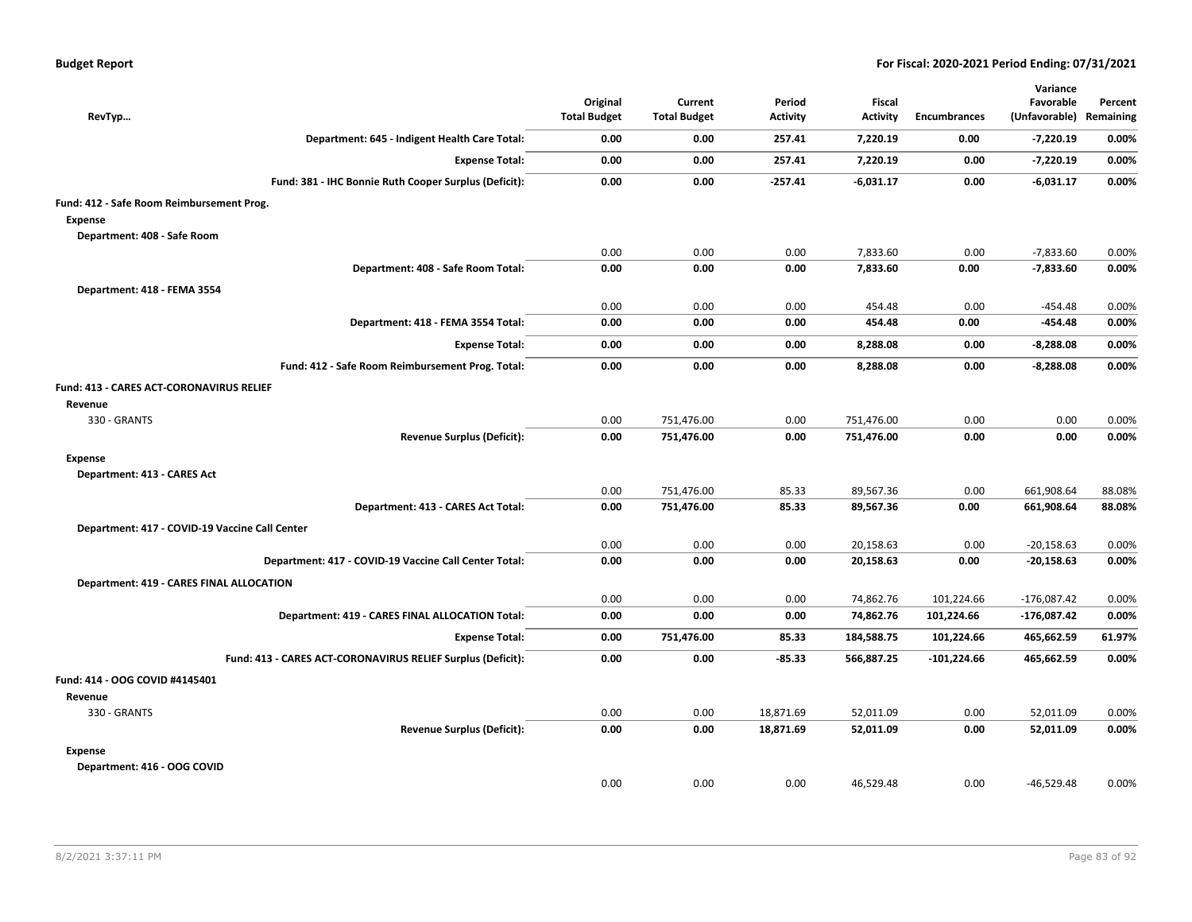**Budget Report** — **For Fiscal: 2020-2021 Period Ending: 07/31/2021**

| RevTyp… | Original Total Budget | Current Total Budget | Period Activity | Fiscal Activity | Encumbrances | Variance Favorable (Unfavorable) | Percent Remaining |
|---|---|---|---|---|---|---|---|
| **Department: 645 - Indigent Health Care Total:** | **0.00** | **0.00** | **257.41** | **7,220.19** | **0.00** | **-7,220.19** | **0.00%** |
| **Expense Total:** | **0.00** | **0.00** | **257.41** | **7,220.19** | **0.00** | **-7,220.19** | **0.00%** |
| **Fund: 381 - IHC Bonnie Ruth Cooper Surplus (Deficit):** | **0.00** | **0.00** | **-257.41** | **-6,031.17** | **0.00** | **-6,031.17** | **0.00%** |
| **Fund: 412 - Safe Room Reimbursement Prog.** | | | | | | | |
| **Expense** | | | | | | | |
| **Department: 408 - Safe Room** | | | | | | | |
| | 0.00 | 0.00 | 0.00 | 7,833.60 | 0.00 | -7,833.60 | 0.00% |
| **Department: 408 - Safe Room Total:** | **0.00** | **0.00** | **0.00** | **7,833.60** | **0.00** | **-7,833.60** | **0.00%** |
| **Department: 418 - FEMA 3554** | | | | | | | |
| | 0.00 | 0.00 | 0.00 | 454.48 | 0.00 | -454.48 | 0.00% |
| **Department: 418 - FEMA 3554 Total:** | **0.00** | **0.00** | **0.00** | **454.48** | **0.00** | **-454.48** | **0.00%** |
| **Expense Total:** | **0.00** | **0.00** | **0.00** | **8,288.08** | **0.00** | **-8,288.08** | **0.00%** |
| **Fund: 412 - Safe Room Reimbursement Prog. Total:** | **0.00** | **0.00** | **0.00** | **8,288.08** | **0.00** | **-8,288.08** | **0.00%** |
| **Fund: 413 - CARES ACT-CORONAVIRUS RELIEF** | | | | | | | |
| **Revenue** | | | | | | | |
| 330 - GRANTS | 0.00 | 751,476.00 | 0.00 | 751,476.00 | 0.00 | 0.00 | 0.00% |
| **Revenue Surplus (Deficit):** | **0.00** | **751,476.00** | **0.00** | **751,476.00** | **0.00** | **0.00** | **0.00%** |
| **Expense** | | | | | | | |
| **Department: 413 - CARES Act** | | | | | | | |
| | 0.00 | 751,476.00 | 85.33 | 89,567.36 | 0.00 | 661,908.64 | 88.08% |
| **Department: 413 - CARES Act Total:** | **0.00** | **751,476.00** | **85.33** | **89,567.36** | **0.00** | **661,908.64** | **88.08%** |
| **Department: 417 - COVID-19 Vaccine Call Center** | | | | | | | |
| | 0.00 | 0.00 | 0.00 | 20,158.63 | 0.00 | -20,158.63 | 0.00% |
| **Department: 417 - COVID-19 Vaccine Call Center Total:** | **0.00** | **0.00** | **0.00** | **20,158.63** | **0.00** | **-20,158.63** | **0.00%** |
| **Department: 419 - CARES FINAL ALLOCATION** | | | | | | | |
| | 0.00 | 0.00 | 0.00 | 74,862.76 | 101,224.66 | -176,087.42 | 0.00% |
| **Department: 419 - CARES FINAL ALLOCATION Total:** | **0.00** | **0.00** | **0.00** | **74,862.76** | **101,224.66** | **-176,087.42** | **0.00%** |
| **Expense Total:** | **0.00** | **751,476.00** | **85.33** | **184,588.75** | **101,224.66** | **465,662.59** | **61.97%** |
| **Fund: 413 - CARES ACT-CORONAVIRUS RELIEF Surplus (Deficit):** | **0.00** | **0.00** | **-85.33** | **566,887.25** | **-101,224.66** | **465,662.59** | **0.00%** |
| **Fund: 414 - OOG COVID #4145401** | | | | | | | |
| **Revenue** | | | | | | | |
| 330 - GRANTS | 0.00 | 0.00 | 18,871.69 | 52,011.09 | 0.00 | 52,011.09 | 0.00% |
| **Revenue Surplus (Deficit):** | **0.00** | **0.00** | **18,871.69** | **52,011.09** | **0.00** | **52,011.09** | **0.00%** |
| **Expense** | | | | | | | |
| **Department: 416 - OOG COVID** | | | | | | | |
| | 0.00 | 0.00 | 0.00 | 46,529.48 | 0.00 | -46,529.48 | 0.00% |

8/2/2021 3:37:11 PM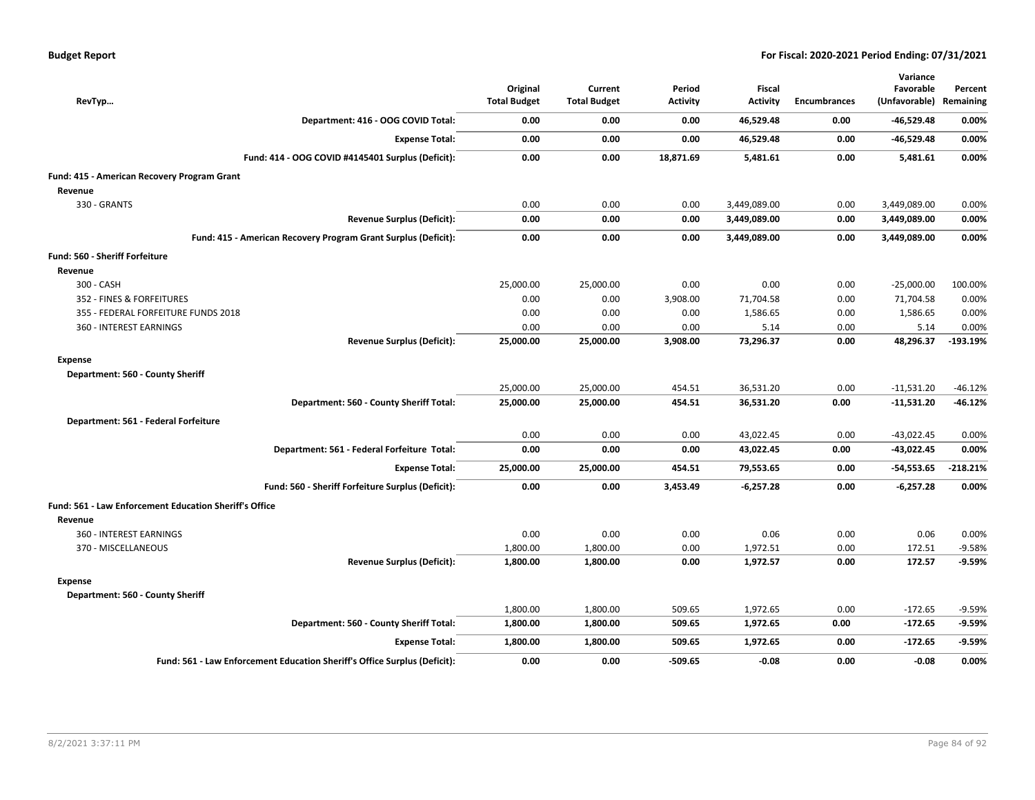| RevTyp... | Original Total Budget | Current Total Budget | Period Activity | Fiscal Activity | Encumbrances | Variance Favorable (Unfavorable) | Percent Remaining |
|---|---|---|---|---|---|---|---|
| **Department: 416 - OOG COVID Total:** | **0.00** | **0.00** | **0.00** | **46,529.48** | **0.00** | **-46,529.48** | **0.00%** |
| **Expense Total:** | **0.00** | **0.00** | **0.00** | **46,529.48** | **0.00** | **-46,529.48** | **0.00%** |
| **Fund: 414 - OOG COVID #4145401 Surplus (Deficit):** | **0.00** | **0.00** | **18,871.69** | **5,481.61** | **0.00** | **5,481.61** | **0.00%** |
| **Fund: 415 - American Recovery Program Grant** | | | | | | | |
| **Revenue** | | | | | | | |
| 330 - GRANTS | 0.00 | 0.00 | 0.00 | 3,449,089.00 | 0.00 | 3,449,089.00 | 0.00% |
| **Revenue Surplus (Deficit):** | **0.00** | **0.00** | **0.00** | **3,449,089.00** | **0.00** | **3,449,089.00** | **0.00%** |
| **Fund: 415 - American Recovery Program Grant Surplus (Deficit):** | **0.00** | **0.00** | **0.00** | **3,449,089.00** | **0.00** | **3,449,089.00** | **0.00%** |
| **Fund: 560 - Sheriff Forfeiture** | | | | | | | |
| **Revenue** | | | | | | | |
| 300 - CASH | 25,000.00 | 25,000.00 | 0.00 | 0.00 | 0.00 | -25,000.00 | 100.00% |
| 352 - FINES & FORFEITURES | 0.00 | 0.00 | 3,908.00 | 71,704.58 | 0.00 | 71,704.58 | 0.00% |
| 355 - FEDERAL FORFEITURE FUNDS 2018 | 0.00 | 0.00 | 0.00 | 1,586.65 | 0.00 | 1,586.65 | 0.00% |
| 360 - INTEREST EARNINGS | 0.00 | 0.00 | 0.00 | 5.14 | 0.00 | 5.14 | 0.00% |
| **Revenue Surplus (Deficit):** | **25,000.00** | **25,000.00** | **3,908.00** | **73,296.37** | **0.00** | **48,296.37** | **-193.19%** |
| **Expense** | | | | | | | |
| **Department: 560 - County Sheriff** | | | | | | | |
| | 25,000.00 | 25,000.00 | 454.51 | 36,531.20 | 0.00 | -11,531.20 | -46.12% |
| **Department: 560 - County Sheriff Total:** | **25,000.00** | **25,000.00** | **454.51** | **36,531.20** | **0.00** | **-11,531.20** | **-46.12%** |
| **Department: 561 - Federal Forfeiture** | | | | | | | |
| | 0.00 | 0.00 | 0.00 | 43,022.45 | 0.00 | -43,022.45 | 0.00% |
| **Department: 561 - Federal Forfeiture Total:** | **0.00** | **0.00** | **0.00** | **43,022.45** | **0.00** | **-43,022.45** | **0.00%** |
| **Expense Total:** | **25,000.00** | **25,000.00** | **454.51** | **79,553.65** | **0.00** | **-54,553.65** | **-218.21%** |
| **Fund: 560 - Sheriff Forfeiture Surplus (Deficit):** | **0.00** | **0.00** | **3,453.49** | **-6,257.28** | **0.00** | **-6,257.28** | **0.00%** |
| **Fund: 561 - Law Enforcement Education Sheriff's Office** | | | | | | | |
| **Revenue** | | | | | | | |
| 360 - INTEREST EARNINGS | 0.00 | 0.00 | 0.00 | 0.06 | 0.00 | 0.06 | 0.00% |
| 370 - MISCELLANEOUS | 1,800.00 | 1,800.00 | 0.00 | 1,972.51 | 0.00 | 172.51 | -9.58% |
| **Revenue Surplus (Deficit):** | **1,800.00** | **1,800.00** | **0.00** | **1,972.57** | **0.00** | **172.57** | **-9.59%** |
| **Expense** | | | | | | | |
| **Department: 560 - County Sheriff** | | | | | | | |
| | 1,800.00 | 1,800.00 | 509.65 | 1,972.65 | 0.00 | -172.65 | -9.59% |
| **Department: 560 - County Sheriff Total:** | **1,800.00** | **1,800.00** | **509.65** | **1,972.65** | **0.00** | **-172.65** | **-9.59%** |
| **Expense Total:** | **1,800.00** | **1,800.00** | **509.65** | **1,972.65** | **0.00** | **-172.65** | **-9.59%** |
| **Fund: 561 - Law Enforcement Education Sheriff's Office Surplus (Deficit):** | **0.00** | **0.00** | **-509.65** | **-0.08** | **0.00** | **-0.08** | **0.00%** |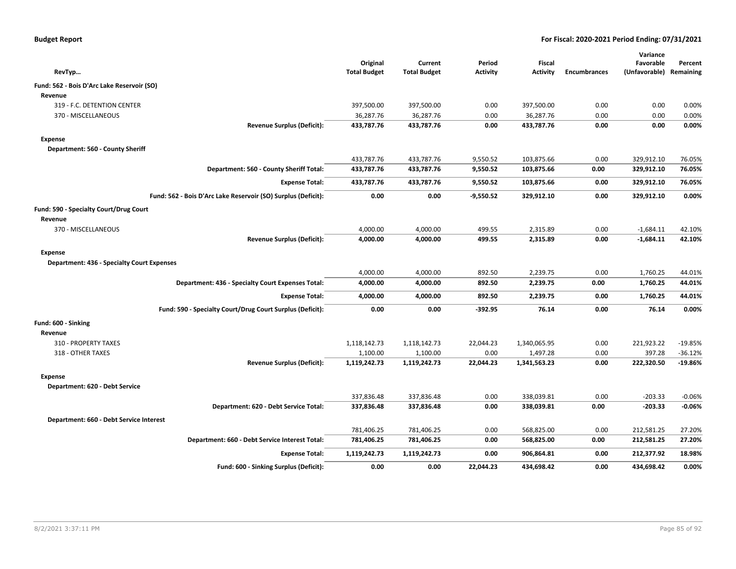**Budget Report** — For Fiscal: 2020-2021 Period Ending: 07/31/2021

| RevTyp… | Original Total Budget | Current Total Budget | Period Activity | Fiscal Activity | Encumbrances | Variance Favorable (Unfavorable) | Percent Remaining |
|---|---|---|---|---|---|---|---|
| **Fund: 562 - Bois D'Arc Lake Reservoir (SO)** | | | | | | | |
| **Revenue** | | | | | | | |
| 319 - F.C. DETENTION CENTER | 397,500.00 | 397,500.00 | 0.00 | 397,500.00 | 0.00 | 0.00 | 0.00% |
| 370 - MISCELLANEOUS | 36,287.76 | 36,287.76 | 0.00 | 36,287.76 | 0.00 | 0.00 | 0.00% |
| **Revenue Surplus (Deficit):** | **433,787.76** | **433,787.76** | **0.00** | **433,787.76** | **0.00** | **0.00** | **0.00%** |
| **Expense** | | | | | | | |
| **Department: 560 - County Sheriff** | | | | | | | |
| | 433,787.76 | 433,787.76 | 9,550.52 | 103,875.66 | 0.00 | 329,912.10 | 76.05% |
| **Department: 560 - County Sheriff Total:** | **433,787.76** | **433,787.76** | **9,550.52** | **103,875.66** | **0.00** | **329,912.10** | **76.05%** |
| **Expense Total:** | **433,787.76** | **433,787.76** | **9,550.52** | **103,875.66** | **0.00** | **329,912.10** | **76.05%** |
| **Fund: 562 - Bois D'Arc Lake Reservoir (SO) Surplus (Deficit):** | **0.00** | **0.00** | **-9,550.52** | **329,912.10** | **0.00** | **329,912.10** | **0.00%** |
| **Fund: 590 - Specialty Court/Drug Court** | | | | | | | |
| **Revenue** | | | | | | | |
| 370 - MISCELLANEOUS | 4,000.00 | 4,000.00 | 499.55 | 2,315.89 | 0.00 | -1,684.11 | 42.10% |
| **Revenue Surplus (Deficit):** | **4,000.00** | **4,000.00** | **499.55** | **2,315.89** | **0.00** | **-1,684.11** | **42.10%** |
| **Expense** | | | | | | | |
| **Department: 436 - Specialty Court Expenses** | | | | | | | |
| | 4,000.00 | 4,000.00 | 892.50 | 2,239.75 | 0.00 | 1,760.25 | 44.01% |
| **Department: 436 - Specialty Court Expenses Total:** | **4,000.00** | **4,000.00** | **892.50** | **2,239.75** | **0.00** | **1,760.25** | **44.01%** |
| **Expense Total:** | **4,000.00** | **4,000.00** | **892.50** | **2,239.75** | **0.00** | **1,760.25** | **44.01%** |
| **Fund: 590 - Specialty Court/Drug Court Surplus (Deficit):** | **0.00** | **0.00** | **-392.95** | **76.14** | **0.00** | **76.14** | **0.00%** |
| **Fund: 600 - Sinking** | | | | | | | |
| **Revenue** | | | | | | | |
| 310 - PROPERTY TAXES | 1,118,142.73 | 1,118,142.73 | 22,044.23 | 1,340,065.95 | 0.00 | 221,923.22 | -19.85% |
| 318 - OTHER TAXES | 1,100.00 | 1,100.00 | 0.00 | 1,497.28 | 0.00 | 397.28 | -36.12% |
| **Revenue Surplus (Deficit):** | **1,119,242.73** | **1,119,242.73** | **22,044.23** | **1,341,563.23** | **0.00** | **222,320.50** | **-19.86%** |
| **Expense** | | | | | | | |
| **Department: 620 - Debt Service** | | | | | | | |
| | 337,836.48 | 337,836.48 | 0.00 | 338,039.81 | 0.00 | -203.33 | -0.06% |
| **Department: 620 - Debt Service Total:** | **337,836.48** | **337,836.48** | **0.00** | **338,039.81** | **0.00** | **-203.33** | **-0.06%** |
| **Department: 660 - Debt Service Interest** | | | | | | | |
| | 781,406.25 | 781,406.25 | 0.00 | 568,825.00 | 0.00 | 212,581.25 | 27.20% |
| **Department: 660 - Debt Service Interest Total:** | **781,406.25** | **781,406.25** | **0.00** | **568,825.00** | **0.00** | **212,581.25** | **27.20%** |
| **Expense Total:** | **1,119,242.73** | **1,119,242.73** | **0.00** | **906,864.81** | **0.00** | **212,377.92** | **18.98%** |
| **Fund: 600 - Sinking Surplus (Deficit):** | **0.00** | **0.00** | **22,044.23** | **434,698.42** | **0.00** | **434,698.42** | **0.00%** |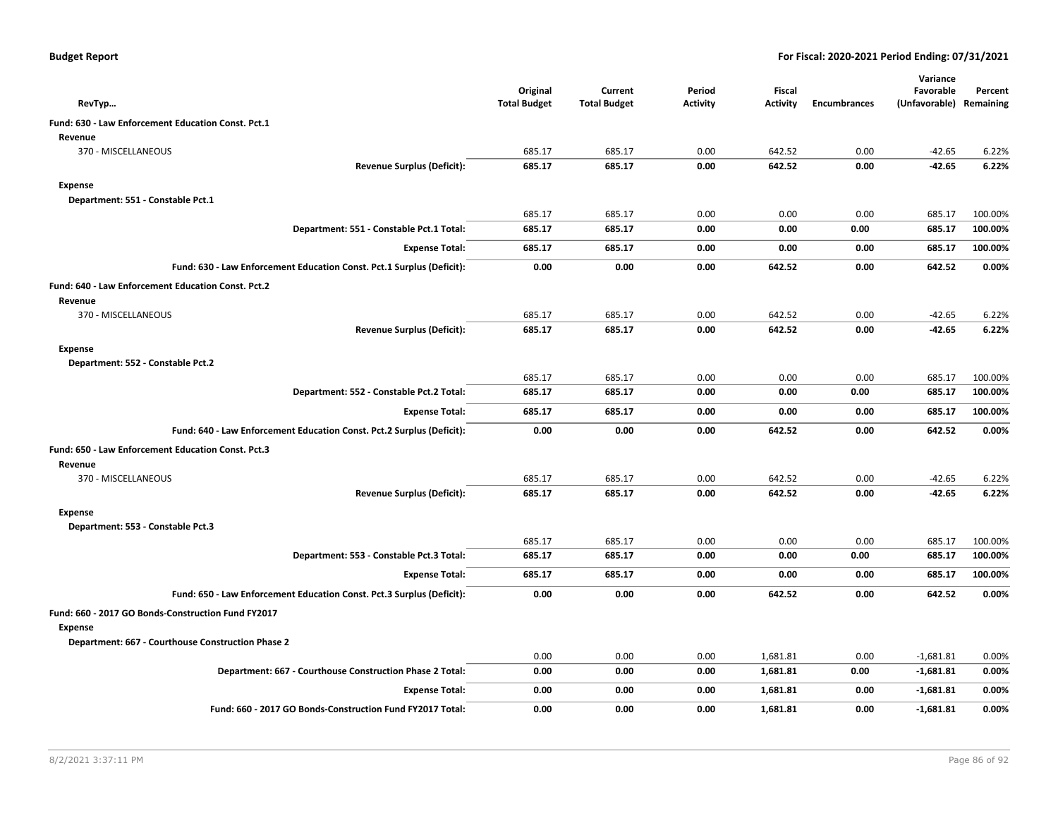**Budget Report** — **For Fiscal: 2020-2021 Period Ending: 07/31/2021**

| RevTyp… | Original Total Budget | Current Total Budget | Period Activity | Fiscal Activity | Encumbrances | Variance Favorable (Unfavorable) | Percent Remaining |
|---|---|---|---|---|---|---|---|
| **Fund: 630 - Law Enforcement Education Const. Pct.1** | | | | | | | |
| **Revenue** | | | | | | | |
| 370 - MISCELLANEOUS | 685.17 | 685.17 | 0.00 | 642.52 | 0.00 | -42.65 | 6.22% |
| **Revenue Surplus (Deficit):** | **685.17** | **685.17** | **0.00** | **642.52** | **0.00** | **-42.65** | **6.22%** |
| **Expense** | | | | | | | |
| **Department: 551 - Constable Pct.1** | | | | | | | |
| | 685.17 | 685.17 | 0.00 | 0.00 | 0.00 | 685.17 | 100.00% |
| **Department: 551 - Constable Pct.1 Total:** | **685.17** | **685.17** | **0.00** | **0.00** | **0.00** | **685.17** | **100.00%** |
| **Expense Total:** | **685.17** | **685.17** | **0.00** | **0.00** | **0.00** | **685.17** | **100.00%** |
| **Fund: 630 - Law Enforcement Education Const. Pct.1 Surplus (Deficit):** | **0.00** | **0.00** | **0.00** | **642.52** | **0.00** | **642.52** | **0.00%** |
| **Fund: 640 - Law Enforcement Education Const. Pct.2** | | | | | | | |
| **Revenue** | | | | | | | |
| 370 - MISCELLANEOUS | 685.17 | 685.17 | 0.00 | 642.52 | 0.00 | -42.65 | 6.22% |
| **Revenue Surplus (Deficit):** | **685.17** | **685.17** | **0.00** | **642.52** | **0.00** | **-42.65** | **6.22%** |
| **Expense** | | | | | | | |
| **Department: 552 - Constable Pct.2** | | | | | | | |
| | 685.17 | 685.17 | 0.00 | 0.00 | 0.00 | 685.17 | 100.00% |
| **Department: 552 - Constable Pct.2 Total:** | **685.17** | **685.17** | **0.00** | **0.00** | **0.00** | **685.17** | **100.00%** |
| **Expense Total:** | **685.17** | **685.17** | **0.00** | **0.00** | **0.00** | **685.17** | **100.00%** |
| **Fund: 640 - Law Enforcement Education Const. Pct.2 Surplus (Deficit):** | **0.00** | **0.00** | **0.00** | **642.52** | **0.00** | **642.52** | **0.00%** |
| **Fund: 650 - Law Enforcement Education Const. Pct.3** | | | | | | | |
| **Revenue** | | | | | | | |
| 370 - MISCELLANEOUS | 685.17 | 685.17 | 0.00 | 642.52 | 0.00 | -42.65 | 6.22% |
| **Revenue Surplus (Deficit):** | **685.17** | **685.17** | **0.00** | **642.52** | **0.00** | **-42.65** | **6.22%** |
| **Expense** | | | | | | | |
| **Department: 553 - Constable Pct.3** | | | | | | | |
| | 685.17 | 685.17 | 0.00 | 0.00 | 0.00 | 685.17 | 100.00% |
| **Department: 553 - Constable Pct.3 Total:** | **685.17** | **685.17** | **0.00** | **0.00** | **0.00** | **685.17** | **100.00%** |
| **Expense Total:** | **685.17** | **685.17** | **0.00** | **0.00** | **0.00** | **685.17** | **100.00%** |
| **Fund: 650 - Law Enforcement Education Const. Pct.3 Surplus (Deficit):** | **0.00** | **0.00** | **0.00** | **642.52** | **0.00** | **642.52** | **0.00%** |
| **Fund: 660 - 2017 GO Bonds-Construction Fund FY2017** | | | | | | | |
| **Expense** | | | | | | | |
| **Department: 667 - Courthouse Construction Phase 2** | | | | | | | |
| | 0.00 | 0.00 | 0.00 | 1,681.81 | 0.00 | -1,681.81 | 0.00% |
| **Department: 667 - Courthouse Construction Phase 2 Total:** | **0.00** | **0.00** | **0.00** | **1,681.81** | **0.00** | **-1,681.81** | **0.00%** |
| **Expense Total:** | **0.00** | **0.00** | **0.00** | **1,681.81** | **0.00** | **-1,681.81** | **0.00%** |
| **Fund: 660 - 2017 GO Bonds-Construction Fund FY2017 Total:** | **0.00** | **0.00** | **0.00** | **1,681.81** | **0.00** | **-1,681.81** | **0.00%** |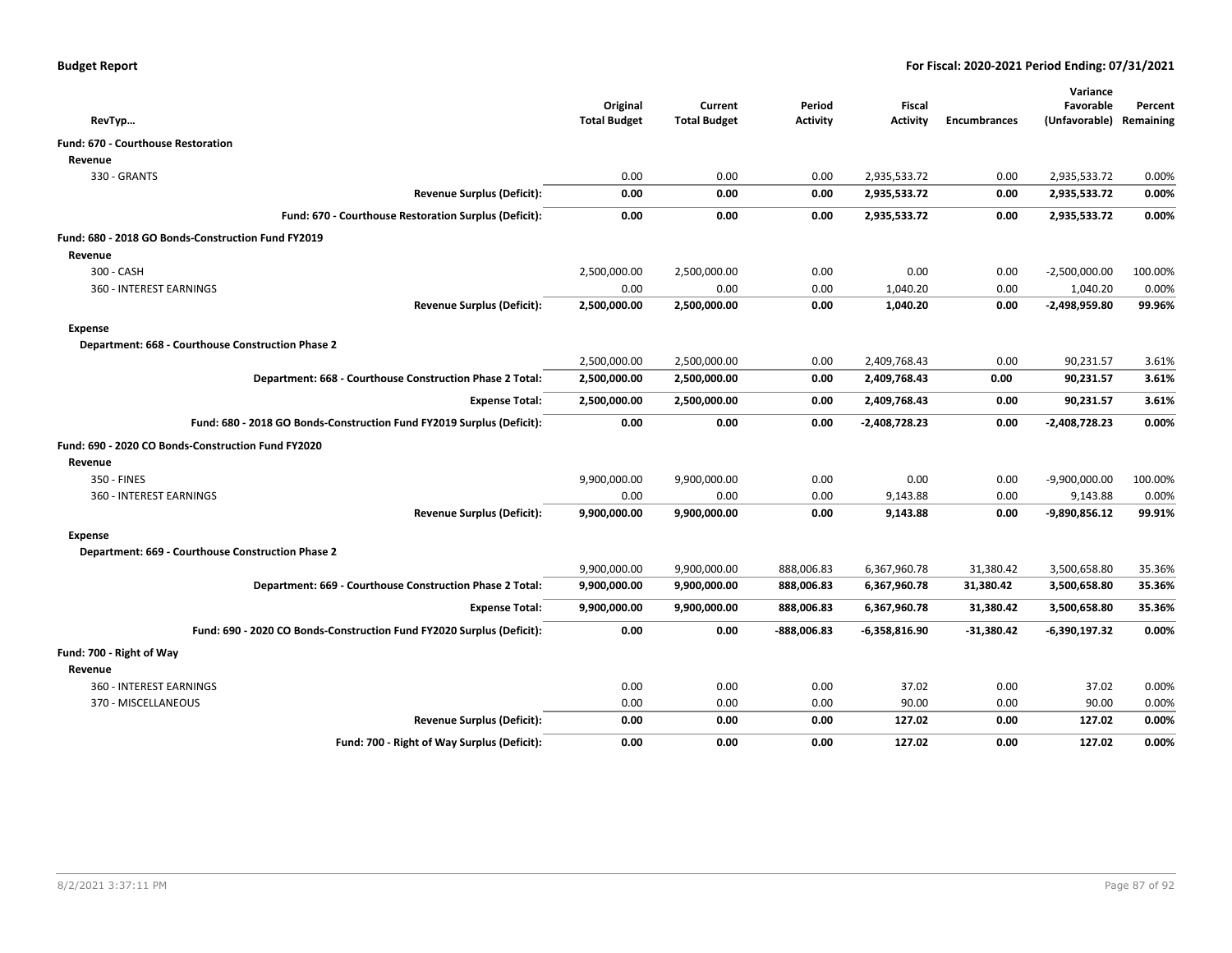**Budget Report** — For Fiscal: 2020-2021 Period Ending: 07/31/2021

| RevTyp… | Original Total Budget | Current Total Budget | Period Activity | Fiscal Activity | Encumbrances | Variance Favorable (Unfavorable) | Percent Remaining |
|---|---|---|---|---|---|---|---|
| **Fund: 670 - Courthouse Restoration** | | | | | | | |
| **Revenue** | | | | | | | |
| 330 - GRANTS | 0.00 | 0.00 | 0.00 | 2,935,533.72 | 0.00 | 2,935,533.72 | 0.00% |
| **Revenue Surplus (Deficit):** | **0.00** | **0.00** | **0.00** | **2,935,533.72** | **0.00** | **2,935,533.72** | **0.00%** |
| **Fund: 670 - Courthouse Restoration Surplus (Deficit):** | **0.00** | **0.00** | **0.00** | **2,935,533.72** | **0.00** | **2,935,533.72** | **0.00%** |
| **Fund: 680 - 2018 GO Bonds-Construction Fund FY2019** | | | | | | | |
| **Revenue** | | | | | | | |
| 300 - CASH | 2,500,000.00 | 2,500,000.00 | 0.00 | 0.00 | 0.00 | -2,500,000.00 | 100.00% |
| 360 - INTEREST EARNINGS | 0.00 | 0.00 | 0.00 | 1,040.20 | 0.00 | 1,040.20 | 0.00% |
| **Revenue Surplus (Deficit):** | **2,500,000.00** | **2,500,000.00** | **0.00** | **1,040.20** | **0.00** | **-2,498,959.80** | **99.96%** |
| **Expense** | | | | | | | |
| **Department: 668 - Courthouse Construction Phase 2** | | | | | | | |
| | 2,500,000.00 | 2,500,000.00 | 0.00 | 2,409,768.43 | 0.00 | 90,231.57 | 3.61% |
| **Department: 668 - Courthouse Construction Phase 2 Total:** | **2,500,000.00** | **2,500,000.00** | **0.00** | **2,409,768.43** | **0.00** | **90,231.57** | **3.61%** |
| **Expense Total:** | **2,500,000.00** | **2,500,000.00** | **0.00** | **2,409,768.43** | **0.00** | **90,231.57** | **3.61%** |
| **Fund: 680 - 2018 GO Bonds-Construction Fund FY2019 Surplus (Deficit):** | **0.00** | **0.00** | **0.00** | **-2,408,728.23** | **0.00** | **-2,408,728.23** | **0.00%** |
| **Fund: 690 - 2020 CO Bonds-Construction Fund FY2020** | | | | | | | |
| **Revenue** | | | | | | | |
| 350 - FINES | 9,900,000.00 | 9,900,000.00 | 0.00 | 0.00 | 0.00 | -9,900,000.00 | 100.00% |
| 360 - INTEREST EARNINGS | 0.00 | 0.00 | 0.00 | 9,143.88 | 0.00 | 9,143.88 | 0.00% |
| **Revenue Surplus (Deficit):** | **9,900,000.00** | **9,900,000.00** | **0.00** | **9,143.88** | **0.00** | **-9,890,856.12** | **99.91%** |
| **Expense** | | | | | | | |
| **Department: 669 - Courthouse Construction Phase 2** | | | | | | | |
| | 9,900,000.00 | 9,900,000.00 | 888,006.83 | 6,367,960.78 | 31,380.42 | 3,500,658.80 | 35.36% |
| **Department: 669 - Courthouse Construction Phase 2 Total:** | **9,900,000.00** | **9,900,000.00** | **888,006.83** | **6,367,960.78** | **31,380.42** | **3,500,658.80** | **35.36%** |
| **Expense Total:** | **9,900,000.00** | **9,900,000.00** | **888,006.83** | **6,367,960.78** | **31,380.42** | **3,500,658.80** | **35.36%** |
| **Fund: 690 - 2020 CO Bonds-Construction Fund FY2020 Surplus (Deficit):** | **0.00** | **0.00** | **-888,006.83** | **-6,358,816.90** | **-31,380.42** | **-6,390,197.32** | **0.00%** |
| **Fund: 700 - Right of Way** | | | | | | | |
| **Revenue** | | | | | | | |
| 360 - INTEREST EARNINGS | 0.00 | 0.00 | 0.00 | 37.02 | 0.00 | 37.02 | 0.00% |
| 370 - MISCELLANEOUS | 0.00 | 0.00 | 0.00 | 90.00 | 0.00 | 90.00 | 0.00% |
| **Revenue Surplus (Deficit):** | **0.00** | **0.00** | **0.00** | **127.02** | **0.00** | **127.02** | **0.00%** |
| **Fund: 700 - Right of Way Surplus (Deficit):** | **0.00** | **0.00** | **0.00** | **127.02** | **0.00** | **127.02** | **0.00%** |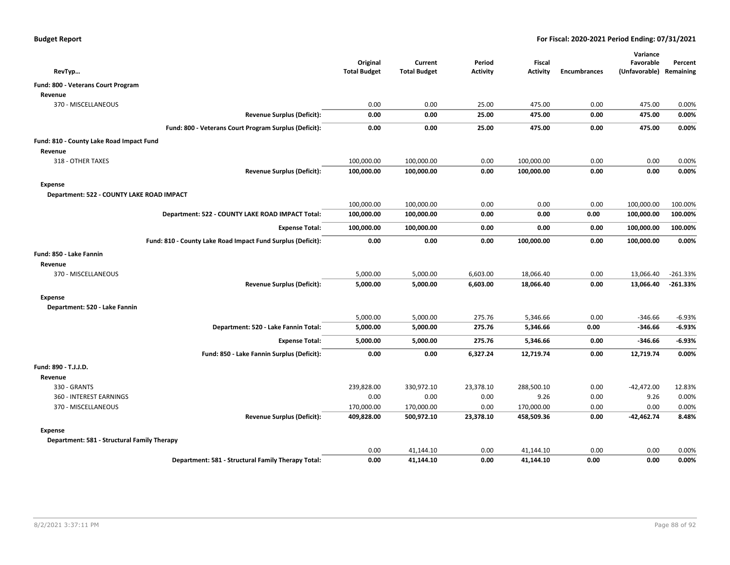**Budget Report** — **For Fiscal: 2020-2021 Period Ending: 07/31/2021**

| RevTyp… | Original Total Budget | Current Total Budget | Period Activity | Fiscal Activity | Encumbrances | Variance Favorable (Unfavorable) | Percent Remaining |
|---|---|---|---|---|---|---|---|
| **Fund: 800 - Veterans Court Program** | | | | | | | |
| **Revenue** | | | | | | | |
| 370 - MISCELLANEOUS | 0.00 | 0.00 | 25.00 | 475.00 | 0.00 | 475.00 | 0.00% |
| **Revenue Surplus (Deficit):** | **0.00** | **0.00** | **25.00** | **475.00** | **0.00** | **475.00** | **0.00%** |
| **Fund: 800 - Veterans Court Program Surplus (Deficit):** | **0.00** | **0.00** | **25.00** | **475.00** | **0.00** | **475.00** | **0.00%** |
| **Fund: 810 - County Lake Road Impact Fund** | | | | | | | |
| **Revenue** | | | | | | | |
| 318 - OTHER TAXES | 100,000.00 | 100,000.00 | 0.00 | 100,000.00 | 0.00 | 0.00 | 0.00% |
| **Revenue Surplus (Deficit):** | **100,000.00** | **100,000.00** | **0.00** | **100,000.00** | **0.00** | **0.00** | **0.00%** |
| **Expense** | | | | | | | |
| **Department: 522 - COUNTY LAKE ROAD IMPACT** | | | | | | | |
| | 100,000.00 | 100,000.00 | 0.00 | 0.00 | 0.00 | 100,000.00 | 100.00% |
| **Department: 522 - COUNTY LAKE ROAD IMPACT Total:** | **100,000.00** | **100,000.00** | **0.00** | **0.00** | **0.00** | **100,000.00** | **100.00%** |
| **Expense Total:** | **100,000.00** | **100,000.00** | **0.00** | **0.00** | **0.00** | **100,000.00** | **100.00%** |
| **Fund: 810 - County Lake Road Impact Fund Surplus (Deficit):** | **0.00** | **0.00** | **0.00** | **100,000.00** | **0.00** | **100,000.00** | **0.00%** |
| **Fund: 850 - Lake Fannin** | | | | | | | |
| **Revenue** | | | | | | | |
| 370 - MISCELLANEOUS | 5,000.00 | 5,000.00 | 6,603.00 | 18,066.40 | 0.00 | 13,066.40 | -261.33% |
| **Revenue Surplus (Deficit):** | **5,000.00** | **5,000.00** | **6,603.00** | **18,066.40** | **0.00** | **13,066.40** | **-261.33%** |
| **Expense** | | | | | | | |
| **Department: 520 - Lake Fannin** | | | | | | | |
| | 5,000.00 | 5,000.00 | 275.76 | 5,346.66 | 0.00 | -346.66 | -6.93% |
| **Department: 520 - Lake Fannin Total:** | **5,000.00** | **5,000.00** | **275.76** | **5,346.66** | **0.00** | **-346.66** | **-6.93%** |
| **Expense Total:** | **5,000.00** | **5,000.00** | **275.76** | **5,346.66** | **0.00** | **-346.66** | **-6.93%** |
| **Fund: 850 - Lake Fannin Surplus (Deficit):** | **0.00** | **0.00** | **6,327.24** | **12,719.74** | **0.00** | **12,719.74** | **0.00%** |
| **Fund: 890 - T.J.J.D.** | | | | | | | |
| **Revenue** | | | | | | | |
| 330 - GRANTS | 239,828.00 | 330,972.10 | 23,378.10 | 288,500.10 | 0.00 | -42,472.00 | 12.83% |
| 360 - INTEREST EARNINGS | 0.00 | 0.00 | 0.00 | 9.26 | 0.00 | 9.26 | 0.00% |
| 370 - MISCELLANEOUS | 170,000.00 | 170,000.00 | 0.00 | 170,000.00 | 0.00 | 0.00 | 0.00% |
| **Revenue Surplus (Deficit):** | **409,828.00** | **500,972.10** | **23,378.10** | **458,509.36** | **0.00** | **-42,462.74** | **8.48%** |
| **Expense** | | | | | | | |
| **Department: 581 - Structural Family Therapy** | | | | | | | |
| | 0.00 | 41,144.10 | 0.00 | 41,144.10 | 0.00 | 0.00 | 0.00% |
| **Department: 581 - Structural Family Therapy Total:** | **0.00** | **41,144.10** | **0.00** | **41,144.10** | **0.00** | **0.00** | **0.00%** |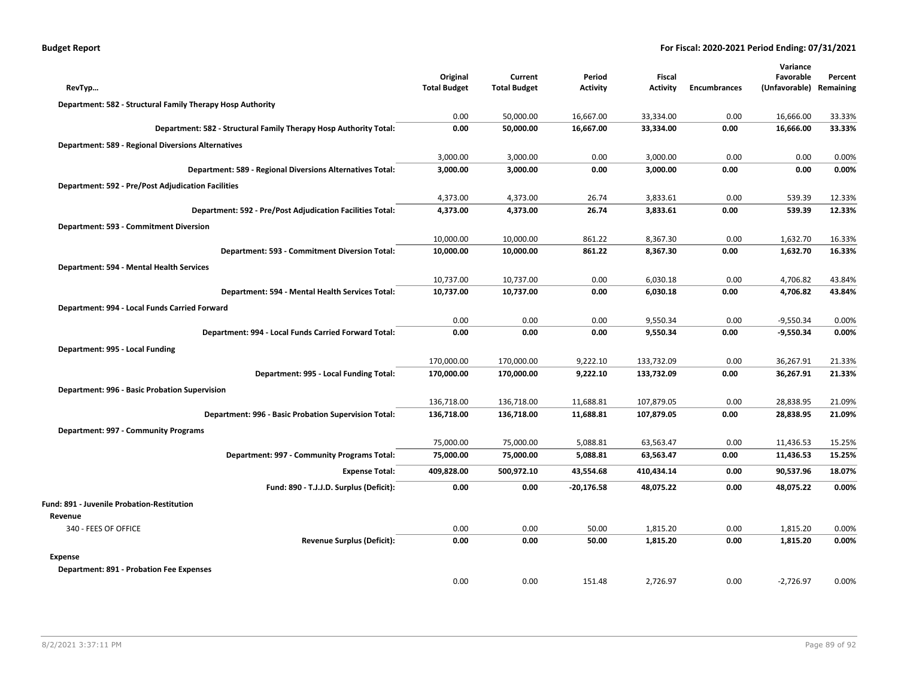**Budget Report** — **For Fiscal: 2020-2021 Period Ending: 07/31/2021**

| RevTyp… | Original Total Budget | Current Total Budget | Period Activity | Fiscal Activity | Encumbrances | Variance Favorable (Unfavorable) | Percent Remaining |
|---|---|---|---|---|---|---|---|
| **Department: 582 - Structural Family Therapy Hosp Authority** | | | | | | | |
| | 0.00 | 50,000.00 | 16,667.00 | 33,334.00 | 0.00 | 16,666.00 | 33.33% |
| **Department: 582 - Structural Family Therapy Hosp Authority Total:** | **0.00** | **50,000.00** | **16,667.00** | **33,334.00** | **0.00** | **16,666.00** | **33.33%** |
| **Department: 589 - Regional Diversions Alternatives** | | | | | | | |
| | 3,000.00 | 3,000.00 | 0.00 | 3,000.00 | 0.00 | 0.00 | 0.00% |
| **Department: 589 - Regional Diversions Alternatives Total:** | **3,000.00** | **3,000.00** | **0.00** | **3,000.00** | **0.00** | **0.00** | **0.00%** |
| **Department: 592 - Pre/Post Adjudication Facilities** | | | | | | | |
| | 4,373.00 | 4,373.00 | 26.74 | 3,833.61 | 0.00 | 539.39 | 12.33% |
| **Department: 592 - Pre/Post Adjudication Facilities Total:** | **4,373.00** | **4,373.00** | **26.74** | **3,833.61** | **0.00** | **539.39** | **12.33%** |
| **Department: 593 - Commitment Diversion** | | | | | | | |
| | 10,000.00 | 10,000.00 | 861.22 | 8,367.30 | 0.00 | 1,632.70 | 16.33% |
| **Department: 593 - Commitment Diversion Total:** | **10,000.00** | **10,000.00** | **861.22** | **8,367.30** | **0.00** | **1,632.70** | **16.33%** |
| **Department: 594 - Mental Health Services** | | | | | | | |
| | 10,737.00 | 10,737.00 | 0.00 | 6,030.18 | 0.00 | 4,706.82 | 43.84% |
| **Department: 594 - Mental Health Services Total:** | **10,737.00** | **10,737.00** | **0.00** | **6,030.18** | **0.00** | **4,706.82** | **43.84%** |
| **Department: 994 - Local Funds Carried Forward** | | | | | | | |
| | 0.00 | 0.00 | 0.00 | 9,550.34 | 0.00 | -9,550.34 | 0.00% |
| **Department: 994 - Local Funds Carried Forward Total:** | **0.00** | **0.00** | **0.00** | **9,550.34** | **0.00** | **-9,550.34** | **0.00%** |
| **Department: 995 - Local Funding** | | | | | | | |
| | 170,000.00 | 170,000.00 | 9,222.10 | 133,732.09 | 0.00 | 36,267.91 | 21.33% |
| **Department: 995 - Local Funding Total:** | **170,000.00** | **170,000.00** | **9,222.10** | **133,732.09** | **0.00** | **36,267.91** | **21.33%** |
| **Department: 996 - Basic Probation Supervision** | | | | | | | |
| | 136,718.00 | 136,718.00 | 11,688.81 | 107,879.05 | 0.00 | 28,838.95 | 21.09% |
| **Department: 996 - Basic Probation Supervision Total:** | **136,718.00** | **136,718.00** | **11,688.81** | **107,879.05** | **0.00** | **28,838.95** | **21.09%** |
| **Department: 997 - Community Programs** | | | | | | | |
| | 75,000.00 | 75,000.00 | 5,088.81 | 63,563.47 | 0.00 | 11,436.53 | 15.25% |
| **Department: 997 - Community Programs Total:** | **75,000.00** | **75,000.00** | **5,088.81** | **63,563.47** | **0.00** | **11,436.53** | **15.25%** |
| **Expense Total:** | **409,828.00** | **500,972.10** | **43,554.68** | **410,434.14** | **0.00** | **90,537.96** | **18.07%** |
| **Fund: 890 - T.J.J.D. Surplus (Deficit):** | **0.00** | **0.00** | **-20,176.58** | **48,075.22** | **0.00** | **48,075.22** | **0.00%** |
| **Fund: 891 - Juvenile Probation-Restitution** | | | | | | | |
| **Revenue** | | | | | | | |
| 340 - FEES OF OFFICE | 0.00 | 0.00 | 50.00 | 1,815.20 | 0.00 | 1,815.20 | 0.00% |
| **Revenue Surplus (Deficit):** | **0.00** | **0.00** | **50.00** | **1,815.20** | **0.00** | **1,815.20** | **0.00%** |
| **Expense** | | | | | | | |
| **Department: 891 - Probation Fee Expenses** | | | | | | | |
| | 0.00 | 0.00 | 151.48 | 2,726.97 | 0.00 | -2,726.97 | 0.00% |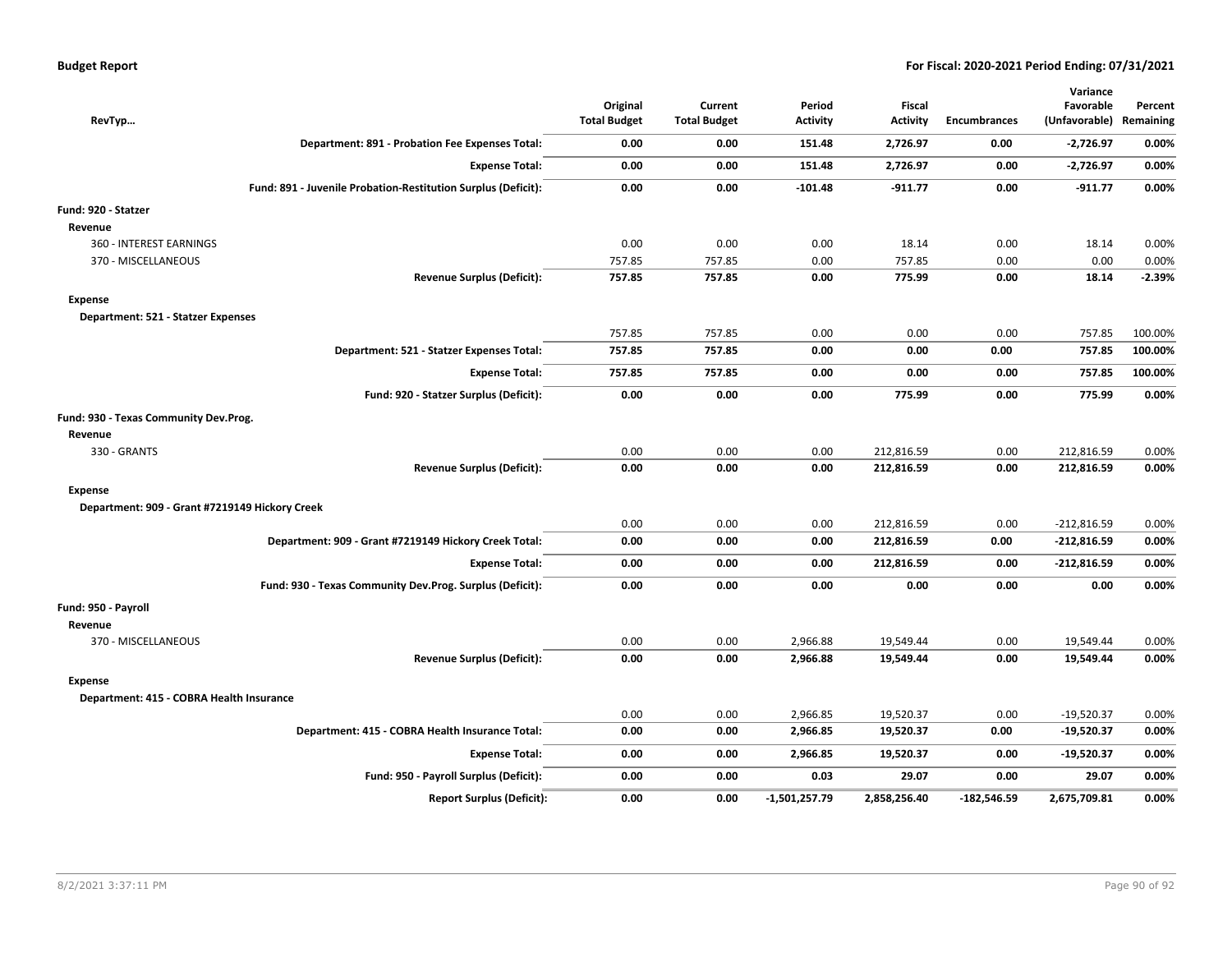| RevTyp… | Original Total Budget | Current Total Budget | Period Activity | Fiscal Activity | Encumbrances | Variance Favorable (Unfavorable) | Percent Remaining |
|---|---|---|---|---|---|---|---|
| **Department: 891 - Probation Fee Expenses Total:** | **0.00** | **0.00** | **151.48** | **2,726.97** | **0.00** | **-2,726.97** | **0.00%** |
| **Expense Total:** | **0.00** | **0.00** | **151.48** | **2,726.97** | **0.00** | **-2,726.97** | **0.00%** |
| **Fund: 891 - Juvenile Probation-Restitution Surplus (Deficit):** | **0.00** | **0.00** | **-101.48** | **-911.77** | **0.00** | **-911.77** | **0.00%** |
| **Fund: 920 - Statzer** | | | | | | | |
| **Revenue** | | | | | | | |
| 360 - INTEREST EARNINGS | 0.00 | 0.00 | 0.00 | 18.14 | 0.00 | 18.14 | 0.00% |
| 370 - MISCELLANEOUS | 757.85 | 757.85 | 0.00 | 757.85 | 0.00 | 0.00 | 0.00% |
| **Revenue Surplus (Deficit):** | **757.85** | **757.85** | **0.00** | **775.99** | **0.00** | **18.14** | **-2.39%** |
| **Expense** | | | | | | | |
| **Department: 521 - Statzer Expenses** | | | | | | | |
| | 757.85 | 757.85 | 0.00 | 0.00 | 0.00 | 757.85 | 100.00% |
| **Department: 521 - Statzer Expenses Total:** | **757.85** | **757.85** | **0.00** | **0.00** | **0.00** | **757.85** | **100.00%** |
| **Expense Total:** | **757.85** | **757.85** | **0.00** | **0.00** | **0.00** | **757.85** | **100.00%** |
| **Fund: 920 - Statzer Surplus (Deficit):** | **0.00** | **0.00** | **0.00** | **775.99** | **0.00** | **775.99** | **0.00%** |
| **Fund: 930 - Texas Community Dev.Prog.** | | | | | | | |
| **Revenue** | | | | | | | |
| 330 - GRANTS | 0.00 | 0.00 | 0.00 | 212,816.59 | 0.00 | 212,816.59 | 0.00% |
| **Revenue Surplus (Deficit):** | **0.00** | **0.00** | **0.00** | **212,816.59** | **0.00** | **212,816.59** | **0.00%** |
| **Expense** | | | | | | | |
| **Department: 909 - Grant #7219149 Hickory Creek** | | | | | | | |
| | 0.00 | 0.00 | 0.00 | 212,816.59 | 0.00 | -212,816.59 | 0.00% |
| **Department: 909 - Grant #7219149 Hickory Creek Total:** | **0.00** | **0.00** | **0.00** | **212,816.59** | **0.00** | **-212,816.59** | **0.00%** |
| **Expense Total:** | **0.00** | **0.00** | **0.00** | **212,816.59** | **0.00** | **-212,816.59** | **0.00%** |
| **Fund: 930 - Texas Community Dev.Prog. Surplus (Deficit):** | **0.00** | **0.00** | **0.00** | **0.00** | **0.00** | **0.00** | **0.00%** |
| **Fund: 950 - Payroll** | | | | | | | |
| **Revenue** | | | | | | | |
| 370 - MISCELLANEOUS | 0.00 | 0.00 | 2,966.88 | 19,549.44 | 0.00 | 19,549.44 | 0.00% |
| **Revenue Surplus (Deficit):** | **0.00** | **0.00** | **2,966.88** | **19,549.44** | **0.00** | **19,549.44** | **0.00%** |
| **Expense** | | | | | | | |
| **Department: 415 - COBRA Health Insurance** | | | | | | | |
| | 0.00 | 0.00 | 2,966.85 | 19,520.37 | 0.00 | -19,520.37 | 0.00% |
| **Department: 415 - COBRA Health Insurance Total:** | **0.00** | **0.00** | **2,966.85** | **19,520.37** | **0.00** | **-19,520.37** | **0.00%** |
| **Expense Total:** | **0.00** | **0.00** | **2,966.85** | **19,520.37** | **0.00** | **-19,520.37** | **0.00%** |
| **Fund: 950 - Payroll Surplus (Deficit):** | **0.00** | **0.00** | **0.03** | **29.07** | **0.00** | **29.07** | **0.00%** |
| **Report Surplus (Deficit):** | **0.00** | **0.00** | **-1,501,257.79** | **2,858,256.40** | **-182,546.59** | **2,675,709.81** | **0.00%** |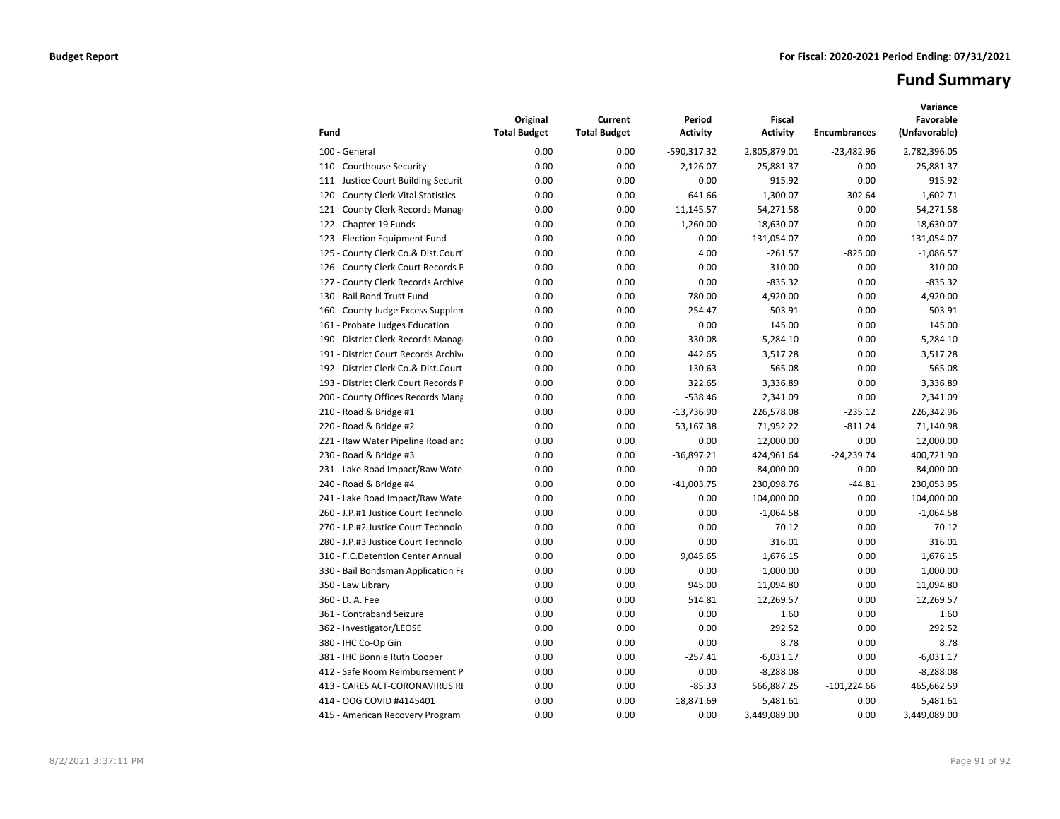**Budget Report** **For Fiscal: 2020-2021 Period Ending: 07/31/2021**

# Fund Summary

| Fund | Original Total Budget | Current Total Budget | Period Activity | Fiscal Activity | Encumbrances | Variance Favorable (Unfavorable) |
|---|---|---|---|---|---|---|
| 100 - General | 0.00 | 0.00 | -590,317.32 | 2,805,879.01 | -23,482.96 | 2,782,396.05 |
| 110 - Courthouse Security | 0.00 | 0.00 | -2,126.07 | -25,881.37 | 0.00 | -25,881.37 |
| 111 - Justice Court Building Securit | 0.00 | 0.00 | 0.00 | 915.92 | 0.00 | 915.92 |
| 120 - County Clerk Vital Statistics | 0.00 | 0.00 | -641.66 | -1,300.07 | -302.64 | -1,602.71 |
| 121 - County Clerk Records Manag | 0.00 | 0.00 | -11,145.57 | -54,271.58 | 0.00 | -54,271.58 |
| 122 - Chapter 19 Funds | 0.00 | 0.00 | -1,260.00 | -18,630.07 | 0.00 | -18,630.07 |
| 123 - Election Equipment Fund | 0.00 | 0.00 | 0.00 | -131,054.07 | 0.00 | -131,054.07 |
| 125 - County Clerk Co.& Dist.Court | 0.00 | 0.00 | 4.00 | -261.57 | -825.00 | -1,086.57 |
| 126 - County Clerk Court Records F | 0.00 | 0.00 | 0.00 | 310.00 | 0.00 | 310.00 |
| 127 - County Clerk Records Archive | 0.00 | 0.00 | 0.00 | -835.32 | 0.00 | -835.32 |
| 130 - Bail Bond Trust Fund | 0.00 | 0.00 | 780.00 | 4,920.00 | 0.00 | 4,920.00 |
| 160 - County Judge Excess Supplen | 0.00 | 0.00 | -254.47 | -503.91 | 0.00 | -503.91 |
| 161 - Probate Judges Education | 0.00 | 0.00 | 0.00 | 145.00 | 0.00 | 145.00 |
| 190 - District Clerk Records Manag | 0.00 | 0.00 | -330.08 | -5,284.10 | 0.00 | -5,284.10 |
| 191 - District Court Records Archiv | 0.00 | 0.00 | 442.65 | 3,517.28 | 0.00 | 3,517.28 |
| 192 - District Clerk Co.& Dist.Court | 0.00 | 0.00 | 130.63 | 565.08 | 0.00 | 565.08 |
| 193 - District Clerk Court Records F | 0.00 | 0.00 | 322.65 | 3,336.89 | 0.00 | 3,336.89 |
| 200 - County Offices Records Mang | 0.00 | 0.00 | -538.46 | 2,341.09 | 0.00 | 2,341.09 |
| 210 - Road & Bridge #1 | 0.00 | 0.00 | -13,736.90 | 226,578.08 | -235.12 | 226,342.96 |
| 220 - Road & Bridge #2 | 0.00 | 0.00 | 53,167.38 | 71,952.22 | -811.24 | 71,140.98 |
| 221 - Raw Water Pipeline Road anc | 0.00 | 0.00 | 0.00 | 12,000.00 | 0.00 | 12,000.00 |
| 230 - Road & Bridge #3 | 0.00 | 0.00 | -36,897.21 | 424,961.64 | -24,239.74 | 400,721.90 |
| 231 - Lake Road Impact/Raw Wate | 0.00 | 0.00 | 0.00 | 84,000.00 | 0.00 | 84,000.00 |
| 240 - Road & Bridge #4 | 0.00 | 0.00 | -41,003.75 | 230,098.76 | -44.81 | 230,053.95 |
| 241 - Lake Road Impact/Raw Wate | 0.00 | 0.00 | 0.00 | 104,000.00 | 0.00 | 104,000.00 |
| 260 - J.P.#1 Justice Court Technolo | 0.00 | 0.00 | 0.00 | -1,064.58 | 0.00 | -1,064.58 |
| 270 - J.P.#2 Justice Court Technolo | 0.00 | 0.00 | 0.00 | 70.12 | 0.00 | 70.12 |
| 280 - J.P.#3 Justice Court Technolo | 0.00 | 0.00 | 0.00 | 316.01 | 0.00 | 316.01 |
| 310 - F.C.Detention Center Annual | 0.00 | 0.00 | 9,045.65 | 1,676.15 | 0.00 | 1,676.15 |
| 330 - Bail Bondsman Application Fe | 0.00 | 0.00 | 0.00 | 1,000.00 | 0.00 | 1,000.00 |
| 350 - Law Library | 0.00 | 0.00 | 945.00 | 11,094.80 | 0.00 | 11,094.80 |
| 360 - D. A. Fee | 0.00 | 0.00 | 514.81 | 12,269.57 | 0.00 | 12,269.57 |
| 361 - Contraband Seizure | 0.00 | 0.00 | 0.00 | 1.60 | 0.00 | 1.60 |
| 362 - Investigator/LEOSE | 0.00 | 0.00 | 0.00 | 292.52 | 0.00 | 292.52 |
| 380 - IHC Co-Op Gin | 0.00 | 0.00 | 0.00 | 8.78 | 0.00 | 8.78 |
| 381 - IHC Bonnie Ruth Cooper | 0.00 | 0.00 | -257.41 | -6,031.17 | 0.00 | -6,031.17 |
| 412 - Safe Room Reimbursement P | 0.00 | 0.00 | 0.00 | -8,288.08 | 0.00 | -8,288.08 |
| 413 - CARES ACT-CORONAVIRUS RI | 0.00 | 0.00 | -85.33 | 566,887.25 | -101,224.66 | 465,662.59 |
| 414 - OOG COVID #4145401 | 0.00 | 0.00 | 18,871.69 | 5,481.61 | 0.00 | 5,481.61 |
| 415 - American Recovery Program | 0.00 | 0.00 | 0.00 | 3,449,089.00 | 0.00 | 3,449,089.00 |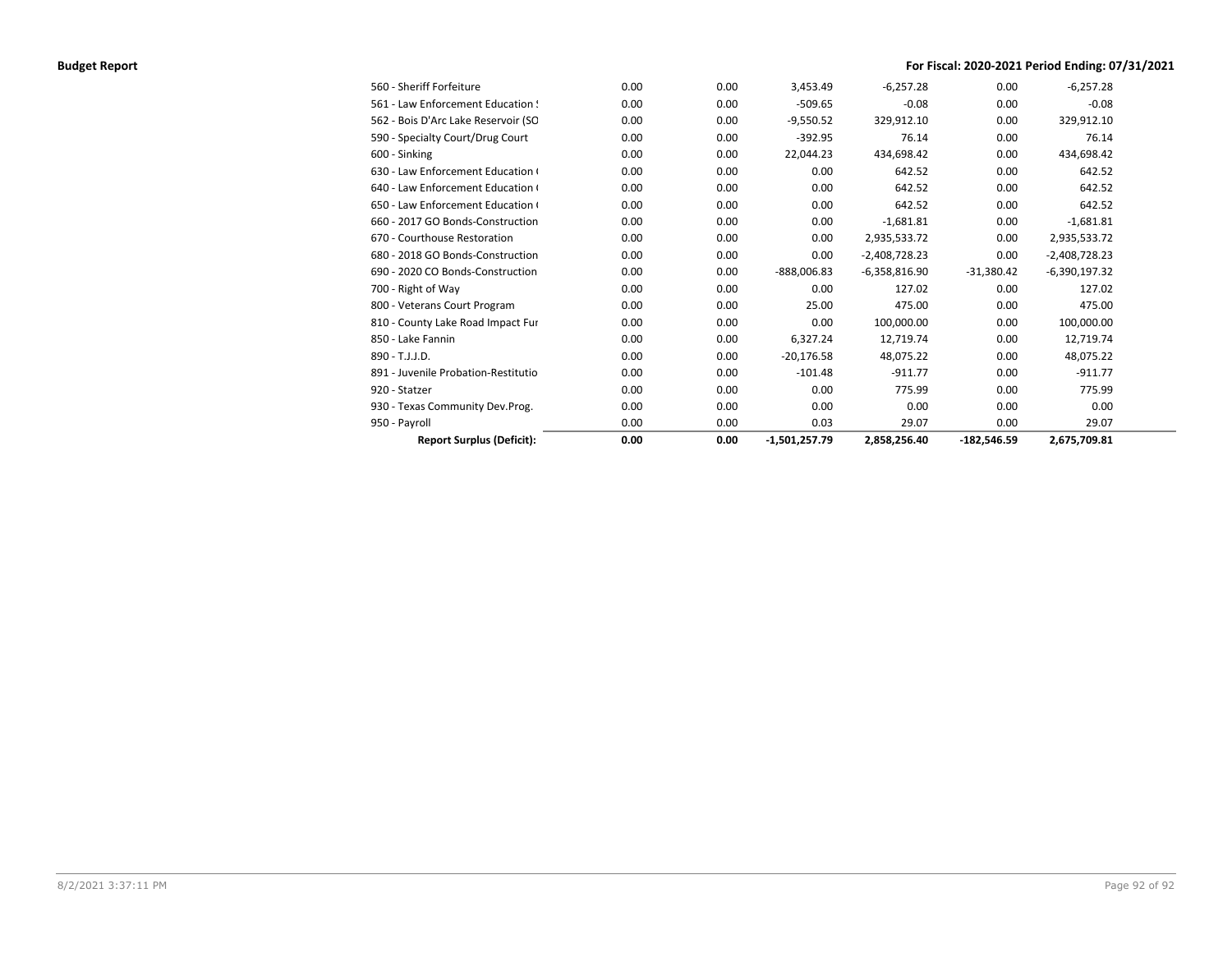| | | | | | | |
|---|---|---|---|---|---|---|
| 560 - Sheriff Forfeiture | 0.00 | 0.00 | 3,453.49 | -6,257.28 | 0.00 | -6,257.28 |
| 561 - Law Enforcement Education ! | 0.00 | 0.00 | -509.65 | -0.08 | 0.00 | -0.08 |
| 562 - Bois D'Arc Lake Reservoir (SO | 0.00 | 0.00 | -9,550.52 | 329,912.10 | 0.00 | 329,912.10 |
| 590 - Specialty Court/Drug Court | 0.00 | 0.00 | -392.95 | 76.14 | 0.00 | 76.14 |
| 600 - Sinking | 0.00 | 0.00 | 22,044.23 | 434,698.42 | 0.00 | 434,698.42 |
| 630 - Law Enforcement Education ( | 0.00 | 0.00 | 0.00 | 642.52 | 0.00 | 642.52 |
| 640 - Law Enforcement Education ( | 0.00 | 0.00 | 0.00 | 642.52 | 0.00 | 642.52 |
| 650 - Law Enforcement Education ( | 0.00 | 0.00 | 0.00 | 642.52 | 0.00 | 642.52 |
| 660 - 2017 GO Bonds-Construction | 0.00 | 0.00 | 0.00 | -1,681.81 | 0.00 | -1,681.81 |
| 670 - Courthouse Restoration | 0.00 | 0.00 | 0.00 | 2,935,533.72 | 0.00 | 2,935,533.72 |
| 680 - 2018 GO Bonds-Construction | 0.00 | 0.00 | 0.00 | -2,408,728.23 | 0.00 | -2,408,728.23 |
| 690 - 2020 CO Bonds-Construction | 0.00 | 0.00 | -888,006.83 | -6,358,816.90 | -31,380.42 | -6,390,197.32 |
| 700 - Right of Way | 0.00 | 0.00 | 0.00 | 127.02 | 0.00 | 127.02 |
| 800 - Veterans Court Program | 0.00 | 0.00 | 25.00 | 475.00 | 0.00 | 475.00 |
| 810 - County Lake Road Impact Fur | 0.00 | 0.00 | 0.00 | 100,000.00 | 0.00 | 100,000.00 |
| 850 - Lake Fannin | 0.00 | 0.00 | 6,327.24 | 12,719.74 | 0.00 | 12,719.74 |
| 890 - T.J.J.D. | 0.00 | 0.00 | -20,176.58 | 48,075.22 | 0.00 | 48,075.22 |
| 891 - Juvenile Probation-Restitutio | 0.00 | 0.00 | -101.48 | -911.77 | 0.00 | -911.77 |
| 920 - Statzer | 0.00 | 0.00 | 0.00 | 775.99 | 0.00 | 775.99 |
| 930 - Texas Community Dev.Prog. | 0.00 | 0.00 | 0.00 | 0.00 | 0.00 | 0.00 |
| 950 - Payroll | 0.00 | 0.00 | 0.03 | 29.07 | 0.00 | 29.07 |
| **Report Surplus (Deficit):** | **0.00** | **0.00** | **-1,501,257.79** | **2,858,256.40** | **-182,546.59** | **2,675,709.81** |